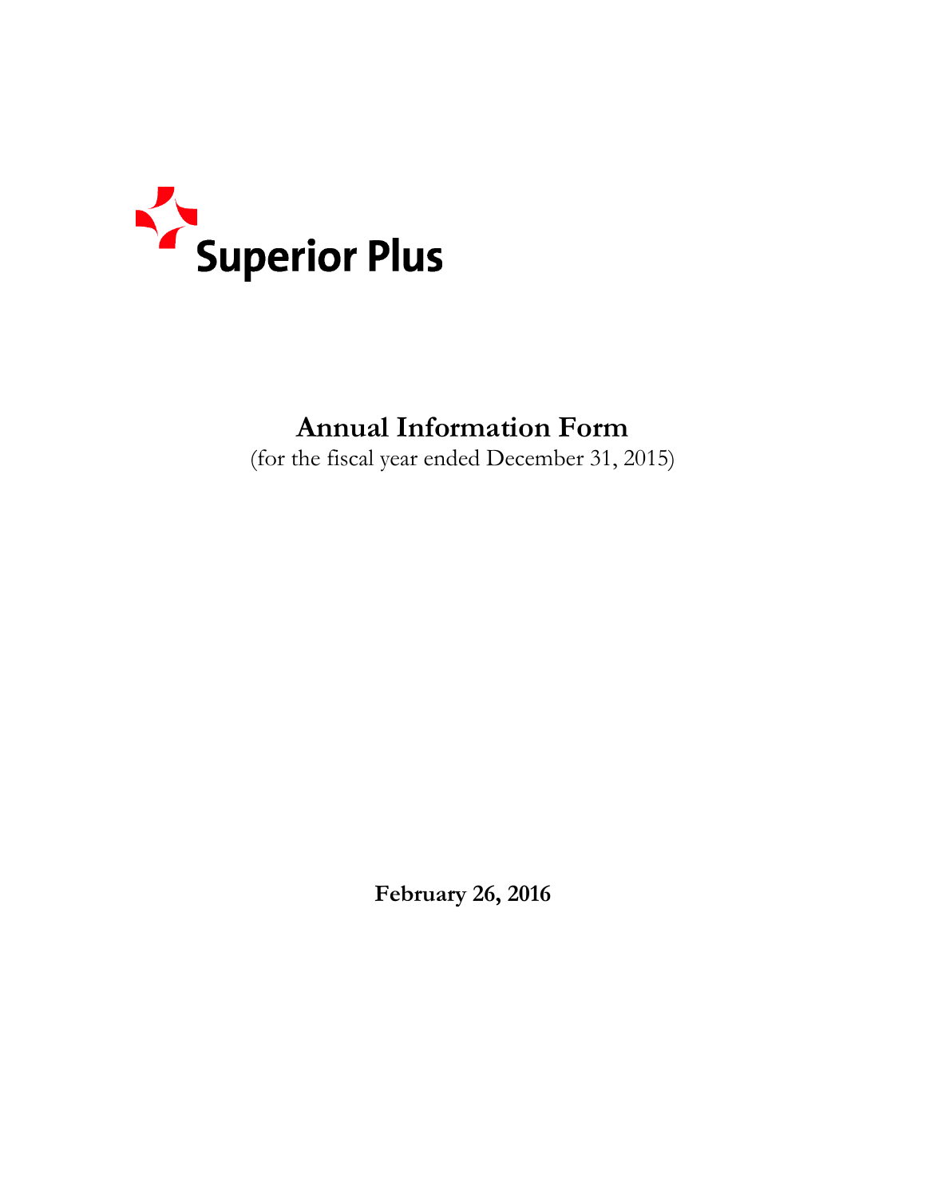Superior Plus

# Annual Information Form

(for the fiscal year ended December 31, 2015)

**February 26, 2016**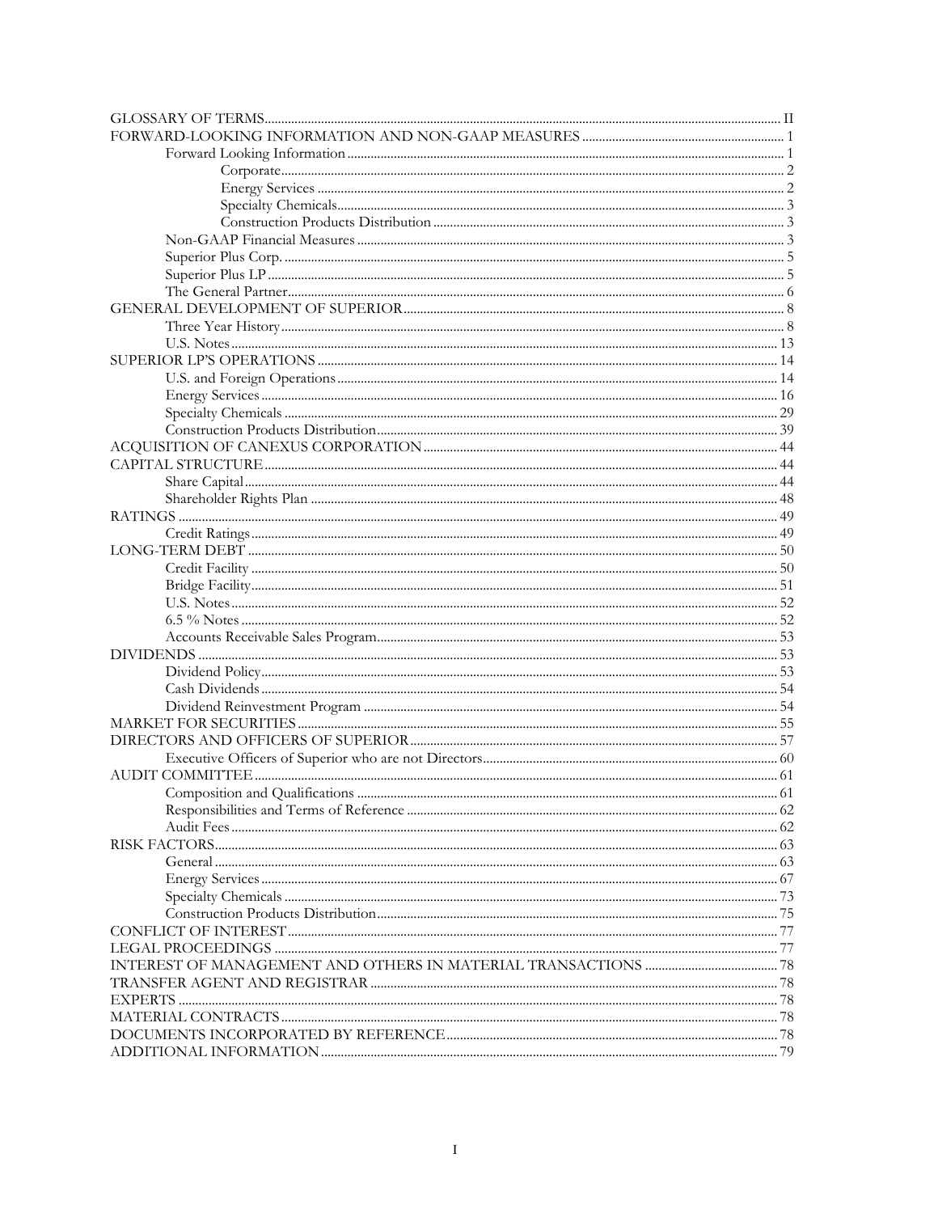| | |
|---|---|
| GLOSSARY OF TERMS | II |
| FORWARD-LOOKING INFORMATION AND NON-GAAP MEASURES | 1 |
| Forward Looking Information | 1 |
| Corporate | 2 |
| Energy Services | 2 |
| Specialty Chemicals | 3 |
| Construction Products Distribution | 3 |
| Non-GAAP Financial Measures | 3 |
| Superior Plus Corp. | 5 |
| Superior Plus LP | 5 |
| The General Partner | 6 |
| GENERAL DEVELOPMENT OF SUPERIOR | 8 |
| Three Year History | 8 |
| U.S. Notes | 13 |
| SUPERIOR LP'S OPERATIONS | 14 |
| U.S. and Foreign Operations | 14 |
| Energy Services | 16 |
| Specialty Chemicals | 29 |
| Construction Products Distribution | 39 |
| ACQUISITION OF CANEXUS CORPORATION | 44 |
| CAPITAL STRUCTURE | 44 |
| Share Capital | 44 |
| Shareholder Rights Plan | 48 |
| RATINGS | 49 |
| Credit Ratings | 49 |
| LONG-TERM DEBT | 50 |
| Credit Facility | 50 |
| Bridge Facility | 51 |
| U.S. Notes | 52 |
| 6.5 % Notes | 52 |
| Accounts Receivable Sales Program | 53 |
| DIVIDENDS | 53 |
| Dividend Policy | 53 |
| Cash Dividends | 54 |
| Dividend Reinvestment Program | 54 |
| MARKET FOR SECURITIES | 55 |
| DIRECTORS AND OFFICERS OF SUPERIOR | 57 |
| Executive Officers of Superior who are not Directors | 60 |
| AUDIT COMMITTEE | 61 |
| Composition and Qualifications | 61 |
| Responsibilities and Terms of Reference | 62 |
| Audit Fees | 62 |
| RISK FACTORS | 63 |
| General | 63 |
| Energy Services | 67 |
| Specialty Chemicals | 73 |
| Construction Products Distribution | 75 |
| CONFLICT OF INTEREST | 77 |
| LEGAL PROCEEDINGS | 77 |
| INTEREST OF MANAGEMENT AND OTHERS IN MATERIAL TRANSACTIONS | 78 |
| TRANSFER AGENT AND REGISTRAR | 78 |
| EXPERTS | 78 |
| MATERIAL CONTRACTS | 78 |
| DOCUMENTS INCORPORATED BY REFERENCE | 78 |
| ADDITIONAL INFORMATION | 79 |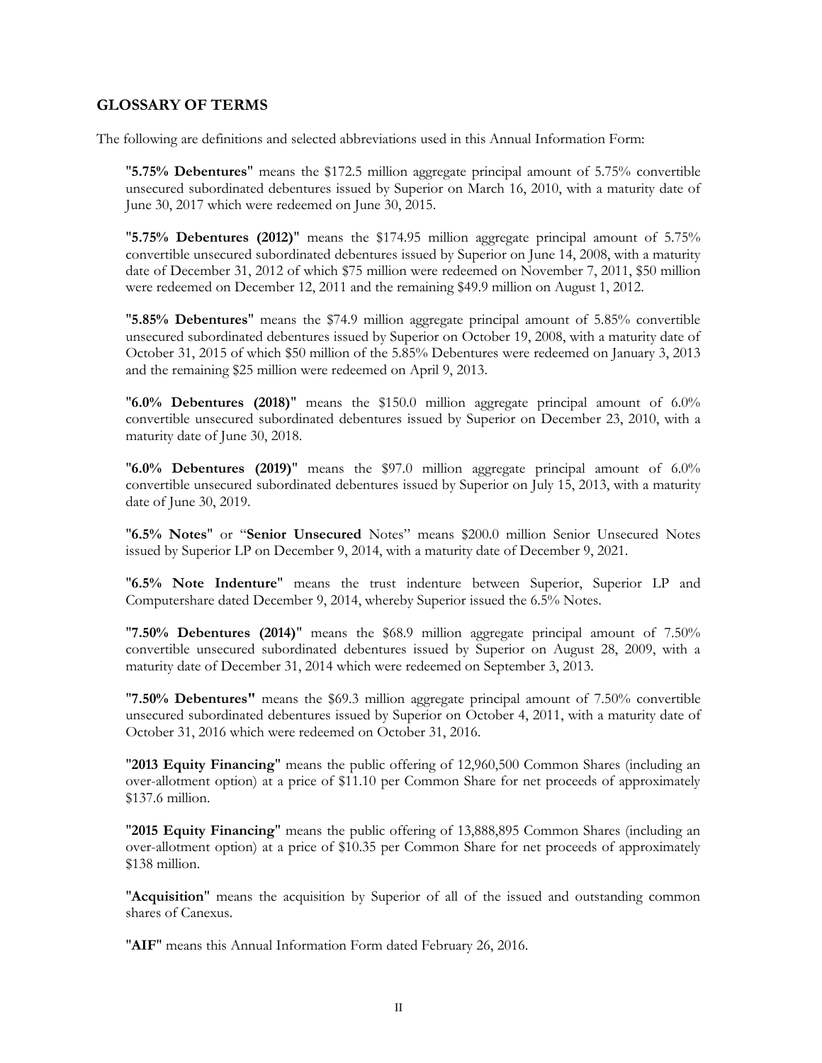## GLOSSARY OF TERMS

The following are definitions and selected abbreviations used in this Annual Information Form:

"**5.75% Debentures**" means the $172.5 million aggregate principal amount of 5.75% convertible unsecured subordinated debentures issued by Superior on March 16, 2010, with a maturity date of June 30, 2017 which were redeemed on June 30, 2015.

"**5.75% Debentures (2012)**" means the $174.95 million aggregate principal amount of 5.75% convertible unsecured subordinated debentures issued by Superior on June 14, 2008, with a maturity date of December 31, 2012 of which $75 million were redeemed on November 7, 2011, $50 million were redeemed on December 12, 2011 and the remaining $49.9 million on August 1, 2012.

"**5.85% Debentures**" means the $74.9 million aggregate principal amount of 5.85% convertible unsecured subordinated debentures issued by Superior on October 19, 2008, with a maturity date of October 31, 2015 of which $50 million of the 5.85% Debentures were redeemed on January 3, 2013 and the remaining $25 million were redeemed on April 9, 2013.

"**6.0% Debentures (2018)**" means the $150.0 million aggregate principal amount of 6.0% convertible unsecured subordinated debentures issued by Superior on December 23, 2010, with a maturity date of June 30, 2018.

"**6.0% Debentures (2019)**" means the $97.0 million aggregate principal amount of 6.0% convertible unsecured subordinated debentures issued by Superior on July 15, 2013, with a maturity date of June 30, 2019.

"**6.5% Notes**" or "**Senior Unsecured** Notes" means $200.0 million Senior Unsecured Notes issued by Superior LP on December 9, 2014, with a maturity date of December 9, 2021.

"**6.5% Note Indenture**" means the trust indenture between Superior, Superior LP and Computershare dated December 9, 2014, whereby Superior issued the 6.5% Notes.

"**7.50% Debentures (2014)**" means the $68.9 million aggregate principal amount of 7.50% convertible unsecured subordinated debentures issued by Superior on August 28, 2009, with a maturity date of December 31, 2014 which were redeemed on September 3, 2013.

"**7.50% Debentures**" means the $69.3 million aggregate principal amount of 7.50% convertible unsecured subordinated debentures issued by Superior on October 4, 2011, with a maturity date of October 31, 2016 which were redeemed on October 31, 2016.

"**2013 Equity Financing**" means the public offering of 12,960,500 Common Shares (including an over-allotment option) at a price of $11.10 per Common Share for net proceeds of approximately $137.6 million.

"**2015 Equity Financing**" means the public offering of 13,888,895 Common Shares (including an over-allotment option) at a price of $10.35 per Common Share for net proceeds of approximately $138 million.

"**Acquisition**" means the acquisition by Superior of all of the issued and outstanding common shares of Canexus.

"**AIF**" means this Annual Information Form dated February 26, 2016.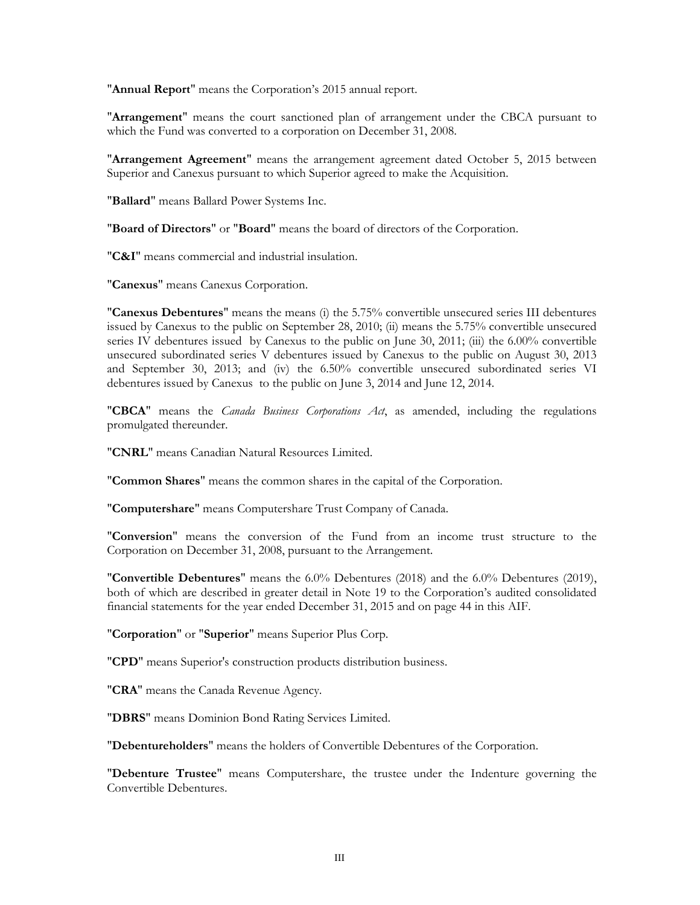"**Annual Report**" means the Corporation's 2015 annual report.

"**Arrangement**" means the court sanctioned plan of arrangement under the CBCA pursuant to which the Fund was converted to a corporation on December 31, 2008.

"**Arrangement Agreement**" means the arrangement agreement dated October 5, 2015 between Superior and Canexus pursuant to which Superior agreed to make the Acquisition.

"**Ballard**" means Ballard Power Systems Inc.

"**Board of Directors**" or "**Board**" means the board of directors of the Corporation.

"**C&I**" means commercial and industrial insulation.

"**Canexus**" means Canexus Corporation.

"**Canexus Debentures**" means the means (i) the 5.75% convertible unsecured series III debentures issued by Canexus to the public on September 28, 2010; (ii) means the 5.75% convertible unsecured series IV debentures issued by Canexus to the public on June 30, 2011; (iii) the 6.00% convertible unsecured subordinated series V debentures issued by Canexus to the public on August 30, 2013 and September 30, 2013; and (iv) the 6.50% convertible unsecured subordinated series VI debentures issued by Canexus to the public on June 3, 2014 and June 12, 2014.

"**CBCA**" means the *Canada Business Corporations Act*, as amended, including the regulations promulgated thereunder.

"**CNRL**" means Canadian Natural Resources Limited.

"**Common Shares**" means the common shares in the capital of the Corporation.

"**Computershare**" means Computershare Trust Company of Canada.

"**Conversion**" means the conversion of the Fund from an income trust structure to the Corporation on December 31, 2008, pursuant to the Arrangement.

"**Convertible Debentures**" means the 6.0% Debentures (2018) and the 6.0% Debentures (2019), both of which are described in greater detail in Note 19 to the Corporation's audited consolidated financial statements for the year ended December 31, 2015 and on page 44 in this AIF.

"**Corporation**" or "**Superior**" means Superior Plus Corp.

"**CPD**" means Superior's construction products distribution business.

"**CRA**" means the Canada Revenue Agency.

"**DBRS**" means Dominion Bond Rating Services Limited.

"**Debentureholders**" means the holders of Convertible Debentures of the Corporation.

"**Debenture Trustee**" means Computershare, the trustee under the Indenture governing the Convertible Debentures.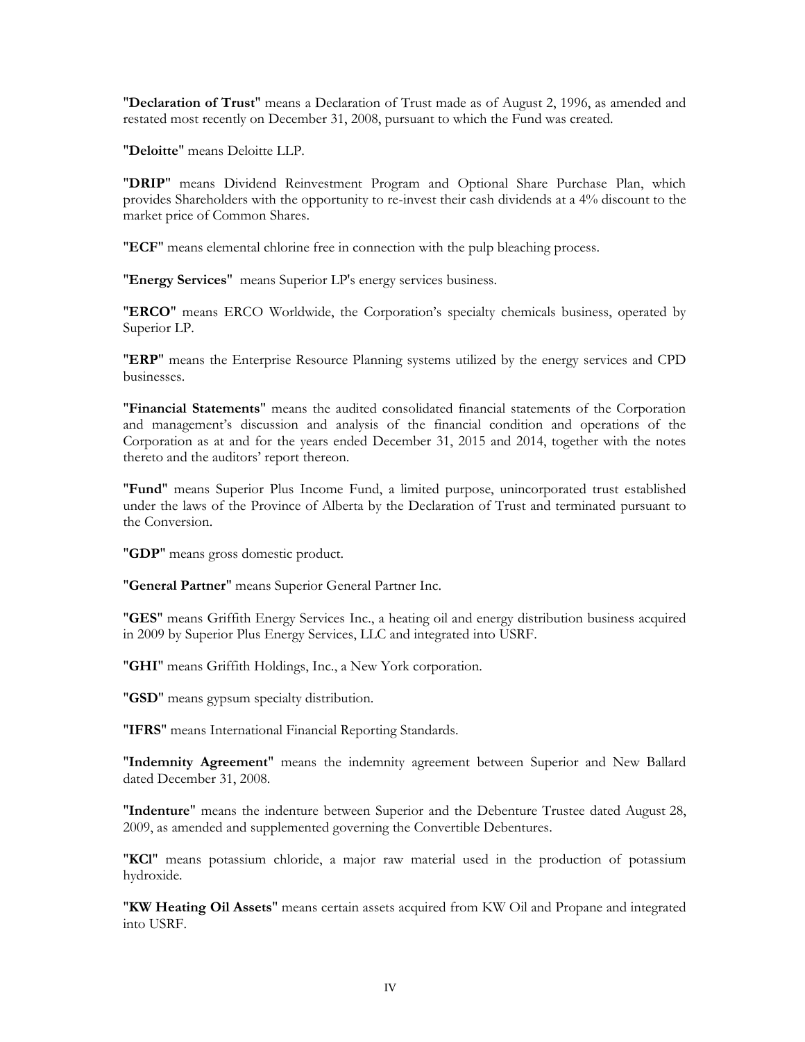"**Declaration of Trust**" means a Declaration of Trust made as of August 2, 1996, as amended and restated most recently on December 31, 2008, pursuant to which the Fund was created.

"**Deloitte**" means Deloitte LLP.

"**DRIP**" means Dividend Reinvestment Program and Optional Share Purchase Plan, which provides Shareholders with the opportunity to re-invest their cash dividends at a 4% discount to the market price of Common Shares.

"**ECF**" means elemental chlorine free in connection with the pulp bleaching process.

"**Energy Services**" means Superior LP's energy services business.

"**ERCO**" means ERCO Worldwide, the Corporation's specialty chemicals business, operated by Superior LP.

"**ERP**" means the Enterprise Resource Planning systems utilized by the energy services and CPD businesses.

"**Financial Statements**" means the audited consolidated financial statements of the Corporation and management's discussion and analysis of the financial condition and operations of the Corporation as at and for the years ended December 31, 2015 and 2014, together with the notes thereto and the auditors' report thereon.

"**Fund**" means Superior Plus Income Fund, a limited purpose, unincorporated trust established under the laws of the Province of Alberta by the Declaration of Trust and terminated pursuant to the Conversion.

"**GDP**" means gross domestic product.

"**General Partner**" means Superior General Partner Inc.

"**GES**" means Griffith Energy Services Inc., a heating oil and energy distribution business acquired in 2009 by Superior Plus Energy Services, LLC and integrated into USRF.

"**GHI**" means Griffith Holdings, Inc., a New York corporation.

"**GSD**" means gypsum specialty distribution.

"**IFRS**" means International Financial Reporting Standards.

"**Indemnity Agreement**" means the indemnity agreement between Superior and New Ballard dated December 31, 2008.

"**Indenture**" means the indenture between Superior and the Debenture Trustee dated August 28, 2009, as amended and supplemented governing the Convertible Debentures.

"**KCl**" means potassium chloride, a major raw material used in the production of potassium hydroxide.

"**KW Heating Oil Assets**" means certain assets acquired from KW Oil and Propane and integrated into USRF.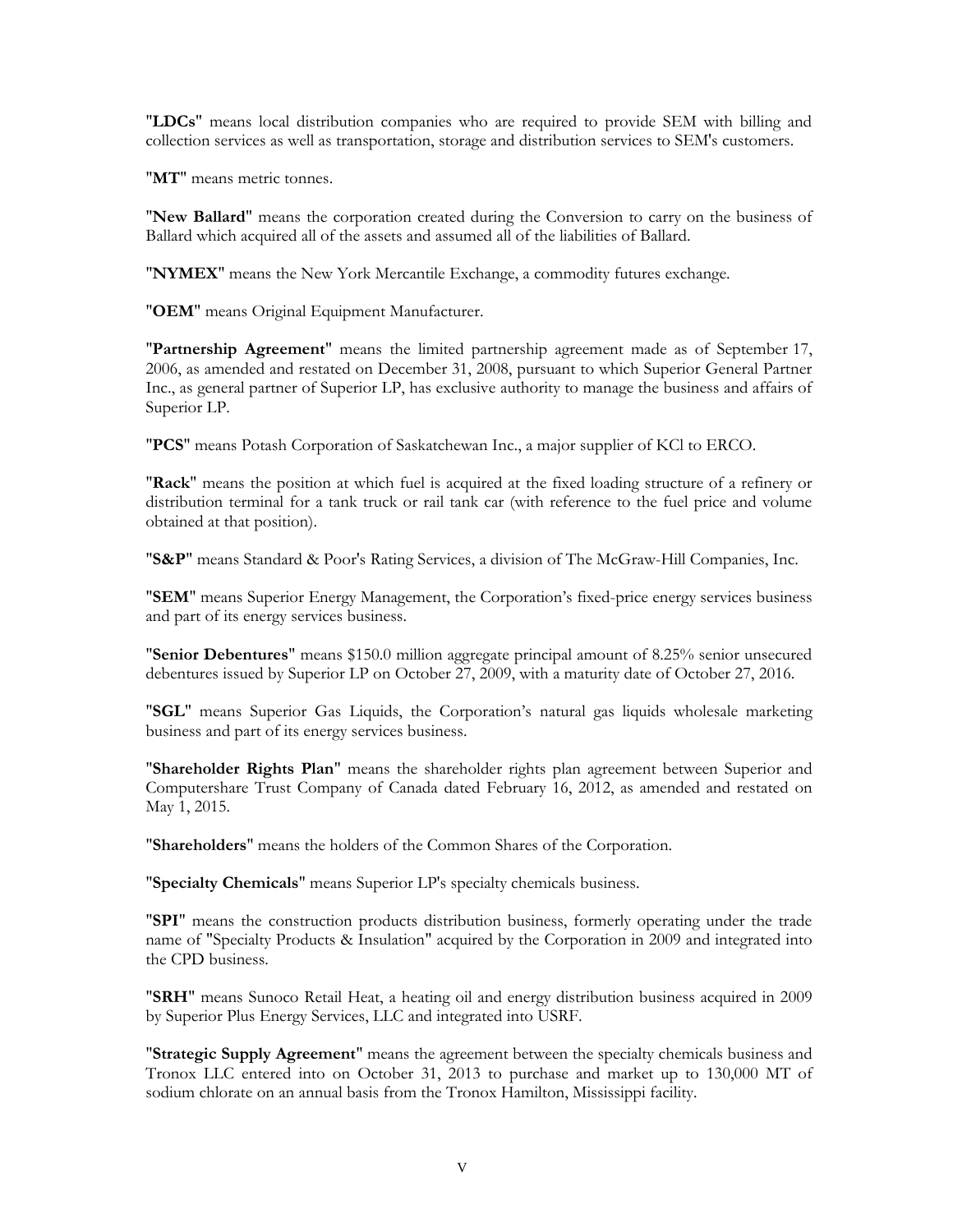"**LDCs**" means local distribution companies who are required to provide SEM with billing and collection services as well as transportation, storage and distribution services to SEM's customers.

"**MT**" means metric tonnes.

"**New Ballard**" means the corporation created during the Conversion to carry on the business of Ballard which acquired all of the assets and assumed all of the liabilities of Ballard.

"**NYMEX**" means the New York Mercantile Exchange, a commodity futures exchange.

"**OEM**" means Original Equipment Manufacturer.

"**Partnership Agreement**" means the limited partnership agreement made as of September 17, 2006, as amended and restated on December 31, 2008, pursuant to which Superior General Partner Inc., as general partner of Superior LP, has exclusive authority to manage the business and affairs of Superior LP.

"**PCS**" means Potash Corporation of Saskatchewan Inc., a major supplier of KCl to ERCO.

"**Rack**" means the position at which fuel is acquired at the fixed loading structure of a refinery or distribution terminal for a tank truck or rail tank car (with reference to the fuel price and volume obtained at that position).

"**S&P**" means Standard & Poor's Rating Services, a division of The McGraw-Hill Companies, Inc.

"**SEM**" means Superior Energy Management, the Corporation's fixed-price energy services business and part of its energy services business.

"**Senior Debentures**" means $150.0 million aggregate principal amount of 8.25% senior unsecured debentures issued by Superior LP on October 27, 2009, with a maturity date of October 27, 2016.

"**SGL**" means Superior Gas Liquids, the Corporation's natural gas liquids wholesale marketing business and part of its energy services business.

"**Shareholder Rights Plan**" means the shareholder rights plan agreement between Superior and Computershare Trust Company of Canada dated February 16, 2012, as amended and restated on May 1, 2015.

"**Shareholders**" means the holders of the Common Shares of the Corporation.

"**Specialty Chemicals**" means Superior LP's specialty chemicals business.

"**SPI**" means the construction products distribution business, formerly operating under the trade name of "Specialty Products & Insulation" acquired by the Corporation in 2009 and integrated into the CPD business.

"**SRH**" means Sunoco Retail Heat, a heating oil and energy distribution business acquired in 2009 by Superior Plus Energy Services, LLC and integrated into USRF.

"**Strategic Supply Agreement**" means the agreement between the specialty chemicals business and Tronox LLC entered into on October 31, 2013 to purchase and market up to 130,000 MT of sodium chlorate on an annual basis from the Tronox Hamilton, Mississippi facility.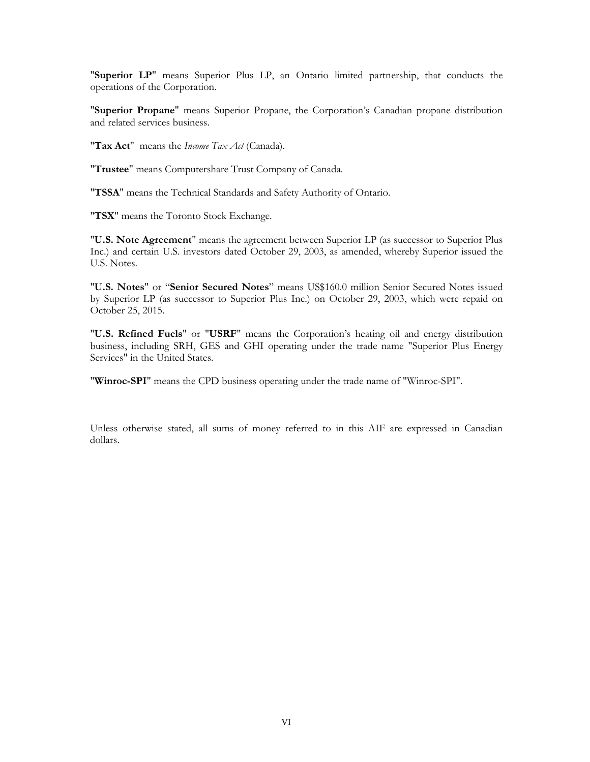"**Superior LP**" means Superior Plus LP, an Ontario limited partnership, that conducts the operations of the Corporation.

"**Superior Propane**" means Superior Propane, the Corporation's Canadian propane distribution and related services business.

"**Tax Act**" means the *Income Tax Act* (Canada).

"**Trustee**" means Computershare Trust Company of Canada.

"**TSSA**" means the Technical Standards and Safety Authority of Ontario.

"**TSX**" means the Toronto Stock Exchange.

"**U.S. Note Agreement**" means the agreement between Superior LP (as successor to Superior Plus Inc.) and certain U.S. investors dated October 29, 2003, as amended, whereby Superior issued the U.S. Notes.

"**U.S. Notes**" or "**Senior Secured Notes**" means US$160.0 million Senior Secured Notes issued by Superior LP (as successor to Superior Plus Inc.) on October 29, 2003, which were repaid on October 25, 2015.

"**U.S. Refined Fuels**" or "**USRF**" means the Corporation's heating oil and energy distribution business, including SRH, GES and GHI operating under the trade name "Superior Plus Energy Services" in the United States.

"**Winroc-SPI**" means the CPD business operating under the trade name of "Winroc-SPI".

Unless otherwise stated, all sums of money referred to in this AIF are expressed in Canadian dollars.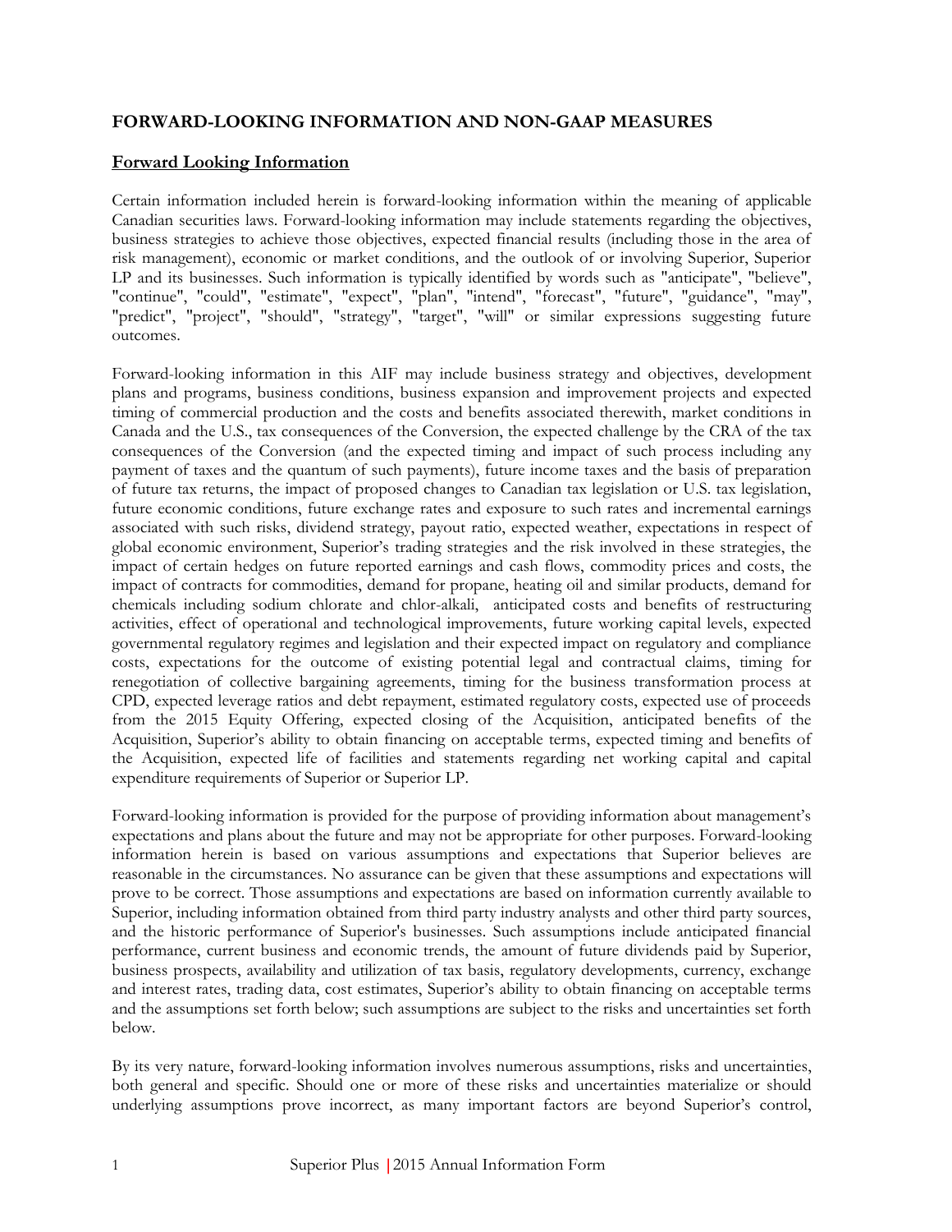## FORWARD-LOOKING INFORMATION AND NON-GAAP MEASURES

### Forward Looking Information

Certain information included herein is forward-looking information within the meaning of applicable Canadian securities laws. Forward-looking information may include statements regarding the objectives, business strategies to achieve those objectives, expected financial results (including those in the area of risk management), economic or market conditions, and the outlook of or involving Superior, Superior LP and its businesses. Such information is typically identified by words such as "anticipate", "believe", "continue", "could", "estimate", "expect", "plan", "intend", "forecast", "future", "guidance", "may", "predict", "project", "should", "strategy", "target", "will" or similar expressions suggesting future outcomes.

Forward-looking information in this AIF may include business strategy and objectives, development plans and programs, business conditions, business expansion and improvement projects and expected timing of commercial production and the costs and benefits associated therewith, market conditions in Canada and the U.S., tax consequences of the Conversion, the expected challenge by the CRA of the tax consequences of the Conversion (and the expected timing and impact of such process including any payment of taxes and the quantum of such payments), future income taxes and the basis of preparation of future tax returns, the impact of proposed changes to Canadian tax legislation or U.S. tax legislation, future economic conditions, future exchange rates and exposure to such rates and incremental earnings associated with such risks, dividend strategy, payout ratio, expected weather, expectations in respect of global economic environment, Superior's trading strategies and the risk involved in these strategies, the impact of certain hedges on future reported earnings and cash flows, commodity prices and costs, the impact of contracts for commodities, demand for propane, heating oil and similar products, demand for chemicals including sodium chlorate and chlor-alkali, anticipated costs and benefits of restructuring activities, effect of operational and technological improvements, future working capital levels, expected governmental regulatory regimes and legislation and their expected impact on regulatory and compliance costs, expectations for the outcome of existing potential legal and contractual claims, timing for renegotiation of collective bargaining agreements, timing for the business transformation process at CPD, expected leverage ratios and debt repayment, estimated regulatory costs, expected use of proceeds from the 2015 Equity Offering, expected closing of the Acquisition, anticipated benefits of the Acquisition, Superior's ability to obtain financing on acceptable terms, expected timing and benefits of the Acquisition, expected life of facilities and statements regarding net working capital and capital expenditure requirements of Superior or Superior LP.

Forward-looking information is provided for the purpose of providing information about management's expectations and plans about the future and may not be appropriate for other purposes. Forward-looking information herein is based on various assumptions and expectations that Superior believes are reasonable in the circumstances. No assurance can be given that these assumptions and expectations will prove to be correct. Those assumptions and expectations are based on information currently available to Superior, including information obtained from third party industry analysts and other third party sources, and the historic performance of Superior's businesses. Such assumptions include anticipated financial performance, current business and economic trends, the amount of future dividends paid by Superior, business prospects, availability and utilization of tax basis, regulatory developments, currency, exchange and interest rates, trading data, cost estimates, Superior's ability to obtain financing on acceptable terms and the assumptions set forth below; such assumptions are subject to the risks and uncertainties set forth below.

By its very nature, forward-looking information involves numerous assumptions, risks and uncertainties, both general and specific. Should one or more of these risks and uncertainties materialize or should underlying assumptions prove incorrect, as many important factors are beyond Superior's control,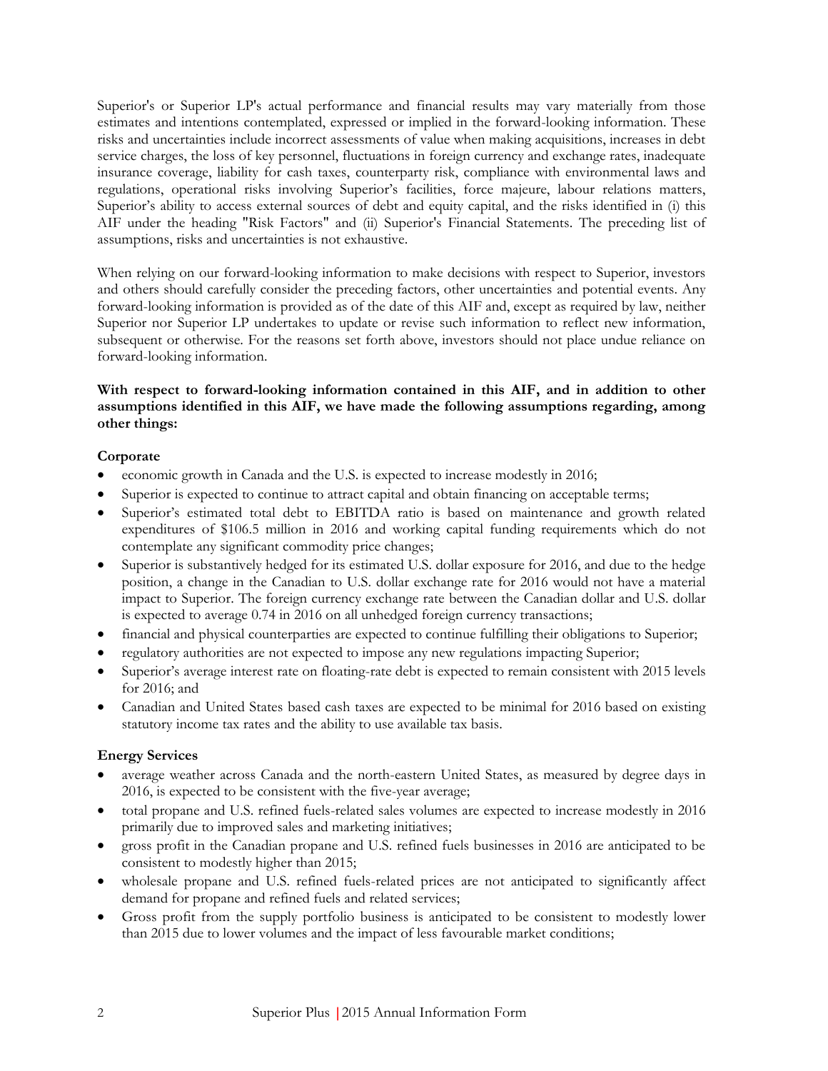Superior's or Superior LP's actual performance and financial results may vary materially from those estimates and intentions contemplated, expressed or implied in the forward-looking information. These risks and uncertainties include incorrect assessments of value when making acquisitions, increases in debt service charges, the loss of key personnel, fluctuations in foreign currency and exchange rates, inadequate insurance coverage, liability for cash taxes, counterparty risk, compliance with environmental laws and regulations, operational risks involving Superior's facilities, force majeure, labour relations matters, Superior's ability to access external sources of debt and equity capital, and the risks identified in (i) this AIF under the heading "Risk Factors" and (ii) Superior's Financial Statements. The preceding list of assumptions, risks and uncertainties is not exhaustive.

When relying on our forward-looking information to make decisions with respect to Superior, investors and others should carefully consider the preceding factors, other uncertainties and potential events. Any forward-looking information is provided as of the date of this AIF and, except as required by law, neither Superior nor Superior LP undertakes to update or revise such information to reflect new information, subsequent or otherwise. For the reasons set forth above, investors should not place undue reliance on forward-looking information.

**With respect to forward-looking information contained in this AIF, and in addition to other assumptions identified in this AIF, we have made the following assumptions regarding, among other things:**

**Corporate**

- economic growth in Canada and the U.S. is expected to increase modestly in 2016;
- Superior is expected to continue to attract capital and obtain financing on acceptable terms;
- Superior's estimated total debt to EBITDA ratio is based on maintenance and growth related expenditures of $106.5 million in 2016 and working capital funding requirements which do not contemplate any significant commodity price changes;
- Superior is substantively hedged for its estimated U.S. dollar exposure for 2016, and due to the hedge position, a change in the Canadian to U.S. dollar exchange rate for 2016 would not have a material impact to Superior. The foreign currency exchange rate between the Canadian dollar and U.S. dollar is expected to average 0.74 in 2016 on all unhedged foreign currency transactions;
- financial and physical counterparties are expected to continue fulfilling their obligations to Superior;
- regulatory authorities are not expected to impose any new regulations impacting Superior;
- Superior's average interest rate on floating-rate debt is expected to remain consistent with 2015 levels for 2016; and
- Canadian and United States based cash taxes are expected to be minimal for 2016 based on existing statutory income tax rates and the ability to use available tax basis.

**Energy Services**

- average weather across Canada and the north-eastern United States, as measured by degree days in 2016, is expected to be consistent with the five-year average;
- total propane and U.S. refined fuels-related sales volumes are expected to increase modestly in 2016 primarily due to improved sales and marketing initiatives;
- gross profit in the Canadian propane and U.S. refined fuels businesses in 2016 are anticipated to be consistent to modestly higher than 2015;
- wholesale propane and U.S. refined fuels-related prices are not anticipated to significantly affect demand for propane and refined fuels and related services;
- Gross profit from the supply portfolio business is anticipated to be consistent to modestly lower than 2015 due to lower volumes and the impact of less favourable market conditions;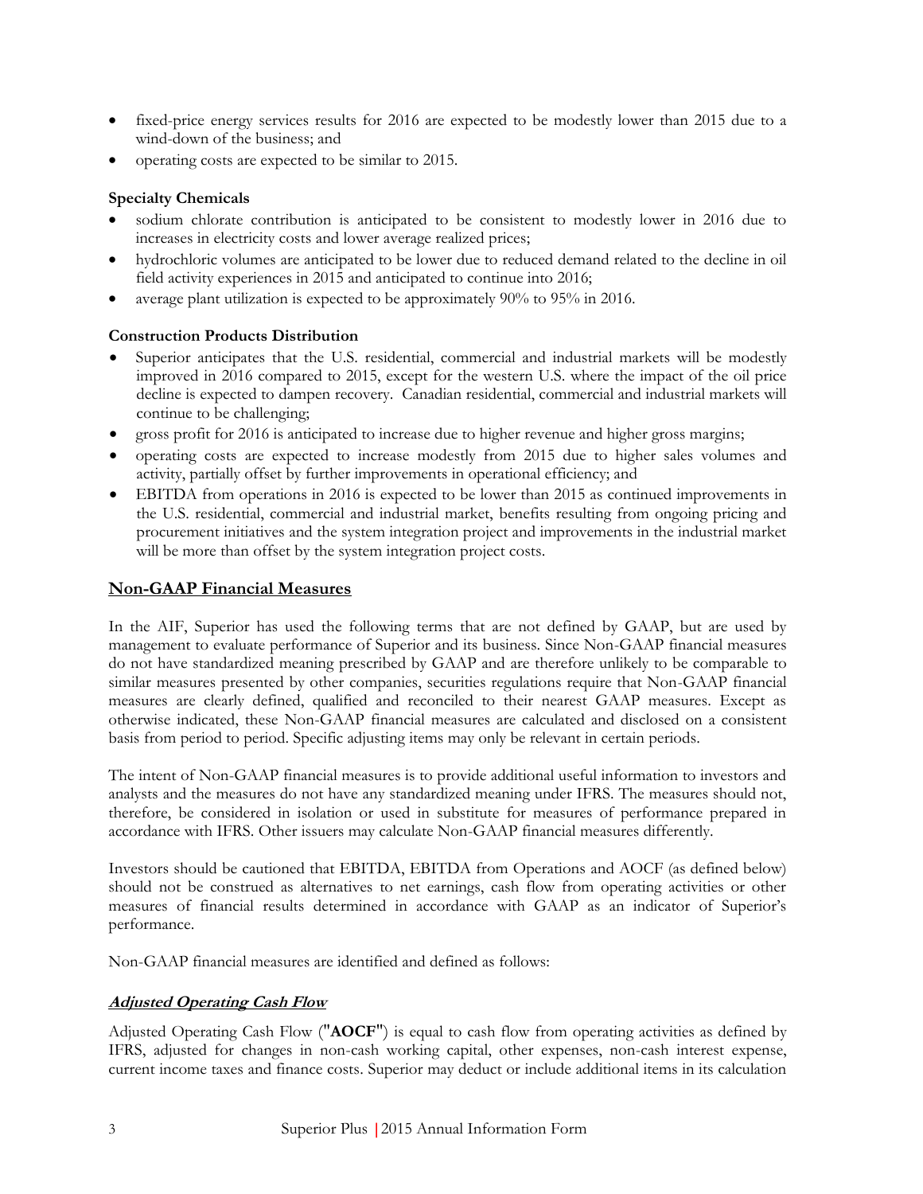- fixed-price energy services results for 2016 are expected to be modestly lower than 2015 due to a wind-down of the business; and
- operating costs are expected to be similar to 2015.

**Specialty Chemicals**

- sodium chlorate contribution is anticipated to be consistent to modestly lower in 2016 due to increases in electricity costs and lower average realized prices;
- hydrochloric volumes are anticipated to be lower due to reduced demand related to the decline in oil field activity experiences in 2015 and anticipated to continue into 2016;
- average plant utilization is expected to be approximately 90% to 95% in 2016.

**Construction Products Distribution**

- Superior anticipates that the U.S. residential, commercial and industrial markets will be modestly improved in 2016 compared to 2015, except for the western U.S. where the impact of the oil price decline is expected to dampen recovery. Canadian residential, commercial and industrial markets will continue to be challenging;
- gross profit for 2016 is anticipated to increase due to higher revenue and higher gross margins;
- operating costs are expected to increase modestly from 2015 due to higher sales volumes and activity, partially offset by further improvements in operational efficiency; and
- EBITDA from operations in 2016 is expected to be lower than 2015 as continued improvements in the U.S. residential, commercial and industrial market, benefits resulting from ongoing pricing and procurement initiatives and the system integration project and improvements in the industrial market will be more than offset by the system integration project costs.

## Non-GAAP Financial Measures

In the AIF, Superior has used the following terms that are not defined by GAAP, but are used by management to evaluate performance of Superior and its business. Since Non-GAAP financial measures do not have standardized meaning prescribed by GAAP and are therefore unlikely to be comparable to similar measures presented by other companies, securities regulations require that Non-GAAP financial measures are clearly defined, qualified and reconciled to their nearest GAAP measures. Except as otherwise indicated, these Non-GAAP financial measures are calculated and disclosed on a consistent basis from period to period. Specific adjusting items may only be relevant in certain periods.

The intent of Non-GAAP financial measures is to provide additional useful information to investors and analysts and the measures do not have any standardized meaning under IFRS. The measures should not, therefore, be considered in isolation or used in substitute for measures of performance prepared in accordance with IFRS. Other issuers may calculate Non-GAAP financial measures differently.

Investors should be cautioned that EBITDA, EBITDA from Operations and AOCF (as defined below) should not be construed as alternatives to net earnings, cash flow from operating activities or other measures of financial results determined in accordance with GAAP as an indicator of Superior's performance.

Non-GAAP financial measures are identified and defined as follows:

### ***Adjusted Operating Cash Flow***

Adjusted Operating Cash Flow ("**AOCF**") is equal to cash flow from operating activities as defined by IFRS, adjusted for changes in non-cash working capital, other expenses, non-cash interest expense, current income taxes and finance costs. Superior may deduct or include additional items in its calculation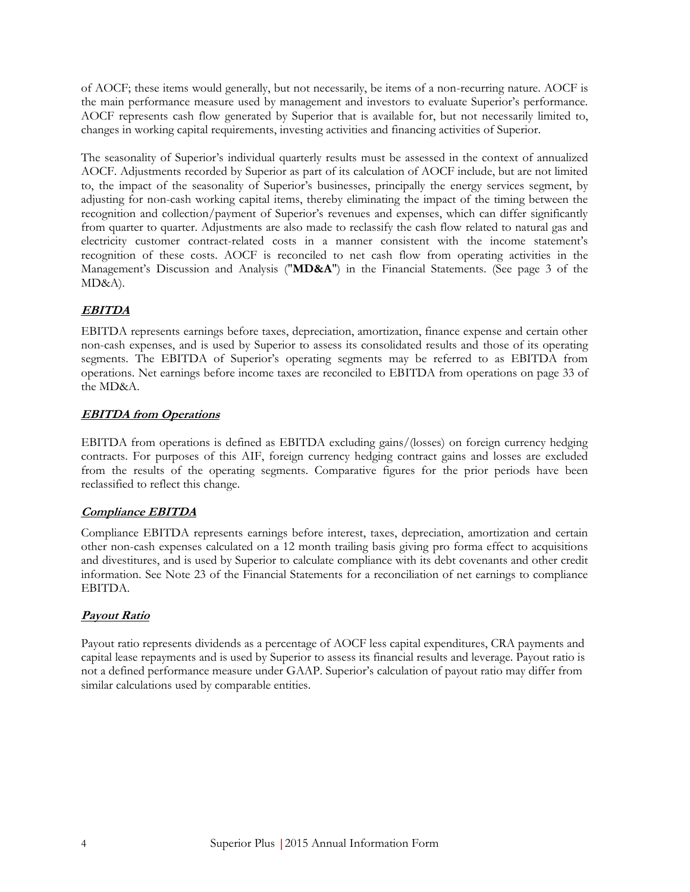of AOCF; these items would generally, but not necessarily, be items of a non-recurring nature. AOCF is the main performance measure used by management and investors to evaluate Superior's performance. AOCF represents cash flow generated by Superior that is available for, but not necessarily limited to, changes in working capital requirements, investing activities and financing activities of Superior.

The seasonality of Superior's individual quarterly results must be assessed in the context of annualized AOCF. Adjustments recorded by Superior as part of its calculation of AOCF include, but are not limited to, the impact of the seasonality of Superior's businesses, principally the energy services segment, by adjusting for non-cash working capital items, thereby eliminating the impact of the timing between the recognition and collection/payment of Superior's revenues and expenses, which can differ significantly from quarter to quarter. Adjustments are also made to reclassify the cash flow related to natural gas and electricity customer contract-related costs in a manner consistent with the income statement's recognition of these costs. AOCF is reconciled to net cash flow from operating activities in the Management's Discussion and Analysis ("**MD&A**") in the Financial Statements. (See page 3 of the MD&A).

### ***EBITDA***

EBITDA represents earnings before taxes, depreciation, amortization, finance expense and certain other non-cash expenses, and is used by Superior to assess its consolidated results and those of its operating segments. The EBITDA of Superior's operating segments may be referred to as EBITDA from operations. Net earnings before income taxes are reconciled to EBITDA from operations on page 33 of the MD&A.

### ***EBITDA from Operations***

EBITDA from operations is defined as EBITDA excluding gains/(losses) on foreign currency hedging contracts. For purposes of this AIF, foreign currency hedging contract gains and losses are excluded from the results of the operating segments. Comparative figures for the prior periods have been reclassified to reflect this change.

### ***Compliance EBITDA***

Compliance EBITDA represents earnings before interest, taxes, depreciation, amortization and certain other non-cash expenses calculated on a 12 month trailing basis giving pro forma effect to acquisitions and divestitures, and is used by Superior to calculate compliance with its debt covenants and other credit information. See Note 23 of the Financial Statements for a reconciliation of net earnings to compliance EBITDA.

### ***Payout Ratio***

Payout ratio represents dividends as a percentage of AOCF less capital expenditures, CRA payments and capital lease repayments and is used by Superior to assess its financial results and leverage. Payout ratio is not a defined performance measure under GAAP. Superior's calculation of payout ratio may differ from similar calculations used by comparable entities.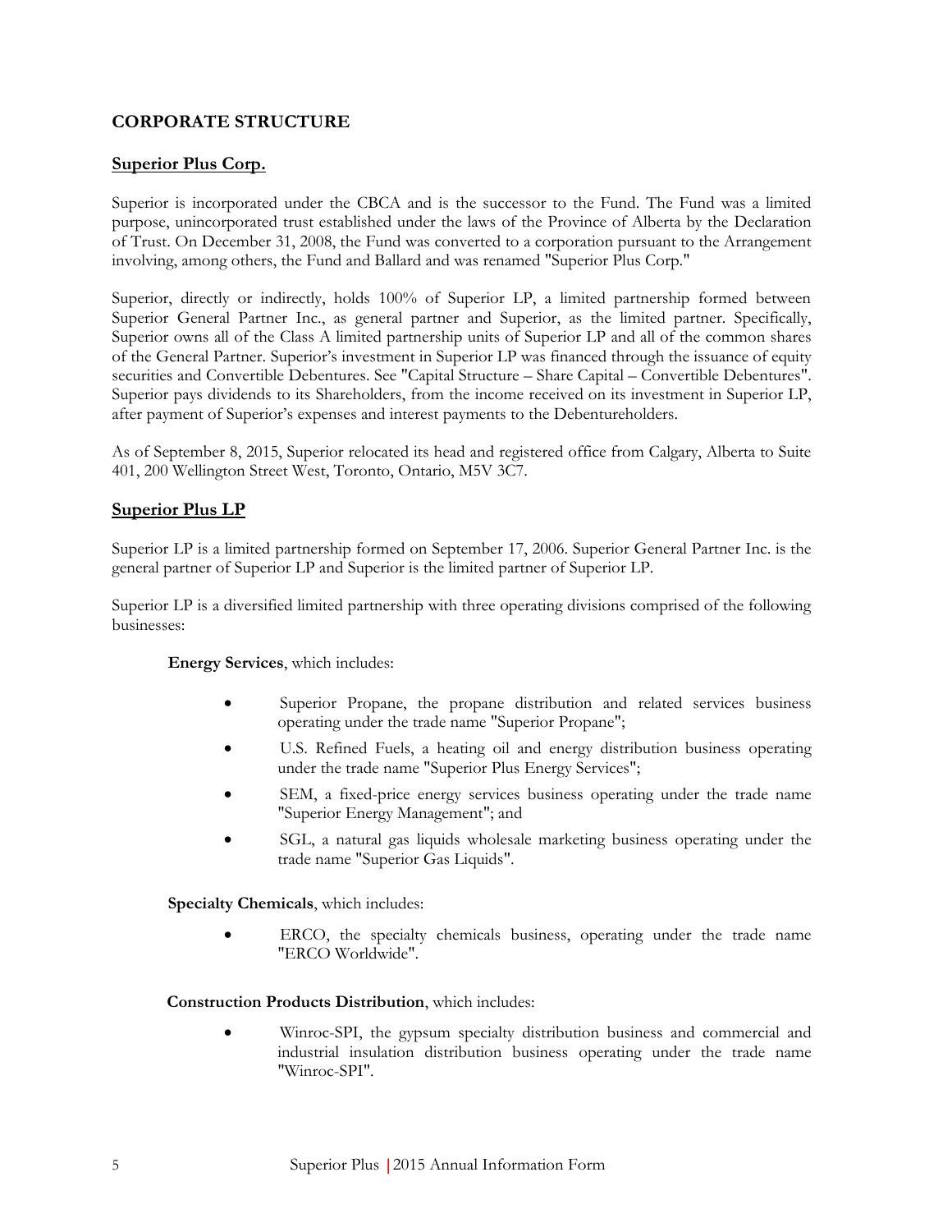## CORPORATE STRUCTURE

### Superior Plus Corp.

Superior is incorporated under the CBCA and is the successor to the Fund. The Fund was a limited purpose, unincorporated trust established under the laws of the Province of Alberta by the Declaration of Trust. On December 31, 2008, the Fund was converted to a corporation pursuant to the Arrangement involving, among others, the Fund and Ballard and was renamed "Superior Plus Corp."

Superior, directly or indirectly, holds 100% of Superior LP, a limited partnership formed between Superior General Partner Inc., as general partner and Superior, as the limited partner. Specifically, Superior owns all of the Class A limited partnership units of Superior LP and all of the common shares of the General Partner. Superior's investment in Superior LP was financed through the issuance of equity securities and Convertible Debentures. See "Capital Structure – Share Capital – Convertible Debentures". Superior pays dividends to its Shareholders, from the income received on its investment in Superior LP, after payment of Superior's expenses and interest payments to the Debentureholders.

As of September 8, 2015, Superior relocated its head and registered office from Calgary, Alberta to Suite 401, 200 Wellington Street West, Toronto, Ontario, M5V 3C7.

### Superior Plus LP

Superior LP is a limited partnership formed on September 17, 2006. Superior General Partner Inc. is the general partner of Superior LP and Superior is the limited partner of Superior LP.

Superior LP is a diversified limited partnership with three operating divisions comprised of the following businesses:

**Energy Services**, which includes:

- Superior Propane, the propane distribution and related services business operating under the trade name "Superior Propane";
- U.S. Refined Fuels, a heating oil and energy distribution business operating under the trade name "Superior Plus Energy Services";
- SEM, a fixed-price energy services business operating under the trade name "Superior Energy Management"; and
- SGL, a natural gas liquids wholesale marketing business operating under the trade name "Superior Gas Liquids".

**Specialty Chemicals**, which includes:

- ERCO, the specialty chemicals business, operating under the trade name "ERCO Worldwide".

**Construction Products Distribution**, which includes:

- Winroc-SPI, the gypsum specialty distribution business and commercial and industrial insulation distribution business operating under the trade name "Winroc-SPI".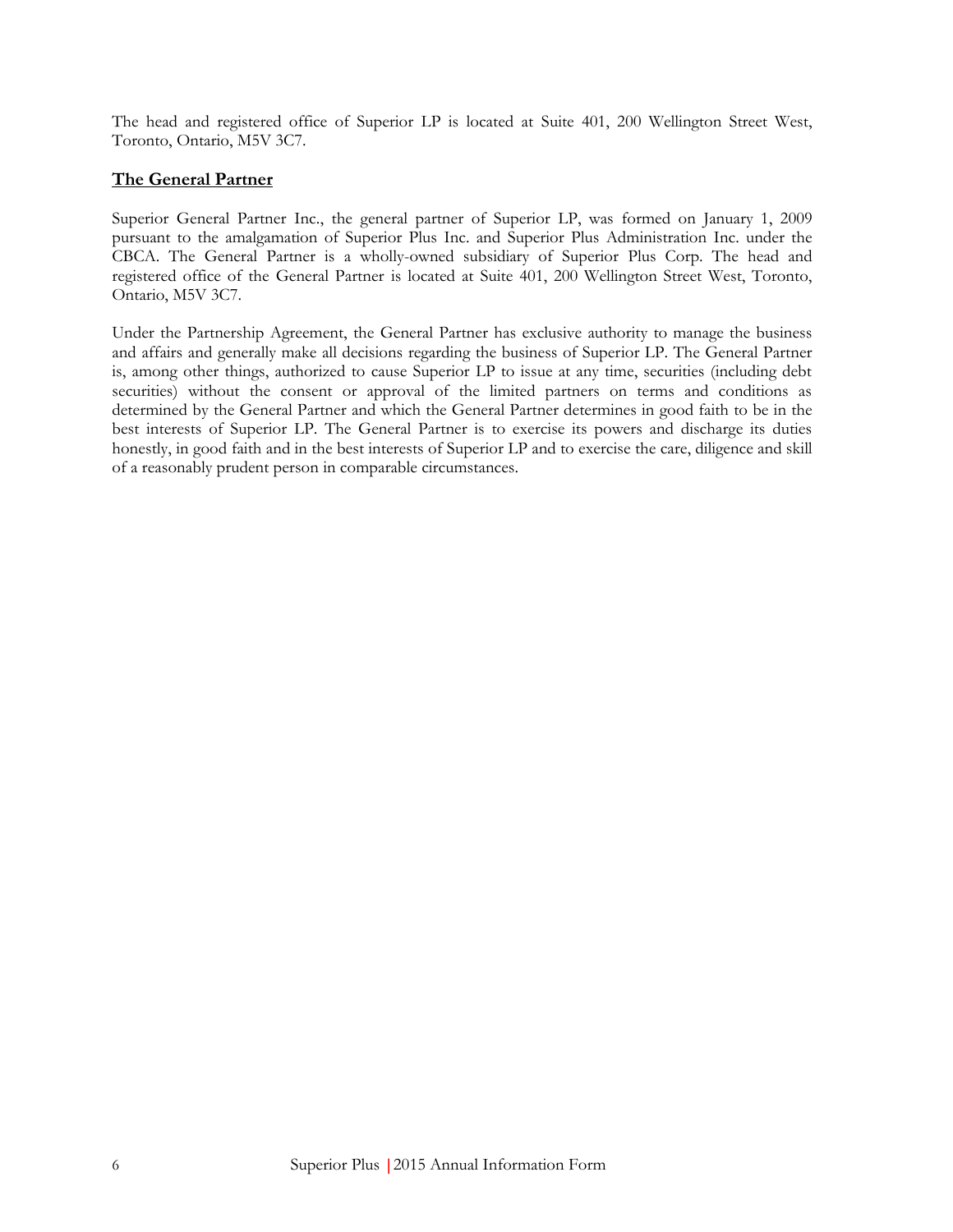The head and registered office of Superior LP is located at Suite 401, 200 Wellington Street West, Toronto, Ontario, M5V 3C7.

## The General Partner

Superior General Partner Inc., the general partner of Superior LP, was formed on January 1, 2009 pursuant to the amalgamation of Superior Plus Inc. and Superior Plus Administration Inc. under the CBCA. The General Partner is a wholly-owned subsidiary of Superior Plus Corp. The head and registered office of the General Partner is located at Suite 401, 200 Wellington Street West, Toronto, Ontario, M5V 3C7.

Under the Partnership Agreement, the General Partner has exclusive authority to manage the business and affairs and generally make all decisions regarding the business of Superior LP. The General Partner is, among other things, authorized to cause Superior LP to issue at any time, securities (including debt securities) without the consent or approval of the limited partners on terms and conditions as determined by the General Partner and which the General Partner determines in good faith to be in the best interests of Superior LP. The General Partner is to exercise its powers and discharge its duties honestly, in good faith and in the best interests of Superior LP and to exercise the care, diligence and skill of a reasonably prudent person in comparable circumstances.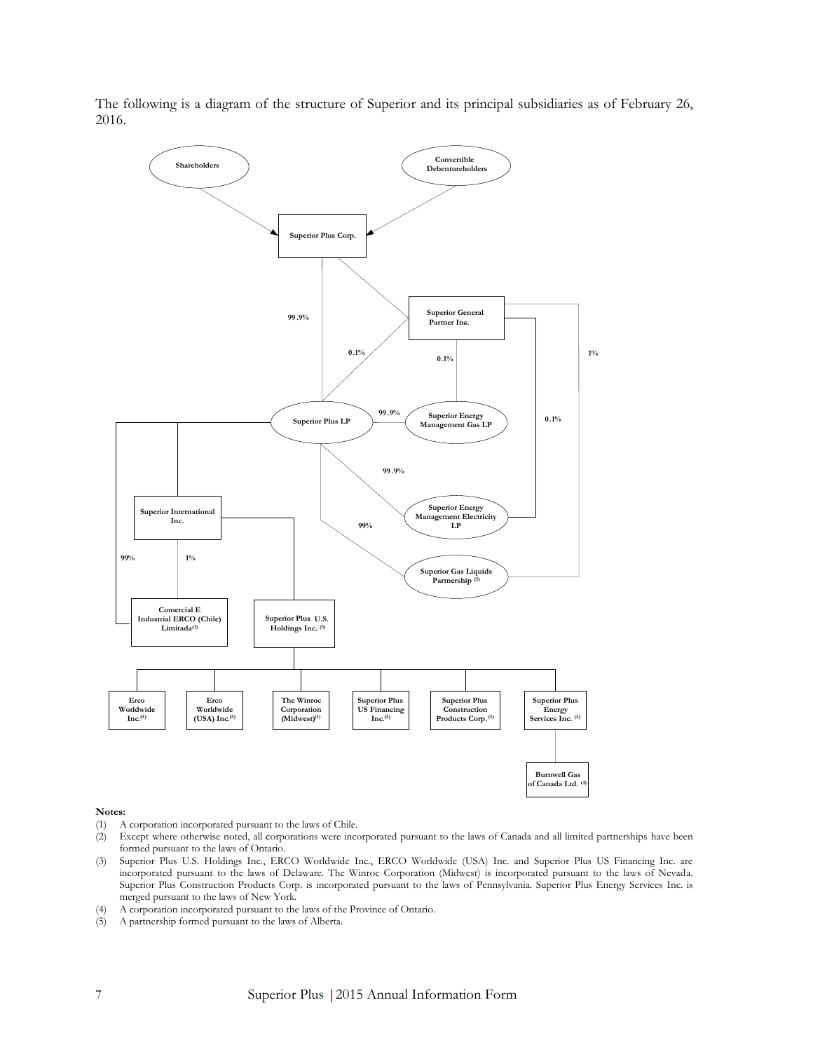The following is a diagram of the structure of Superior and its principal subsidiaries as of February 26, 2016.

Shareholders

Convertible Debentureholders

Superior Plus Corp.

Superior General Partner Inc.

99.9%

0.1%

0.1%

1%

Superior Plus LP

99.9%

Superior Energy Management Gas LP

0.1%

99.9%

Superior Energy Management Electricity LP

99%

Superior International Inc.

99%

1%

Superior Gas Liquids Partnership (5)

Comercial E Industrial ERCO (Chile) Limitada(1)

Superior Plus U.S. Holdings Inc. (3)

Erco Worldwide Inc.(3)

Erco Worldwide (USA) Inc.(3)

The Winroc Corporation (Midwest)(3)

Superior Plus US Financing Inc.(3)

Superior Plus Construction Products Corp.(3)

Superior Plus Energy Services Inc. (3)

Burnwell Gas of Canada Ltd. (4)

**Notes:**

(1) A corporation incorporated pursuant to the laws of Chile.

(2) Except where otherwise noted, all corporations were incorporated pursuant to the laws of Canada and all limited partnerships have been formed pursuant to the laws of Ontario.

(3) Superior Plus U.S. Holdings Inc., ERCO Worldwide Inc., ERCO Worldwide (USA) Inc. and Superior Plus US Financing Inc. are incorporated pursuant to the laws of Delaware. The Winroc Corporation (Midwest) is incorporated pursuant to the laws of Nevada. Superior Plus Construction Products Corp. is incorporated pursuant to the laws of Pennsylvania. Superior Plus Energy Services Inc. is merged pursuant to the laws of New York.

(4) A corporation incorporated pursuant to the laws of the Province of Ontario.

(5) A partnership formed pursuant to the laws of Alberta.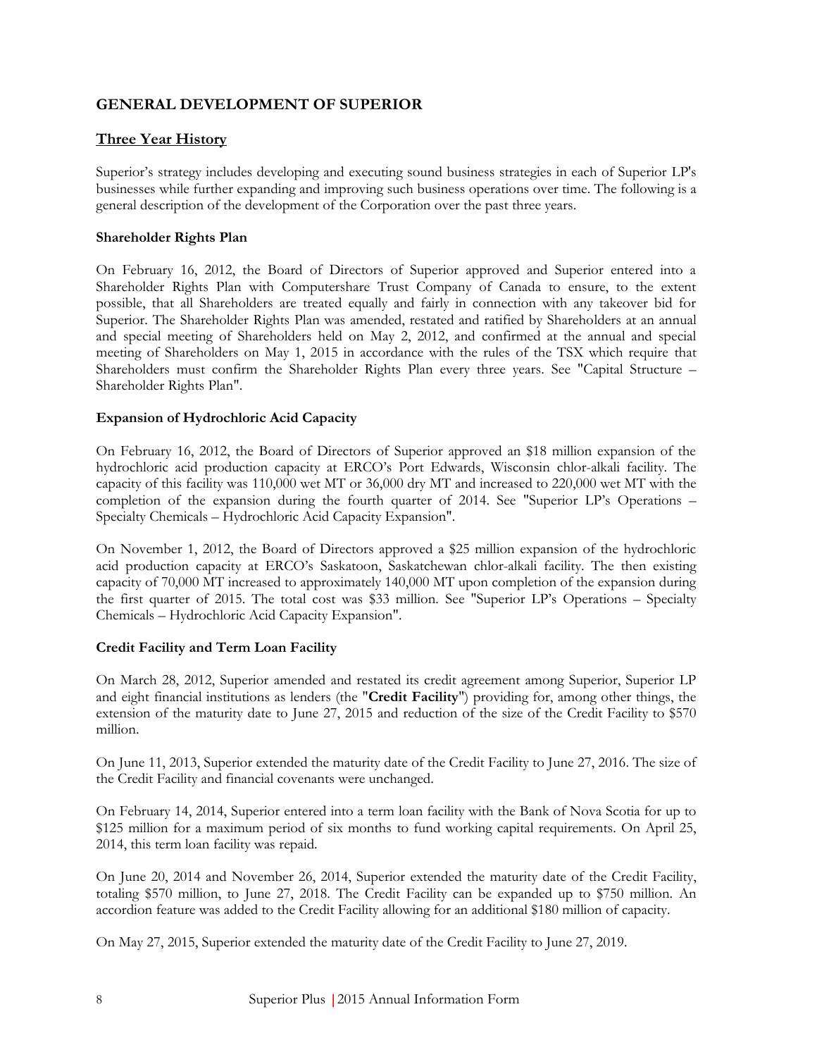## GENERAL DEVELOPMENT OF SUPERIOR

### Three Year History

Superior's strategy includes developing and executing sound business strategies in each of Superior LP's businesses while further expanding and improving such business operations over time. The following is a general description of the development of the Corporation over the past three years.

**Shareholder Rights Plan**

On February 16, 2012, the Board of Directors of Superior approved and Superior entered into a Shareholder Rights Plan with Computershare Trust Company of Canada to ensure, to the extent possible, that all Shareholders are treated equally and fairly in connection with any takeover bid for Superior. The Shareholder Rights Plan was amended, restated and ratified by Shareholders at an annual and special meeting of Shareholders held on May 2, 2012, and confirmed at the annual and special meeting of Shareholders on May 1, 2015 in accordance with the rules of the TSX which require that Shareholders must confirm the Shareholder Rights Plan every three years. See "Capital Structure – Shareholder Rights Plan".

**Expansion of Hydrochloric Acid Capacity**

On February 16, 2012, the Board of Directors of Superior approved an $18 million expansion of the hydrochloric acid production capacity at ERCO's Port Edwards, Wisconsin chlor-alkali facility. The capacity of this facility was 110,000 wet MT or 36,000 dry MT and increased to 220,000 wet MT with the completion of the expansion during the fourth quarter of 2014. See "Superior LP's Operations – Specialty Chemicals – Hydrochloric Acid Capacity Expansion".

On November 1, 2012, the Board of Directors approved a $25 million expansion of the hydrochloric acid production capacity at ERCO's Saskatoon, Saskatchewan chlor-alkali facility. The then existing capacity of 70,000 MT increased to approximately 140,000 MT upon completion of the expansion during the first quarter of 2015. The total cost was $33 million. See "Superior LP's Operations – Specialty Chemicals – Hydrochloric Acid Capacity Expansion".

**Credit Facility and Term Loan Facility**

On March 28, 2012, Superior amended and restated its credit agreement among Superior, Superior LP and eight financial institutions as lenders (the "**Credit Facility**") providing for, among other things, the extension of the maturity date to June 27, 2015 and reduction of the size of the Credit Facility to $570 million.

On June 11, 2013, Superior extended the maturity date of the Credit Facility to June 27, 2016. The size of the Credit Facility and financial covenants were unchanged.

On February 14, 2014, Superior entered into a term loan facility with the Bank of Nova Scotia for up to $125 million for a maximum period of six months to fund working capital requirements. On April 25, 2014, this term loan facility was repaid.

On June 20, 2014 and November 26, 2014, Superior extended the maturity date of the Credit Facility, totaling $570 million, to June 27, 2018. The Credit Facility can be expanded up to $750 million. An accordion feature was added to the Credit Facility allowing for an additional $180 million of capacity.

On May 27, 2015, Superior extended the maturity date of the Credit Facility to June 27, 2019.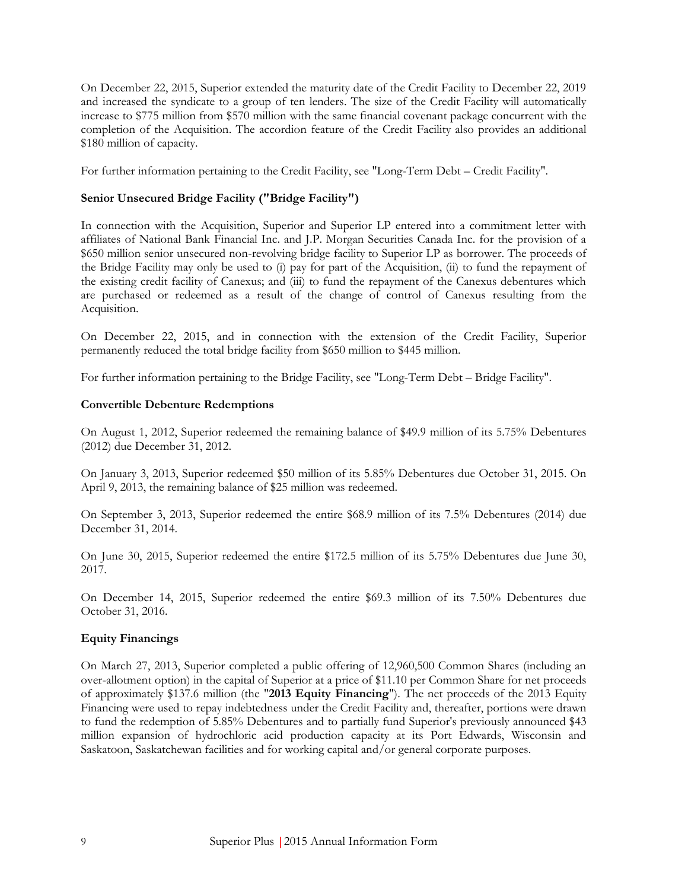On December 22, 2015, Superior extended the maturity date of the Credit Facility to December 22, 2019 and increased the syndicate to a group of ten lenders. The size of the Credit Facility will automatically increase to $775 million from $570 million with the same financial covenant package concurrent with the completion of the Acquisition. The accordion feature of the Credit Facility also provides an additional $180 million of capacity.

For further information pertaining to the Credit Facility, see "Long-Term Debt – Credit Facility".

### Senior Unsecured Bridge Facility ("Bridge Facility")

In connection with the Acquisition, Superior and Superior LP entered into a commitment letter with affiliates of National Bank Financial Inc. and J.P. Morgan Securities Canada Inc. for the provision of a $650 million senior unsecured non-revolving bridge facility to Superior LP as borrower. The proceeds of the Bridge Facility may only be used to (i) pay for part of the Acquisition, (ii) to fund the repayment of the existing credit facility of Canexus; and (iii) to fund the repayment of the Canexus debentures which are purchased or redeemed as a result of the change of control of Canexus resulting from the Acquisition.

On December 22, 2015, and in connection with the extension of the Credit Facility, Superior permanently reduced the total bridge facility from $650 million to $445 million.

For further information pertaining to the Bridge Facility, see "Long-Term Debt – Bridge Facility".

### Convertible Debenture Redemptions

On August 1, 2012, Superior redeemed the remaining balance of $49.9 million of its 5.75% Debentures (2012) due December 31, 2012.

On January 3, 2013, Superior redeemed $50 million of its 5.85% Debentures due October 31, 2015. On April 9, 2013, the remaining balance of $25 million was redeemed.

On September 3, 2013, Superior redeemed the entire $68.9 million of its 7.5% Debentures (2014) due December 31, 2014.

On June 30, 2015, Superior redeemed the entire $172.5 million of its 5.75% Debentures due June 30, 2017.

On December 14, 2015, Superior redeemed the entire $69.3 million of its 7.50% Debentures due October 31, 2016.

### Equity Financings

On March 27, 2013, Superior completed a public offering of 12,960,500 Common Shares (including an over-allotment option) in the capital of Superior at a price of $11.10 per Common Share for net proceeds of approximately $137.6 million (the "**2013 Equity Financing**"). The net proceeds of the 2013 Equity Financing were used to repay indebtedness under the Credit Facility and, thereafter, portions were drawn to fund the redemption of 5.85% Debentures and to partially fund Superior's previously announced $43 million expansion of hydrochloric acid production capacity at its Port Edwards, Wisconsin and Saskatoon, Saskatchewan facilities and for working capital and/or general corporate purposes.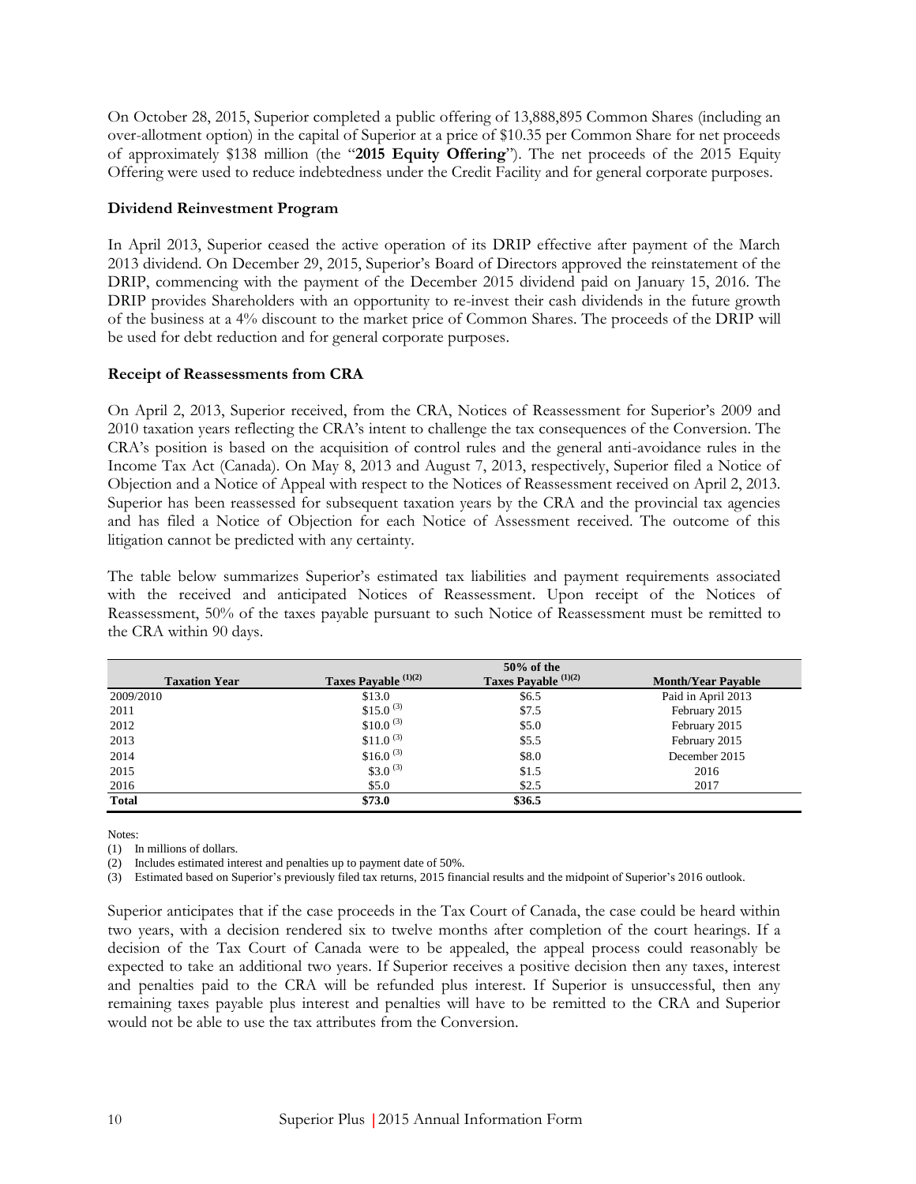On October 28, 2015, Superior completed a public offering of 13,888,895 Common Shares (including an over-allotment option) in the capital of Superior at a price of $10.35 per Common Share for net proceeds of approximately $138 million (the "**2015 Equity Offering**"). The net proceeds of the 2015 Equity Offering were used to reduce indebtedness under the Credit Facility and for general corporate purposes.

**Dividend Reinvestment Program**

In April 2013, Superior ceased the active operation of its DRIP effective after payment of the March 2013 dividend. On December 29, 2015, Superior's Board of Directors approved the reinstatement of the DRIP, commencing with the payment of the December 2015 dividend paid on January 15, 2016. The DRIP provides Shareholders with an opportunity to re-invest their cash dividends in the future growth of the business at a 4% discount to the market price of Common Shares. The proceeds of the DRIP will be used for debt reduction and for general corporate purposes.

**Receipt of Reassessments from CRA**

On April 2, 2013, Superior received, from the CRA, Notices of Reassessment for Superior's 2009 and 2010 taxation years reflecting the CRA's intent to challenge the tax consequences of the Conversion. The CRA's position is based on the acquisition of control rules and the general anti-avoidance rules in the Income Tax Act (Canada). On May 8, 2013 and August 7, 2013, respectively, Superior filed a Notice of Objection and a Notice of Appeal with respect to the Notices of Reassessment received on April 2, 2013. Superior has been reassessed for subsequent taxation years by the CRA and the provincial tax agencies and has filed a Notice of Objection for each Notice of Assessment received. The outcome of this litigation cannot be predicted with any certainty.

The table below summarizes Superior's estimated tax liabilities and payment requirements associated with the received and anticipated Notices of Reassessment. Upon receipt of the Notices of Reassessment, 50% of the taxes payable pursuant to such Notice of Reassessment must be remitted to the CRA within 90 days.

| Taxation Year | Taxes Payable (1)(2) | 50% of the Taxes Payable (1)(2) | Month/Year Payable |
|---|---|---|---|
| 2009/2010 | $13.0 | $6.5 | Paid in April 2013 |
| 2011 | $15.0 (3) | $7.5 | February 2015 |
| 2012 | $10.0 (3) | $5.0 | February 2015 |
| 2013 | $11.0 (3) | $5.5 | February 2015 |
| 2014 | $16.0 (3) | $8.0 | December 2015 |
| 2015 | $3.0 (3) | $1.5 | 2016 |
| 2016 | $5.0 | $2.5 | 2017 |
| **Total** | **$73.0** | **$36.5** | |

Notes:

(1) In millions of dollars.

(2) Includes estimated interest and penalties up to payment date of 50%.

(3) Estimated based on Superior's previously filed tax returns, 2015 financial results and the midpoint of Superior's 2016 outlook.

Superior anticipates that if the case proceeds in the Tax Court of Canada, the case could be heard within two years, with a decision rendered six to twelve months after completion of the court hearings. If a decision of the Tax Court of Canada were to be appealed, the appeal process could reasonably be expected to take an additional two years. If Superior receives a positive decision then any taxes, interest and penalties paid to the CRA will be refunded plus interest. If Superior is unsuccessful, then any remaining taxes payable plus interest and penalties will have to be remitted to the CRA and Superior would not be able to use the tax attributes from the Conversion.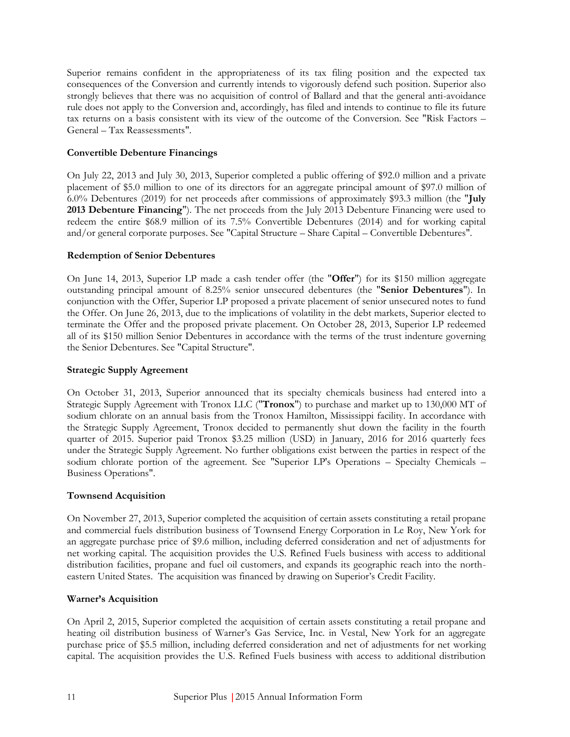Superior remains confident in the appropriateness of its tax filing position and the expected tax consequences of the Conversion and currently intends to vigorously defend such position. Superior also strongly believes that there was no acquisition of control of Ballard and that the general anti-avoidance rule does not apply to the Conversion and, accordingly, has filed and intends to continue to file its future tax returns on a basis consistent with its view of the outcome of the Conversion. See "Risk Factors – General – Tax Reassessments".

**Convertible Debenture Financings**

On July 22, 2013 and July 30, 2013, Superior completed a public offering of $92.0 million and a private placement of $5.0 million to one of its directors for an aggregate principal amount of $97.0 million of 6.0% Debentures (2019) for net proceeds after commissions of approximately $93.3 million (the "**July 2013 Debenture Financing**"). The net proceeds from the July 2013 Debenture Financing were used to redeem the entire $68.9 million of its 7.5% Convertible Debentures (2014) and for working capital and/or general corporate purposes. See "Capital Structure – Share Capital – Convertible Debentures".

**Redemption of Senior Debentures**

On June 14, 2013, Superior LP made a cash tender offer (the "**Offer**") for its $150 million aggregate outstanding principal amount of 8.25% senior unsecured debentures (the "**Senior Debentures**"). In conjunction with the Offer, Superior LP proposed a private placement of senior unsecured notes to fund the Offer. On June 26, 2013, due to the implications of volatility in the debt markets, Superior elected to terminate the Offer and the proposed private placement. On October 28, 2013, Superior LP redeemed all of its $150 million Senior Debentures in accordance with the terms of the trust indenture governing the Senior Debentures. See "Capital Structure".

**Strategic Supply Agreement**

On October 31, 2013, Superior announced that its specialty chemicals business had entered into a Strategic Supply Agreement with Tronox LLC ("**Tronox**") to purchase and market up to 130,000 MT of sodium chlorate on an annual basis from the Tronox Hamilton, Mississippi facility. In accordance with the Strategic Supply Agreement, Tronox decided to permanently shut down the facility in the fourth quarter of 2015. Superior paid Tronox $3.25 million (USD) in January, 2016 for 2016 quarterly fees under the Strategic Supply Agreement. No further obligations exist between the parties in respect of the sodium chlorate portion of the agreement. See "Superior LP's Operations – Specialty Chemicals – Business Operations".

**Townsend Acquisition**

On November 27, 2013, Superior completed the acquisition of certain assets constituting a retail propane and commercial fuels distribution business of Townsend Energy Corporation in Le Roy, New York for an aggregate purchase price of $9.6 million, including deferred consideration and net of adjustments for net working capital. The acquisition provides the U.S. Refined Fuels business with access to additional distribution facilities, propane and fuel oil customers, and expands its geographic reach into the north-eastern United States. The acquisition was financed by drawing on Superior's Credit Facility.

**Warner's Acquisition**

On April 2, 2015, Superior completed the acquisition of certain assets constituting a retail propane and heating oil distribution business of Warner's Gas Service, Inc. in Vestal, New York for an aggregate purchase price of $5.5 million, including deferred consideration and net of adjustments for net working capital. The acquisition provides the U.S. Refined Fuels business with access to additional distribution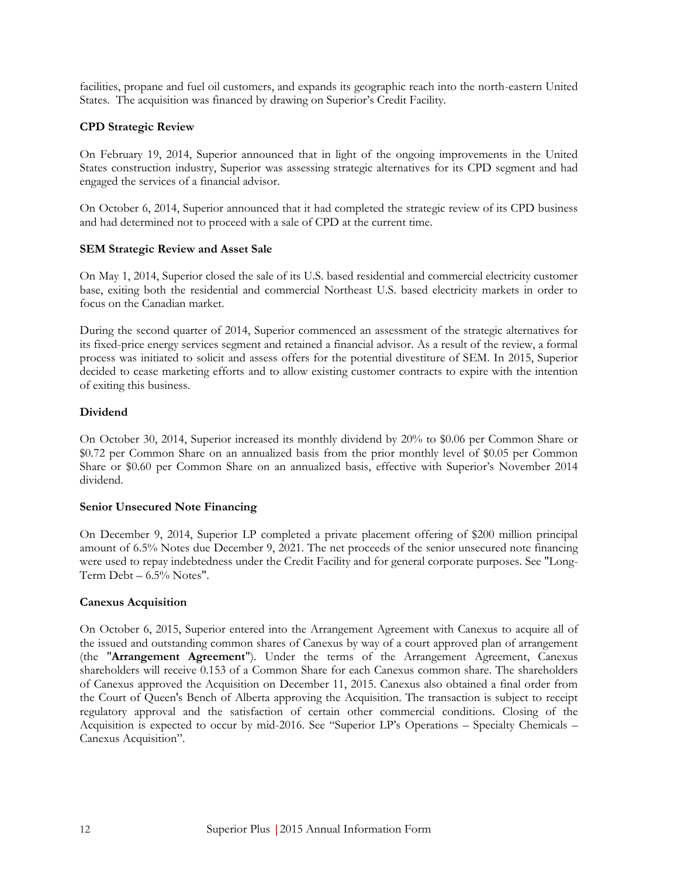facilities, propane and fuel oil customers, and expands its geographic reach into the north-eastern United States. The acquisition was financed by drawing on Superior's Credit Facility.

**CPD Strategic Review**

On February 19, 2014, Superior announced that in light of the ongoing improvements in the United States construction industry, Superior was assessing strategic alternatives for its CPD segment and had engaged the services of a financial advisor.

On October 6, 2014, Superior announced that it had completed the strategic review of its CPD business and had determined not to proceed with a sale of CPD at the current time.

**SEM Strategic Review and Asset Sale**

On May 1, 2014, Superior closed the sale of its U.S. based residential and commercial electricity customer base, exiting both the residential and commercial Northeast U.S. based electricity markets in order to focus on the Canadian market.

During the second quarter of 2014, Superior commenced an assessment of the strategic alternatives for its fixed-price energy services segment and retained a financial advisor. As a result of the review, a formal process was initiated to solicit and assess offers for the potential divestiture of SEM. In 2015, Superior decided to cease marketing efforts and to allow existing customer contracts to expire with the intention of exiting this business.

**Dividend**

On October 30, 2014, Superior increased its monthly dividend by 20% to $0.06 per Common Share or $0.72 per Common Share on an annualized basis from the prior monthly level of $0.05 per Common Share or $0.60 per Common Share on an annualized basis, effective with Superior's November 2014 dividend.

**Senior Unsecured Note Financing**

On December 9, 2014, Superior LP completed a private placement offering of $200 million principal amount of 6.5% Notes due December 9, 2021. The net proceeds of the senior unsecured note financing were used to repay indebtedness under the Credit Facility and for general corporate purposes. See "Long-Term Debt – 6.5% Notes".

**Canexus Acquisition**

On October 6, 2015, Superior entered into the Arrangement Agreement with Canexus to acquire all of the issued and outstanding common shares of Canexus by way of a court approved plan of arrangement (the "**Arrangement Agreement**"). Under the terms of the Arrangement Agreement, Canexus shareholders will receive 0.153 of a Common Share for each Canexus common share. The shareholders of Canexus approved the Acquisition on December 11, 2015. Canexus also obtained a final order from the Court of Queen's Bench of Alberta approving the Acquisition. The transaction is subject to receipt regulatory approval and the satisfaction of certain other commercial conditions. Closing of the Acquisition is expected to occur by mid-2016. See "Superior LP's Operations – Specialty Chemicals – Canexus Acquisition".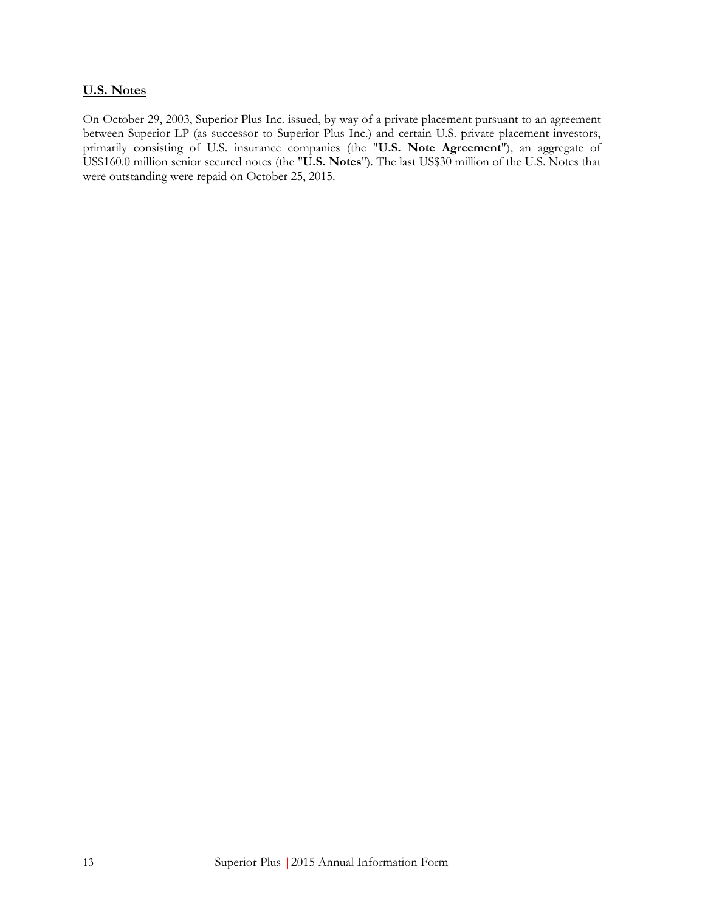## U.S. Notes

On October 29, 2003, Superior Plus Inc. issued, by way of a private placement pursuant to an agreement between Superior LP (as successor to Superior Plus Inc.) and certain U.S. private placement investors, primarily consisting of U.S. insurance companies (the "**U.S. Note Agreement**"), an aggregate of US$160.0 million senior secured notes (the "**U.S. Notes**"). The last US$30 million of the U.S. Notes that were outstanding were repaid on October 25, 2015.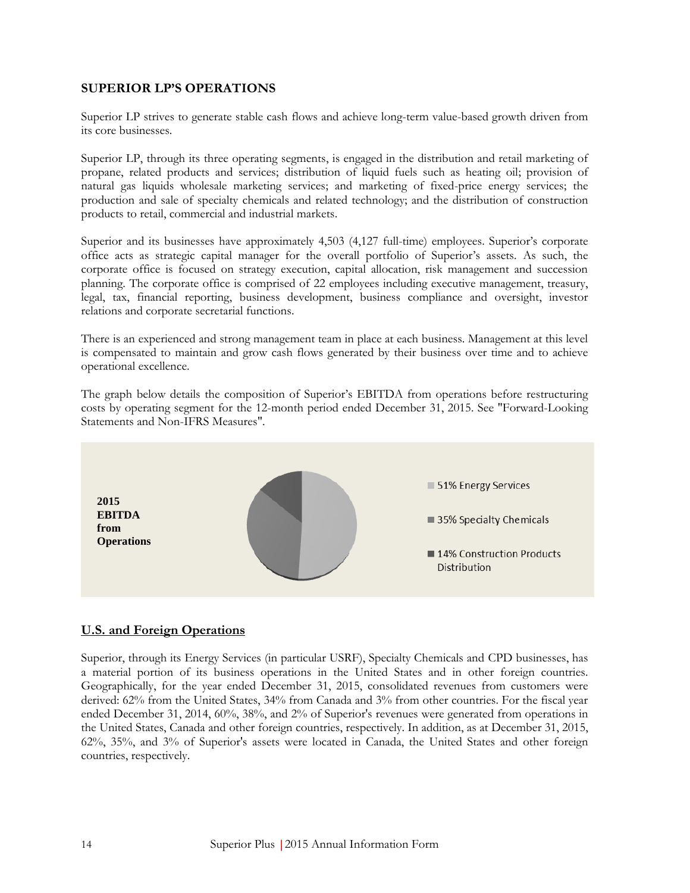## SUPERIOR LP'S OPERATIONS

Superior LP strives to generate stable cash flows and achieve long-term value-based growth driven from its core businesses.

Superior LP, through its three operating segments, is engaged in the distribution and retail marketing of propane, related products and services; distribution of liquid fuels such as heating oil; provision of natural gas liquids wholesale marketing services; and marketing of fixed-price energy services; the production and sale of specialty chemicals and related technology; and the distribution of construction products to retail, commercial and industrial markets.

Superior and its businesses have approximately 4,503 (4,127 full-time) employees. Superior's corporate office acts as strategic capital manager for the overall portfolio of Superior's assets. As such, the corporate office is focused on strategy execution, capital allocation, risk management and succession planning. The corporate office is comprised of 22 employees including executive management, treasury, legal, tax, financial reporting, business development, business compliance and oversight, investor relations and corporate secretarial functions.

There is an experienced and strong management team in place at each business. Management at this level is compensated to maintain and grow cash flows generated by their business over time and to achieve operational excellence.

The graph below details the composition of Superior's EBITDA from operations before restructuring costs by operating segment for the 12-month period ended December 31, 2015. See "Forward-Looking Statements and Non-IFRS Measures".

**2015 EBITDA from Operations**

- 51% Energy Services
- 35% Specialty Chemicals
- 14% Construction Products Distribution

### U.S. and Foreign Operations

Superior, through its Energy Services (in particular USRF), Specialty Chemicals and CPD businesses, has a material portion of its business operations in the United States and in other foreign countries. Geographically, for the year ended December 31, 2015, consolidated revenues from customers were derived: 62% from the United States, 34% from Canada and 3% from other countries. For the fiscal year ended December 31, 2014, 60%, 38%, and 2% of Superior's revenues were generated from operations in the United States, Canada and other foreign countries, respectively. In addition, as at December 31, 2015, 62%, 35%, and 3% of Superior's assets were located in Canada, the United States and other foreign countries, respectively.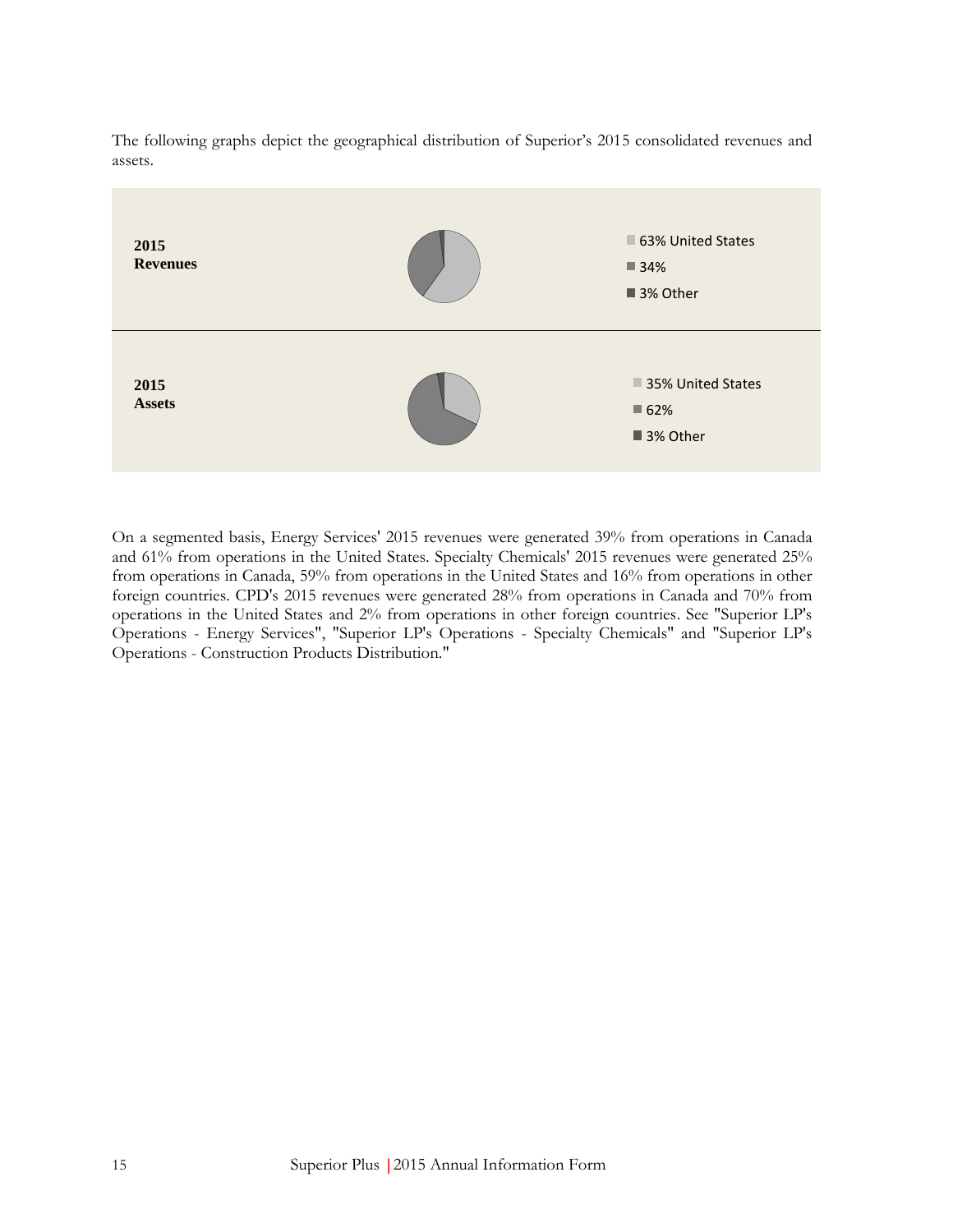The following graphs depict the geographical distribution of Superior's 2015 consolidated revenues and assets.

**2015 Revenues**

- 63% United States
- 34%
- 3% Other

**2015 Assets**

- 35% United States
- 62%
- 3% Other

On a segmented basis, Energy Services' 2015 revenues were generated 39% from operations in Canada and 61% from operations in the United States. Specialty Chemicals' 2015 revenues were generated 25% from operations in Canada, 59% from operations in the United States and 16% from operations in other foreign countries. CPD's 2015 revenues were generated 28% from operations in Canada and 70% from operations in the United States and 2% from operations in other foreign countries. See "Superior LP's Operations - Energy Services", "Superior LP's Operations - Specialty Chemicals" and "Superior LP's Operations - Construction Products Distribution."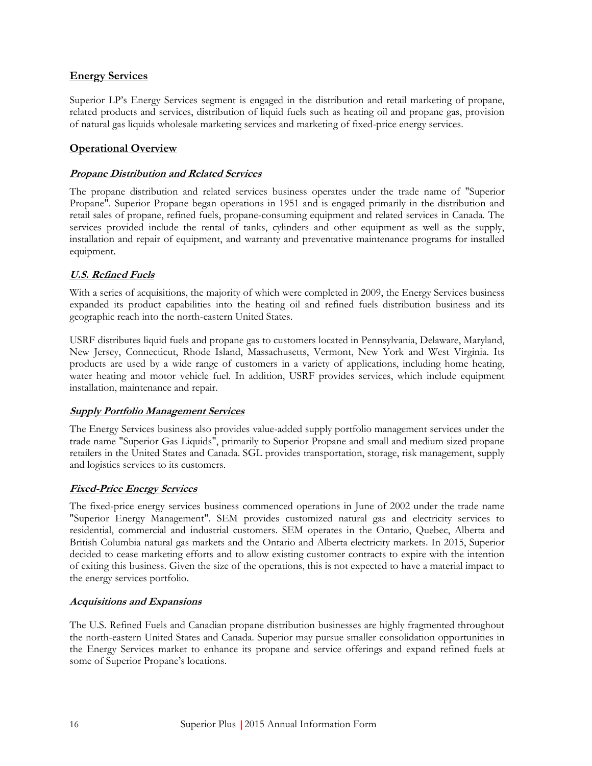## Energy Services

Superior LP's Energy Services segment is engaged in the distribution and retail marketing of propane, related products and services, distribution of liquid fuels such as heating oil and propane gas, provision of natural gas liquids wholesale marketing services and marketing of fixed-price energy services.

## Operational Overview

### *Propane Distribution and Related Services*

The propane distribution and related services business operates under the trade name of "Superior Propane". Superior Propane began operations in 1951 and is engaged primarily in the distribution and retail sales of propane, refined fuels, propane-consuming equipment and related services in Canada. The services provided include the rental of tanks, cylinders and other equipment as well as the supply, installation and repair of equipment, and warranty and preventative maintenance programs for installed equipment.

### *U.S. Refined Fuels*

With a series of acquisitions, the majority of which were completed in 2009, the Energy Services business expanded its product capabilities into the heating oil and refined fuels distribution business and its geographic reach into the north-eastern United States.

USRF distributes liquid fuels and propane gas to customers located in Pennsylvania, Delaware, Maryland, New Jersey, Connecticut, Rhode Island, Massachusetts, Vermont, New York and West Virginia. Its products are used by a wide range of customers in a variety of applications, including home heating, water heating and motor vehicle fuel. In addition, USRF provides services, which include equipment installation, maintenance and repair.

### *Supply Portfolio Management Services*

The Energy Services business also provides value-added supply portfolio management services under the trade name "Superior Gas Liquids", primarily to Superior Propane and small and medium sized propane retailers in the United States and Canada. SGL provides transportation, storage, risk management, supply and logistics services to its customers.

### *Fixed-Price Energy Services*

The fixed-price energy services business commenced operations in June of 2002 under the trade name "Superior Energy Management". SEM provides customized natural gas and electricity services to residential, commercial and industrial customers. SEM operates in the Ontario, Quebec, Alberta and British Columbia natural gas markets and the Ontario and Alberta electricity markets. In 2015, Superior decided to cease marketing efforts and to allow existing customer contracts to expire with the intention of exiting this business. Given the size of the operations, this is not expected to have a material impact to the energy services portfolio.

### *Acquisitions and Expansions*

The U.S. Refined Fuels and Canadian propane distribution businesses are highly fragmented throughout the north-eastern United States and Canada. Superior may pursue smaller consolidation opportunities in the Energy Services market to enhance its propane and service offerings and expand refined fuels at some of Superior Propane's locations.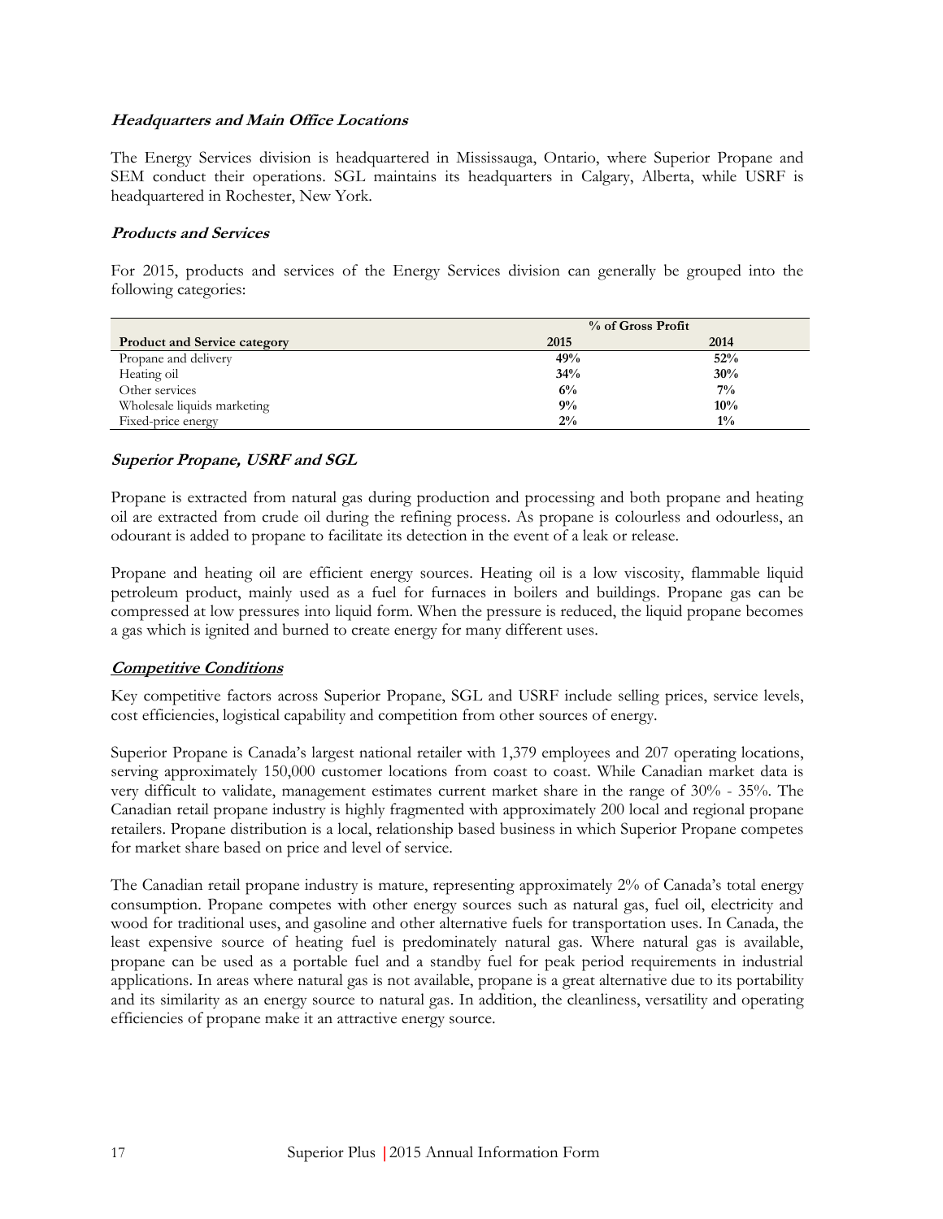### *Headquarters and Main Office Locations*

The Energy Services division is headquartered in Mississauga, Ontario, where Superior Propane and SEM conduct their operations. SGL maintains its headquarters in Calgary, Alberta, while USRF is headquartered in Rochester, New York.

### *Products and Services*

For 2015, products and services of the Energy Services division can generally be grouped into the following categories:

| | % of Gross Profit | |
|---|---|---|
| **Product and Service category** | **2015** | **2014** |
| Propane and delivery | **49%** | **52%** |
| Heating oil | **34%** | **30%** |
| Other services | **6%** | **7%** |
| Wholesale liquids marketing | **9%** | **10%** |
| Fixed-price energy | **2%** | **1%** |

### *Superior Propane, USRF and SGL*

Propane is extracted from natural gas during production and processing and both propane and heating oil are extracted from crude oil during the refining process. As propane is colourless and odourless, an odourant is added to propane to facilitate its detection in the event of a leak or release.

Propane and heating oil are efficient energy sources. Heating oil is a low viscosity, flammable liquid petroleum product, mainly used as a fuel for furnaces in boilers and buildings. Propane gas can be compressed at low pressures into liquid form. When the pressure is reduced, the liquid propane becomes a gas which is ignited and burned to create energy for many different uses.

### *Competitive Conditions*

Key competitive factors across Superior Propane, SGL and USRF include selling prices, service levels, cost efficiencies, logistical capability and competition from other sources of energy.

Superior Propane is Canada's largest national retailer with 1,379 employees and 207 operating locations, serving approximately 150,000 customer locations from coast to coast. While Canadian market data is very difficult to validate, management estimates current market share in the range of 30% - 35%. The Canadian retail propane industry is highly fragmented with approximately 200 local and regional propane retailers. Propane distribution is a local, relationship based business in which Superior Propane competes for market share based on price and level of service.

The Canadian retail propane industry is mature, representing approximately 2% of Canada's total energy consumption. Propane competes with other energy sources such as natural gas, fuel oil, electricity and wood for traditional uses, and gasoline and other alternative fuels for transportation uses. In Canada, the least expensive source of heating fuel is predominately natural gas. Where natural gas is available, propane can be used as a portable fuel and a standby fuel for peak period requirements in industrial applications. In areas where natural gas is not available, propane is a great alternative due to its portability and its similarity as an energy source to natural gas. In addition, the cleanliness, versatility and operating efficiencies of propane make it an attractive energy source.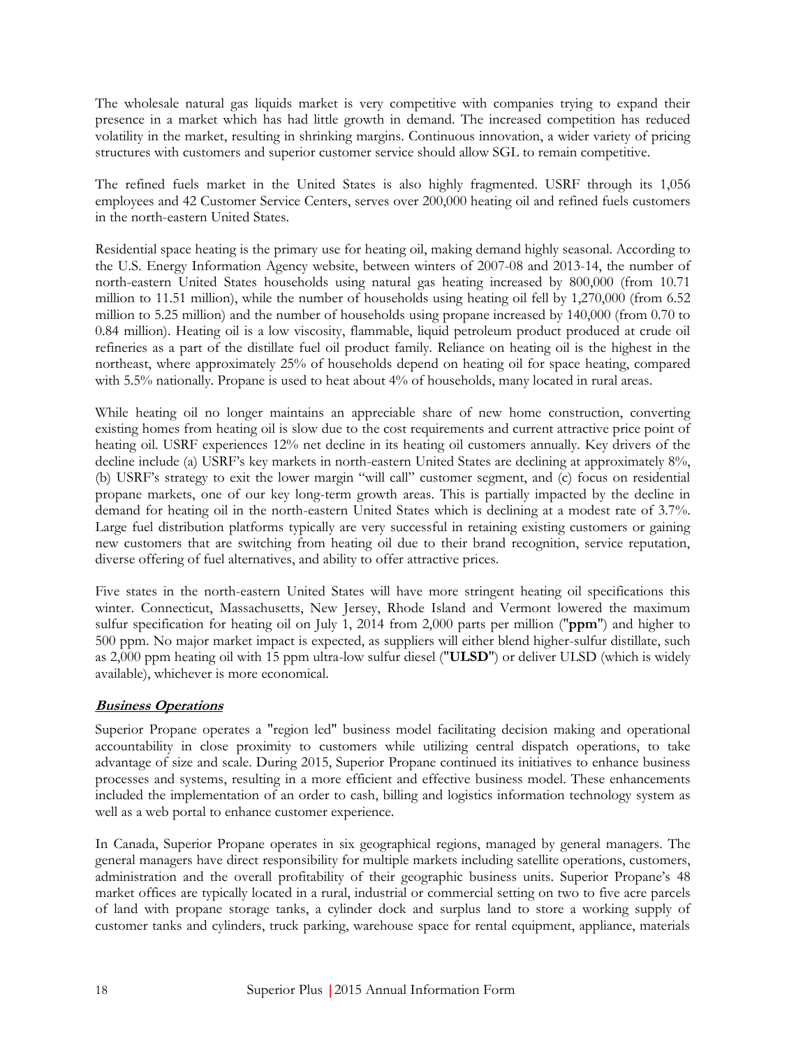The wholesale natural gas liquids market is very competitive with companies trying to expand their presence in a market which has had little growth in demand. The increased competition has reduced volatility in the market, resulting in shrinking margins. Continuous innovation, a wider variety of pricing structures with customers and superior customer service should allow SGL to remain competitive.

The refined fuels market in the United States is also highly fragmented. USRF through its 1,056 employees and 42 Customer Service Centers, serves over 200,000 heating oil and refined fuels customers in the north-eastern United States.

Residential space heating is the primary use for heating oil, making demand highly seasonal. According to the U.S. Energy Information Agency website, between winters of 2007-08 and 2013-14, the number of north-eastern United States households using natural gas heating increased by 800,000 (from 10.71 million to 11.51 million), while the number of households using heating oil fell by 1,270,000 (from 6.52 million to 5.25 million) and the number of households using propane increased by 140,000 (from 0.70 to 0.84 million). Heating oil is a low viscosity, flammable, liquid petroleum product produced at crude oil refineries as a part of the distillate fuel oil product family. Reliance on heating oil is the highest in the northeast, where approximately 25% of households depend on heating oil for space heating, compared with 5.5% nationally. Propane is used to heat about 4% of households, many located in rural areas.

While heating oil no longer maintains an appreciable share of new home construction, converting existing homes from heating oil is slow due to the cost requirements and current attractive price point of heating oil. USRF experiences 12% net decline in its heating oil customers annually. Key drivers of the decline include (a) USRF's key markets in north-eastern United States are declining at approximately 8%, (b) USRF's strategy to exit the lower margin "will call" customer segment, and (c) focus on residential propane markets, one of our key long-term growth areas. This is partially impacted by the decline in demand for heating oil in the north-eastern United States which is declining at a modest rate of 3.7%. Large fuel distribution platforms typically are very successful in retaining existing customers or gaining new customers that are switching from heating oil due to their brand recognition, service reputation, diverse offering of fuel alternatives, and ability to offer attractive prices.

Five states in the north-eastern United States will have more stringent heating oil specifications this winter. Connecticut, Massachusetts, New Jersey, Rhode Island and Vermont lowered the maximum sulfur specification for heating oil on July 1, 2014 from 2,000 parts per million ("**ppm**") and higher to 500 ppm. No major market impact is expected, as suppliers will either blend higher-sulfur distillate, such as 2,000 ppm heating oil with 15 ppm ultra-low sulfur diesel ("**ULSD**") or deliver ULSD (which is widely available), whichever is more economical.

## ***Business Operations***

Superior Propane operates a "region led" business model facilitating decision making and operational accountability in close proximity to customers while utilizing central dispatch operations, to take advantage of size and scale. During 2015, Superior Propane continued its initiatives to enhance business processes and systems, resulting in a more efficient and effective business model. These enhancements included the implementation of an order to cash, billing and logistics information technology system as well as a web portal to enhance customer experience.

In Canada, Superior Propane operates in six geographical regions, managed by general managers. The general managers have direct responsibility for multiple markets including satellite operations, customers, administration and the overall profitability of their geographic business units. Superior Propane's 48 market offices are typically located in a rural, industrial or commercial setting on two to five acre parcels of land with propane storage tanks, a cylinder dock and surplus land to store a working supply of customer tanks and cylinders, truck parking, warehouse space for rental equipment, appliance, materials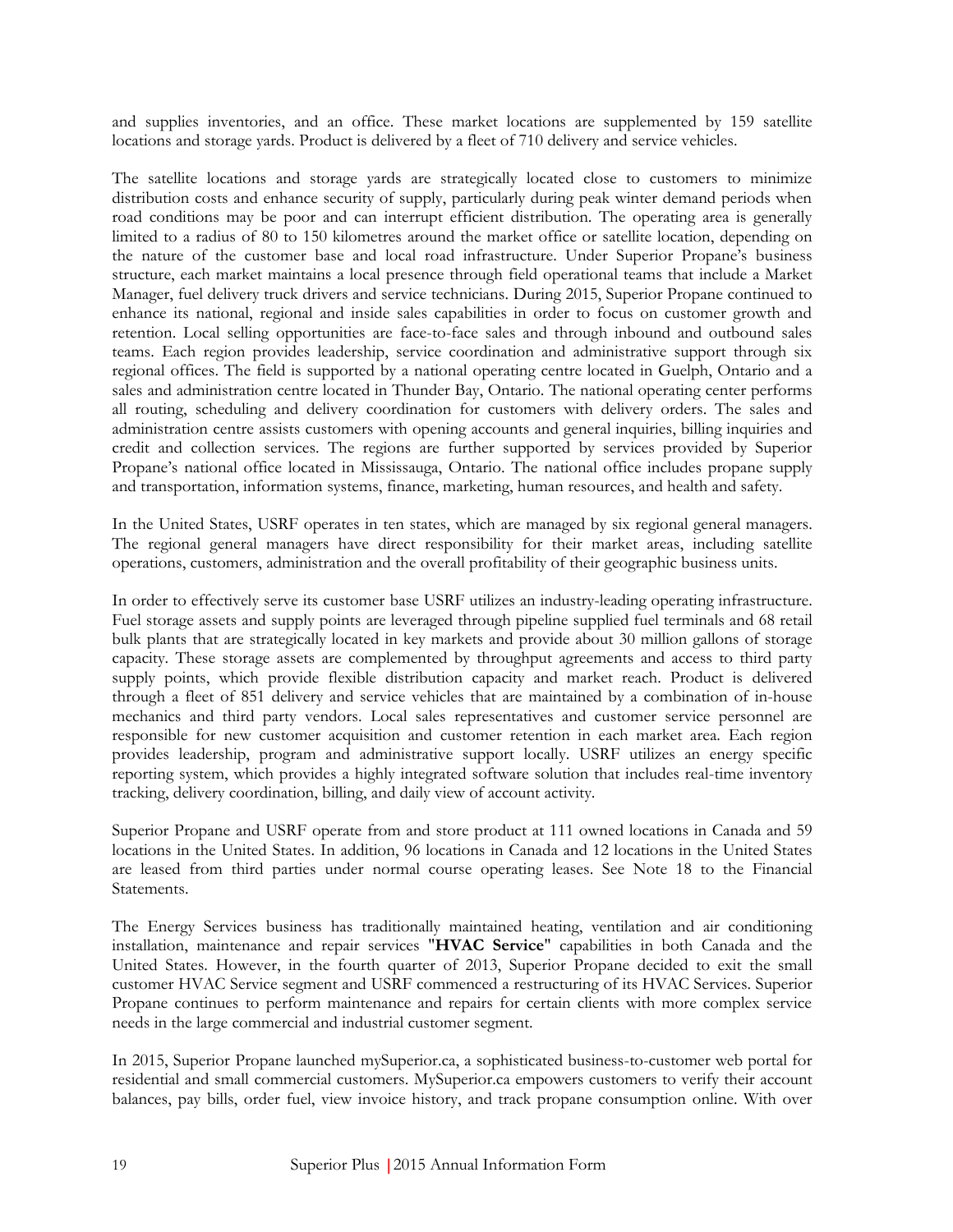and supplies inventories, and an office. These market locations are supplemented by 159 satellite locations and storage yards. Product is delivered by a fleet of 710 delivery and service vehicles.

The satellite locations and storage yards are strategically located close to customers to minimize distribution costs and enhance security of supply, particularly during peak winter demand periods when road conditions may be poor and can interrupt efficient distribution. The operating area is generally limited to a radius of 80 to 150 kilometres around the market office or satellite location, depending on the nature of the customer base and local road infrastructure. Under Superior Propane's business structure, each market maintains a local presence through field operational teams that include a Market Manager, fuel delivery truck drivers and service technicians. During 2015, Superior Propane continued to enhance its national, regional and inside sales capabilities in order to focus on customer growth and retention. Local selling opportunities are face-to-face sales and through inbound and outbound sales teams. Each region provides leadership, service coordination and administrative support through six regional offices. The field is supported by a national operating centre located in Guelph, Ontario and a sales and administration centre located in Thunder Bay, Ontario. The national operating center performs all routing, scheduling and delivery coordination for customers with delivery orders. The sales and administration centre assists customers with opening accounts and general inquiries, billing inquiries and credit and collection services. The regions are further supported by services provided by Superior Propane's national office located in Mississauga, Ontario. The national office includes propane supply and transportation, information systems, finance, marketing, human resources, and health and safety.

In the United States, USRF operates in ten states, which are managed by six regional general managers. The regional general managers have direct responsibility for their market areas, including satellite operations, customers, administration and the overall profitability of their geographic business units.

In order to effectively serve its customer base USRF utilizes an industry-leading operating infrastructure. Fuel storage assets and supply points are leveraged through pipeline supplied fuel terminals and 68 retail bulk plants that are strategically located in key markets and provide about 30 million gallons of storage capacity. These storage assets are complemented by throughput agreements and access to third party supply points, which provide flexible distribution capacity and market reach. Product is delivered through a fleet of 851 delivery and service vehicles that are maintained by a combination of in-house mechanics and third party vendors. Local sales representatives and customer service personnel are responsible for new customer acquisition and customer retention in each market area. Each region provides leadership, program and administrative support locally. USRF utilizes an energy specific reporting system, which provides a highly integrated software solution that includes real-time inventory tracking, delivery coordination, billing, and daily view of account activity.

Superior Propane and USRF operate from and store product at 111 owned locations in Canada and 59 locations in the United States. In addition, 96 locations in Canada and 12 locations in the United States are leased from third parties under normal course operating leases. See Note 18 to the Financial Statements.

The Energy Services business has traditionally maintained heating, ventilation and air conditioning installation, maintenance and repair services "**HVAC Service**" capabilities in both Canada and the United States. However, in the fourth quarter of 2013, Superior Propane decided to exit the small customer HVAC Service segment and USRF commenced a restructuring of its HVAC Services. Superior Propane continues to perform maintenance and repairs for certain clients with more complex service needs in the large commercial and industrial customer segment.

In 2015, Superior Propane launched mySuperior.ca, a sophisticated business-to-customer web portal for residential and small commercial customers. MySuperior.ca empowers customers to verify their account balances, pay bills, order fuel, view invoice history, and track propane consumption online. With over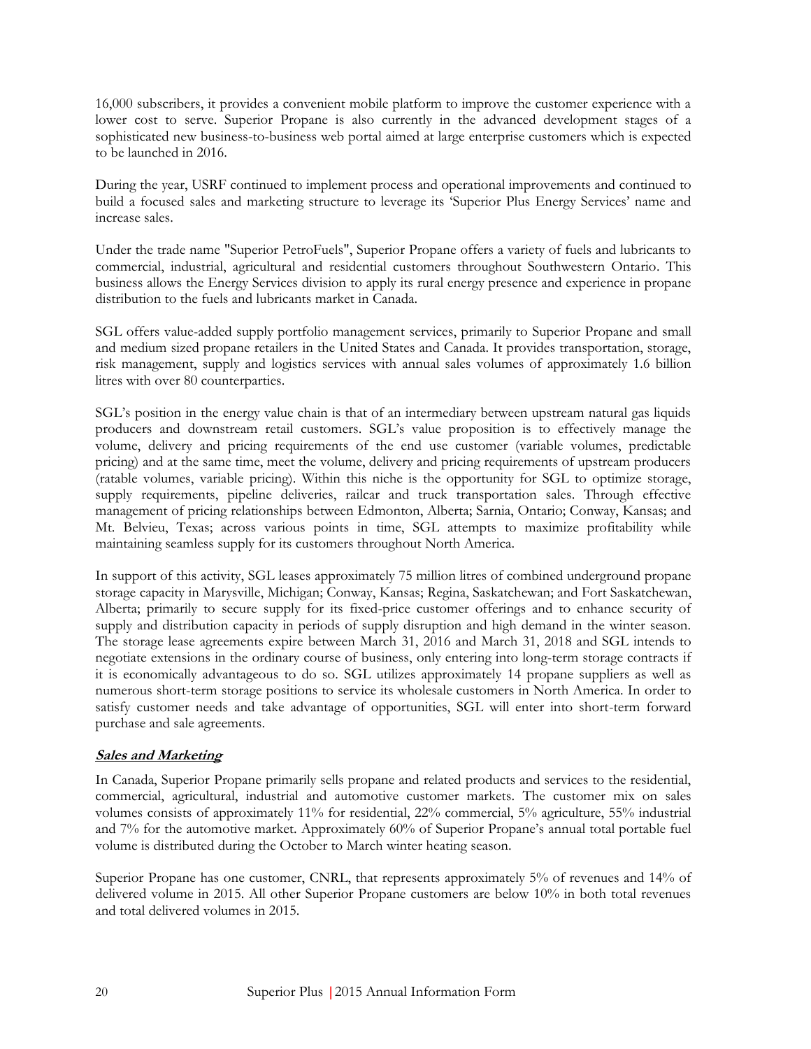16,000 subscribers, it provides a convenient mobile platform to improve the customer experience with a lower cost to serve. Superior Propane is also currently in the advanced development stages of a sophisticated new business-to-business web portal aimed at large enterprise customers which is expected to be launched in 2016.

During the year, USRF continued to implement process and operational improvements and continued to build a focused sales and marketing structure to leverage its 'Superior Plus Energy Services' name and increase sales.

Under the trade name "Superior PetroFuels", Superior Propane offers a variety of fuels and lubricants to commercial, industrial, agricultural and residential customers throughout Southwestern Ontario. This business allows the Energy Services division to apply its rural energy presence and experience in propane distribution to the fuels and lubricants market in Canada.

SGL offers value-added supply portfolio management services, primarily to Superior Propane and small and medium sized propane retailers in the United States and Canada. It provides transportation, storage, risk management, supply and logistics services with annual sales volumes of approximately 1.6 billion litres with over 80 counterparties.

SGL's position in the energy value chain is that of an intermediary between upstream natural gas liquids producers and downstream retail customers. SGL's value proposition is to effectively manage the volume, delivery and pricing requirements of the end use customer (variable volumes, predictable pricing) and at the same time, meet the volume, delivery and pricing requirements of upstream producers (ratable volumes, variable pricing). Within this niche is the opportunity for SGL to optimize storage, supply requirements, pipeline deliveries, railcar and truck transportation sales. Through effective management of pricing relationships between Edmonton, Alberta; Sarnia, Ontario; Conway, Kansas; and Mt. Belvieu, Texas; across various points in time, SGL attempts to maximize profitability while maintaining seamless supply for its customers throughout North America.

In support of this activity, SGL leases approximately 75 million litres of combined underground propane storage capacity in Marysville, Michigan; Conway, Kansas; Regina, Saskatchewan; and Fort Saskatchewan, Alberta; primarily to secure supply for its fixed-price customer offerings and to enhance security of supply and distribution capacity in periods of supply disruption and high demand in the winter season. The storage lease agreements expire between March 31, 2016 and March 31, 2018 and SGL intends to negotiate extensions in the ordinary course of business, only entering into long-term storage contracts if it is economically advantageous to do so. SGL utilizes approximately 14 propane suppliers as well as numerous short-term storage positions to service its wholesale customers in North America. In order to satisfy customer needs and take advantage of opportunities, SGL will enter into short-term forward purchase and sale agreements.

***Sales and Marketing***

In Canada, Superior Propane primarily sells propane and related products and services to the residential, commercial, agricultural, industrial and automotive customer markets. The customer mix on sales volumes consists of approximately 11% for residential, 22% commercial, 5% agriculture, 55% industrial and 7% for the automotive market. Approximately 60% of Superior Propane's annual total portable fuel volume is distributed during the October to March winter heating season.

Superior Propane has one customer, CNRL, that represents approximately 5% of revenues and 14% of delivered volume in 2015. All other Superior Propane customers are below 10% in both total revenues and total delivered volumes in 2015.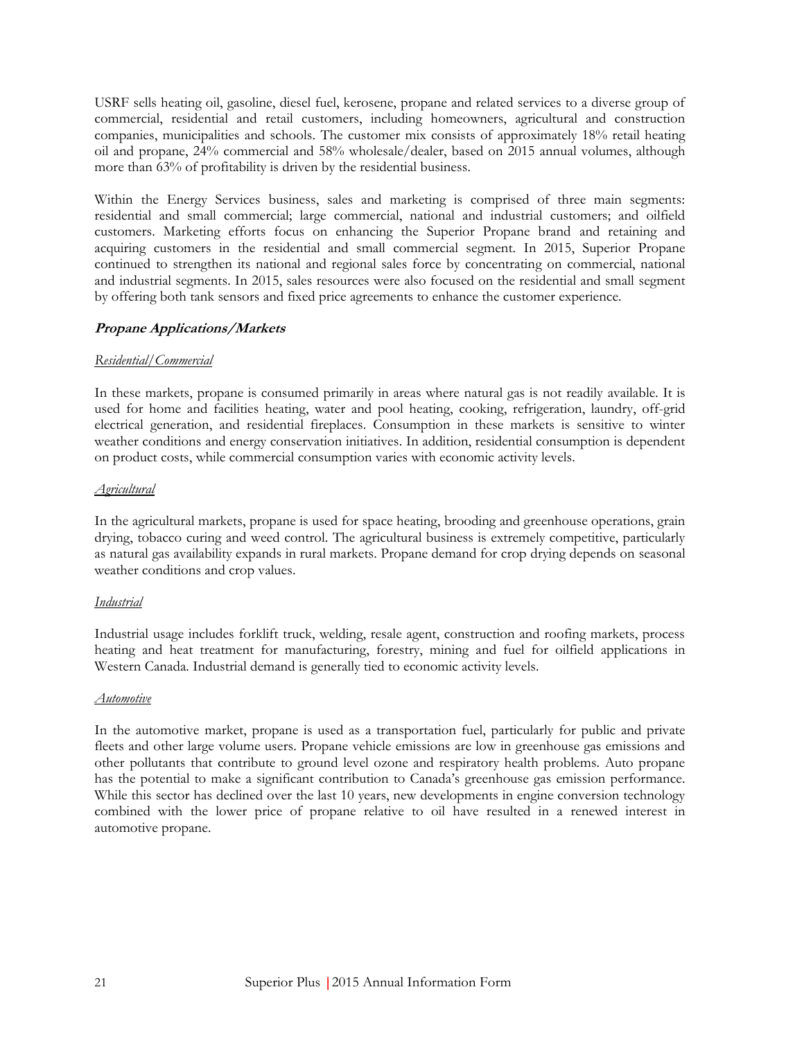USRF sells heating oil, gasoline, diesel fuel, kerosene, propane and related services to a diverse group of commercial, residential and retail customers, including homeowners, agricultural and construction companies, municipalities and schools. The customer mix consists of approximately 18% retail heating oil and propane, 24% commercial and 58% wholesale/dealer, based on 2015 annual volumes, although more than 63% of profitability is driven by the residential business.

Within the Energy Services business, sales and marketing is comprised of three main segments: residential and small commercial; large commercial, national and industrial customers; and oilfield customers. Marketing efforts focus on enhancing the Superior Propane brand and retaining and acquiring customers in the residential and small commercial segment. In 2015, Superior Propane continued to strengthen its national and regional sales force by concentrating on commercial, national and industrial segments. In 2015, sales resources were also focused on the residential and small segment by offering both tank sensors and fixed price agreements to enhance the customer experience.

### ***Propane Applications/Markets***

*Residential/Commercial*

In these markets, propane is consumed primarily in areas where natural gas is not readily available. It is used for home and facilities heating, water and pool heating, cooking, refrigeration, laundry, off-grid electrical generation, and residential fireplaces. Consumption in these markets is sensitive to winter weather conditions and energy conservation initiatives. In addition, residential consumption is dependent on product costs, while commercial consumption varies with economic activity levels.

*Agricultural*

In the agricultural markets, propane is used for space heating, brooding and greenhouse operations, grain drying, tobacco curing and weed control. The agricultural business is extremely competitive, particularly as natural gas availability expands in rural markets. Propane demand for crop drying depends on seasonal weather conditions and crop values.

*Industrial*

Industrial usage includes forklift truck, welding, resale agent, construction and roofing markets, process heating and heat treatment for manufacturing, forestry, mining and fuel for oilfield applications in Western Canada. Industrial demand is generally tied to economic activity levels.

*Automotive*

In the automotive market, propane is used as a transportation fuel, particularly for public and private fleets and other large volume users. Propane vehicle emissions are low in greenhouse gas emissions and other pollutants that contribute to ground level ozone and respiratory health problems. Auto propane has the potential to make a significant contribution to Canada's greenhouse gas emission performance. While this sector has declined over the last 10 years, new developments in engine conversion technology combined with the lower price of propane relative to oil have resulted in a renewed interest in automotive propane.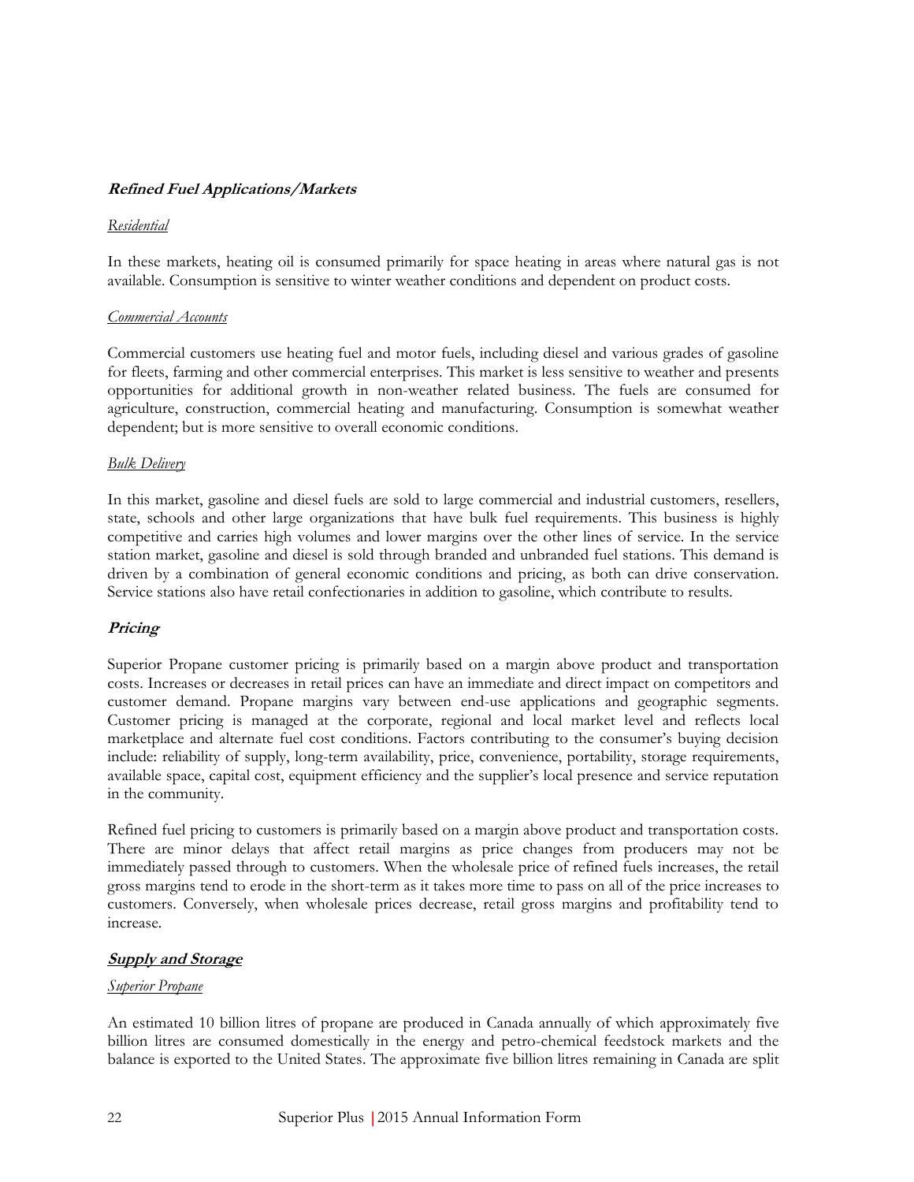### ***Refined Fuel Applications/Markets***

*Residential*

In these markets, heating oil is consumed primarily for space heating in areas where natural gas is not available. Consumption is sensitive to winter weather conditions and dependent on product costs.

*Commercial Accounts*

Commercial customers use heating fuel and motor fuels, including diesel and various grades of gasoline for fleets, farming and other commercial enterprises. This market is less sensitive to weather and presents opportunities for additional growth in non-weather related business. The fuels are consumed for agriculture, construction, commercial heating and manufacturing. Consumption is somewhat weather dependent; but is more sensitive to overall economic conditions.

*Bulk Delivery*

In this market, gasoline and diesel fuels are sold to large commercial and industrial customers, resellers, state, schools and other large organizations that have bulk fuel requirements. This business is highly competitive and carries high volumes and lower margins over the other lines of service. In the service station market, gasoline and diesel is sold through branded and unbranded fuel stations. This demand is driven by a combination of general economic conditions and pricing, as both can drive conservation. Service stations also have retail confectionaries in addition to gasoline, which contribute to results.

### ***Pricing***

Superior Propane customer pricing is primarily based on a margin above product and transportation costs. Increases or decreases in retail prices can have an immediate and direct impact on competitors and customer demand. Propane margins vary between end-use applications and geographic segments. Customer pricing is managed at the corporate, regional and local market level and reflects local marketplace and alternate fuel cost conditions. Factors contributing to the consumer's buying decision include: reliability of supply, long-term availability, price, convenience, portability, storage requirements, available space, capital cost, equipment efficiency and the supplier's local presence and service reputation in the community.

Refined fuel pricing to customers is primarily based on a margin above product and transportation costs. There are minor delays that affect retail margins as price changes from producers may not be immediately passed through to customers. When the wholesale price of refined fuels increases, the retail gross margins tend to erode in the short-term as it takes more time to pass on all of the price increases to customers. Conversely, when wholesale prices decrease, retail gross margins and profitability tend to increase.

### ***Supply and Storage***

*Superior Propane*

An estimated 10 billion litres of propane are produced in Canada annually of which approximately five billion litres are consumed domestically in the energy and petro-chemical feedstock markets and the balance is exported to the United States. The approximate five billion litres remaining in Canada are split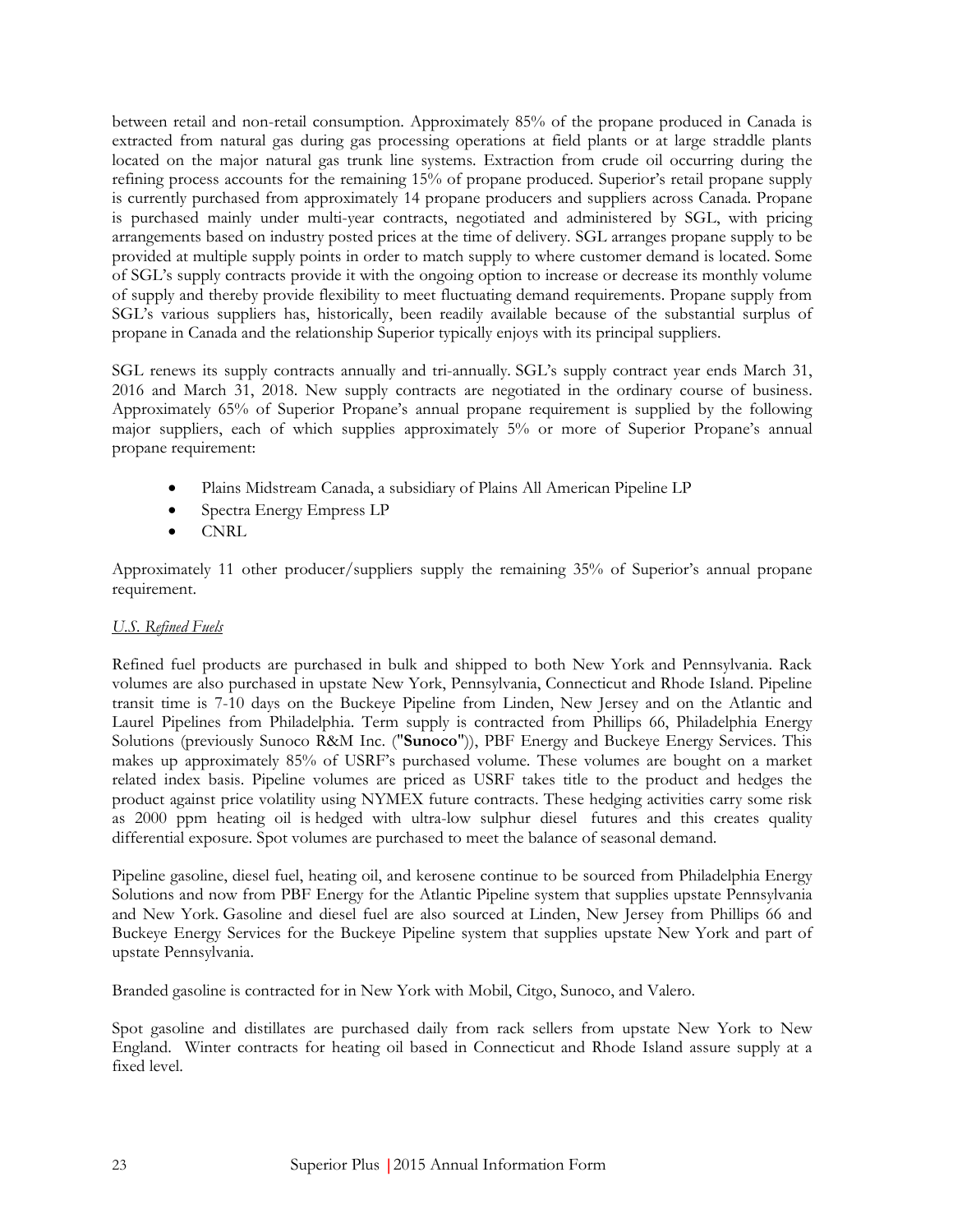between retail and non-retail consumption. Approximately 85% of the propane produced in Canada is extracted from natural gas during gas processing operations at field plants or at large straddle plants located on the major natural gas trunk line systems. Extraction from crude oil occurring during the refining process accounts for the remaining 15% of propane produced. Superior's retail propane supply is currently purchased from approximately 14 propane producers and suppliers across Canada. Propane is purchased mainly under multi-year contracts, negotiated and administered by SGL, with pricing arrangements based on industry posted prices at the time of delivery. SGL arranges propane supply to be provided at multiple supply points in order to match supply to where customer demand is located. Some of SGL's supply contracts provide it with the ongoing option to increase or decrease its monthly volume of supply and thereby provide flexibility to meet fluctuating demand requirements. Propane supply from SGL's various suppliers has, historically, been readily available because of the substantial surplus of propane in Canada and the relationship Superior typically enjoys with its principal suppliers.

SGL renews its supply contracts annually and tri-annually. SGL's supply contract year ends March 31, 2016 and March 31, 2018. New supply contracts are negotiated in the ordinary course of business. Approximately 65% of Superior Propane's annual propane requirement is supplied by the following major suppliers, each of which supplies approximately 5% or more of Superior Propane's annual propane requirement:

- Plains Midstream Canada, a subsidiary of Plains All American Pipeline LP
- Spectra Energy Empress LP
- CNRL

Approximately 11 other producer/suppliers supply the remaining 35% of Superior's annual propane requirement.

*U.S. Refined Fuels*

Refined fuel products are purchased in bulk and shipped to both New York and Pennsylvania. Rack volumes are also purchased in upstate New York, Pennsylvania, Connecticut and Rhode Island. Pipeline transit time is 7-10 days on the Buckeye Pipeline from Linden, New Jersey and on the Atlantic and Laurel Pipelines from Philadelphia. Term supply is contracted from Phillips 66, Philadelphia Energy Solutions (previously Sunoco R&M Inc. ("**Sunoco**")), PBF Energy and Buckeye Energy Services. This makes up approximately 85% of USRF's purchased volume. These volumes are bought on a market related index basis. Pipeline volumes are priced as USRF takes title to the product and hedges the product against price volatility using NYMEX future contracts. These hedging activities carry some risk as 2000 ppm heating oil is hedged with ultra-low sulphur diesel futures and this creates quality differential exposure. Spot volumes are purchased to meet the balance of seasonal demand.

Pipeline gasoline, diesel fuel, heating oil, and kerosene continue to be sourced from Philadelphia Energy Solutions and now from PBF Energy for the Atlantic Pipeline system that supplies upstate Pennsylvania and New York. Gasoline and diesel fuel are also sourced at Linden, New Jersey from Phillips 66 and Buckeye Energy Services for the Buckeye Pipeline system that supplies upstate New York and part of upstate Pennsylvania.

Branded gasoline is contracted for in New York with Mobil, Citgo, Sunoco, and Valero.

Spot gasoline and distillates are purchased daily from rack sellers from upstate New York to New England. Winter contracts for heating oil based in Connecticut and Rhode Island assure supply at a fixed level.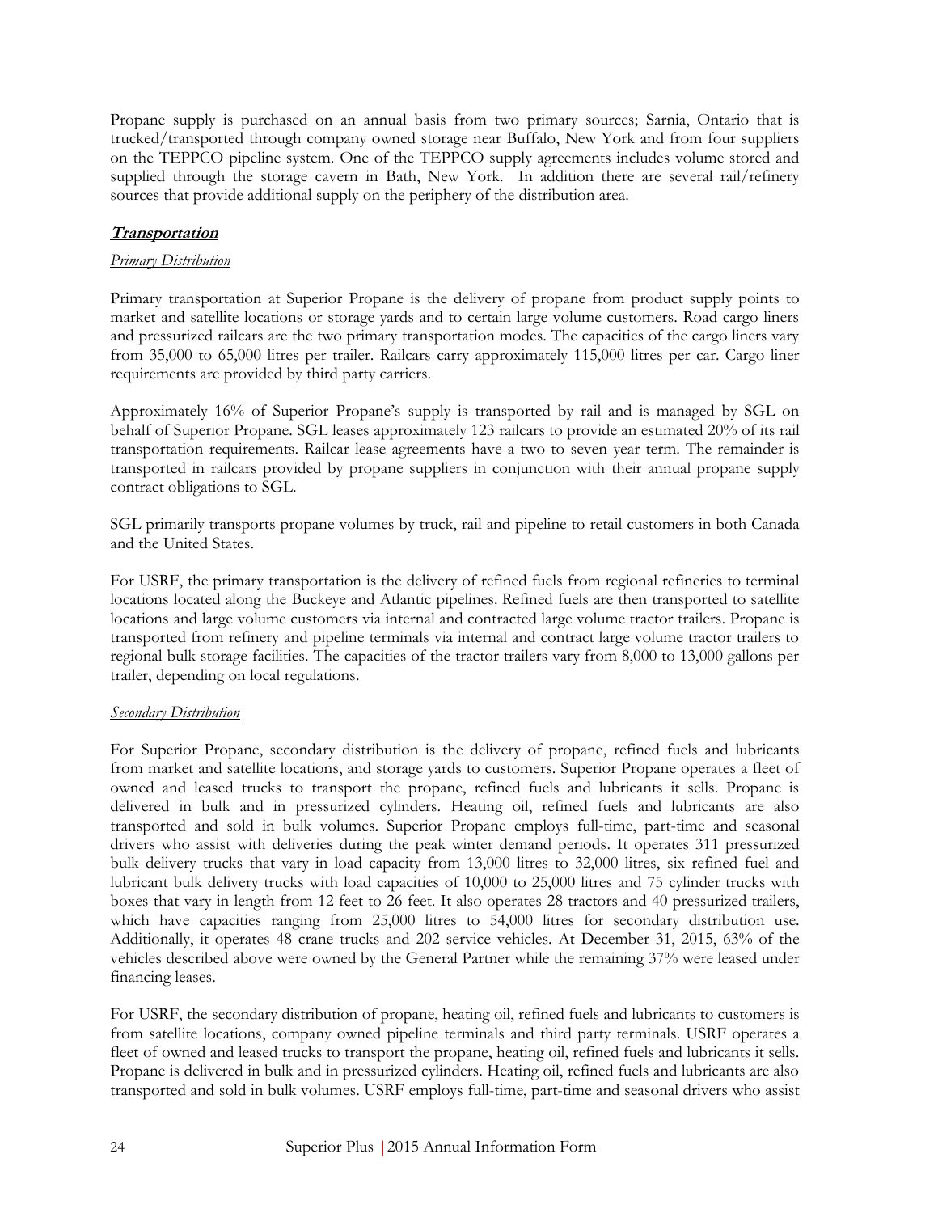Propane supply is purchased on an annual basis from two primary sources; Sarnia, Ontario that is trucked/transported through company owned storage near Buffalo, New York and from four suppliers on the TEPPCO pipeline system. One of the TEPPCO supply agreements includes volume stored and supplied through the storage cavern in Bath, New York. In addition there are several rail/refinery sources that provide additional supply on the periphery of the distribution area.

## ***Transportation***

### *Primary Distribution*

Primary transportation at Superior Propane is the delivery of propane from product supply points to market and satellite locations or storage yards and to certain large volume customers. Road cargo liners and pressurized railcars are the two primary transportation modes. The capacities of the cargo liners vary from 35,000 to 65,000 litres per trailer. Railcars carry approximately 115,000 litres per car. Cargo liner requirements are provided by third party carriers.

Approximately 16% of Superior Propane's supply is transported by rail and is managed by SGL on behalf of Superior Propane. SGL leases approximately 123 railcars to provide an estimated 20% of its rail transportation requirements. Railcar lease agreements have a two to seven year term. The remainder is transported in railcars provided by propane suppliers in conjunction with their annual propane supply contract obligations to SGL.

SGL primarily transports propane volumes by truck, rail and pipeline to retail customers in both Canada and the United States.

For USRF, the primary transportation is the delivery of refined fuels from regional refineries to terminal locations located along the Buckeye and Atlantic pipelines. Refined fuels are then transported to satellite locations and large volume customers via internal and contracted large volume tractor trailers. Propane is transported from refinery and pipeline terminals via internal and contract large volume tractor trailers to regional bulk storage facilities. The capacities of the tractor trailers vary from 8,000 to 13,000 gallons per trailer, depending on local regulations.

### *Secondary Distribution*

For Superior Propane, secondary distribution is the delivery of propane, refined fuels and lubricants from market and satellite locations, and storage yards to customers. Superior Propane operates a fleet of owned and leased trucks to transport the propane, refined fuels and lubricants it sells. Propane is delivered in bulk and in pressurized cylinders. Heating oil, refined fuels and lubricants are also transported and sold in bulk volumes. Superior Propane employs full-time, part-time and seasonal drivers who assist with deliveries during the peak winter demand periods. It operates 311 pressurized bulk delivery trucks that vary in load capacity from 13,000 litres to 32,000 litres, six refined fuel and lubricant bulk delivery trucks with load capacities of 10,000 to 25,000 litres and 75 cylinder trucks with boxes that vary in length from 12 feet to 26 feet. It also operates 28 tractors and 40 pressurized trailers, which have capacities ranging from 25,000 litres to 54,000 litres for secondary distribution use. Additionally, it operates 48 crane trucks and 202 service vehicles. At December 31, 2015, 63% of the vehicles described above were owned by the General Partner while the remaining 37% were leased under financing leases.

For USRF, the secondary distribution of propane, heating oil, refined fuels and lubricants to customers is from satellite locations, company owned pipeline terminals and third party terminals. USRF operates a fleet of owned and leased trucks to transport the propane, heating oil, refined fuels and lubricants it sells. Propane is delivered in bulk and in pressurized cylinders. Heating oil, refined fuels and lubricants are also transported and sold in bulk volumes. USRF employs full-time, part-time and seasonal drivers who assist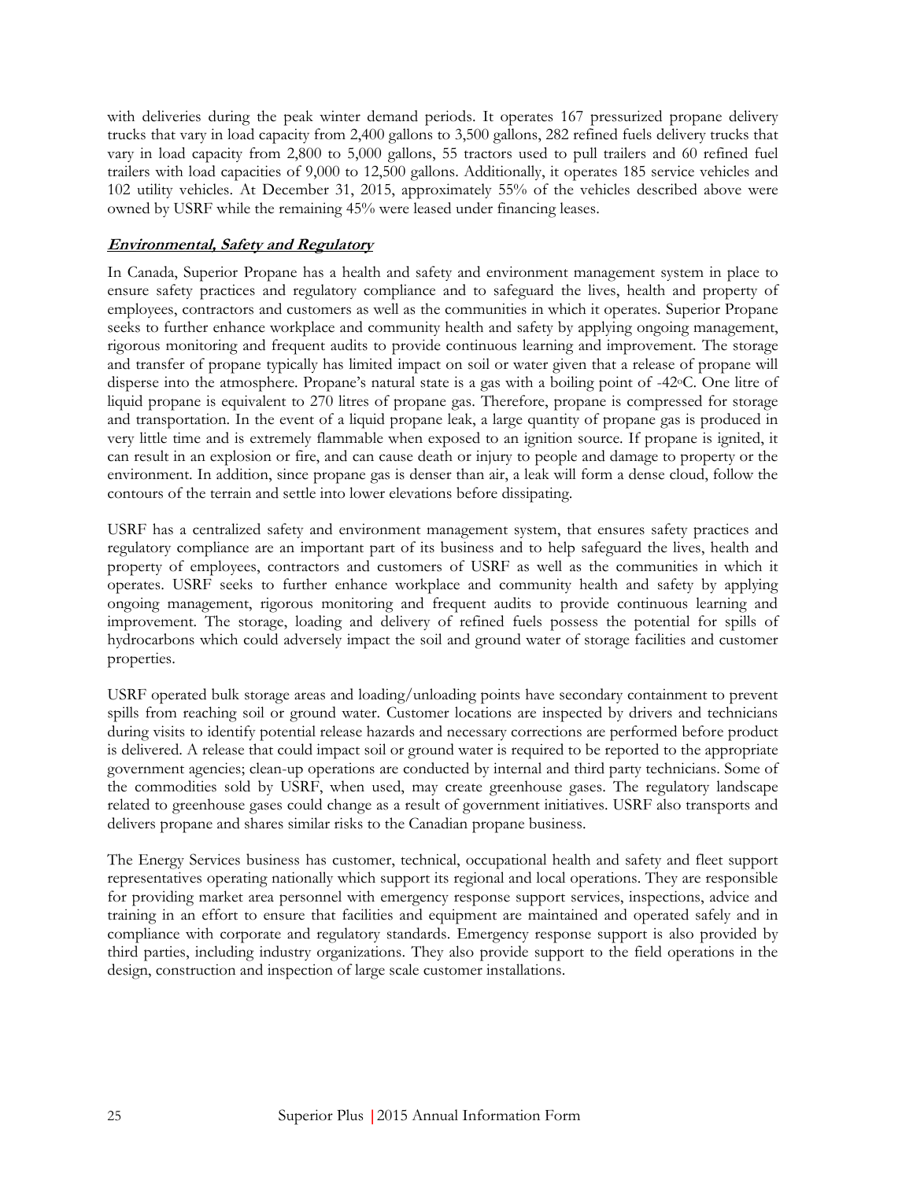with deliveries during the peak winter demand periods. It operates 167 pressurized propane delivery trucks that vary in load capacity from 2,400 gallons to 3,500 gallons, 282 refined fuels delivery trucks that vary in load capacity from 2,800 to 5,000 gallons, 55 tractors used to pull trailers and 60 refined fuel trailers with load capacities of 9,000 to 12,500 gallons. Additionally, it operates 185 service vehicles and 102 utility vehicles. At December 31, 2015, approximately 55% of the vehicles described above were owned by USRF while the remaining 45% were leased under financing leases.

***Environmental, Safety and Regulatory***

In Canada, Superior Propane has a health and safety and environment management system in place to ensure safety practices and regulatory compliance and to safeguard the lives, health and property of employees, contractors and customers as well as the communities in which it operates. Superior Propane seeks to further enhance workplace and community health and safety by applying ongoing management, rigorous monitoring and frequent audits to provide continuous learning and improvement. The storage and transfer of propane typically has limited impact on soil or water given that a release of propane will disperse into the atmosphere. Propane's natural state is a gas with a boiling point of -42°C. One litre of liquid propane is equivalent to 270 litres of propane gas. Therefore, propane is compressed for storage and transportation. In the event of a liquid propane leak, a large quantity of propane gas is produced in very little time and is extremely flammable when exposed to an ignition source. If propane is ignited, it can result in an explosion or fire, and can cause death or injury to people and damage to property or the environment. In addition, since propane gas is denser than air, a leak will form a dense cloud, follow the contours of the terrain and settle into lower elevations before dissipating.

USRF has a centralized safety and environment management system, that ensures safety practices and regulatory compliance are an important part of its business and to help safeguard the lives, health and property of employees, contractors and customers of USRF as well as the communities in which it operates. USRF seeks to further enhance workplace and community health and safety by applying ongoing management, rigorous monitoring and frequent audits to provide continuous learning and improvement. The storage, loading and delivery of refined fuels possess the potential for spills of hydrocarbons which could adversely impact the soil and ground water of storage facilities and customer properties.

USRF operated bulk storage areas and loading/unloading points have secondary containment to prevent spills from reaching soil or ground water. Customer locations are inspected by drivers and technicians during visits to identify potential release hazards and necessary corrections are performed before product is delivered. A release that could impact soil or ground water is required to be reported to the appropriate government agencies; clean-up operations are conducted by internal and third party technicians. Some of the commodities sold by USRF, when used, may create greenhouse gases. The regulatory landscape related to greenhouse gases could change as a result of government initiatives. USRF also transports and delivers propane and shares similar risks to the Canadian propane business.

The Energy Services business has customer, technical, occupational health and safety and fleet support representatives operating nationally which support its regional and local operations. They are responsible for providing market area personnel with emergency response support services, inspections, advice and training in an effort to ensure that facilities and equipment are maintained and operated safely and in compliance with corporate and regulatory standards. Emergency response support is also provided by third parties, including industry organizations. They also provide support to the field operations in the design, construction and inspection of large scale customer installations.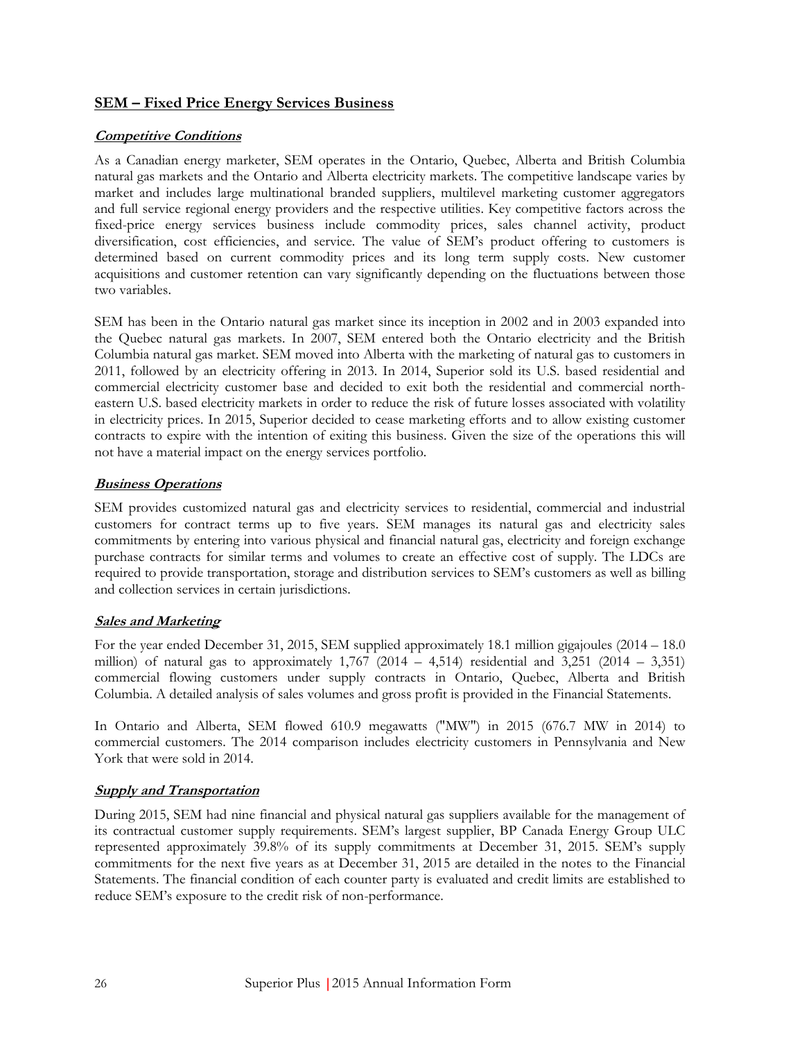## SEM – Fixed Price Energy Services Business

### *Competitive Conditions*

As a Canadian energy marketer, SEM operates in the Ontario, Quebec, Alberta and British Columbia natural gas markets and the Ontario and Alberta electricity markets. The competitive landscape varies by market and includes large multinational branded suppliers, multilevel marketing customer aggregators and full service regional energy providers and the respective utilities. Key competitive factors across the fixed-price energy services business include commodity prices, sales channel activity, product diversification, cost efficiencies, and service. The value of SEM's product offering to customers is determined based on current commodity prices and its long term supply costs. New customer acquisitions and customer retention can vary significantly depending on the fluctuations between those two variables.

SEM has been in the Ontario natural gas market since its inception in 2002 and in 2003 expanded into the Quebec natural gas markets. In 2007, SEM entered both the Ontario electricity and the British Columbia natural gas market. SEM moved into Alberta with the marketing of natural gas to customers in 2011, followed by an electricity offering in 2013. In 2014, Superior sold its U.S. based residential and commercial electricity customer base and decided to exit both the residential and commercial north-eastern U.S. based electricity markets in order to reduce the risk of future losses associated with volatility in electricity prices. In 2015, Superior decided to cease marketing efforts and to allow existing customer contracts to expire with the intention of exiting this business. Given the size of the operations this will not have a material impact on the energy services portfolio.

### *Business Operations*

SEM provides customized natural gas and electricity services to residential, commercial and industrial customers for contract terms up to five years. SEM manages its natural gas and electricity sales commitments by entering into various physical and financial natural gas, electricity and foreign exchange purchase contracts for similar terms and volumes to create an effective cost of supply. The LDCs are required to provide transportation, storage and distribution services to SEM's customers as well as billing and collection services in certain jurisdictions.

### *Sales and Marketing*

For the year ended December 31, 2015, SEM supplied approximately 18.1 million gigajoules (2014 – 18.0 million) of natural gas to approximately 1,767 (2014 – 4,514) residential and 3,251 (2014 – 3,351) commercial flowing customers under supply contracts in Ontario, Quebec, Alberta and British Columbia. A detailed analysis of sales volumes and gross profit is provided in the Financial Statements.

In Ontario and Alberta, SEM flowed 610.9 megawatts ("MW") in 2015 (676.7 MW in 2014) to commercial customers. The 2014 comparison includes electricity customers in Pennsylvania and New York that were sold in 2014.

### *Supply and Transportation*

During 2015, SEM had nine financial and physical natural gas suppliers available for the management of its contractual customer supply requirements. SEM's largest supplier, BP Canada Energy Group ULC represented approximately 39.8% of its supply commitments at December 31, 2015. SEM's supply commitments for the next five years as at December 31, 2015 are detailed in the notes to the Financial Statements. The financial condition of each counter party is evaluated and credit limits are established to reduce SEM's exposure to the credit risk of non-performance.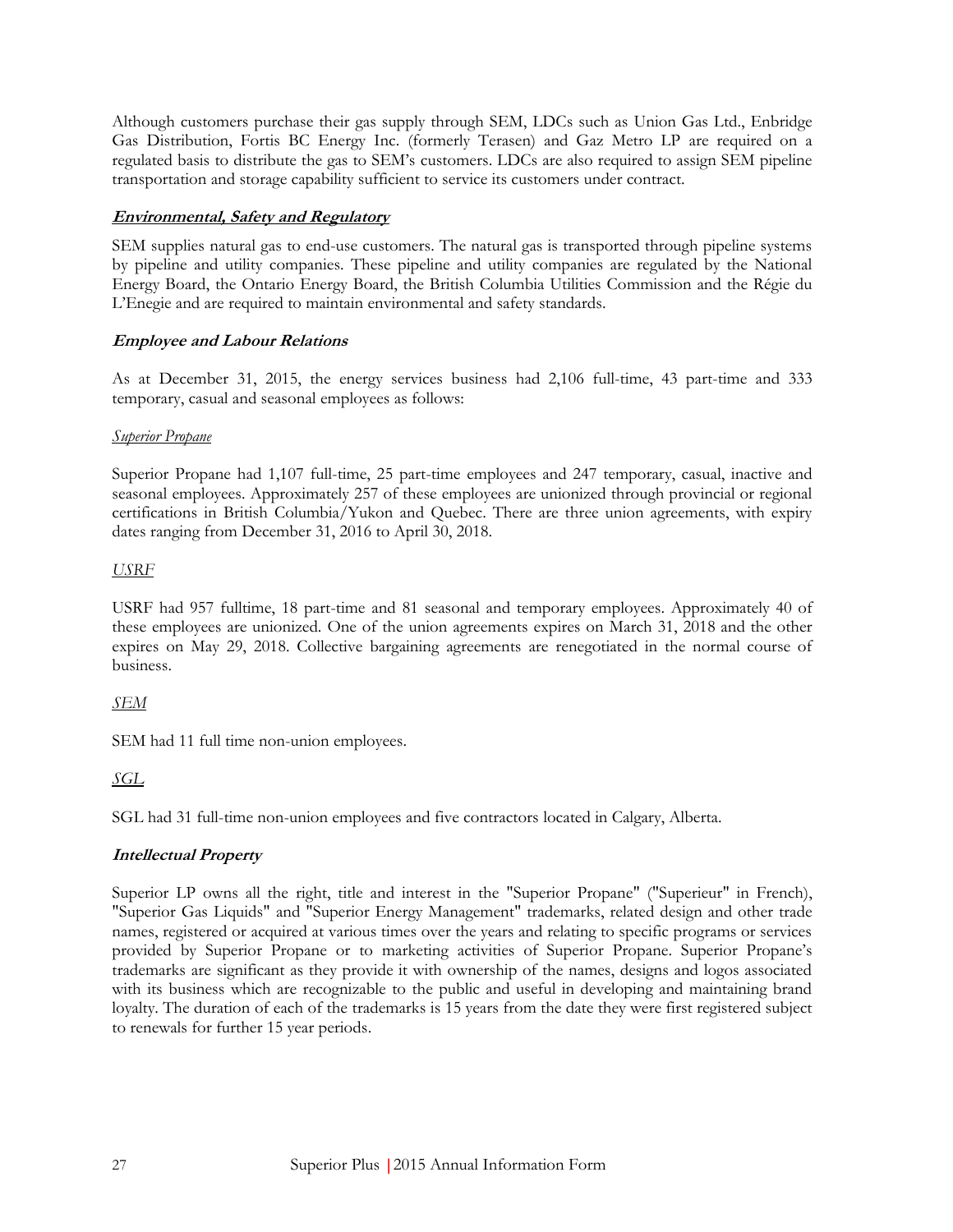Although customers purchase their gas supply through SEM, LDCs such as Union Gas Ltd., Enbridge Gas Distribution, Fortis BC Energy Inc. (formerly Terasen) and Gaz Metro LP are required on a regulated basis to distribute the gas to SEM's customers. LDCs are also required to assign SEM pipeline transportation and storage capability sufficient to service its customers under contract.

### ***Environmental, Safety and Regulatory***

SEM supplies natural gas to end-use customers. The natural gas is transported through pipeline systems by pipeline and utility companies. These pipeline and utility companies are regulated by the National Energy Board, the Ontario Energy Board, the British Columbia Utilities Commission and the Régie du L'Enegie and are required to maintain environmental and safety standards.

### ***Employee and Labour Relations***

As at December 31, 2015, the energy services business had 2,106 full-time, 43 part-time and 333 temporary, casual and seasonal employees as follows:

*Superior Propane*

Superior Propane had 1,107 full-time, 25 part-time employees and 247 temporary, casual, inactive and seasonal employees. Approximately 257 of these employees are unionized through provincial or regional certifications in British Columbia/Yukon and Quebec. There are three union agreements, with expiry dates ranging from December 31, 2016 to April 30, 2018.

*USRF*

USRF had 957 fulltime, 18 part-time and 81 seasonal and temporary employees. Approximately 40 of these employees are unionized. One of the union agreements expires on March 31, 2018 and the other expires on May 29, 2018. Collective bargaining agreements are renegotiated in the normal course of business.

*SEM*

SEM had 11 full time non-union employees.

*SGL*

SGL had 31 full-time non-union employees and five contractors located in Calgary, Alberta.

### ***Intellectual Property***

Superior LP owns all the right, title and interest in the "Superior Propane" ("Superieur" in French), "Superior Gas Liquids" and "Superior Energy Management" trademarks, related design and other trade names, registered or acquired at various times over the years and relating to specific programs or services provided by Superior Propane or to marketing activities of Superior Propane. Superior Propane's trademarks are significant as they provide it with ownership of the names, designs and logos associated with its business which are recognizable to the public and useful in developing and maintaining brand loyalty. The duration of each of the trademarks is 15 years from the date they were first registered subject to renewals for further 15 year periods.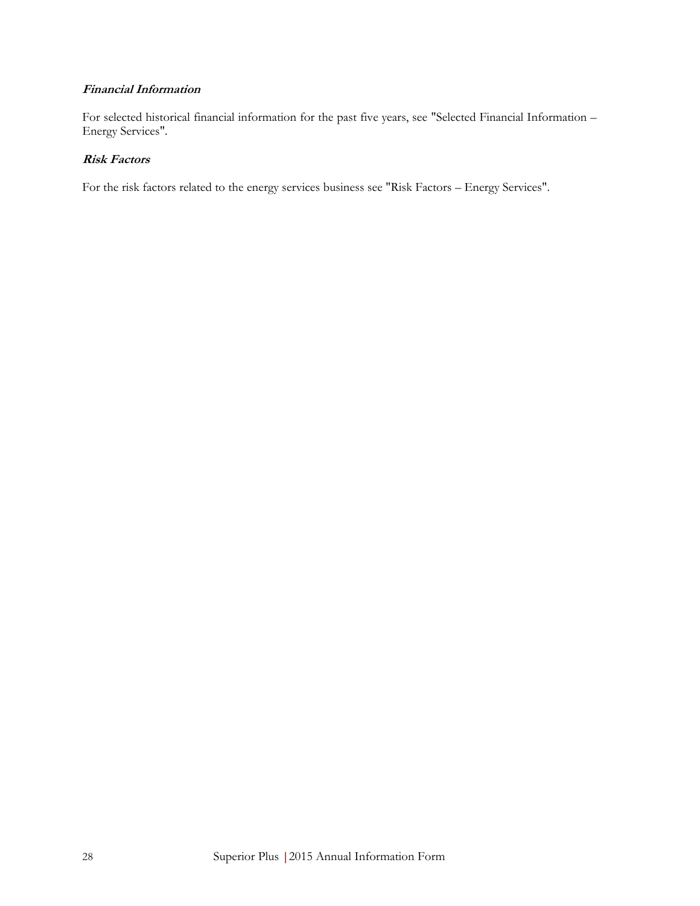***Financial Information***

For selected historical financial information for the past five years, see "Selected Financial Information – Energy Services".

***Risk Factors***

For the risk factors related to the energy services business see "Risk Factors – Energy Services".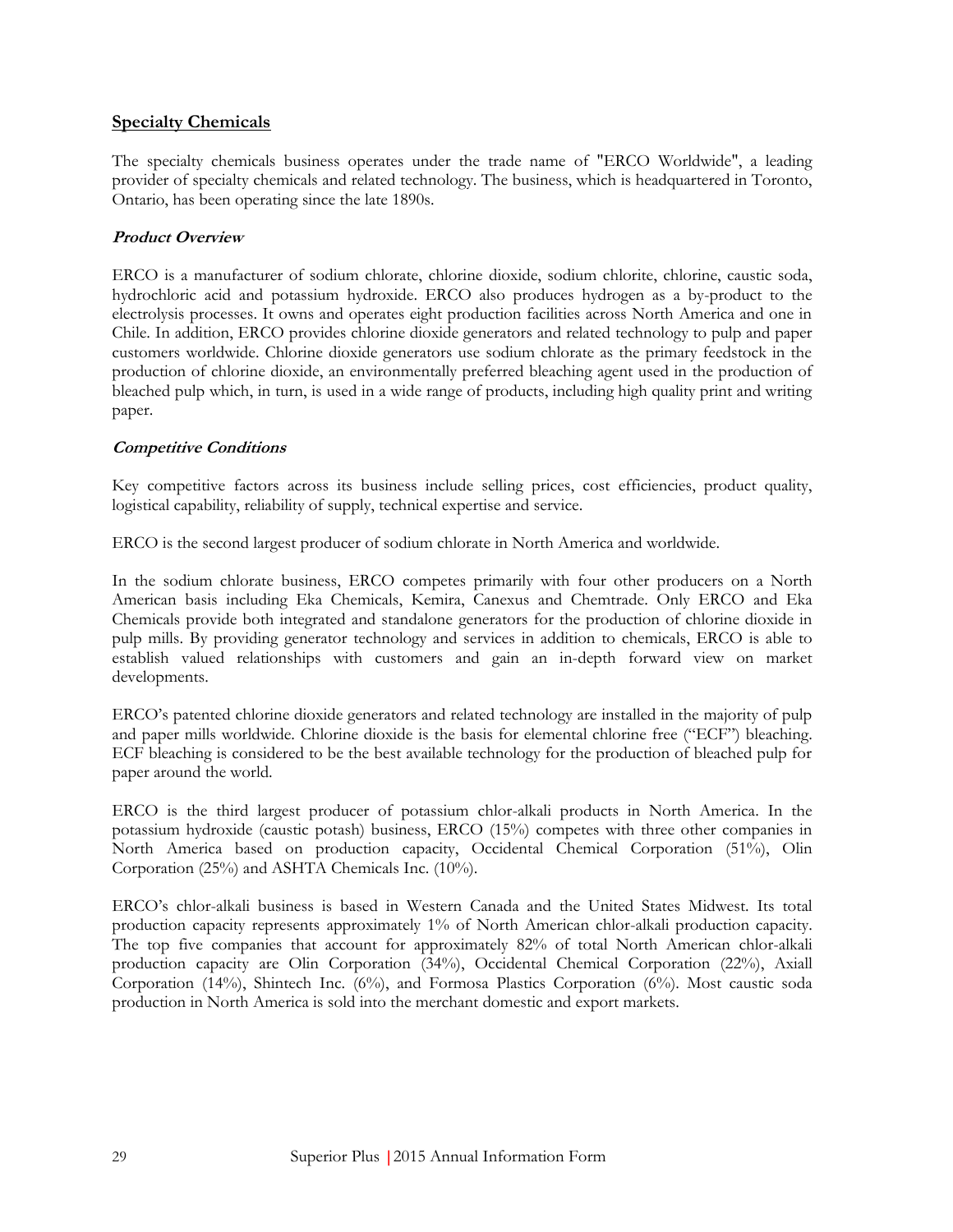## Specialty Chemicals

The specialty chemicals business operates under the trade name of "ERCO Worldwide", a leading provider of specialty chemicals and related technology. The business, which is headquartered in Toronto, Ontario, has been operating since the late 1890s.

### *Product Overview*

ERCO is a manufacturer of sodium chlorate, chlorine dioxide, sodium chlorite, chlorine, caustic soda, hydrochloric acid and potassium hydroxide. ERCO also produces hydrogen as a by-product to the electrolysis processes. It owns and operates eight production facilities across North America and one in Chile. In addition, ERCO provides chlorine dioxide generators and related technology to pulp and paper customers worldwide. Chlorine dioxide generators use sodium chlorate as the primary feedstock in the production of chlorine dioxide, an environmentally preferred bleaching agent used in the production of bleached pulp which, in turn, is used in a wide range of products, including high quality print and writing paper.

### *Competitive Conditions*

Key competitive factors across its business include selling prices, cost efficiencies, product quality, logistical capability, reliability of supply, technical expertise and service.

ERCO is the second largest producer of sodium chlorate in North America and worldwide.

In the sodium chlorate business, ERCO competes primarily with four other producers on a North American basis including Eka Chemicals, Kemira, Canexus and Chemtrade. Only ERCO and Eka Chemicals provide both integrated and standalone generators for the production of chlorine dioxide in pulp mills. By providing generator technology and services in addition to chemicals, ERCO is able to establish valued relationships with customers and gain an in-depth forward view on market developments.

ERCO's patented chlorine dioxide generators and related technology are installed in the majority of pulp and paper mills worldwide. Chlorine dioxide is the basis for elemental chlorine free ("ECF") bleaching. ECF bleaching is considered to be the best available technology for the production of bleached pulp for paper around the world.

ERCO is the third largest producer of potassium chlor-alkali products in North America. In the potassium hydroxide (caustic potash) business, ERCO (15%) competes with three other companies in North America based on production capacity, Occidental Chemical Corporation (51%), Olin Corporation (25%) and ASHTA Chemicals Inc. (10%).

ERCO's chlor-alkali business is based in Western Canada and the United States Midwest. Its total production capacity represents approximately 1% of North American chlor-alkali production capacity. The top five companies that account for approximately 82% of total North American chlor-alkali production capacity are Olin Corporation (34%), Occidental Chemical Corporation (22%), Axiall Corporation (14%), Shintech Inc. (6%), and Formosa Plastics Corporation (6%). Most caustic soda production in North America is sold into the merchant domestic and export markets.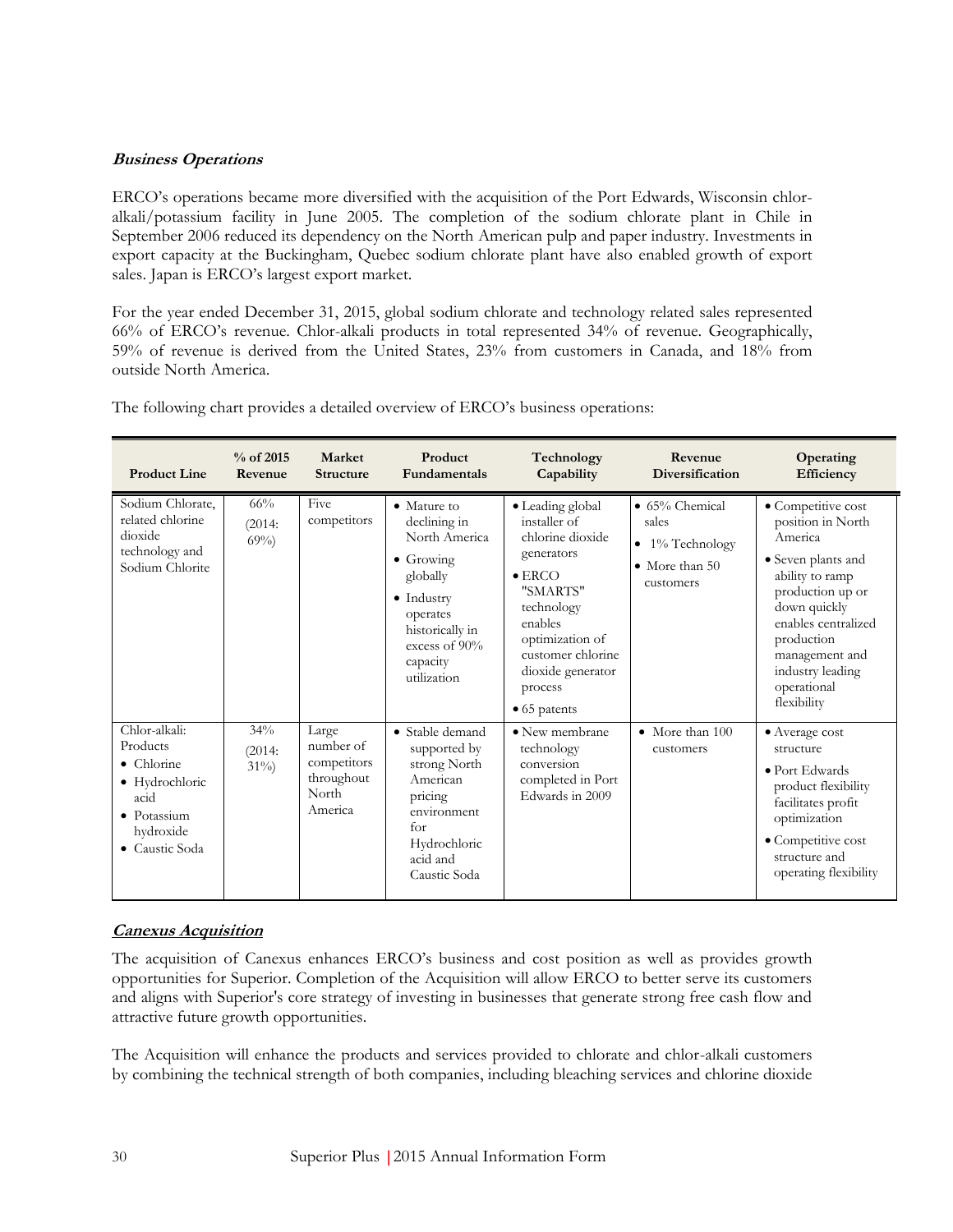**_Business Operations_**

ERCO's operations became more diversified with the acquisition of the Port Edwards, Wisconsin chlor-alkali/potassium facility in June 2005. The completion of the sodium chlorate plant in Chile in September 2006 reduced its dependency on the North American pulp and paper industry. Investments in export capacity at the Buckingham, Quebec sodium chlorate plant have also enabled growth of export sales. Japan is ERCO's largest export market.

For the year ended December 31, 2015, global sodium chlorate and technology related sales represented 66% of ERCO's revenue. Chlor-alkali products in total represented 34% of revenue. Geographically, 59% of revenue is derived from the United States, 23% from customers in Canada, and 18% from outside North America.

The following chart provides a detailed overview of ERCO's business operations:

| Product Line | % of 2015 Revenue | Market Structure | Product Fundamentals | Technology Capability | Revenue Diversification | Operating Efficiency |
|---|---|---|---|---|---|---|
| Sodium Chlorate, related chlorine dioxide technology and Sodium Chlorite | 66% (2014: 69%) | Five competitors | • Mature to declining in North America<br>• Growing globally<br>• Industry operates historically in excess of 90% capacity utilization | • Leading global installer of chlorine dioxide generators<br>• ERCO "SMARTS" technology enables optimization of customer chlorine dioxide generator process<br>• 65 patents | • 65% Chemical sales<br>• 1% Technology<br>• More than 50 customers | • Competitive cost position in North America<br>• Seven plants and ability to ramp production up or down quickly enables centralized production management and industry leading operational flexibility |
| Chlor-alkali: Products<br>• Chlorine<br>• Hydrochloric acid<br>• Potassium hydroxide<br>• Caustic Soda | 34% (2014: 31%) | Large number of competitors throughout North America | • Stable demand supported by strong North American pricing environment for Hydrochloric acid and Caustic Soda | • New membrane technology conversion completed in Port Edwards in 2009 | • More than 100 customers | • Average cost structure<br>• Port Edwards product flexibility facilitates profit optimization<br>• Competitive cost structure and operating flexibility |

**_Canexus Acquisition_**

The acquisition of Canexus enhances ERCO's business and cost position as well as provides growth opportunities for Superior. Completion of the Acquisition will allow ERCO to better serve its customers and aligns with Superior's core strategy of investing in businesses that generate strong free cash flow and attractive future growth opportunities.

The Acquisition will enhance the products and services provided to chlorate and chlor-alkali customers by combining the technical strength of both companies, including bleaching services and chlorine dioxide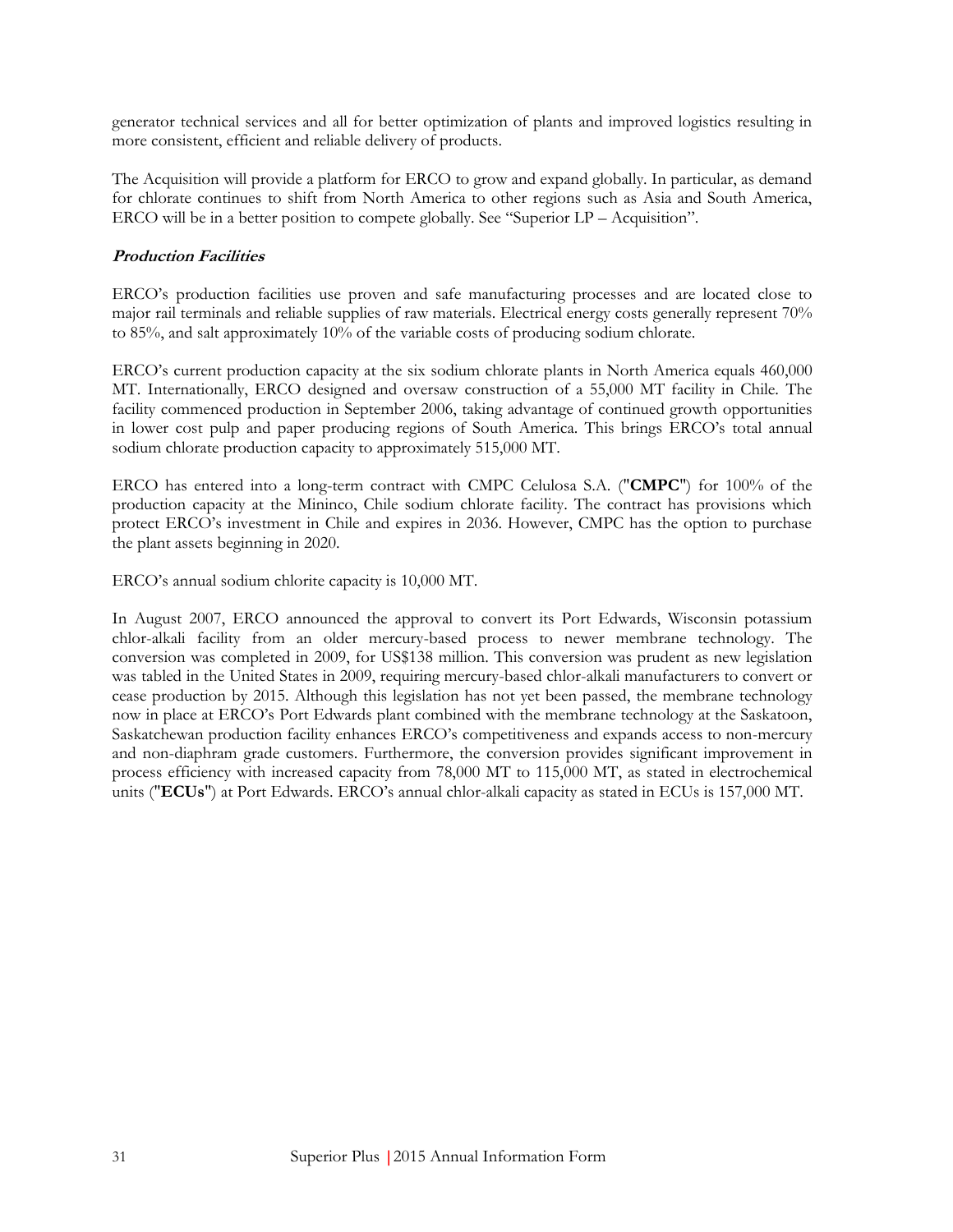generator technical services and all for better optimization of plants and improved logistics resulting in more consistent, efficient and reliable delivery of products.

The Acquisition will provide a platform for ERCO to grow and expand globally. In particular, as demand for chlorate continues to shift from North America to other regions such as Asia and South America, ERCO will be in a better position to compete globally. See "Superior LP – Acquisition".

***Production Facilities***

ERCO's production facilities use proven and safe manufacturing processes and are located close to major rail terminals and reliable supplies of raw materials. Electrical energy costs generally represent 70% to 85%, and salt approximately 10% of the variable costs of producing sodium chlorate.

ERCO's current production capacity at the six sodium chlorate plants in North America equals 460,000 MT. Internationally, ERCO designed and oversaw construction of a 55,000 MT facility in Chile. The facility commenced production in September 2006, taking advantage of continued growth opportunities in lower cost pulp and paper producing regions of South America. This brings ERCO's total annual sodium chlorate production capacity to approximately 515,000 MT.

ERCO has entered into a long-term contract with CMPC Celulosa S.A. ("**CMPC**") for 100% of the production capacity at the Mininco, Chile sodium chlorate facility. The contract has provisions which protect ERCO's investment in Chile and expires in 2036. However, CMPC has the option to purchase the plant assets beginning in 2020.

ERCO's annual sodium chlorite capacity is 10,000 MT.

In August 2007, ERCO announced the approval to convert its Port Edwards, Wisconsin potassium chlor-alkali facility from an older mercury-based process to newer membrane technology. The conversion was completed in 2009, for US$138 million. This conversion was prudent as new legislation was tabled in the United States in 2009, requiring mercury-based chlor-alkali manufacturers to convert or cease production by 2015. Although this legislation has not yet been passed, the membrane technology now in place at ERCO's Port Edwards plant combined with the membrane technology at the Saskatoon, Saskatchewan production facility enhances ERCO's competitiveness and expands access to non-mercury and non-diaphram grade customers. Furthermore, the conversion provides significant improvement in process efficiency with increased capacity from 78,000 MT to 115,000 MT, as stated in electrochemical units ("**ECUs**") at Port Edwards. ERCO's annual chlor-alkali capacity as stated in ECUs is 157,000 MT.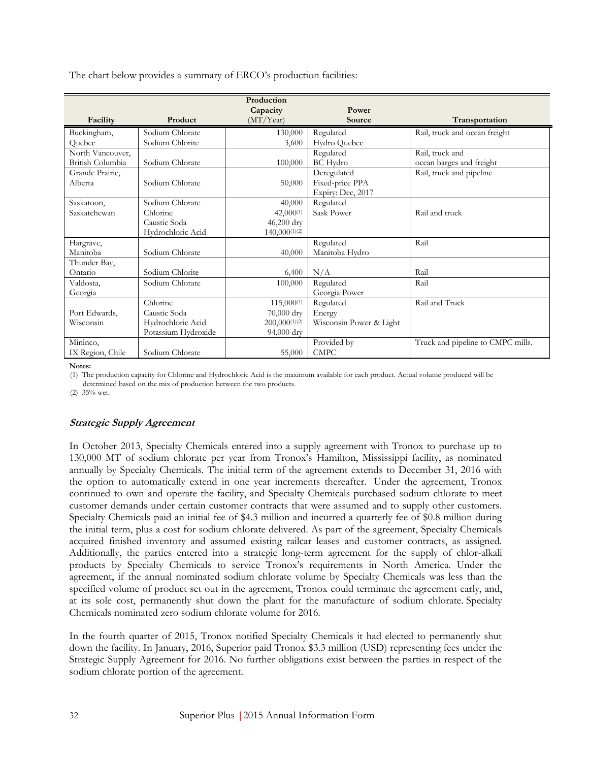The chart below provides a summary of ERCO's production facilities:

| Facility | Product | Production Capacity (MT/Year) | Power Source | Transportation |
|---|---|---|---|---|
| Buckingham, Quebec | Sodium Chlorate<br>Sodium Chlorite | 130,000<br>3,600 | Regulated<br>Hydro Quebec | Rail, truck and ocean freight |
| North Vancouver, British Columbia | Sodium Chlorate | 100,000 | Regulated<br>BC Hydro | Rail, truck and ocean barges and freight |
| Grande Prairie, Alberta | Sodium Chlorate | 50,000 | Deregulated<br>Fixed-price PPA<br>Expiry: Dec, 2017 | Rail, truck and pipeline |
| Saskatoon, Saskatchewan | Sodium Chlorate<br>Chlorine<br>Caustic Soda<br>Hydrochloric Acid | 40,000<br>42,000(1)<br>46,200 dry<br>140,000(1)(2) | Regulated<br>Sask Power | Rail and truck |
| Hargrave, Manitoba | Sodium Chlorate | 40,000 | Regulated<br>Manitoba Hydro | Rail |
| Thunder Bay, Ontario | Sodium Chlorite | 6,400 | N/A | Rail |
| Valdosta, Georgia | Sodium Chlorate | 100,000 | Regulated<br>Georgia Power | Rail |
| Port Edwards, Wisconsin | Chlorine<br>Caustic Soda<br>Hydrochloric Acid<br>Potassium Hydroxide | 115,000(1)<br>70,000 dry<br>200,000(1)(2)<br>94,000 dry | Regulated<br>Energy<br>Wisconsin Power & Light | Rail and Truck |
| Mininco, IX Region, Chile | Sodium Chlorate | 55,000 | Provided by<br>CMPC | Truck and pipeline to CMPC mills. |

**Notes:**

(1) The production capacity for Chlorine and Hydrochloric Acid is the maximum available for each product. Actual volume produced will be determined based on the mix of production between the two products.

(2) 35% wet.

### ***Strategic Supply Agreement***

In October 2013, Specialty Chemicals entered into a supply agreement with Tronox to purchase up to 130,000 MT of sodium chlorate per year from Tronox's Hamilton, Mississippi facility, as nominated annually by Specialty Chemicals. The initial term of the agreement extends to December 31, 2016 with the option to automatically extend in one year increments thereafter. Under the agreement, Tronox continued to own and operate the facility, and Specialty Chemicals purchased sodium chlorate to meet customer demands under certain customer contracts that were assumed and to supply other customers. Specialty Chemicals paid an initial fee of $4.3 million and incurred a quarterly fee of $0.8 million during the initial term, plus a cost for sodium chlorate delivered. As part of the agreement, Specialty Chemicals acquired finished inventory and assumed existing railcar leases and customer contracts, as assigned. Additionally, the parties entered into a strategic long-term agreement for the supply of chlor-alkali products by Specialty Chemicals to service Tronox's requirements in North America. Under the agreement, if the annual nominated sodium chlorate volume by Specialty Chemicals was less than the specified volume of product set out in the agreement, Tronox could terminate the agreement early, and, at its sole cost, permanently shut down the plant for the manufacture of sodium chlorate. Specialty Chemicals nominated zero sodium chlorate volume for 2016.

In the fourth quarter of 2015, Tronox notified Specialty Chemicals it had elected to permanently shut down the facility. In January, 2016, Superior paid Tronox $3.3 million (USD) representing fees under the Strategic Supply Agreement for 2016. No further obligations exist between the parties in respect of the sodium chlorate portion of the agreement.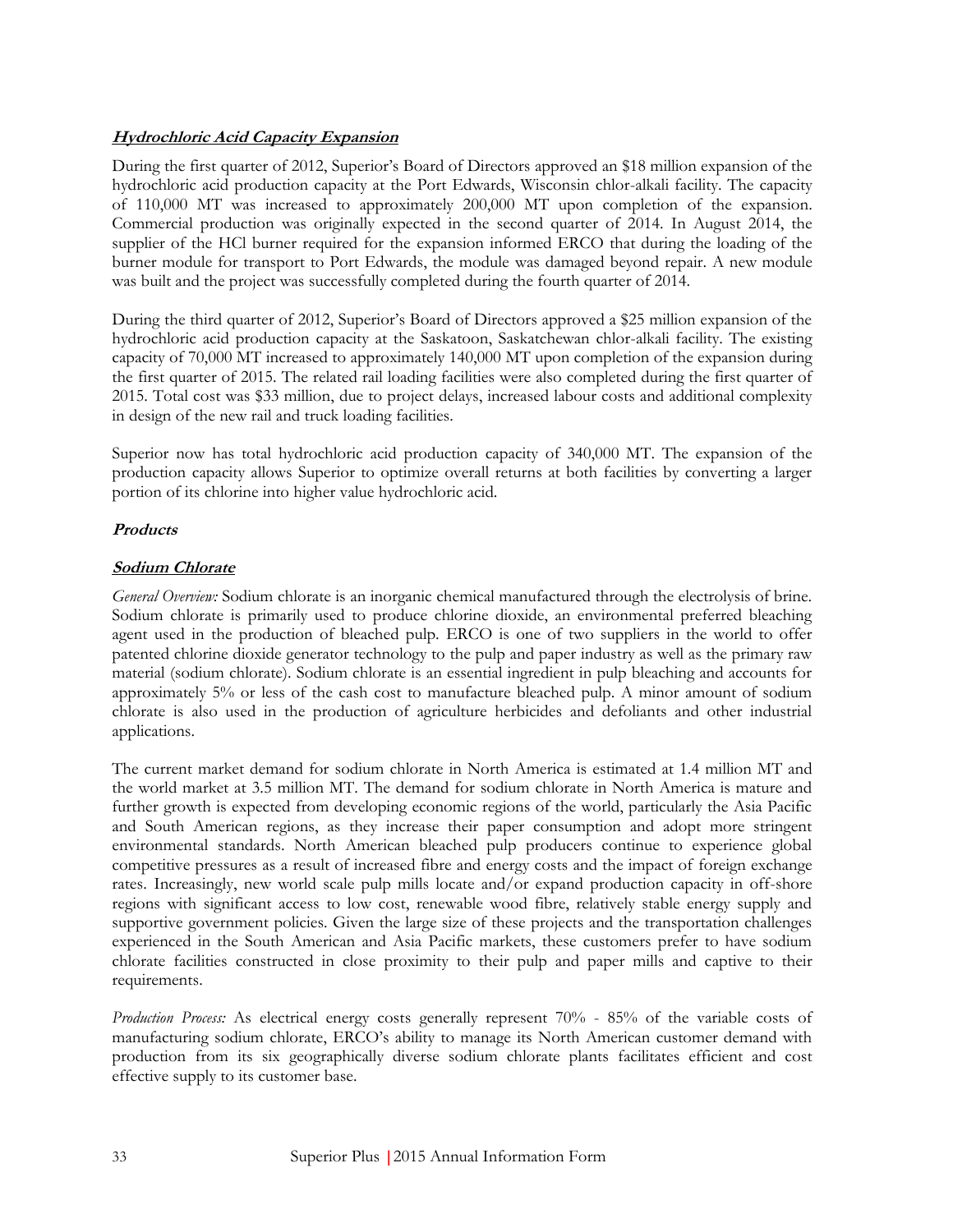***Hydrochloric Acid Capacity Expansion***

During the first quarter of 2012, Superior's Board of Directors approved an $18 million expansion of the hydrochloric acid production capacity at the Port Edwards, Wisconsin chlor-alkali facility. The capacity of 110,000 MT was increased to approximately 200,000 MT upon completion of the expansion. Commercial production was originally expected in the second quarter of 2014. In August 2014, the supplier of the HCl burner required for the expansion informed ERCO that during the loading of the burner module for transport to Port Edwards, the module was damaged beyond repair. A new module was built and the project was successfully completed during the fourth quarter of 2014.

During the third quarter of 2012, Superior's Board of Directors approved a $25 million expansion of the hydrochloric acid production capacity at the Saskatoon, Saskatchewan chlor-alkali facility. The existing capacity of 70,000 MT increased to approximately 140,000 MT upon completion of the expansion during the first quarter of 2015. The related rail loading facilities were also completed during the first quarter of 2015. Total cost was $33 million, due to project delays, increased labour costs and additional complexity in design of the new rail and truck loading facilities.

Superior now has total hydrochloric acid production capacity of 340,000 MT. The expansion of the production capacity allows Superior to optimize overall returns at both facilities by converting a larger portion of its chlorine into higher value hydrochloric acid.

***Products***

***Sodium Chlorate***

*General Overview:* Sodium chlorate is an inorganic chemical manufactured through the electrolysis of brine. Sodium chlorate is primarily used to produce chlorine dioxide, an environmental preferred bleaching agent used in the production of bleached pulp. ERCO is one of two suppliers in the world to offer patented chlorine dioxide generator technology to the pulp and paper industry as well as the primary raw material (sodium chlorate). Sodium chlorate is an essential ingredient in pulp bleaching and accounts for approximately 5% or less of the cash cost to manufacture bleached pulp. A minor amount of sodium chlorate is also used in the production of agriculture herbicides and defoliants and other industrial applications.

The current market demand for sodium chlorate in North America is estimated at 1.4 million MT and the world market at 3.5 million MT. The demand for sodium chlorate in North America is mature and further growth is expected from developing economic regions of the world, particularly the Asia Pacific and South American regions, as they increase their paper consumption and adopt more stringent environmental standards. North American bleached pulp producers continue to experience global competitive pressures as a result of increased fibre and energy costs and the impact of foreign exchange rates. Increasingly, new world scale pulp mills locate and/or expand production capacity in off-shore regions with significant access to low cost, renewable wood fibre, relatively stable energy supply and supportive government policies. Given the large size of these projects and the transportation challenges experienced in the South American and Asia Pacific markets, these customers prefer to have sodium chlorate facilities constructed in close proximity to their pulp and paper mills and captive to their requirements.

*Production Process:* As electrical energy costs generally represent 70% - 85% of the variable costs of manufacturing sodium chlorate, ERCO's ability to manage its North American customer demand with production from its six geographically diverse sodium chlorate plants facilitates efficient and cost effective supply to its customer base.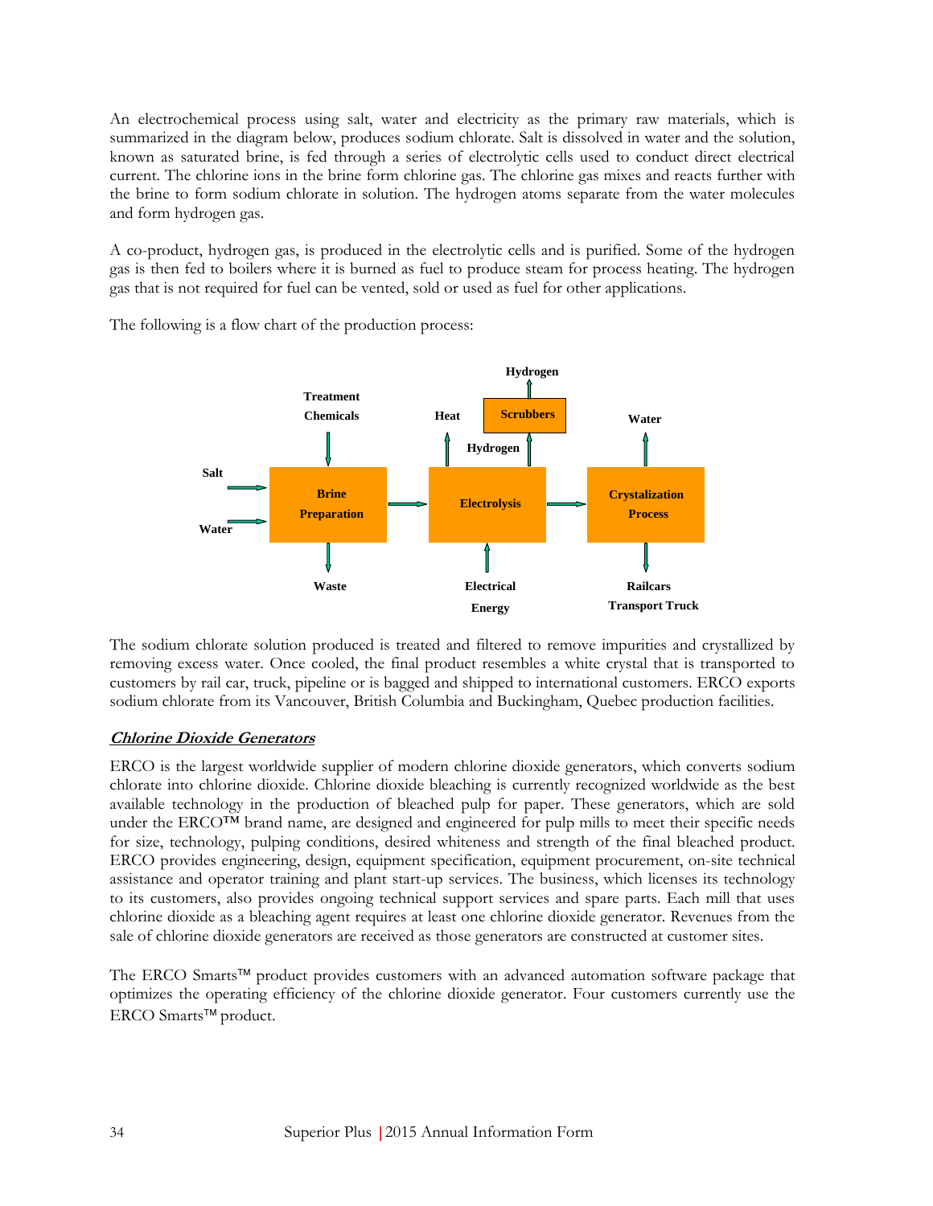An electrochemical process using salt, water and electricity as the primary raw materials, which is summarized in the diagram below, produces sodium chlorate. Salt is dissolved in water and the solution, known as saturated brine, is fed through a series of electrolytic cells used to conduct direct electrical current. The chlorine ions in the brine form chlorine gas. The chlorine gas mixes and reacts further with the brine to form sodium chlorate in solution. The hydrogen atoms separate from the water molecules and form hydrogen gas.

A co-product, hydrogen gas, is produced in the electrolytic cells and is purified. Some of the hydrogen gas is then fed to boilers where it is burned as fuel to produce steam for process heating. The hydrogen gas that is not required for fuel can be vented, sold or used as fuel for other applications.

The following is a flow chart of the production process:

Hydrogen

Treatment Chemicals | Heat | Scrubbers | Water

Hydrogen

Salt → Brine Preparation → Electrolysis → Crystalization Process

Water

Waste | Electrical Energy | Railcars Transport Truck

The sodium chlorate solution produced is treated and filtered to remove impurities and crystallized by removing excess water. Once cooled, the final product resembles a white crystal that is transported to customers by rail car, truck, pipeline or is bagged and shipped to international customers. ERCO exports sodium chlorate from its Vancouver, British Columbia and Buckingham, Quebec production facilities.

### ***Chlorine Dioxide Generators***

ERCO is the largest worldwide supplier of modern chlorine dioxide generators, which converts sodium chlorate into chlorine dioxide. Chlorine dioxide bleaching is currently recognized worldwide as the best available technology in the production of bleached pulp for paper. These generators, which are sold under the ERCO™ brand name, are designed and engineered for pulp mills to meet their specific needs for size, technology, pulping conditions, desired whiteness and strength of the final bleached product. ERCO provides engineering, design, equipment specification, equipment procurement, on-site technical assistance and operator training and plant start-up services. The business, which licenses its technology to its customers, also provides ongoing technical support services and spare parts. Each mill that uses chlorine dioxide as a bleaching agent requires at least one chlorine dioxide generator. Revenues from the sale of chlorine dioxide generators are received as those generators are constructed at customer sites.

The ERCO Smarts™ product provides customers with an advanced automation software package that optimizes the operating efficiency of the chlorine dioxide generator. Four customers currently use the ERCO Smarts™ product.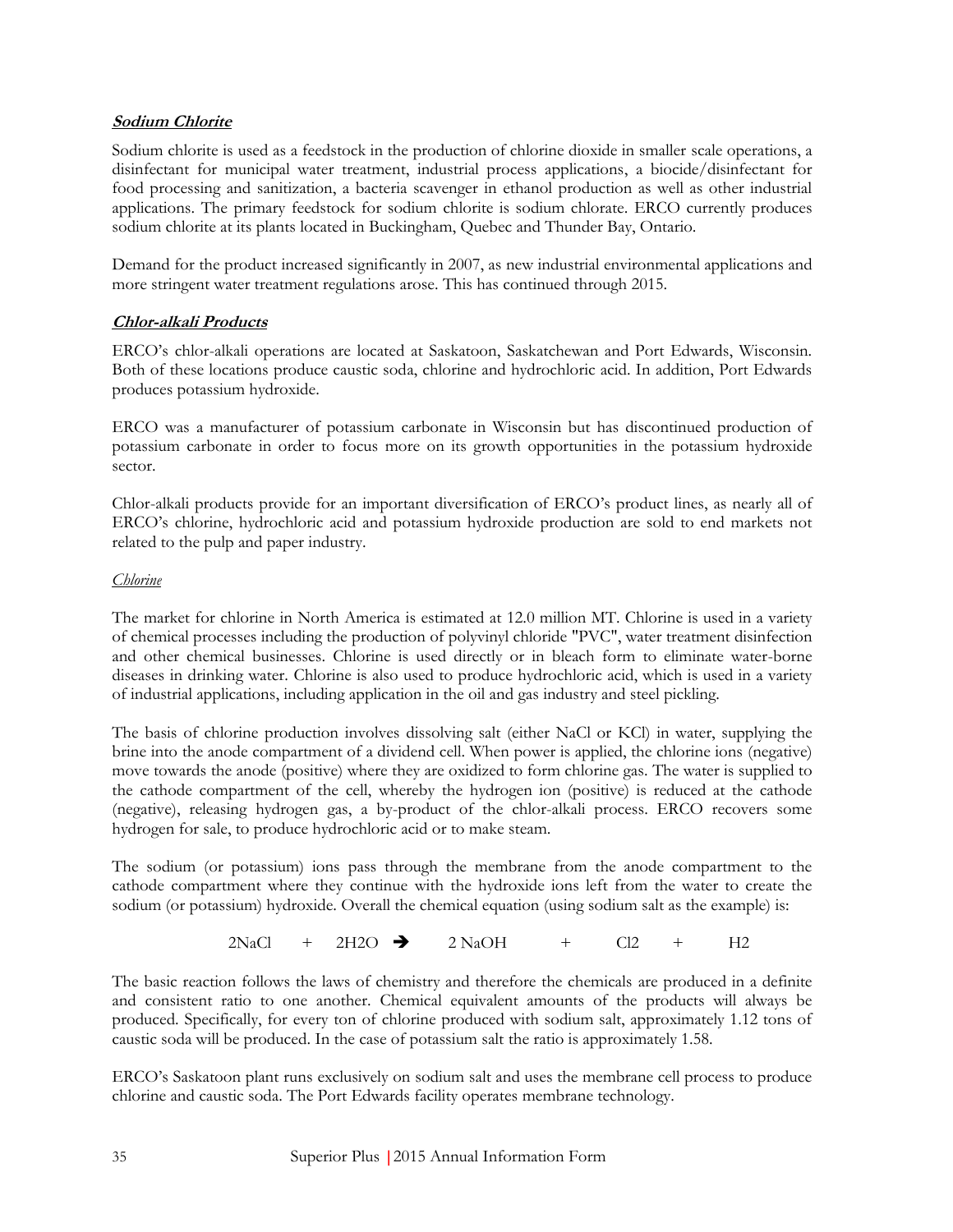### ***Sodium Chlorite***

Sodium chlorite is used as a feedstock in the production of chlorine dioxide in smaller scale operations, a disinfectant for municipal water treatment, industrial process applications, a biocide/disinfectant for food processing and sanitization, a bacteria scavenger in ethanol production as well as other industrial applications. The primary feedstock for sodium chlorite is sodium chlorate. ERCO currently produces sodium chlorite at its plants located in Buckingham, Quebec and Thunder Bay, Ontario.

Demand for the product increased significantly in 2007, as new industrial environmental applications and more stringent water treatment regulations arose. This has continued through 2015.

### ***Chlor-alkali Products***

ERCO's chlor-alkali operations are located at Saskatoon, Saskatchewan and Port Edwards, Wisconsin. Both of these locations produce caustic soda, chlorine and hydrochloric acid. In addition, Port Edwards produces potassium hydroxide.

ERCO was a manufacturer of potassium carbonate in Wisconsin but has discontinued production of potassium carbonate in order to focus more on its growth opportunities in the potassium hydroxide sector.

Chlor-alkali products provide for an important diversification of ERCO's product lines, as nearly all of ERCO's chlorine, hydrochloric acid and potassium hydroxide production are sold to end markets not related to the pulp and paper industry.

*Chlorine*

The market for chlorine in North America is estimated at 12.0 million MT. Chlorine is used in a variety of chemical processes including the production of polyvinyl chloride "PVC", water treatment disinfection and other chemical businesses. Chlorine is used directly or in bleach form to eliminate water-borne diseases in drinking water. Chlorine is also used to produce hydrochloric acid, which is used in a variety of industrial applications, including application in the oil and gas industry and steel pickling.

The basis of chlorine production involves dissolving salt (either NaCl or KCl) in water, supplying the brine into the anode compartment of a dividend cell. When power is applied, the chlorine ions (negative) move towards the anode (positive) where they are oxidized to form chlorine gas. The water is supplied to the cathode compartment of the cell, whereby the hydrogen ion (positive) is reduced at the cathode (negative), releasing hydrogen gas, a by-product of the chlor-alkali process. ERCO recovers some hydrogen for sale, to produce hydrochloric acid or to make steam.

The sodium (or potassium) ions pass through the membrane from the anode compartment to the cathode compartment where they continue with the hydroxide ions left from the water to create the sodium (or potassium) hydroxide. Overall the chemical equation (using sodium salt as the example) is:

$$2NaCl + 2H_2O \rightarrow 2\,NaOH + Cl_2 + H_2$$

The basic reaction follows the laws of chemistry and therefore the chemicals are produced in a definite and consistent ratio to one another. Chemical equivalent amounts of the products will always be produced. Specifically, for every ton of chlorine produced with sodium salt, approximately 1.12 tons of caustic soda will be produced. In the case of potassium salt the ratio is approximately 1.58.

ERCO's Saskatoon plant runs exclusively on sodium salt and uses the membrane cell process to produce chlorine and caustic soda. The Port Edwards facility operates membrane technology.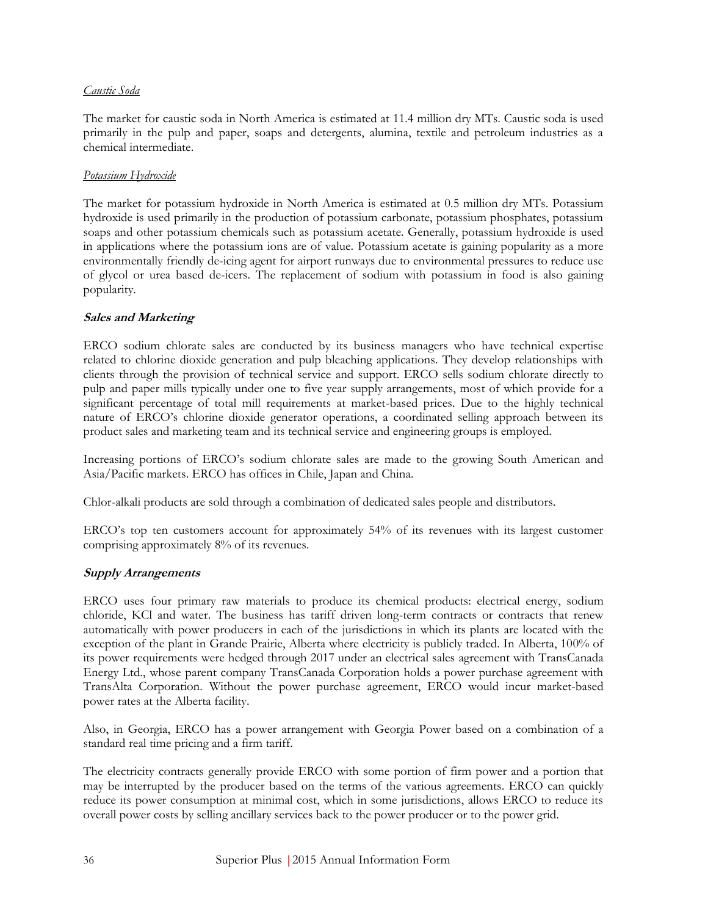*Caustic Soda*

The market for caustic soda in North America is estimated at 11.4 million dry MTs. Caustic soda is used primarily in the pulp and paper, soaps and detergents, alumina, textile and petroleum industries as a chemical intermediate.

*Potassium Hydroxide*

The market for potassium hydroxide in North America is estimated at 0.5 million dry MTs. Potassium hydroxide is used primarily in the production of potassium carbonate, potassium phosphates, potassium soaps and other potassium chemicals such as potassium acetate. Generally, potassium hydroxide is used in applications where the potassium ions are of value. Potassium acetate is gaining popularity as a more environmentally friendly de-icing agent for airport runways due to environmental pressures to reduce use of glycol or urea based de-icers. The replacement of sodium with potassium in food is also gaining popularity.

***Sales and Marketing***

ERCO sodium chlorate sales are conducted by its business managers who have technical expertise related to chlorine dioxide generation and pulp bleaching applications. They develop relationships with clients through the provision of technical service and support. ERCO sells sodium chlorate directly to pulp and paper mills typically under one to five year supply arrangements, most of which provide for a significant percentage of total mill requirements at market-based prices. Due to the highly technical nature of ERCO's chlorine dioxide generator operations, a coordinated selling approach between its product sales and marketing team and its technical service and engineering groups is employed.

Increasing portions of ERCO's sodium chlorate sales are made to the growing South American and Asia/Pacific markets. ERCO has offices in Chile, Japan and China.

Chlor-alkali products are sold through a combination of dedicated sales people and distributors.

ERCO's top ten customers account for approximately 54% of its revenues with its largest customer comprising approximately 8% of its revenues.

***Supply Arrangements***

ERCO uses four primary raw materials to produce its chemical products: electrical energy, sodium chloride, KCl and water. The business has tariff driven long-term contracts or contracts that renew automatically with power producers in each of the jurisdictions in which its plants are located with the exception of the plant in Grande Prairie, Alberta where electricity is publicly traded. In Alberta, 100% of its power requirements were hedged through 2017 under an electrical sales agreement with TransCanada Energy Ltd., whose parent company TransCanada Corporation holds a power purchase agreement with TransAlta Corporation. Without the power purchase agreement, ERCO would incur market-based power rates at the Alberta facility.

Also, in Georgia, ERCO has a power arrangement with Georgia Power based on a combination of a standard real time pricing and a firm tariff.

The electricity contracts generally provide ERCO with some portion of firm power and a portion that may be interrupted by the producer based on the terms of the various agreements. ERCO can quickly reduce its power consumption at minimal cost, which in some jurisdictions, allows ERCO to reduce its overall power costs by selling ancillary services back to the power producer or to the power grid.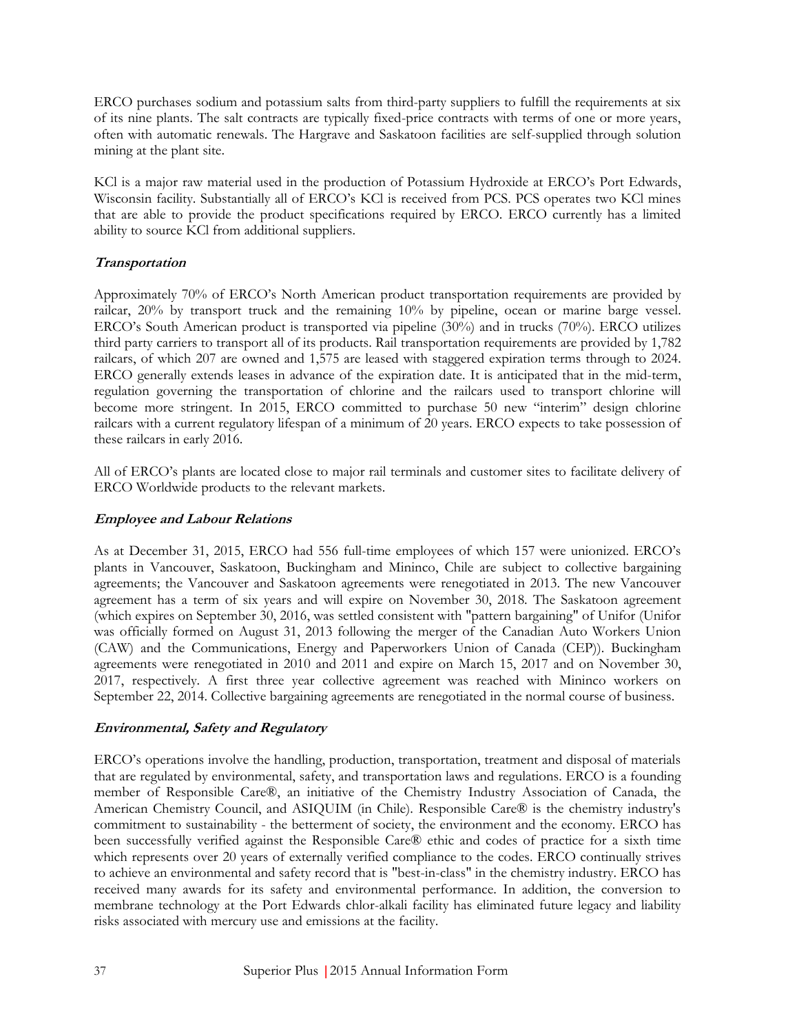ERCO purchases sodium and potassium salts from third-party suppliers to fulfill the requirements at six of its nine plants. The salt contracts are typically fixed-price contracts with terms of one or more years, often with automatic renewals. The Hargrave and Saskatoon facilities are self-supplied through solution mining at the plant site.

KCl is a major raw material used in the production of Potassium Hydroxide at ERCO's Port Edwards, Wisconsin facility. Substantially all of ERCO's KCl is received from PCS. PCS operates two KCl mines that are able to provide the product specifications required by ERCO. ERCO currently has a limited ability to source KCl from additional suppliers.

### *Transportation*

Approximately 70% of ERCO's North American product transportation requirements are provided by railcar, 20% by transport truck and the remaining 10% by pipeline, ocean or marine barge vessel. ERCO's South American product is transported via pipeline (30%) and in trucks (70%). ERCO utilizes third party carriers to transport all of its products. Rail transportation requirements are provided by 1,782 railcars, of which 207 are owned and 1,575 are leased with staggered expiration terms through to 2024. ERCO generally extends leases in advance of the expiration date. It is anticipated that in the mid-term, regulation governing the transportation of chlorine and the railcars used to transport chlorine will become more stringent. In 2015, ERCO committed to purchase 50 new "interim" design chlorine railcars with a current regulatory lifespan of a minimum of 20 years. ERCO expects to take possession of these railcars in early 2016.

All of ERCO's plants are located close to major rail terminals and customer sites to facilitate delivery of ERCO Worldwide products to the relevant markets.

### *Employee and Labour Relations*

As at December 31, 2015, ERCO had 556 full-time employees of which 157 were unionized. ERCO's plants in Vancouver, Saskatoon, Buckingham and Mininco, Chile are subject to collective bargaining agreements; the Vancouver and Saskatoon agreements were renegotiated in 2013. The new Vancouver agreement has a term of six years and will expire on November 30, 2018. The Saskatoon agreement (which expires on September 30, 2016, was settled consistent with "pattern bargaining" of Unifor (Unifor was officially formed on August 31, 2013 following the merger of the Canadian Auto Workers Union (CAW) and the Communications, Energy and Paperworkers Union of Canada (CEP)). Buckingham agreements were renegotiated in 2010 and 2011 and expire on March 15, 2017 and on November 30, 2017, respectively. A first three year collective agreement was reached with Mininco workers on September 22, 2014. Collective bargaining agreements are renegotiated in the normal course of business.

### *Environmental, Safety and Regulatory*

ERCO's operations involve the handling, production, transportation, treatment and disposal of materials that are regulated by environmental, safety, and transportation laws and regulations. ERCO is a founding member of Responsible Care®, an initiative of the Chemistry Industry Association of Canada, the American Chemistry Council, and ASIQUIM (in Chile). Responsible Care® is the chemistry industry's commitment to sustainability - the betterment of society, the environment and the economy. ERCO has been successfully verified against the Responsible Care® ethic and codes of practice for a sixth time which represents over 20 years of externally verified compliance to the codes. ERCO continually strives to achieve an environmental and safety record that is "best-in-class" in the chemistry industry. ERCO has received many awards for its safety and environmental performance. In addition, the conversion to membrane technology at the Port Edwards chlor-alkali facility has eliminated future legacy and liability risks associated with mercury use and emissions at the facility.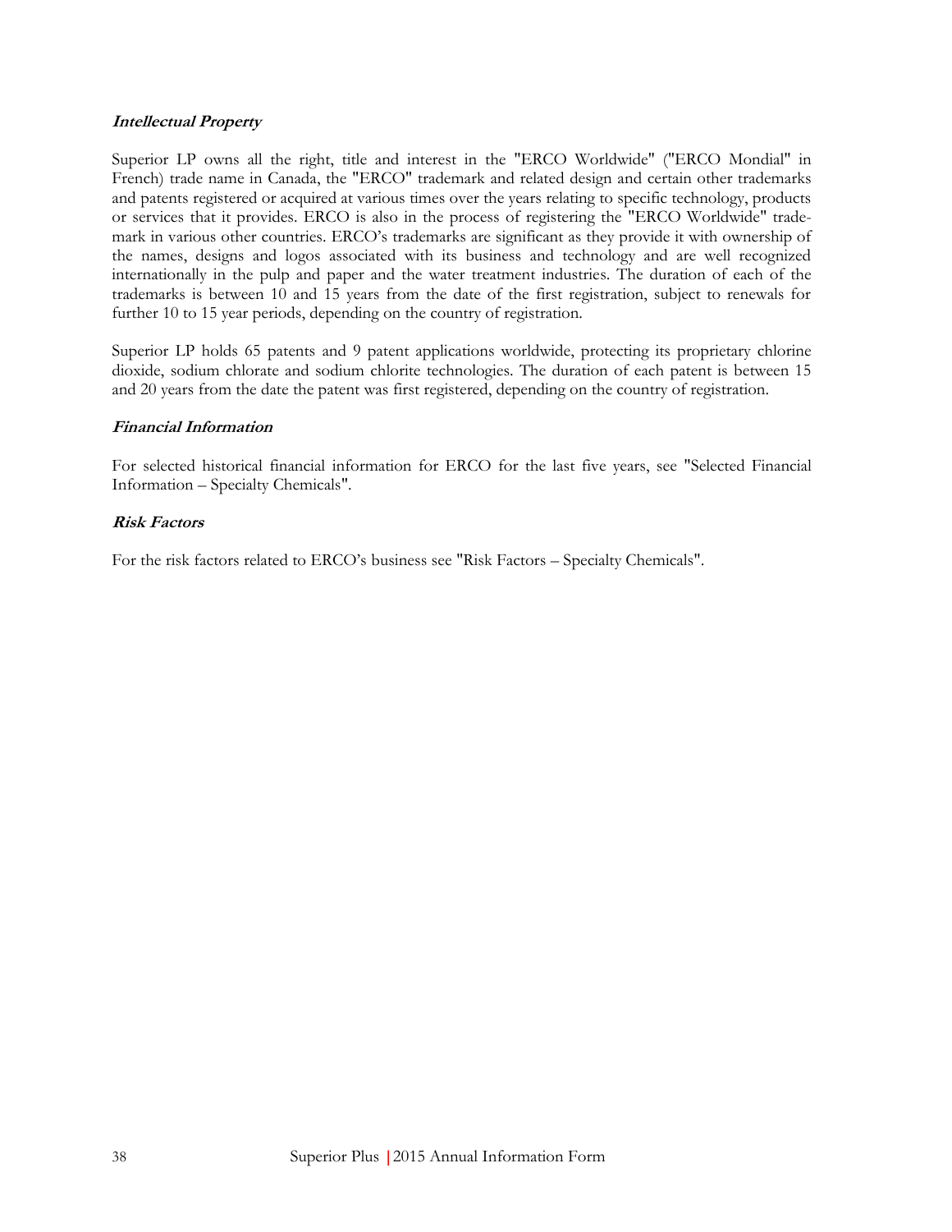### *Intellectual Property*

Superior LP owns all the right, title and interest in the "ERCO Worldwide" ("ERCO Mondial" in French) trade name in Canada, the "ERCO" trademark and related design and certain other trademarks and patents registered or acquired at various times over the years relating to specific technology, products or services that it provides. ERCO is also in the process of registering the "ERCO Worldwide" trademark in various other countries. ERCO's trademarks are significant as they provide it with ownership of the names, designs and logos associated with its business and technology and are well recognized internationally in the pulp and paper and the water treatment industries. The duration of each of the trademarks is between 10 and 15 years from the date of the first registration, subject to renewals for further 10 to 15 year periods, depending on the country of registration.

Superior LP holds 65 patents and 9 patent applications worldwide, protecting its proprietary chlorine dioxide, sodium chlorate and sodium chlorite technologies. The duration of each patent is between 15 and 20 years from the date the patent was first registered, depending on the country of registration.

### *Financial Information*

For selected historical financial information for ERCO for the last five years, see "Selected Financial Information – Specialty Chemicals".

### *Risk Factors*

For the risk factors related to ERCO's business see "Risk Factors – Specialty Chemicals".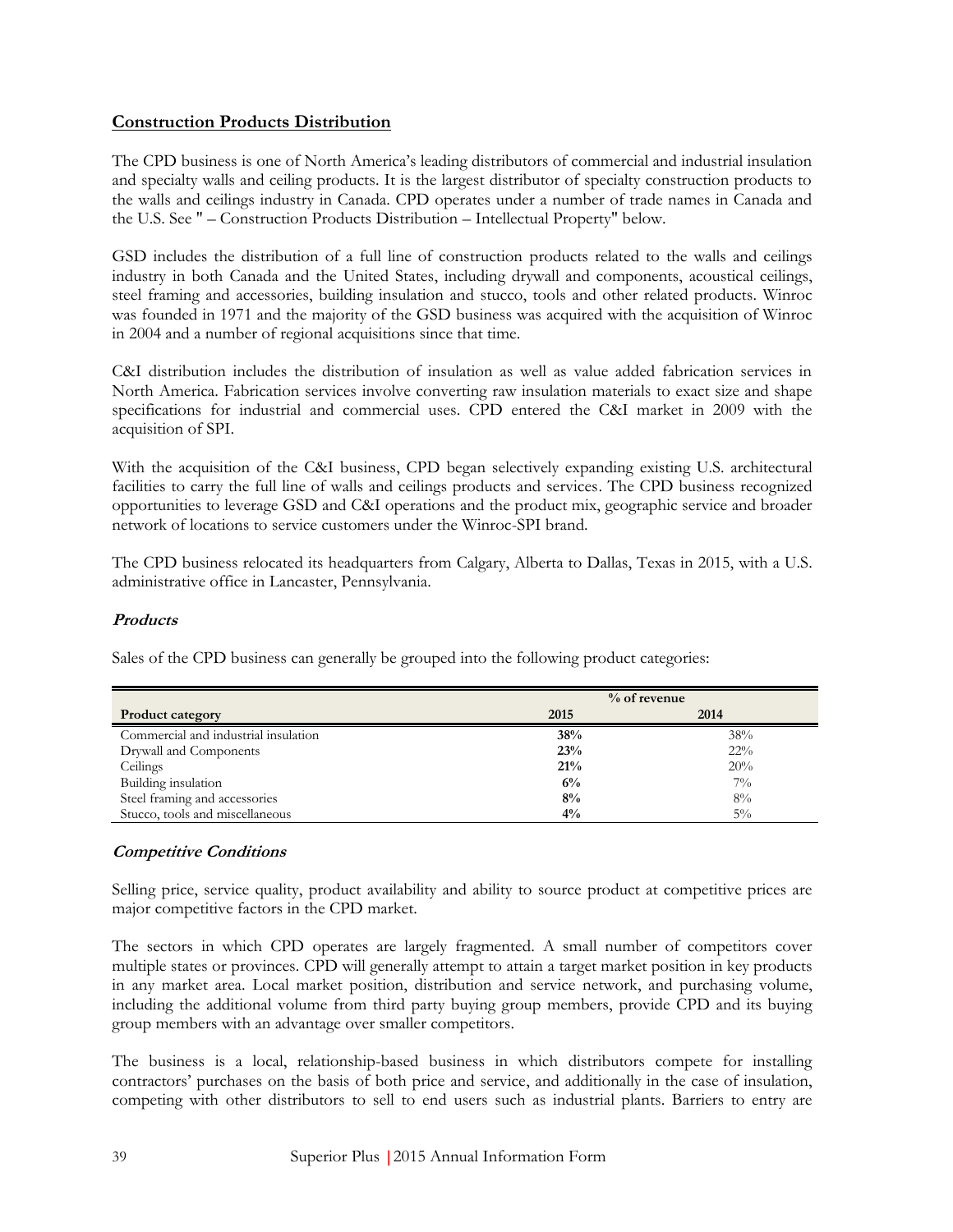## Construction Products Distribution

The CPD business is one of North America's leading distributors of commercial and industrial insulation and specialty walls and ceiling products. It is the largest distributor of specialty construction products to the walls and ceilings industry in Canada. CPD operates under a number of trade names in Canada and the U.S. See " – Construction Products Distribution – Intellectual Property" below.

GSD includes the distribution of a full line of construction products related to the walls and ceilings industry in both Canada and the United States, including drywall and components, acoustical ceilings, steel framing and accessories, building insulation and stucco, tools and other related products. Winroc was founded in 1971 and the majority of the GSD business was acquired with the acquisition of Winroc in 2004 and a number of regional acquisitions since that time.

C&I distribution includes the distribution of insulation as well as value added fabrication services in North America. Fabrication services involve converting raw insulation materials to exact size and shape specifications for industrial and commercial uses. CPD entered the C&I market in 2009 with the acquisition of SPI.

With the acquisition of the C&I business, CPD began selectively expanding existing U.S. architectural facilities to carry the full line of walls and ceilings products and services. The CPD business recognized opportunities to leverage GSD and C&I operations and the product mix, geographic service and broader network of locations to service customers under the Winroc-SPI brand.

The CPD business relocated its headquarters from Calgary, Alberta to Dallas, Texas in 2015, with a U.S. administrative office in Lancaster, Pennsylvania.

### *Products*

Sales of the CPD business can generally be grouped into the following product categories:

| | % of revenue | |
|---|---|---|
| **Product category** | **2015** | **2014** |
| Commercial and industrial insulation | **38%** | 38% |
| Drywall and Components | **23%** | 22% |
| Ceilings | **21%** | 20% |
| Building insulation | **6%** | 7% |
| Steel framing and accessories | **8%** | 8% |
| Stucco, tools and miscellaneous | **4%** | 5% |

### *Competitive Conditions*

Selling price, service quality, product availability and ability to source product at competitive prices are major competitive factors in the CPD market.

The sectors in which CPD operates are largely fragmented. A small number of competitors cover multiple states or provinces. CPD will generally attempt to attain a target market position in key products in any market area. Local market position, distribution and service network, and purchasing volume, including the additional volume from third party buying group members, provide CPD and its buying group members with an advantage over smaller competitors.

The business is a local, relationship-based business in which distributors compete for installing contractors' purchases on the basis of both price and service, and additionally in the case of insulation, competing with other distributors to sell to end users such as industrial plants. Barriers to entry are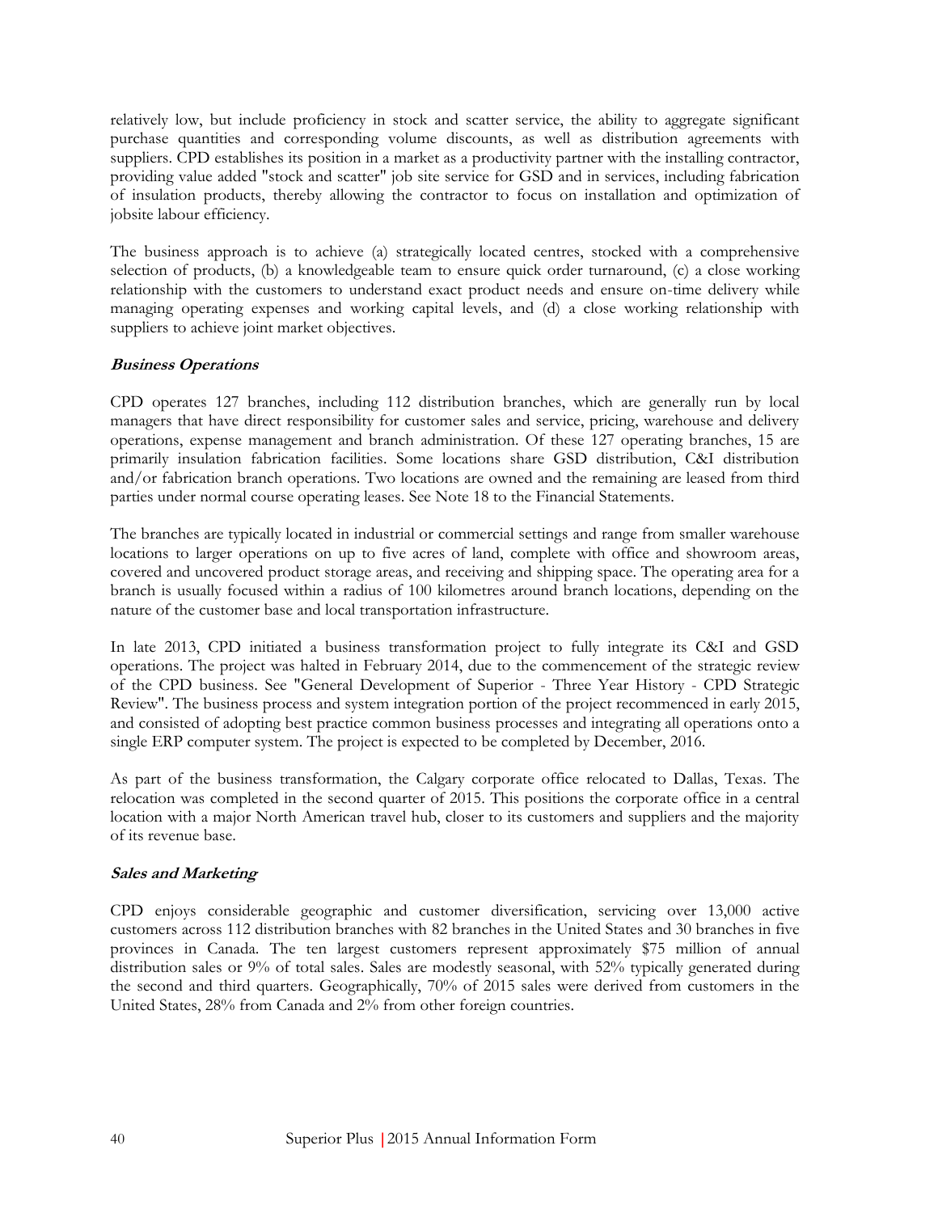relatively low, but include proficiency in stock and scatter service, the ability to aggregate significant purchase quantities and corresponding volume discounts, as well as distribution agreements with suppliers. CPD establishes its position in a market as a productivity partner with the installing contractor, providing value added "stock and scatter" job site service for GSD and in services, including fabrication of insulation products, thereby allowing the contractor to focus on installation and optimization of jobsite labour efficiency.

The business approach is to achieve (a) strategically located centres, stocked with a comprehensive selection of products, (b) a knowledgeable team to ensure quick order turnaround, (c) a close working relationship with the customers to understand exact product needs and ensure on-time delivery while managing operating expenses and working capital levels, and (d) a close working relationship with suppliers to achieve joint market objectives.

***Business Operations***

CPD operates 127 branches, including 112 distribution branches, which are generally run by local managers that have direct responsibility for customer sales and service, pricing, warehouse and delivery operations, expense management and branch administration. Of these 127 operating branches, 15 are primarily insulation fabrication facilities. Some locations share GSD distribution, C&I distribution and/or fabrication branch operations. Two locations are owned and the remaining are leased from third parties under normal course operating leases. See Note 18 to the Financial Statements.

The branches are typically located in industrial or commercial settings and range from smaller warehouse locations to larger operations on up to five acres of land, complete with office and showroom areas, covered and uncovered product storage areas, and receiving and shipping space. The operating area for a branch is usually focused within a radius of 100 kilometres around branch locations, depending on the nature of the customer base and local transportation infrastructure.

In late 2013, CPD initiated a business transformation project to fully integrate its C&I and GSD operations. The project was halted in February 2014, due to the commencement of the strategic review of the CPD business. See "General Development of Superior - Three Year History - CPD Strategic Review". The business process and system integration portion of the project recommenced in early 2015, and consisted of adopting best practice common business processes and integrating all operations onto a single ERP computer system. The project is expected to be completed by December, 2016.

As part of the business transformation, the Calgary corporate office relocated to Dallas, Texas. The relocation was completed in the second quarter of 2015. This positions the corporate office in a central location with a major North American travel hub, closer to its customers and suppliers and the majority of its revenue base.

***Sales and Marketing***

CPD enjoys considerable geographic and customer diversification, servicing over 13,000 active customers across 112 distribution branches with 82 branches in the United States and 30 branches in five provinces in Canada. The ten largest customers represent approximately $75 million of annual distribution sales or 9% of total sales. Sales are modestly seasonal, with 52% typically generated during the second and third quarters. Geographically, 70% of 2015 sales were derived from customers in the United States, 28% from Canada and 2% from other foreign countries.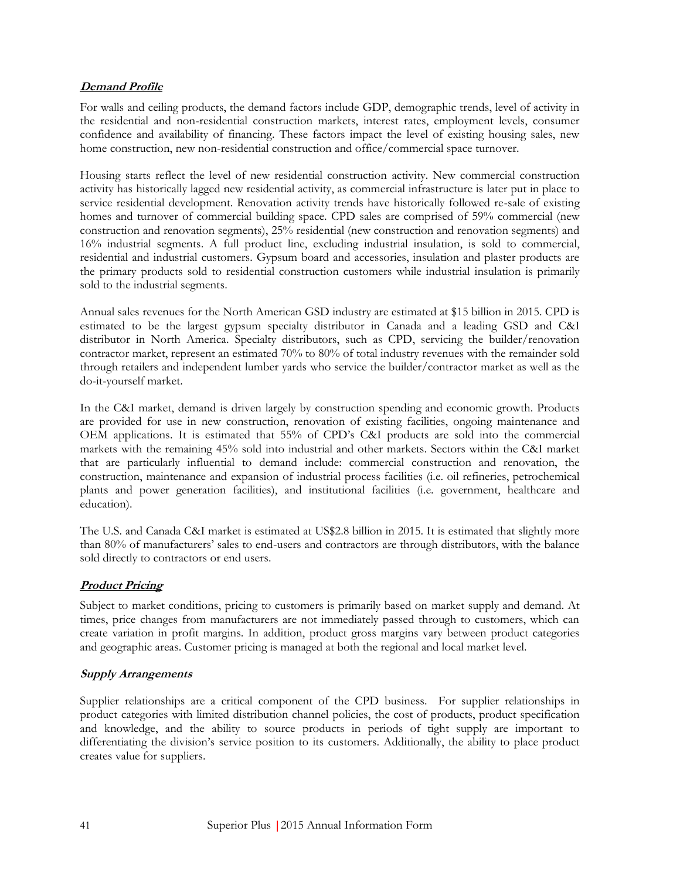***Demand Profile***

For walls and ceiling products, the demand factors include GDP, demographic trends, level of activity in the residential and non-residential construction markets, interest rates, employment levels, consumer confidence and availability of financing. These factors impact the level of existing housing sales, new home construction, new non-residential construction and office/commercial space turnover.

Housing starts reflect the level of new residential construction activity. New commercial construction activity has historically lagged new residential activity, as commercial infrastructure is later put in place to service residential development. Renovation activity trends have historically followed re-sale of existing homes and turnover of commercial building space. CPD sales are comprised of 59% commercial (new construction and renovation segments), 25% residential (new construction and renovation segments) and 16% industrial segments. A full product line, excluding industrial insulation, is sold to commercial, residential and industrial customers. Gypsum board and accessories, insulation and plaster products are the primary products sold to residential construction customers while industrial insulation is primarily sold to the industrial segments.

Annual sales revenues for the North American GSD industry are estimated at $15 billion in 2015. CPD is estimated to be the largest gypsum specialty distributor in Canada and a leading GSD and C&I distributor in North America. Specialty distributors, such as CPD, servicing the builder/renovation contractor market, represent an estimated 70% to 80% of total industry revenues with the remainder sold through retailers and independent lumber yards who service the builder/contractor market as well as the do-it-yourself market.

In the C&I market, demand is driven largely by construction spending and economic growth. Products are provided for use in new construction, renovation of existing facilities, ongoing maintenance and OEM applications. It is estimated that 55% of CPD's C&I products are sold into the commercial markets with the remaining 45% sold into industrial and other markets. Sectors within the C&I market that are particularly influential to demand include: commercial construction and renovation, the construction, maintenance and expansion of industrial process facilities (i.e. oil refineries, petrochemical plants and power generation facilities), and institutional facilities (i.e. government, healthcare and education).

The U.S. and Canada C&I market is estimated at US$2.8 billion in 2015. It is estimated that slightly more than 80% of manufacturers' sales to end-users and contractors are through distributors, with the balance sold directly to contractors or end users.

***Product Pricing***

Subject to market conditions, pricing to customers is primarily based on market supply and demand. At times, price changes from manufacturers are not immediately passed through to customers, which can create variation in profit margins. In addition, product gross margins vary between product categories and geographic areas. Customer pricing is managed at both the regional and local market level.

***Supply Arrangements***

Supplier relationships are a critical component of the CPD business. For supplier relationships in product categories with limited distribution channel policies, the cost of products, product specification and knowledge, and the ability to source products in periods of tight supply are important to differentiating the division's service position to its customers. Additionally, the ability to place product creates value for suppliers.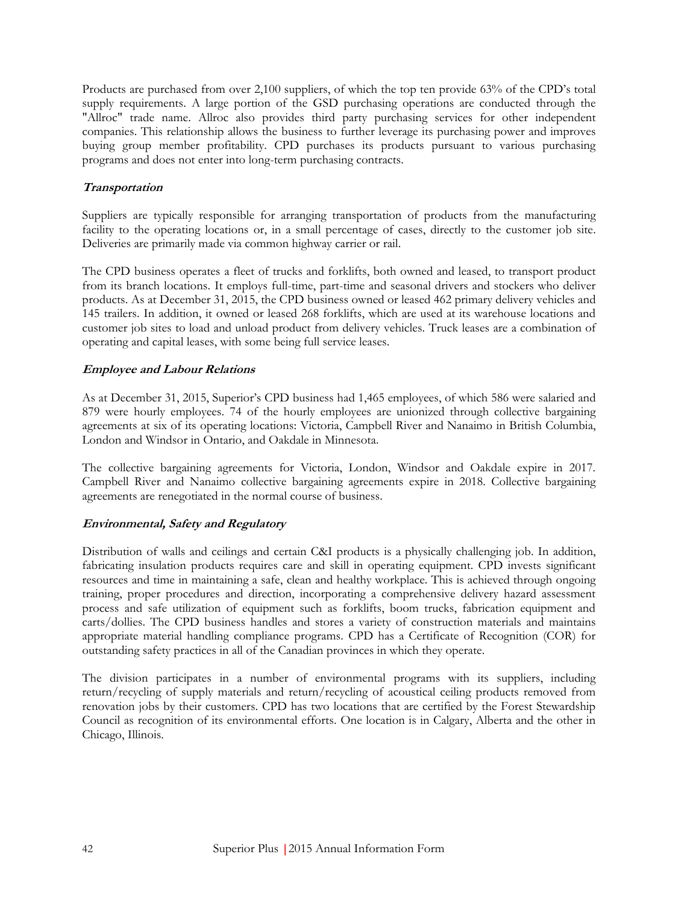Products are purchased from over 2,100 suppliers, of which the top ten provide 63% of the CPD's total supply requirements. A large portion of the GSD purchasing operations are conducted through the "Allroc" trade name. Allroc also provides third party purchasing services for other independent companies. This relationship allows the business to further leverage its purchasing power and improves buying group member profitability. CPD purchases its products pursuant to various purchasing programs and does not enter into long-term purchasing contracts.

***Transportation***

Suppliers are typically responsible for arranging transportation of products from the manufacturing facility to the operating locations or, in a small percentage of cases, directly to the customer job site. Deliveries are primarily made via common highway carrier or rail.

The CPD business operates a fleet of trucks and forklifts, both owned and leased, to transport product from its branch locations. It employs full-time, part-time and seasonal drivers and stockers who deliver products. As at December 31, 2015, the CPD business owned or leased 462 primary delivery vehicles and 145 trailers. In addition, it owned or leased 268 forklifts, which are used at its warehouse locations and customer job sites to load and unload product from delivery vehicles. Truck leases are a combination of operating and capital leases, with some being full service leases.

***Employee and Labour Relations***

As at December 31, 2015, Superior's CPD business had 1,465 employees, of which 586 were salaried and 879 were hourly employees. 74 of the hourly employees are unionized through collective bargaining agreements at six of its operating locations: Victoria, Campbell River and Nanaimo in British Columbia, London and Windsor in Ontario, and Oakdale in Minnesota.

The collective bargaining agreements for Victoria, London, Windsor and Oakdale expire in 2017. Campbell River and Nanaimo collective bargaining agreements expire in 2018. Collective bargaining agreements are renegotiated in the normal course of business.

***Environmental, Safety and Regulatory***

Distribution of walls and ceilings and certain C&I products is a physically challenging job. In addition, fabricating insulation products requires care and skill in operating equipment. CPD invests significant resources and time in maintaining a safe, clean and healthy workplace. This is achieved through ongoing training, proper procedures and direction, incorporating a comprehensive delivery hazard assessment process and safe utilization of equipment such as forklifts, boom trucks, fabrication equipment and carts/dollies. The CPD business handles and stores a variety of construction materials and maintains appropriate material handling compliance programs. CPD has a Certificate of Recognition (COR) for outstanding safety practices in all of the Canadian provinces in which they operate.

The division participates in a number of environmental programs with its suppliers, including return/recycling of supply materials and return/recycling of acoustical ceiling products removed from renovation jobs by their customers. CPD has two locations that are certified by the Forest Stewardship Council as recognition of its environmental efforts. One location is in Calgary, Alberta and the other in Chicago, Illinois.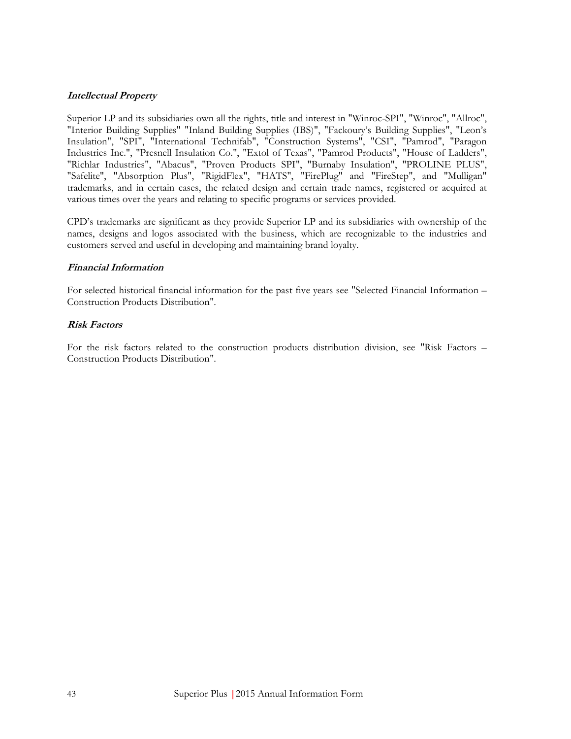***Intellectual Property***

Superior LP and its subsidiaries own all the rights, title and interest in "Winroc-SPI", "Winroc", "Allroc", "Interior Building Supplies" "Inland Building Supplies (IBS)", "Fackoury's Building Supplies", "Leon's Insulation", "SPI", "International Technifab", "Construction Systems", "CSI", "Pamrod", "Paragon Industries Inc.", "Presnell Insulation Co.", "Extol of Texas", "Pamrod Products", "House of Ladders", "Richlar Industries", "Abacus", "Proven Products SPI", "Burnaby Insulation", "PROLINE PLUS", "Safelite", "Absorption Plus", "RigidFlex", "HATS", "FirePlug" and "FireStep", and "Mulligan" trademarks, and in certain cases, the related design and certain trade names, registered or acquired at various times over the years and relating to specific programs or services provided.

CPD's trademarks are significant as they provide Superior LP and its subsidiaries with ownership of the names, designs and logos associated with the business, which are recognizable to the industries and customers served and useful in developing and maintaining brand loyalty.

***Financial Information***

For selected historical financial information for the past five years see "Selected Financial Information – Construction Products Distribution".

***Risk Factors***

For the risk factors related to the construction products distribution division, see "Risk Factors – Construction Products Distribution".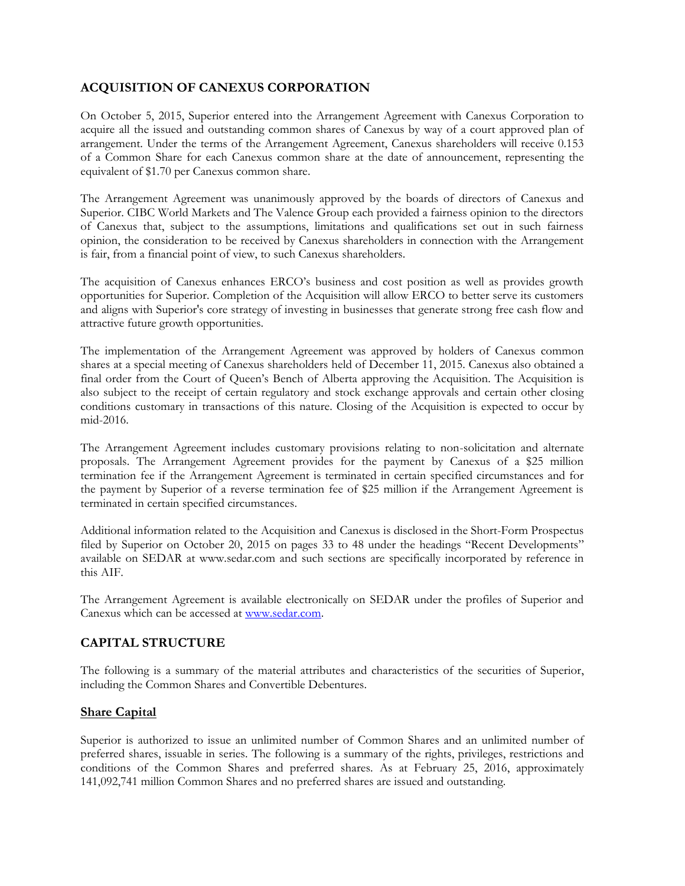## ACQUISITION OF CANEXUS CORPORATION

On October 5, 2015, Superior entered into the Arrangement Agreement with Canexus Corporation to acquire all the issued and outstanding common shares of Canexus by way of a court approved plan of arrangement. Under the terms of the Arrangement Agreement, Canexus shareholders will receive 0.153 of a Common Share for each Canexus common share at the date of announcement, representing the equivalent of $1.70 per Canexus common share.

The Arrangement Agreement was unanimously approved by the boards of directors of Canexus and Superior. CIBC World Markets and The Valence Group each provided a fairness opinion to the directors of Canexus that, subject to the assumptions, limitations and qualifications set out in such fairness opinion, the consideration to be received by Canexus shareholders in connection with the Arrangement is fair, from a financial point of view, to such Canexus shareholders.

The acquisition of Canexus enhances ERCO's business and cost position as well as provides growth opportunities for Superior. Completion of the Acquisition will allow ERCO to better serve its customers and aligns with Superior's core strategy of investing in businesses that generate strong free cash flow and attractive future growth opportunities.

The implementation of the Arrangement Agreement was approved by holders of Canexus common shares at a special meeting of Canexus shareholders held of December 11, 2015. Canexus also obtained a final order from the Court of Queen's Bench of Alberta approving the Acquisition. The Acquisition is also subject to the receipt of certain regulatory and stock exchange approvals and certain other closing conditions customary in transactions of this nature. Closing of the Acquisition is expected to occur by mid-2016.

The Arrangement Agreement includes customary provisions relating to non-solicitation and alternate proposals. The Arrangement Agreement provides for the payment by Canexus of a $25 million termination fee if the Arrangement Agreement is terminated in certain specified circumstances and for the payment by Superior of a reverse termination fee of $25 million if the Arrangement Agreement is terminated in certain specified circumstances.

Additional information related to the Acquisition and Canexus is disclosed in the Short-Form Prospectus filed by Superior on October 20, 2015 on pages 33 to 48 under the headings "Recent Developments" available on SEDAR at www.sedar.com and such sections are specifically incorporated by reference in this AIF.

The Arrangement Agreement is available electronically on SEDAR under the profiles of Superior and Canexus which can be accessed at www.sedar.com.

## CAPITAL STRUCTURE

The following is a summary of the material attributes and characteristics of the securities of Superior, including the Common Shares and Convertible Debentures.

### Share Capital

Superior is authorized to issue an unlimited number of Common Shares and an unlimited number of preferred shares, issuable in series. The following is a summary of the rights, privileges, restrictions and conditions of the Common Shares and preferred shares. As at February 25, 2016, approximately 141,092,741 million Common Shares and no preferred shares are issued and outstanding.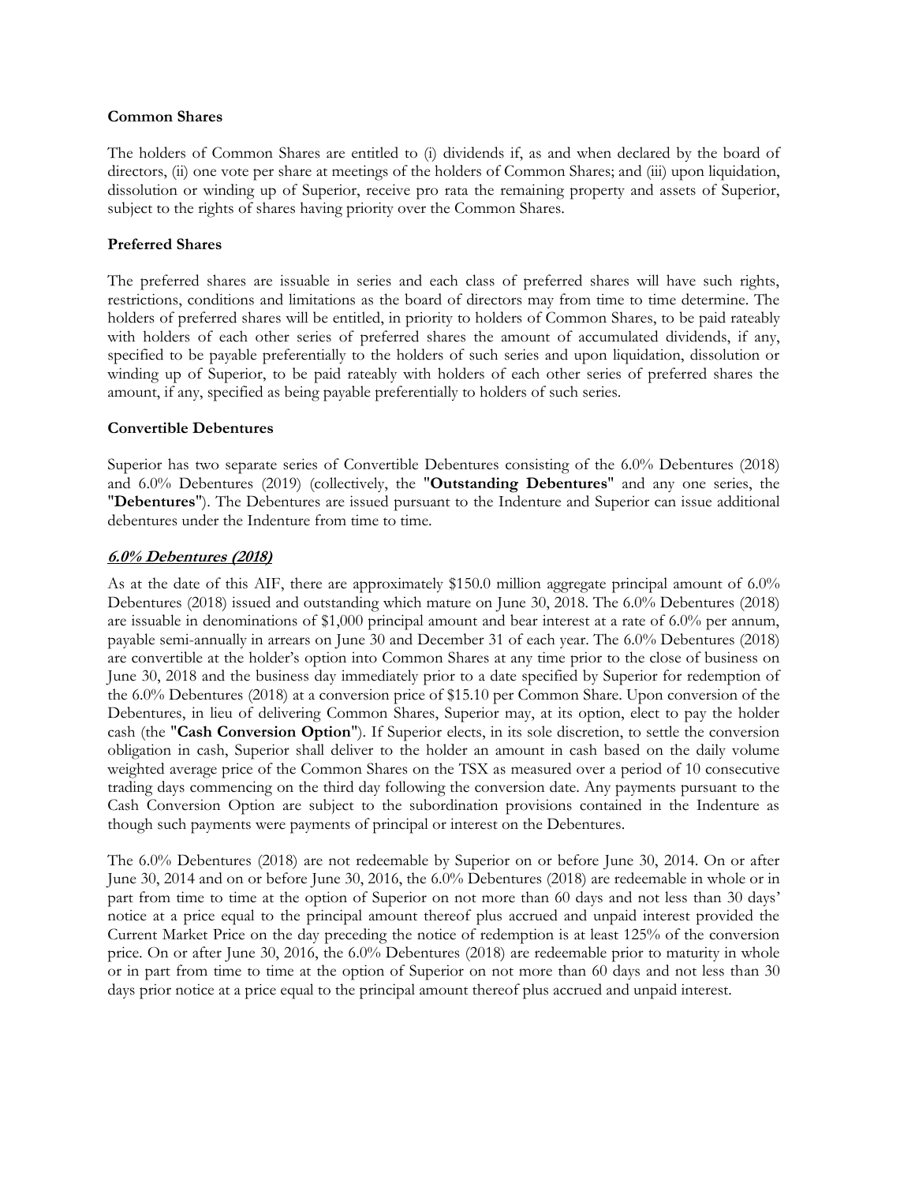**Common Shares**

The holders of Common Shares are entitled to (i) dividends if, as and when declared by the board of directors, (ii) one vote per share at meetings of the holders of Common Shares; and (iii) upon liquidation, dissolution or winding up of Superior, receive pro rata the remaining property and assets of Superior, subject to the rights of shares having priority over the Common Shares.

**Preferred Shares**

The preferred shares are issuable in series and each class of preferred shares will have such rights, restrictions, conditions and limitations as the board of directors may from time to time determine. The holders of preferred shares will be entitled, in priority to holders of Common Shares, to be paid rateably with holders of each other series of preferred shares the amount of accumulated dividends, if any, specified to be payable preferentially to the holders of such series and upon liquidation, dissolution or winding up of Superior, to be paid rateably with holders of each other series of preferred shares the amount, if any, specified as being payable preferentially to holders of such series.

**Convertible Debentures**

Superior has two separate series of Convertible Debentures consisting of the 6.0% Debentures (2018) and 6.0% Debentures (2019) (collectively, the "**Outstanding Debentures**" and any one series, the "**Debentures**"). The Debentures are issued pursuant to the Indenture and Superior can issue additional debentures under the Indenture from time to time.

***6.0% Debentures (2018)***

As at the date of this AIF, there are approximately $150.0 million aggregate principal amount of 6.0% Debentures (2018) issued and outstanding which mature on June 30, 2018. The 6.0% Debentures (2018) are issuable in denominations of $1,000 principal amount and bear interest at a rate of 6.0% per annum, payable semi-annually in arrears on June 30 and December 31 of each year. The 6.0% Debentures (2018) are convertible at the holder's option into Common Shares at any time prior to the close of business on June 30, 2018 and the business day immediately prior to a date specified by Superior for redemption of the 6.0% Debentures (2018) at a conversion price of $15.10 per Common Share. Upon conversion of the Debentures, in lieu of delivering Common Shares, Superior may, at its option, elect to pay the holder cash (the "**Cash Conversion Option**"). If Superior elects, in its sole discretion, to settle the conversion obligation in cash, Superior shall deliver to the holder an amount in cash based on the daily volume weighted average price of the Common Shares on the TSX as measured over a period of 10 consecutive trading days commencing on the third day following the conversion date. Any payments pursuant to the Cash Conversion Option are subject to the subordination provisions contained in the Indenture as though such payments were payments of principal or interest on the Debentures.

The 6.0% Debentures (2018) are not redeemable by Superior on or before June 30, 2014. On or after June 30, 2014 and on or before June 30, 2016, the 6.0% Debentures (2018) are redeemable in whole or in part from time to time at the option of Superior on not more than 60 days and not less than 30 days' notice at a price equal to the principal amount thereof plus accrued and unpaid interest provided the Current Market Price on the day preceding the notice of redemption is at least 125% of the conversion price. On or after June 30, 2016, the 6.0% Debentures (2018) are redeemable prior to maturity in whole or in part from time to time at the option of Superior on not more than 60 days and not less than 30 days prior notice at a price equal to the principal amount thereof plus accrued and unpaid interest.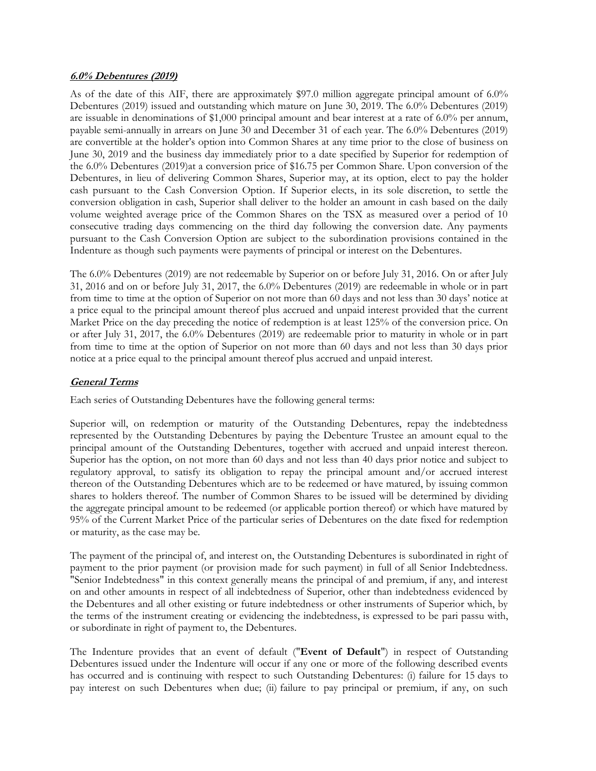***6.0% Debentures (2019)***

As of the date of this AIF, there are approximately $97.0 million aggregate principal amount of 6.0% Debentures (2019) issued and outstanding which mature on June 30, 2019. The 6.0% Debentures (2019) are issuable in denominations of $1,000 principal amount and bear interest at a rate of 6.0% per annum, payable semi-annually in arrears on June 30 and December 31 of each year. The 6.0% Debentures (2019) are convertible at the holder's option into Common Shares at any time prior to the close of business on June 30, 2019 and the business day immediately prior to a date specified by Superior for redemption of the 6.0% Debentures (2019)at a conversion price of $16.75 per Common Share. Upon conversion of the Debentures, in lieu of delivering Common Shares, Superior may, at its option, elect to pay the holder cash pursuant to the Cash Conversion Option. If Superior elects, in its sole discretion, to settle the conversion obligation in cash, Superior shall deliver to the holder an amount in cash based on the daily volume weighted average price of the Common Shares on the TSX as measured over a period of 10 consecutive trading days commencing on the third day following the conversion date. Any payments pursuant to the Cash Conversion Option are subject to the subordination provisions contained in the Indenture as though such payments were payments of principal or interest on the Debentures.

The 6.0% Debentures (2019) are not redeemable by Superior on or before July 31, 2016. On or after July 31, 2016 and on or before July 31, 2017, the 6.0% Debentures (2019) are redeemable in whole or in part from time to time at the option of Superior on not more than 60 days and not less than 30 days' notice at a price equal to the principal amount thereof plus accrued and unpaid interest provided that the current Market Price on the day preceding the notice of redemption is at least 125% of the conversion price. On or after July 31, 2017, the 6.0% Debentures (2019) are redeemable prior to maturity in whole or in part from time to time at the option of Superior on not more than 60 days and not less than 30 days prior notice at a price equal to the principal amount thereof plus accrued and unpaid interest.

***General Terms***

Each series of Outstanding Debentures have the following general terms:

Superior will, on redemption or maturity of the Outstanding Debentures, repay the indebtedness represented by the Outstanding Debentures by paying the Debenture Trustee an amount equal to the principal amount of the Outstanding Debentures, together with accrued and unpaid interest thereon. Superior has the option, on not more than 60 days and not less than 40 days prior notice and subject to regulatory approval, to satisfy its obligation to repay the principal amount and/or accrued interest thereon of the Outstanding Debentures which are to be redeemed or have matured, by issuing common shares to holders thereof. The number of Common Shares to be issued will be determined by dividing the aggregate principal amount to be redeemed (or applicable portion thereof) or which have matured by 95% of the Current Market Price of the particular series of Debentures on the date fixed for redemption or maturity, as the case may be.

The payment of the principal of, and interest on, the Outstanding Debentures is subordinated in right of payment to the prior payment (or provision made for such payment) in full of all Senior Indebtedness. "Senior Indebtedness" in this context generally means the principal of and premium, if any, and interest on and other amounts in respect of all indebtedness of Superior, other than indebtedness evidenced by the Debentures and all other existing or future indebtedness or other instruments of Superior which, by the terms of the instrument creating or evidencing the indebtedness, is expressed to be pari passu with, or subordinate in right of payment to, the Debentures.

The Indenture provides that an event of default ("**Event of Default**") in respect of Outstanding Debentures issued under the Indenture will occur if any one or more of the following described events has occurred and is continuing with respect to such Outstanding Debentures: (i) failure for 15 days to pay interest on such Debentures when due; (ii) failure to pay principal or premium, if any, on such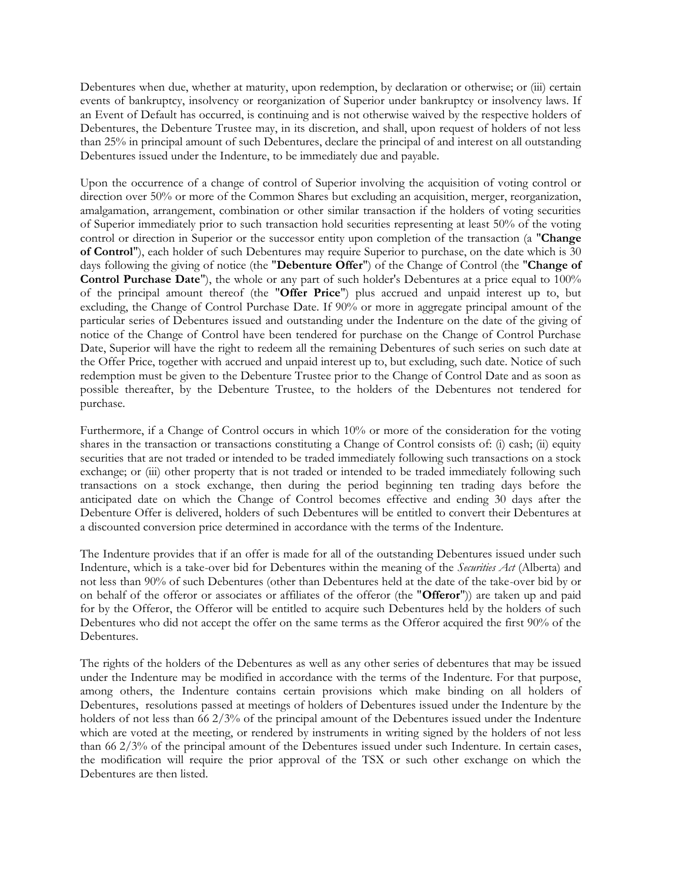Debentures when due, whether at maturity, upon redemption, by declaration or otherwise; or (iii) certain events of bankruptcy, insolvency or reorganization of Superior under bankruptcy or insolvency laws. If an Event of Default has occurred, is continuing and is not otherwise waived by the respective holders of Debentures, the Debenture Trustee may, in its discretion, and shall, upon request of holders of not less than 25% in principal amount of such Debentures, declare the principal of and interest on all outstanding Debentures issued under the Indenture, to be immediately due and payable.

Upon the occurrence of a change of control of Superior involving the acquisition of voting control or direction over 50% or more of the Common Shares but excluding an acquisition, merger, reorganization, amalgamation, arrangement, combination or other similar transaction if the holders of voting securities of Superior immediately prior to such transaction hold securities representing at least 50% of the voting control or direction in Superior or the successor entity upon completion of the transaction (a "**Change of Control**"), each holder of such Debentures may require Superior to purchase, on the date which is 30 days following the giving of notice (the "**Debenture Offer**") of the Change of Control (the "**Change of Control Purchase Date**"), the whole or any part of such holder's Debentures at a price equal to 100% of the principal amount thereof (the "**Offer Price**") plus accrued and unpaid interest up to, but excluding, the Change of Control Purchase Date. If 90% or more in aggregate principal amount of the particular series of Debentures issued and outstanding under the Indenture on the date of the giving of notice of the Change of Control have been tendered for purchase on the Change of Control Purchase Date, Superior will have the right to redeem all the remaining Debentures of such series on such date at the Offer Price, together with accrued and unpaid interest up to, but excluding, such date. Notice of such redemption must be given to the Debenture Trustee prior to the Change of Control Date and as soon as possible thereafter, by the Debenture Trustee, to the holders of the Debentures not tendered for purchase.

Furthermore, if a Change of Control occurs in which 10% or more of the consideration for the voting shares in the transaction or transactions constituting a Change of Control consists of: (i) cash; (ii) equity securities that are not traded or intended to be traded immediately following such transactions on a stock exchange; or (iii) other property that is not traded or intended to be traded immediately following such transactions on a stock exchange, then during the period beginning ten trading days before the anticipated date on which the Change of Control becomes effective and ending 30 days after the Debenture Offer is delivered, holders of such Debentures will be entitled to convert their Debentures at a discounted conversion price determined in accordance with the terms of the Indenture.

The Indenture provides that if an offer is made for all of the outstanding Debentures issued under such Indenture, which is a take-over bid for Debentures within the meaning of the *Securities Act* (Alberta) and not less than 90% of such Debentures (other than Debentures held at the date of the take-over bid by or on behalf of the offeror or associates or affiliates of the offeror (the "**Offeror**")) are taken up and paid for by the Offeror, the Offeror will be entitled to acquire such Debentures held by the holders of such Debentures who did not accept the offer on the same terms as the Offeror acquired the first 90% of the Debentures.

The rights of the holders of the Debentures as well as any other series of debentures that may be issued under the Indenture may be modified in accordance with the terms of the Indenture. For that purpose, among others, the Indenture contains certain provisions which make binding on all holders of Debentures, resolutions passed at meetings of holders of Debentures issued under the Indenture by the holders of not less than 66 2/3% of the principal amount of the Debentures issued under the Indenture which are voted at the meeting, or rendered by instruments in writing signed by the holders of not less than 66 2/3% of the principal amount of the Debentures issued under such Indenture. In certain cases, the modification will require the prior approval of the TSX or such other exchange on which the Debentures are then listed.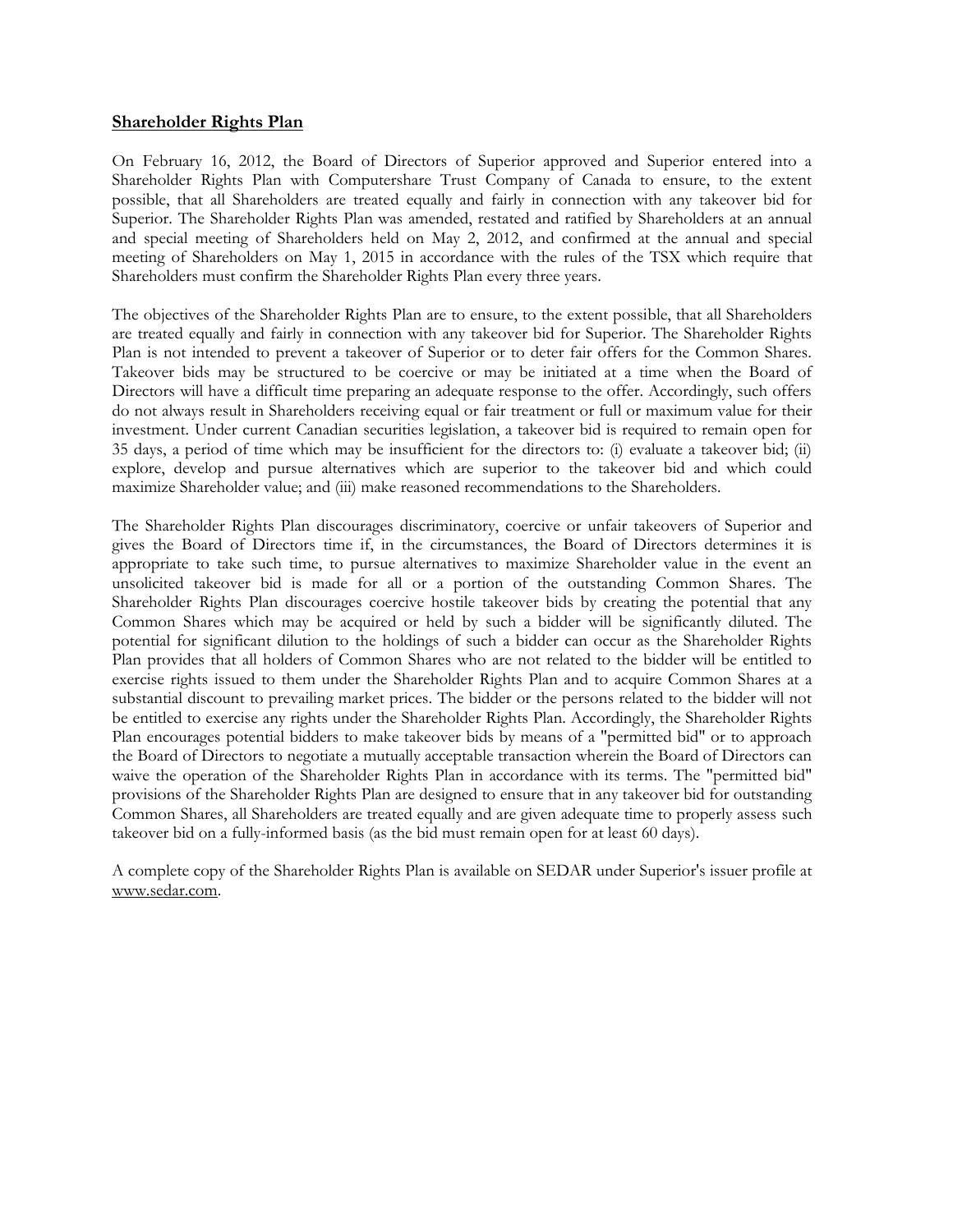## **Shareholder Rights Plan**

On February 16, 2012, the Board of Directors of Superior approved and Superior entered into a Shareholder Rights Plan with Computershare Trust Company of Canada to ensure, to the extent possible, that all Shareholders are treated equally and fairly in connection with any takeover bid for Superior. The Shareholder Rights Plan was amended, restated and ratified by Shareholders at an annual and special meeting of Shareholders held on May 2, 2012, and confirmed at the annual and special meeting of Shareholders on May 1, 2015 in accordance with the rules of the TSX which require that Shareholders must confirm the Shareholder Rights Plan every three years.

The objectives of the Shareholder Rights Plan are to ensure, to the extent possible, that all Shareholders are treated equally and fairly in connection with any takeover bid for Superior. The Shareholder Rights Plan is not intended to prevent a takeover of Superior or to deter fair offers for the Common Shares. Takeover bids may be structured to be coercive or may be initiated at a time when the Board of Directors will have a difficult time preparing an adequate response to the offer. Accordingly, such offers do not always result in Shareholders receiving equal or fair treatment or full or maximum value for their investment. Under current Canadian securities legislation, a takeover bid is required to remain open for 35 days, a period of time which may be insufficient for the directors to: (i) evaluate a takeover bid; (ii) explore, develop and pursue alternatives which are superior to the takeover bid and which could maximize Shareholder value; and (iii) make reasoned recommendations to the Shareholders.

The Shareholder Rights Plan discourages discriminatory, coercive or unfair takeovers of Superior and gives the Board of Directors time if, in the circumstances, the Board of Directors determines it is appropriate to take such time, to pursue alternatives to maximize Shareholder value in the event an unsolicited takeover bid is made for all or a portion of the outstanding Common Shares. The Shareholder Rights Plan discourages coercive hostile takeover bids by creating the potential that any Common Shares which may be acquired or held by such a bidder will be significantly diluted. The potential for significant dilution to the holdings of such a bidder can occur as the Shareholder Rights Plan provides that all holders of Common Shares who are not related to the bidder will be entitled to exercise rights issued to them under the Shareholder Rights Plan and to acquire Common Shares at a substantial discount to prevailing market prices. The bidder or the persons related to the bidder will not be entitled to exercise any rights under the Shareholder Rights Plan. Accordingly, the Shareholder Rights Plan encourages potential bidders to make takeover bids by means of a "permitted bid" or to approach the Board of Directors to negotiate a mutually acceptable transaction wherein the Board of Directors can waive the operation of the Shareholder Rights Plan in accordance with its terms. The "permitted bid" provisions of the Shareholder Rights Plan are designed to ensure that in any takeover bid for outstanding Common Shares, all Shareholders are treated equally and are given adequate time to properly assess such takeover bid on a fully-informed basis (as the bid must remain open for at least 60 days).

A complete copy of the Shareholder Rights Plan is available on SEDAR under Superior's issuer profile at www.sedar.com.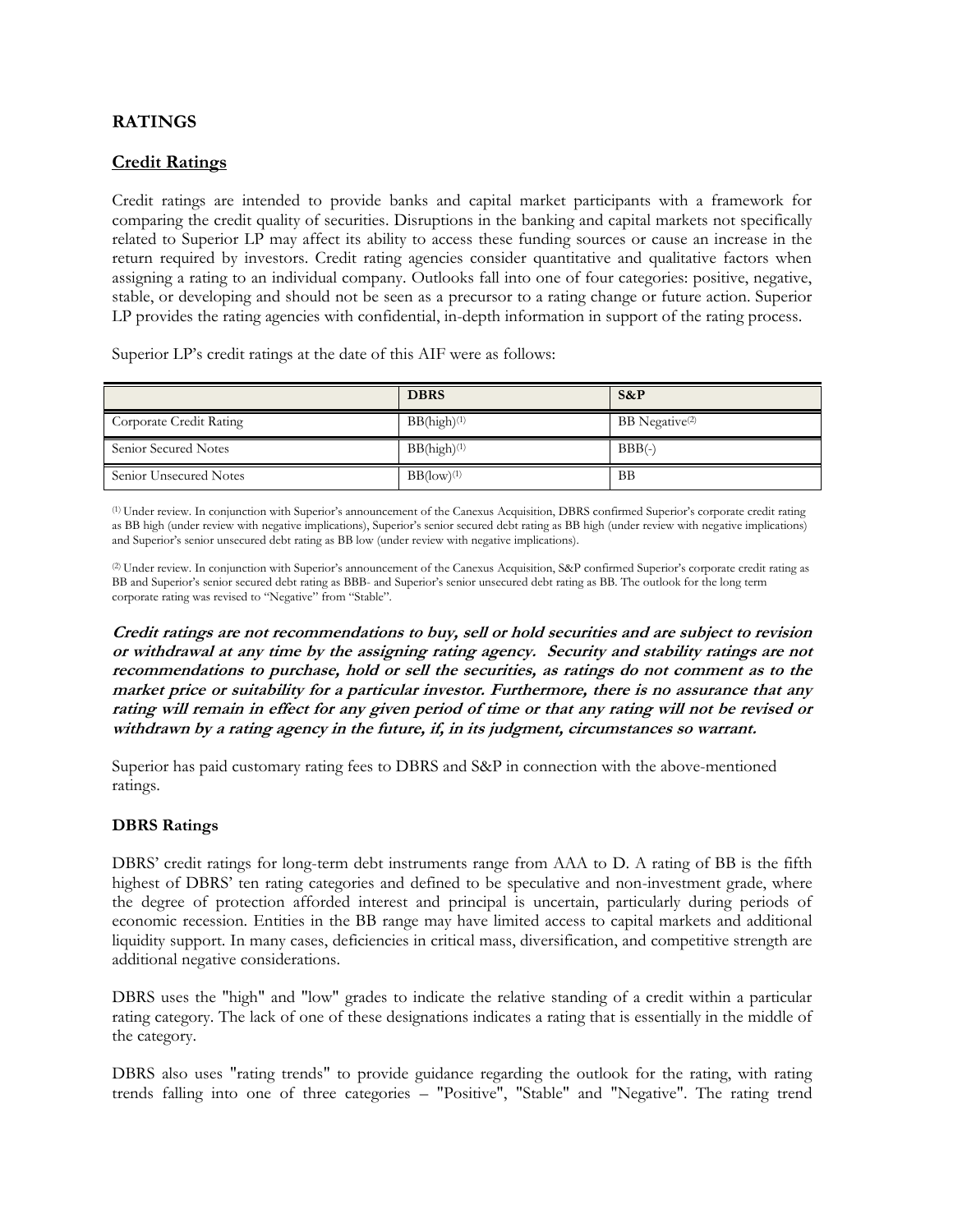## RATINGS

### Credit Ratings

Credit ratings are intended to provide banks and capital market participants with a framework for comparing the credit quality of securities. Disruptions in the banking and capital markets not specifically related to Superior LP may affect its ability to access these funding sources or cause an increase in the return required by investors. Credit rating agencies consider quantitative and qualitative factors when assigning a rating to an individual company. Outlooks fall into one of four categories: positive, negative, stable, or developing and should not be seen as a precursor to a rating change or future action. Superior LP provides the rating agencies with confidential, in-depth information in support of the rating process.

Superior LP's credit ratings at the date of this AIF were as follows:

| | DBRS | S&P |
|---|---|---|
| Corporate Credit Rating | BB(high)[1] | BB Negative[2] |
| Senior Secured Notes | BB(high)[1] | BBB(-) |
| Senior Unsecured Notes | BB(low)[1] | BB |

[1] Under review. In conjunction with Superior's announcement of the Canexus Acquisition, DBRS confirmed Superior's corporate credit rating as BB high (under review with negative implications), Superior's senior secured debt rating as BB high (under review with negative implications) and Superior's senior unsecured debt rating as BB low (under review with negative implications).

[2] Under review. In conjunction with Superior's announcement of the Canexus Acquisition, S&P confirmed Superior's corporate credit rating as BB and Superior's senior secured debt rating as BBB- and Superior's senior unsecured debt rating as BB. The outlook for the long term corporate rating was revised to "Negative" from "Stable".

***Credit ratings are not recommendations to buy, sell or hold securities and are subject to revision or withdrawal at any time by the assigning rating agency. Security and stability ratings are not recommendations to purchase, hold or sell the securities, as ratings do not comment as to the market price or suitability for a particular investor. Furthermore, there is no assurance that any rating will remain in effect for any given period of time or that any rating will not be revised or withdrawn by a rating agency in the future, if, in its judgment, circumstances so warrant.***

Superior has paid customary rating fees to DBRS and S&P in connection with the above-mentioned ratings.

### DBRS Ratings

DBRS' credit ratings for long-term debt instruments range from AAA to D. A rating of BB is the fifth highest of DBRS' ten rating categories and defined to be speculative and non-investment grade, where the degree of protection afforded interest and principal is uncertain, particularly during periods of economic recession. Entities in the BB range may have limited access to capital markets and additional liquidity support. In many cases, deficiencies in critical mass, diversification, and competitive strength are additional negative considerations.

DBRS uses the "high" and "low" grades to indicate the relative standing of a credit within a particular rating category. The lack of one of these designations indicates a rating that is essentially in the middle of the category.

DBRS also uses "rating trends" to provide guidance regarding the outlook for the rating, with rating trends falling into one of three categories – "Positive", "Stable" and "Negative". The rating trend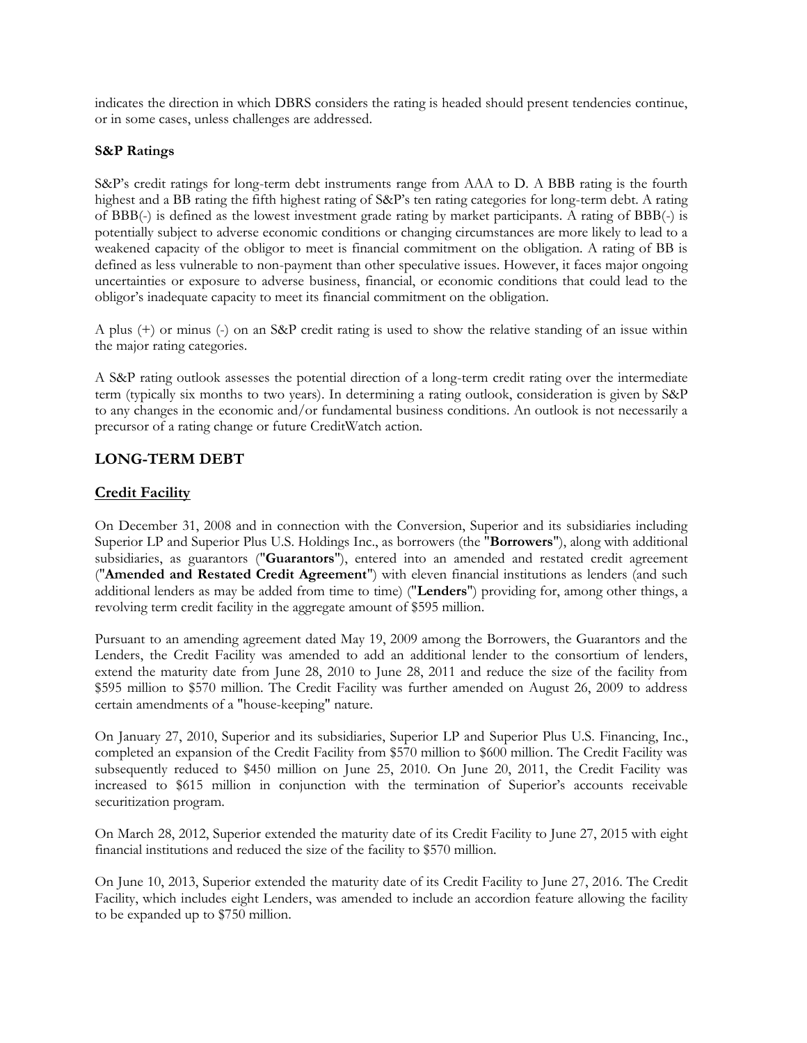indicates the direction in which DBRS considers the rating is headed should present tendencies continue, or in some cases, unless challenges are addressed.

**S&P Ratings**

S&P's credit ratings for long-term debt instruments range from AAA to D. A BBB rating is the fourth highest and a BB rating the fifth highest rating of S&P's ten rating categories for long-term debt. A rating of BBB(-) is defined as the lowest investment grade rating by market participants. A rating of BBB(-) is potentially subject to adverse economic conditions or changing circumstances are more likely to lead to a weakened capacity of the obligor to meet is financial commitment on the obligation. A rating of BB is defined as less vulnerable to non-payment than other speculative issues. However, it faces major ongoing uncertainties or exposure to adverse business, financial, or economic conditions that could lead to the obligor's inadequate capacity to meet its financial commitment on the obligation.

A plus (+) or minus (-) on an S&P credit rating is used to show the relative standing of an issue within the major rating categories.

A S&P rating outlook assesses the potential direction of a long-term credit rating over the intermediate term (typically six months to two years). In determining a rating outlook, consideration is given by S&P to any changes in the economic and/or fundamental business conditions. An outlook is not necessarily a precursor of a rating change or future CreditWatch action.

## LONG-TERM DEBT

### Credit Facility

On December 31, 2008 and in connection with the Conversion, Superior and its subsidiaries including Superior LP and Superior Plus U.S. Holdings Inc., as borrowers (the "**Borrowers**"), along with additional subsidiaries, as guarantors ("**Guarantors**"), entered into an amended and restated credit agreement ("**Amended and Restated Credit Agreement**") with eleven financial institutions as lenders (and such additional lenders as may be added from time to time) ("**Lenders**") providing for, among other things, a revolving term credit facility in the aggregate amount of $595 million.

Pursuant to an amending agreement dated May 19, 2009 among the Borrowers, the Guarantors and the Lenders, the Credit Facility was amended to add an additional lender to the consortium of lenders, extend the maturity date from June 28, 2010 to June 28, 2011 and reduce the size of the facility from $595 million to $570 million. The Credit Facility was further amended on August 26, 2009 to address certain amendments of a "house-keeping" nature.

On January 27, 2010, Superior and its subsidiaries, Superior LP and Superior Plus U.S. Financing, Inc., completed an expansion of the Credit Facility from $570 million to $600 million. The Credit Facility was subsequently reduced to $450 million on June 25, 2010. On June 20, 2011, the Credit Facility was increased to $615 million in conjunction with the termination of Superior's accounts receivable securitization program.

On March 28, 2012, Superior extended the maturity date of its Credit Facility to June 27, 2015 with eight financial institutions and reduced the size of the facility to $570 million.

On June 10, 2013, Superior extended the maturity date of its Credit Facility to June 27, 2016. The Credit Facility, which includes eight Lenders, was amended to include an accordion feature allowing the facility to be expanded up to $750 million.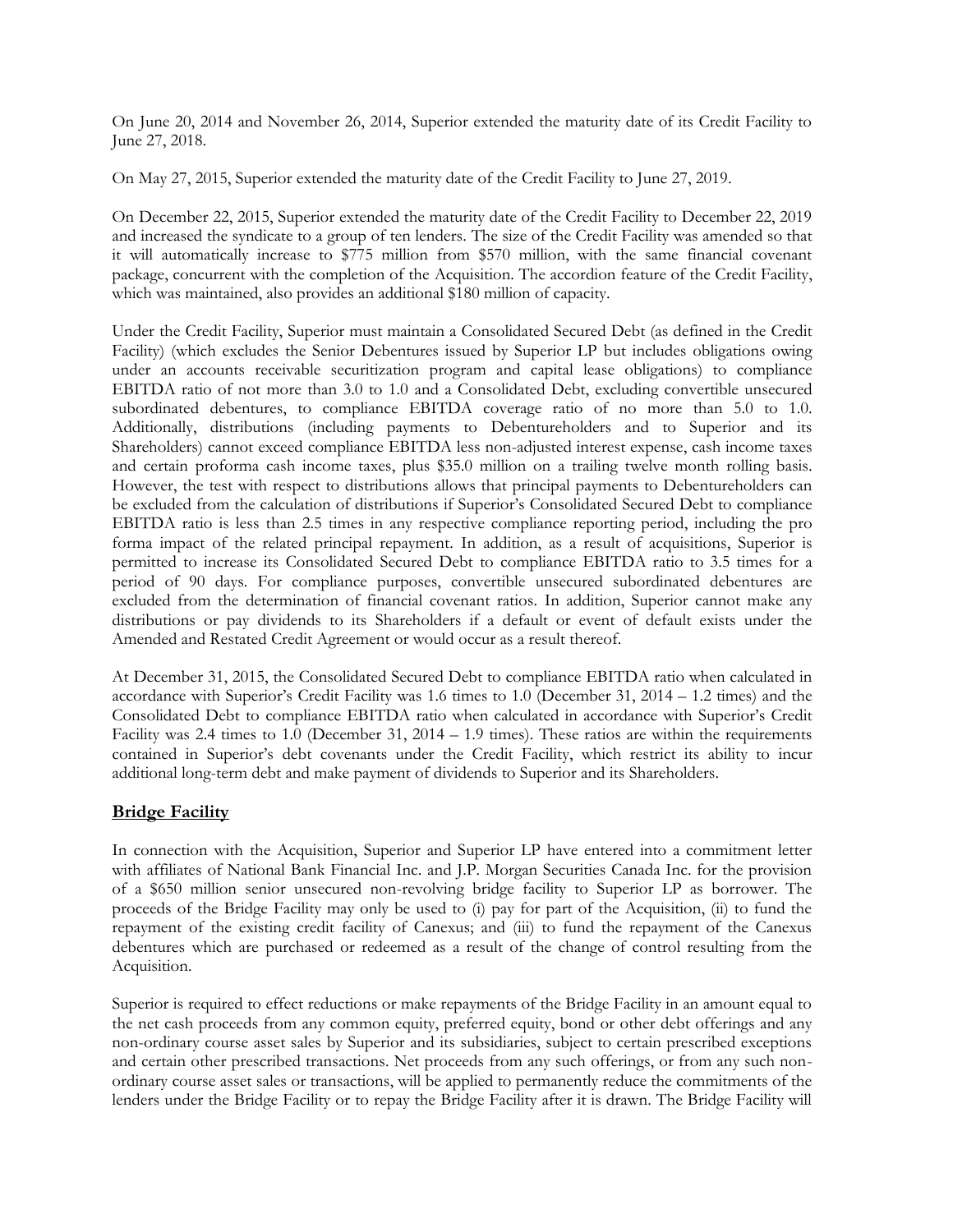On June 20, 2014 and November 26, 2014, Superior extended the maturity date of its Credit Facility to June 27, 2018.

On May 27, 2015, Superior extended the maturity date of the Credit Facility to June 27, 2019.

On December 22, 2015, Superior extended the maturity date of the Credit Facility to December 22, 2019 and increased the syndicate to a group of ten lenders. The size of the Credit Facility was amended so that it will automatically increase to $775 million from $570 million, with the same financial covenant package, concurrent with the completion of the Acquisition. The accordion feature of the Credit Facility, which was maintained, also provides an additional $180 million of capacity.

Under the Credit Facility, Superior must maintain a Consolidated Secured Debt (as defined in the Credit Facility) (which excludes the Senior Debentures issued by Superior LP but includes obligations owing under an accounts receivable securitization program and capital lease obligations) to compliance EBITDA ratio of not more than 3.0 to 1.0 and a Consolidated Debt, excluding convertible unsecured subordinated debentures, to compliance EBITDA coverage ratio of no more than 5.0 to 1.0. Additionally, distributions (including payments to Debentureholders and to Superior and its Shareholders) cannot exceed compliance EBITDA less non-adjusted interest expense, cash income taxes and certain proforma cash income taxes, plus $35.0 million on a trailing twelve month rolling basis. However, the test with respect to distributions allows that principal payments to Debentureholders can be excluded from the calculation of distributions if Superior's Consolidated Secured Debt to compliance EBITDA ratio is less than 2.5 times in any respective compliance reporting period, including the pro forma impact of the related principal repayment. In addition, as a result of acquisitions, Superior is permitted to increase its Consolidated Secured Debt to compliance EBITDA ratio to 3.5 times for a period of 90 days. For compliance purposes, convertible unsecured subordinated debentures are excluded from the determination of financial covenant ratios. In addition, Superior cannot make any distributions or pay dividends to its Shareholders if a default or event of default exists under the Amended and Restated Credit Agreement or would occur as a result thereof.

At December 31, 2015, the Consolidated Secured Debt to compliance EBITDA ratio when calculated in accordance with Superior's Credit Facility was 1.6 times to 1.0 (December 31, 2014 – 1.2 times) and the Consolidated Debt to compliance EBITDA ratio when calculated in accordance with Superior's Credit Facility was 2.4 times to 1.0 (December 31, 2014 – 1.9 times). These ratios are within the requirements contained in Superior's debt covenants under the Credit Facility, which restrict its ability to incur additional long-term debt and make payment of dividends to Superior and its Shareholders.

## Bridge Facility

In connection with the Acquisition, Superior and Superior LP have entered into a commitment letter with affiliates of National Bank Financial Inc. and J.P. Morgan Securities Canada Inc. for the provision of a $650 million senior unsecured non-revolving bridge facility to Superior LP as borrower. The proceeds of the Bridge Facility may only be used to (i) pay for part of the Acquisition, (ii) to fund the repayment of the existing credit facility of Canexus; and (iii) to fund the repayment of the Canexus debentures which are purchased or redeemed as a result of the change of control resulting from the Acquisition.

Superior is required to effect reductions or make repayments of the Bridge Facility in an amount equal to the net cash proceeds from any common equity, preferred equity, bond or other debt offerings and any non-ordinary course asset sales by Superior and its subsidiaries, subject to certain prescribed exceptions and certain other prescribed transactions. Net proceeds from any such offerings, or from any such non-ordinary course asset sales or transactions, will be applied to permanently reduce the commitments of the lenders under the Bridge Facility or to repay the Bridge Facility after it is drawn. The Bridge Facility will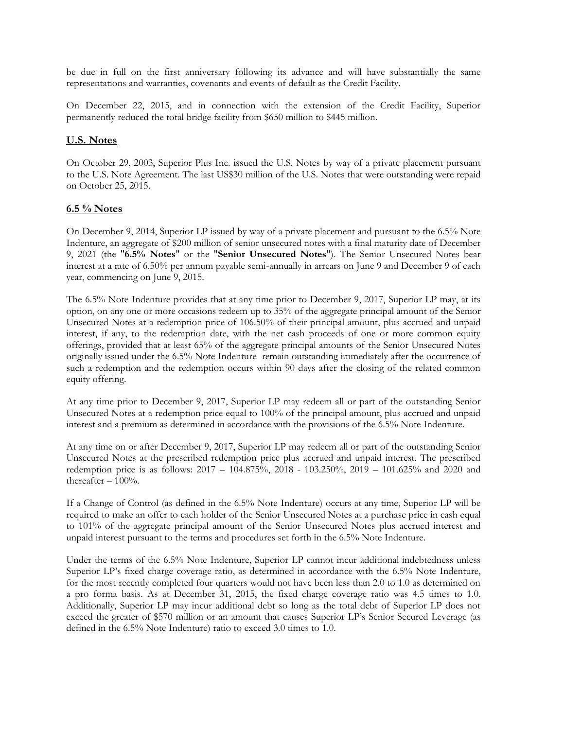be due in full on the first anniversary following its advance and will have substantially the same representations and warranties, covenants and events of default as the Credit Facility.

On December 22, 2015, and in connection with the extension of the Credit Facility, Superior permanently reduced the total bridge facility from $650 million to $445 million.

## U.S. Notes

On October 29, 2003, Superior Plus Inc. issued the U.S. Notes by way of a private placement pursuant to the U.S. Note Agreement. The last US$30 million of the U.S. Notes that were outstanding were repaid on October 25, 2015.

## 6.5 % Notes

On December 9, 2014, Superior LP issued by way of a private placement and pursuant to the 6.5% Note Indenture, an aggregate of $200 million of senior unsecured notes with a final maturity date of December 9, 2021 (the "**6.5% Notes**" or the "**Senior Unsecured Notes**"). The Senior Unsecured Notes bear interest at a rate of 6.50% per annum payable semi-annually in arrears on June 9 and December 9 of each year, commencing on June 9, 2015.

The 6.5% Note Indenture provides that at any time prior to December 9, 2017, Superior LP may, at its option, on any one or more occasions redeem up to 35% of the aggregate principal amount of the Senior Unsecured Notes at a redemption price of 106.50% of their principal amount, plus accrued and unpaid interest, if any, to the redemption date, with the net cash proceeds of one or more common equity offerings, provided that at least 65% of the aggregate principal amounts of the Senior Unsecured Notes originally issued under the 6.5% Note Indenture remain outstanding immediately after the occurrence of such a redemption and the redemption occurs within 90 days after the closing of the related common equity offering.

At any time prior to December 9, 2017, Superior LP may redeem all or part of the outstanding Senior Unsecured Notes at a redemption price equal to 100% of the principal amount, plus accrued and unpaid interest and a premium as determined in accordance with the provisions of the 6.5% Note Indenture.

At any time on or after December 9, 2017, Superior LP may redeem all or part of the outstanding Senior Unsecured Notes at the prescribed redemption price plus accrued and unpaid interest. The prescribed redemption price is as follows: 2017 – 104.875%, 2018 - 103.250%, 2019 – 101.625% and 2020 and thereafter – 100%.

If a Change of Control (as defined in the 6.5% Note Indenture) occurs at any time, Superior LP will be required to make an offer to each holder of the Senior Unsecured Notes at a purchase price in cash equal to 101% of the aggregate principal amount of the Senior Unsecured Notes plus accrued interest and unpaid interest pursuant to the terms and procedures set forth in the 6.5% Note Indenture.

Under the terms of the 6.5% Note Indenture, Superior LP cannot incur additional indebtedness unless Superior LP's fixed charge coverage ratio, as determined in accordance with the 6.5% Note Indenture, for the most recently completed four quarters would not have been less than 2.0 to 1.0 as determined on a pro forma basis. As at December 31, 2015, the fixed charge coverage ratio was 4.5 times to 1.0. Additionally, Superior LP may incur additional debt so long as the total debt of Superior LP does not exceed the greater of $570 million or an amount that causes Superior LP's Senior Secured Leverage (as defined in the 6.5% Note Indenture) ratio to exceed 3.0 times to 1.0.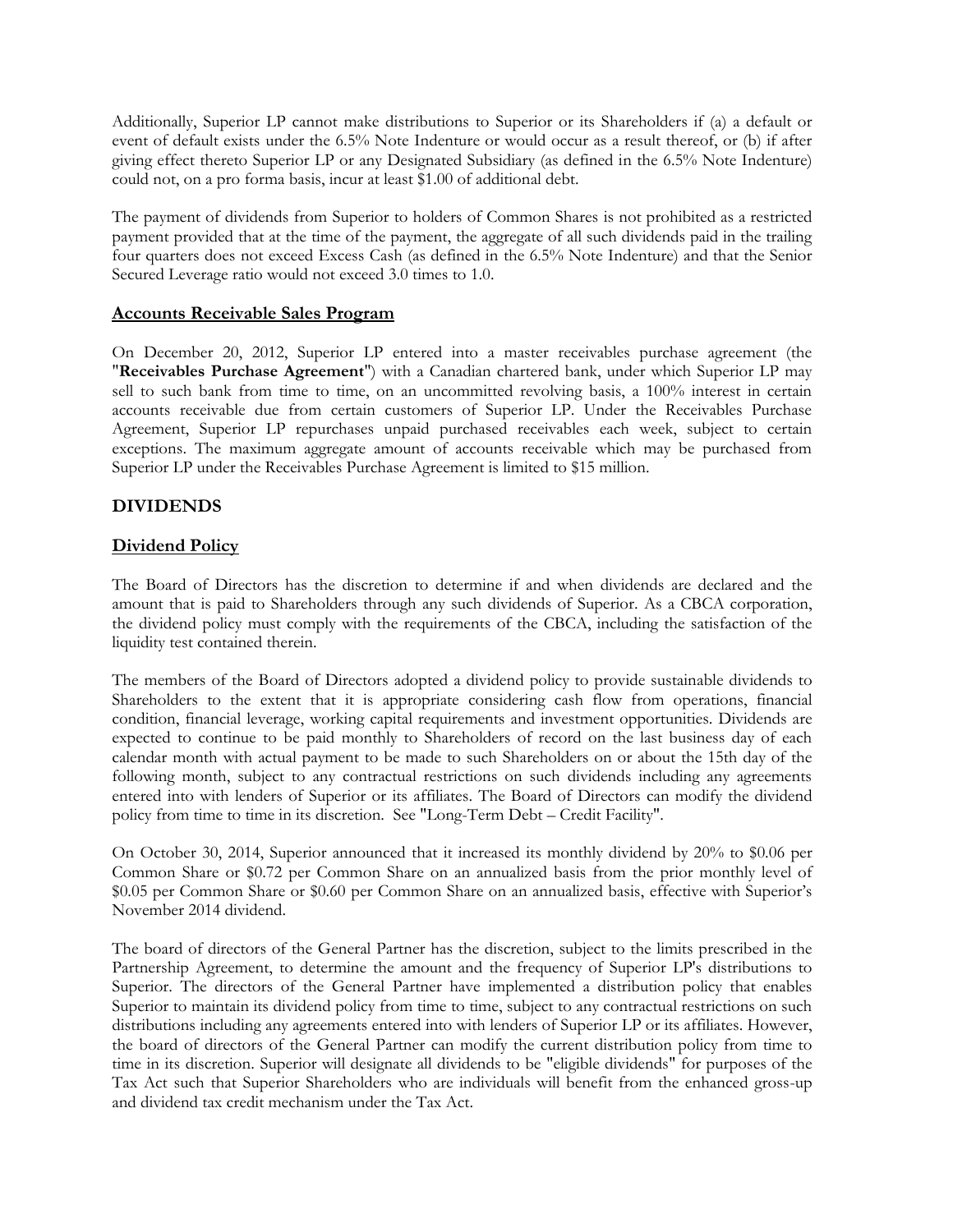Additionally, Superior LP cannot make distributions to Superior or its Shareholders if (a) a default or event of default exists under the 6.5% Note Indenture or would occur as a result thereof, or (b) if after giving effect thereto Superior LP or any Designated Subsidiary (as defined in the 6.5% Note Indenture) could not, on a pro forma basis, incur at least $1.00 of additional debt.

The payment of dividends from Superior to holders of Common Shares is not prohibited as a restricted payment provided that at the time of the payment, the aggregate of all such dividends paid in the trailing four quarters does not exceed Excess Cash (as defined in the 6.5% Note Indenture) and that the Senior Secured Leverage ratio would not exceed 3.0 times to 1.0.

### Accounts Receivable Sales Program

On December 20, 2012, Superior LP entered into a master receivables purchase agreement (the "**Receivables Purchase Agreement**") with a Canadian chartered bank, under which Superior LP may sell to such bank from time to time, on an uncommitted revolving basis, a 100% interest in certain accounts receivable due from certain customers of Superior LP. Under the Receivables Purchase Agreement, Superior LP repurchases unpaid purchased receivables each week, subject to certain exceptions. The maximum aggregate amount of accounts receivable which may be purchased from Superior LP under the Receivables Purchase Agreement is limited to $15 million.

## DIVIDENDS

### Dividend Policy

The Board of Directors has the discretion to determine if and when dividends are declared and the amount that is paid to Shareholders through any such dividends of Superior. As a CBCA corporation, the dividend policy must comply with the requirements of the CBCA, including the satisfaction of the liquidity test contained therein.

The members of the Board of Directors adopted a dividend policy to provide sustainable dividends to Shareholders to the extent that it is appropriate considering cash flow from operations, financial condition, financial leverage, working capital requirements and investment opportunities. Dividends are expected to continue to be paid monthly to Shareholders of record on the last business day of each calendar month with actual payment to be made to such Shareholders on or about the 15th day of the following month, subject to any contractual restrictions on such dividends including any agreements entered into with lenders of Superior or its affiliates. The Board of Directors can modify the dividend policy from time to time in its discretion. See "Long-Term Debt – Credit Facility".

On October 30, 2014, Superior announced that it increased its monthly dividend by 20% to $0.06 per Common Share or $0.72 per Common Share on an annualized basis from the prior monthly level of $0.05 per Common Share or $0.60 per Common Share on an annualized basis, effective with Superior's November 2014 dividend.

The board of directors of the General Partner has the discretion, subject to the limits prescribed in the Partnership Agreement, to determine the amount and the frequency of Superior LP's distributions to Superior. The directors of the General Partner have implemented a distribution policy that enables Superior to maintain its dividend policy from time to time, subject to any contractual restrictions on such distributions including any agreements entered into with lenders of Superior LP or its affiliates. However, the board of directors of the General Partner can modify the current distribution policy from time to time in its discretion. Superior will designate all dividends to be "eligible dividends" for purposes of the Tax Act such that Superior Shareholders who are individuals will benefit from the enhanced gross-up and dividend tax credit mechanism under the Tax Act.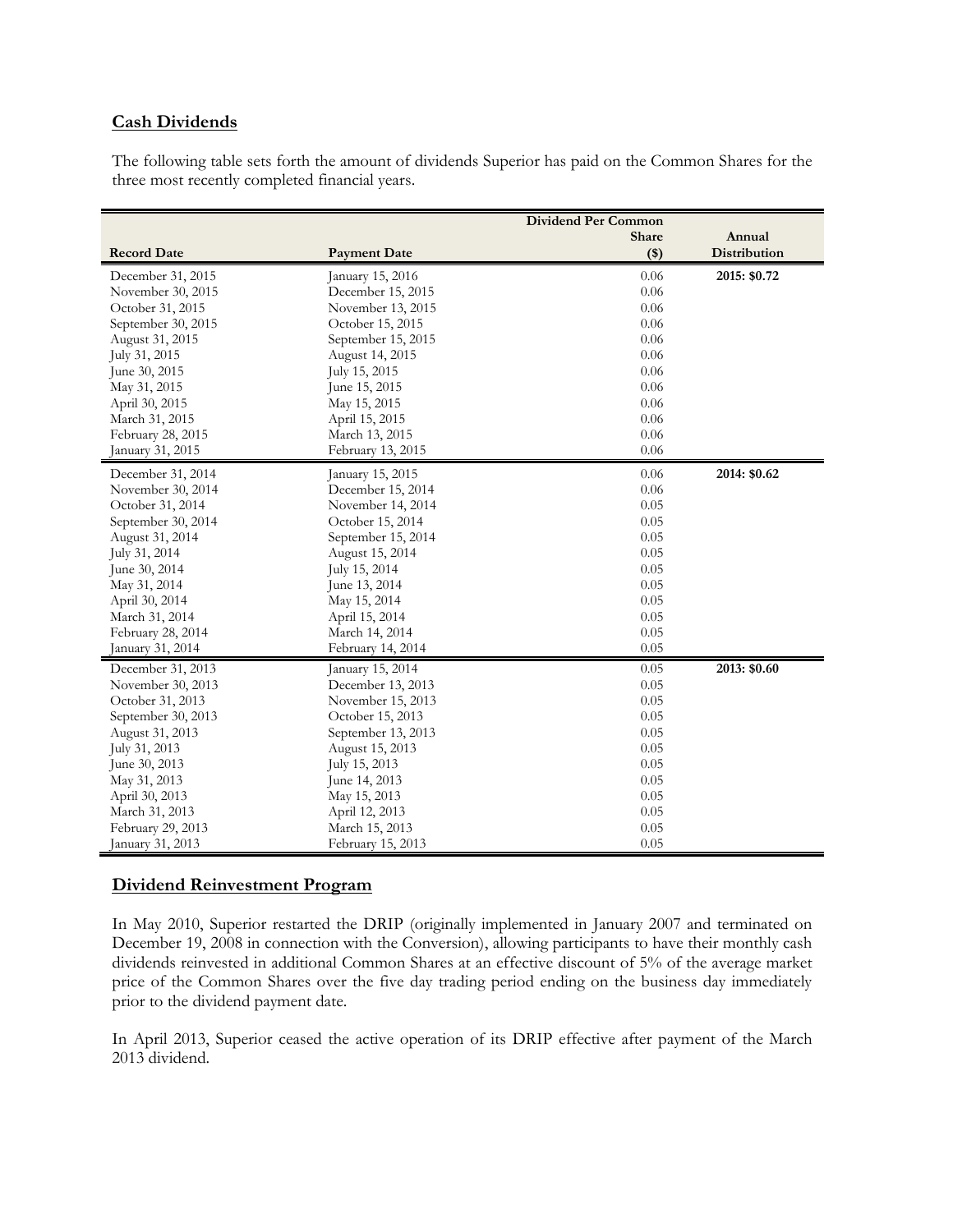## Cash Dividends

The following table sets forth the amount of dividends Superior has paid on the Common Shares for the three most recently completed financial years.

| Record Date | Payment Date | Dividend Per Common Share ($) | Annual Distribution |
|---|---|---|---|
| December 31, 2015 | January 15, 2016 | 0.06 | **2015: $0.72** |
| November 30, 2015 | December 15, 2015 | 0.06 | |
| October 31, 2015 | November 13, 2015 | 0.06 | |
| September 30, 2015 | October 15, 2015 | 0.06 | |
| August 31, 2015 | September 15, 2015 | 0.06 | |
| July 31, 2015 | August 14, 2015 | 0.06 | |
| June 30, 2015 | July 15, 2015 | 0.06 | |
| May 31, 2015 | June 15, 2015 | 0.06 | |
| April 30, 2015 | May 15, 2015 | 0.06 | |
| March 31, 2015 | April 15, 2015 | 0.06 | |
| February 28, 2015 | March 13, 2015 | 0.06 | |
| January 31, 2015 | February 13, 2015 | 0.06 | |
| December 31, 2014 | January 15, 2015 | 0.06 | **2014: $0.62** |
| November 30, 2014 | December 15, 2014 | 0.06 | |
| October 31, 2014 | November 14, 2014 | 0.05 | |
| September 30, 2014 | October 15, 2014 | 0.05 | |
| August 31, 2014 | September 15, 2014 | 0.05 | |
| July 31, 2014 | August 15, 2014 | 0.05 | |
| June 30, 2014 | July 15, 2014 | 0.05 | |
| May 31, 2014 | June 13, 2014 | 0.05 | |
| April 30, 2014 | May 15, 2014 | 0.05 | |
| March 31, 2014 | April 15, 2014 | 0.05 | |
| February 28, 2014 | March 14, 2014 | 0.05 | |
| January 31, 2014 | February 14, 2014 | 0.05 | |
| December 31, 2013 | January 15, 2014 | 0.05 | **2013: $0.60** |
| November 30, 2013 | December 13, 2013 | 0.05 | |
| October 31, 2013 | November 15, 2013 | 0.05 | |
| September 30, 2013 | October 15, 2013 | 0.05 | |
| August 31, 2013 | September 13, 2013 | 0.05 | |
| July 31, 2013 | August 15, 2013 | 0.05 | |
| June 30, 2013 | July 15, 2013 | 0.05 | |
| May 31, 2013 | June 14, 2013 | 0.05 | |
| April 30, 2013 | May 15, 2013 | 0.05 | |
| March 31, 2013 | April 12, 2013 | 0.05 | |
| February 29, 2013 | March 15, 2013 | 0.05 | |
| January 31, 2013 | February 15, 2013 | 0.05 | |

## Dividend Reinvestment Program

In May 2010, Superior restarted the DRIP (originally implemented in January 2007 and terminated on December 19, 2008 in connection with the Conversion), allowing participants to have their monthly cash dividends reinvested in additional Common Shares at an effective discount of 5% of the average market price of the Common Shares over the five day trading period ending on the business day immediately prior to the dividend payment date.

In April 2013, Superior ceased the active operation of its DRIP effective after payment of the March 2013 dividend.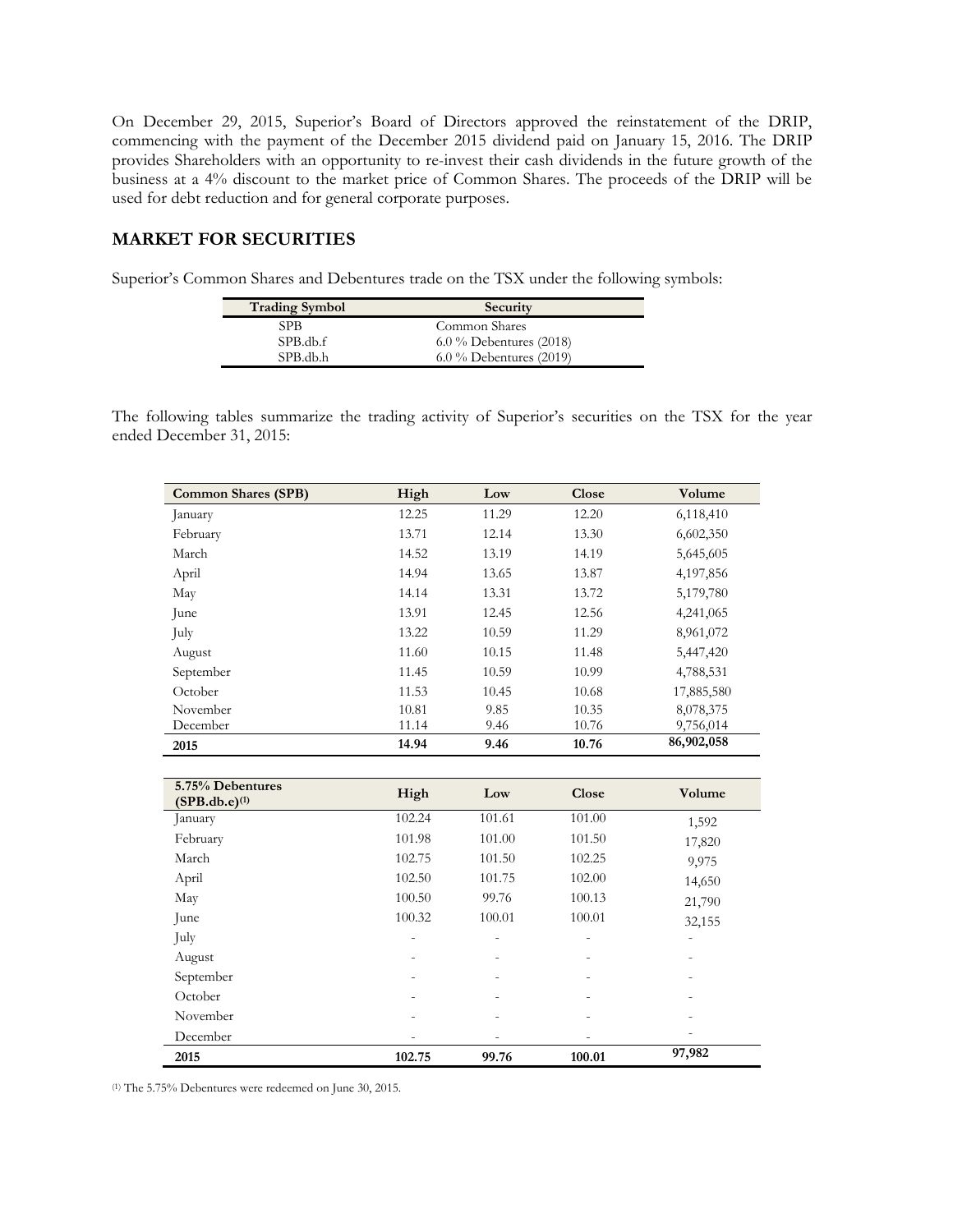On December 29, 2015, Superior's Board of Directors approved the reinstatement of the DRIP, commencing with the payment of the December 2015 dividend paid on January 15, 2016. The DRIP provides Shareholders with an opportunity to re-invest their cash dividends in the future growth of the business at a 4% discount to the market price of Common Shares. The proceeds of the DRIP will be used for debt reduction and for general corporate purposes.

## MARKET FOR SECURITIES

Superior's Common Shares and Debentures trade on the TSX under the following symbols:

| Trading Symbol | Security |
|---|---|
| SPB | Common Shares |
| SPB.db.f | 6.0 % Debentures (2018) |
| SPB.db.h | 6.0 % Debentures (2019) |

The following tables summarize the trading activity of Superior's securities on the TSX for the year ended December 31, 2015:

| Common Shares (SPB) | High | Low | Close | Volume |
|---|---|---|---|---|
| January | 12.25 | 11.29 | 12.20 | 6,118,410 |
| February | 13.71 | 12.14 | 13.30 | 6,602,350 |
| March | 14.52 | 13.19 | 14.19 | 5,645,605 |
| April | 14.94 | 13.65 | 13.87 | 4,197,856 |
| May | 14.14 | 13.31 | 13.72 | 5,179,780 |
| June | 13.91 | 12.45 | 12.56 | 4,241,065 |
| July | 13.22 | 10.59 | 11.29 | 8,961,072 |
| August | 11.60 | 10.15 | 11.48 | 5,447,420 |
| September | 11.45 | 10.59 | 10.99 | 4,788,531 |
| October | 11.53 | 10.45 | 10.68 | 17,885,580 |
| November | 10.81 | 9.85 | 10.35 | 8,078,375 |
| December | 11.14 | 9.46 | 10.76 | 9,756,014 |
| **2015** | **14.94** | **9.46** | **10.76** | **86,902,058** |

| 5.75% Debentures (SPB.db.e)[1] | High | Low | Close | Volume |
|---|---|---|---|---|
| January | 102.24 | 101.61 | 101.00 | 1,592 |
| February | 101.98 | 101.00 | 101.50 | 17,820 |
| March | 102.75 | 101.50 | 102.25 | 9,975 |
| April | 102.50 | 101.75 | 102.00 | 14,650 |
| May | 100.50 | 99.76 | 100.13 | 21,790 |
| June | 100.32 | 100.01 | 100.01 | 32,155 |
| July | - | - | - | - |
| August | - | - | - | - |
| September | - | - | - | - |
| October | - | - | - | - |
| November | - | - | - | - |
| December | - | - | - | - |
| **2015** | **102.75** | **99.76** | **100.01** | **97,982** |

(1) The 5.75% Debentures were redeemed on June 30, 2015.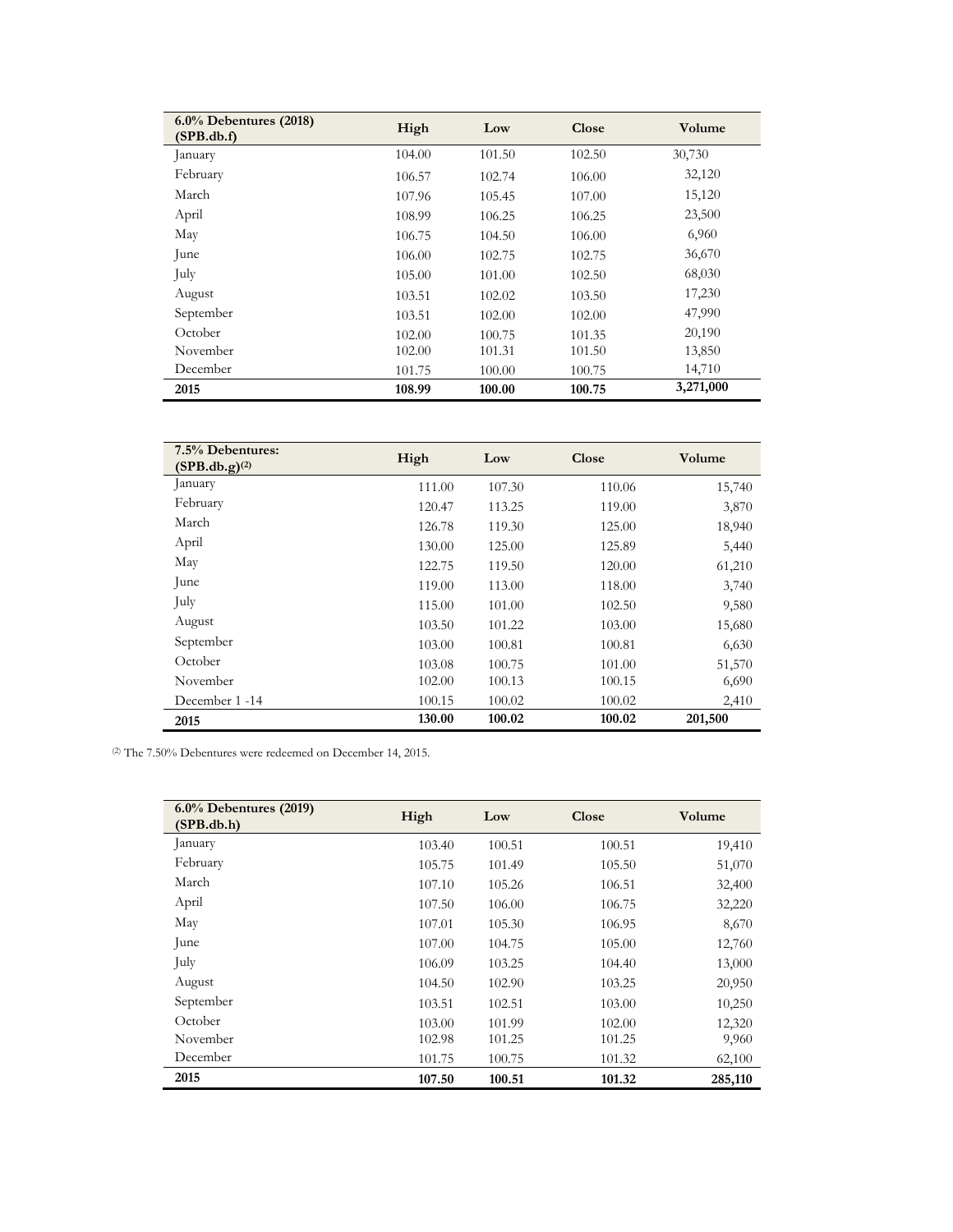| 6.0% Debentures (2018) (SPB.db.f) | High | Low | Close | Volume |
|---|---|---|---|---|
| January | 104.00 | 101.50 | 102.50 | 30,730 |
| February | 106.57 | 102.74 | 106.00 | 32,120 |
| March | 107.96 | 105.45 | 107.00 | 15,120 |
| April | 108.99 | 106.25 | 106.25 | 23,500 |
| May | 106.75 | 104.50 | 106.00 | 6,960 |
| June | 106.00 | 102.75 | 102.75 | 36,670 |
| July | 105.00 | 101.00 | 102.50 | 68,030 |
| August | 103.51 | 102.02 | 103.50 | 17,230 |
| September | 103.51 | 102.00 | 102.00 | 47,990 |
| October | 102.00 | 100.75 | 101.35 | 20,190 |
| November | 102.00 | 101.31 | 101.50 | 13,850 |
| December | 101.75 | 100.00 | 100.75 | 14,710 |
| **2015** | **108.99** | **100.00** | **100.75** | **3,271,000** |

| 7.5% Debentures: (SPB.db.g)[2] | High | Low | Close | Volume |
|---|---|---|---|---|
| January | 111.00 | 107.30 | 110.06 | 15,740 |
| February | 120.47 | 113.25 | 119.00 | 3,870 |
| March | 126.78 | 119.30 | 125.00 | 18,940 |
| April | 130.00 | 125.00 | 125.89 | 5,440 |
| May | 122.75 | 119.50 | 120.00 | 61,210 |
| June | 119.00 | 113.00 | 118.00 | 3,740 |
| July | 115.00 | 101.00 | 102.50 | 9,580 |
| August | 103.50 | 101.22 | 103.00 | 15,680 |
| September | 103.00 | 100.81 | 100.81 | 6,630 |
| October | 103.08 | 100.75 | 101.00 | 51,570 |
| November | 102.00 | 100.13 | 100.15 | 6,690 |
| December 1 -14 | 100.15 | 100.02 | 100.02 | 2,410 |
| **2015** | **130.00** | **100.02** | **100.02** | **201,500** |

[2] The 7.50% Debentures were redeemed on December 14, 2015.

| 6.0% Debentures (2019) (SPB.db.h) | High | Low | Close | Volume |
|---|---|---|---|---|
| January | 103.40 | 100.51 | 100.51 | 19,410 |
| February | 105.75 | 101.49 | 105.50 | 51,070 |
| March | 107.10 | 105.26 | 106.51 | 32,400 |
| April | 107.50 | 106.00 | 106.75 | 32,220 |
| May | 107.01 | 105.30 | 106.95 | 8,670 |
| June | 107.00 | 104.75 | 105.00 | 12,760 |
| July | 106.09 | 103.25 | 104.40 | 13,000 |
| August | 104.50 | 102.90 | 103.25 | 20,950 |
| September | 103.51 | 102.51 | 103.00 | 10,250 |
| October | 103.00 | 101.99 | 102.00 | 12,320 |
| November | 102.98 | 101.25 | 101.25 | 9,960 |
| December | 101.75 | 100.75 | 101.32 | 62,100 |
| **2015** | **107.50** | **100.51** | **101.32** | **285,110** |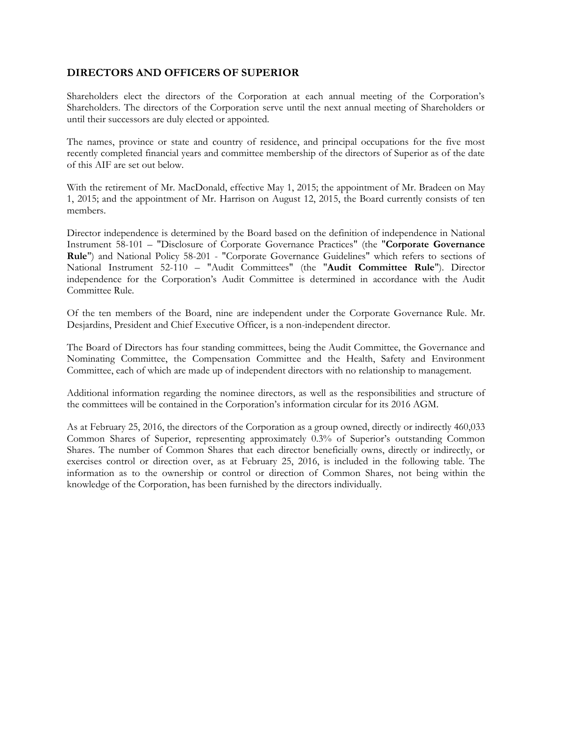## DIRECTORS AND OFFICERS OF SUPERIOR

Shareholders elect the directors of the Corporation at each annual meeting of the Corporation's Shareholders. The directors of the Corporation serve until the next annual meeting of Shareholders or until their successors are duly elected or appointed.

The names, province or state and country of residence, and principal occupations for the five most recently completed financial years and committee membership of the directors of Superior as of the date of this AIF are set out below.

With the retirement of Mr. MacDonald, effective May 1, 2015; the appointment of Mr. Bradeen on May 1, 2015; and the appointment of Mr. Harrison on August 12, 2015, the Board currently consists of ten members.

Director independence is determined by the Board based on the definition of independence in National Instrument 58-101 – "Disclosure of Corporate Governance Practices" (the "**Corporate Governance Rule**") and National Policy 58-201 - "Corporate Governance Guidelines" which refers to sections of National Instrument 52-110 – "Audit Committees" (the "**Audit Committee Rule**"). Director independence for the Corporation's Audit Committee is determined in accordance with the Audit Committee Rule.

Of the ten members of the Board, nine are independent under the Corporate Governance Rule. Mr. Desjardins, President and Chief Executive Officer, is a non-independent director.

The Board of Directors has four standing committees, being the Audit Committee, the Governance and Nominating Committee, the Compensation Committee and the Health, Safety and Environment Committee, each of which are made up of independent directors with no relationship to management.

Additional information regarding the nominee directors, as well as the responsibilities and structure of the committees will be contained in the Corporation's information circular for its 2016 AGM.

As at February 25, 2016, the directors of the Corporation as a group owned, directly or indirectly 460,033 Common Shares of Superior, representing approximately 0.3% of Superior's outstanding Common Shares. The number of Common Shares that each director beneficially owns, directly or indirectly, or exercises control or direction over, as at February 25, 2016, is included in the following table. The information as to the ownership or control or direction of Common Shares, not being within the knowledge of the Corporation, has been furnished by the directors individually.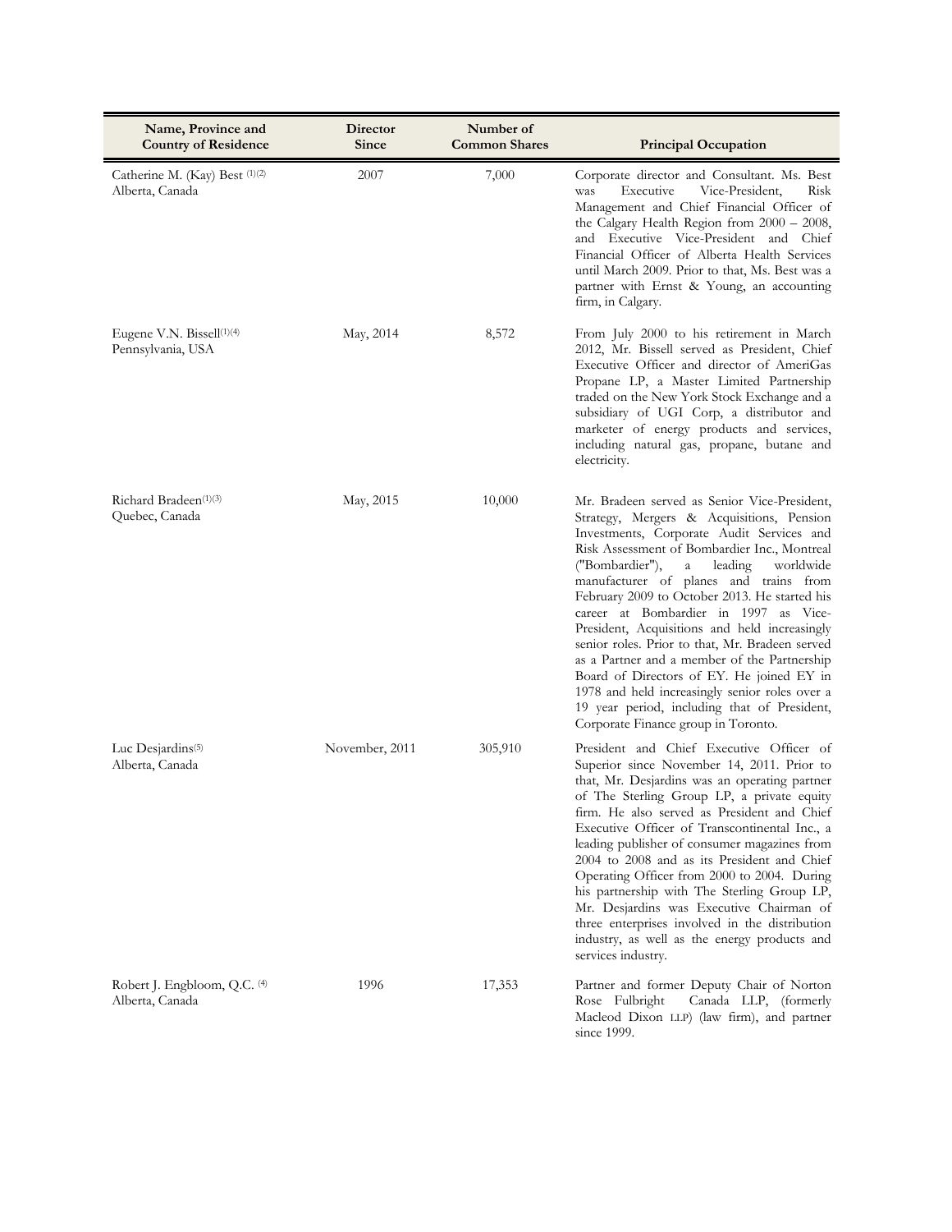| Name, Province and Country of Residence | Director Since | Number of Common Shares | Principal Occupation |
|---|---|---|---|
| Catherine M. (Kay) Best [(1)(2)]<br>Alberta, Canada | 2007 | 7,000 | Corporate director and Consultant. Ms. Best was Executive Vice-President, Risk Management and Chief Financial Officer of the Calgary Health Region from 2000 – 2008, and Executive Vice-President and Chief Financial Officer of Alberta Health Services until March 2009. Prior to that, Ms. Best was a partner with Ernst & Young, an accounting firm, in Calgary. |
| Eugene V.N. Bissell[(1)(4)]<br>Pennsylvania, USA | May, 2014 | 8,572 | From July 2000 to his retirement in March 2012, Mr. Bissell served as President, Chief Executive Officer and director of AmeriGas Propane LP, a Master Limited Partnership traded on the New York Stock Exchange and a subsidiary of UGI Corp, a distributor and marketer of energy products and services, including natural gas, propane, butane and electricity. |
| Richard Bradeen[(1)(3)]<br>Quebec, Canada | May, 2015 | 10,000 | Mr. Bradeen served as Senior Vice-President, Strategy, Mergers & Acquisitions, Pension Investments, Corporate Audit Services and Risk Assessment of Bombardier Inc., Montreal ("Bombardier"), a leading worldwide manufacturer of planes and trains from February 2009 to October 2013. He started his career at Bombardier in 1997 as Vice-President, Acquisitions and held increasingly senior roles. Prior to that, Mr. Bradeen served as a Partner and a member of the Partnership Board of Directors of EY. He joined EY in 1978 and held increasingly senior roles over a 19 year period, including that of President, Corporate Finance group in Toronto. |
| Luc Desjardins[(5)]<br>Alberta, Canada | November, 2011 | 305,910 | President and Chief Executive Officer of Superior since November 14, 2011. Prior to that, Mr. Desjardins was an operating partner of The Sterling Group LP, a private equity firm. He also served as President and Chief Executive Officer of Transcontinental Inc., a leading publisher of consumer magazines from 2004 to 2008 and as its President and Chief Operating Officer from 2000 to 2004. During his partnership with The Sterling Group LP, Mr. Desjardins was Executive Chairman of three enterprises involved in the distribution industry, as well as the energy products and services industry. |
| Robert J. Engbloom, Q.C. [(4)]<br>Alberta, Canada | 1996 | 17,353 | Partner and former Deputy Chair of Norton Rose Fulbright Canada LLP, (formerly Macleod Dixon LLP) (law firm), and partner since 1999. |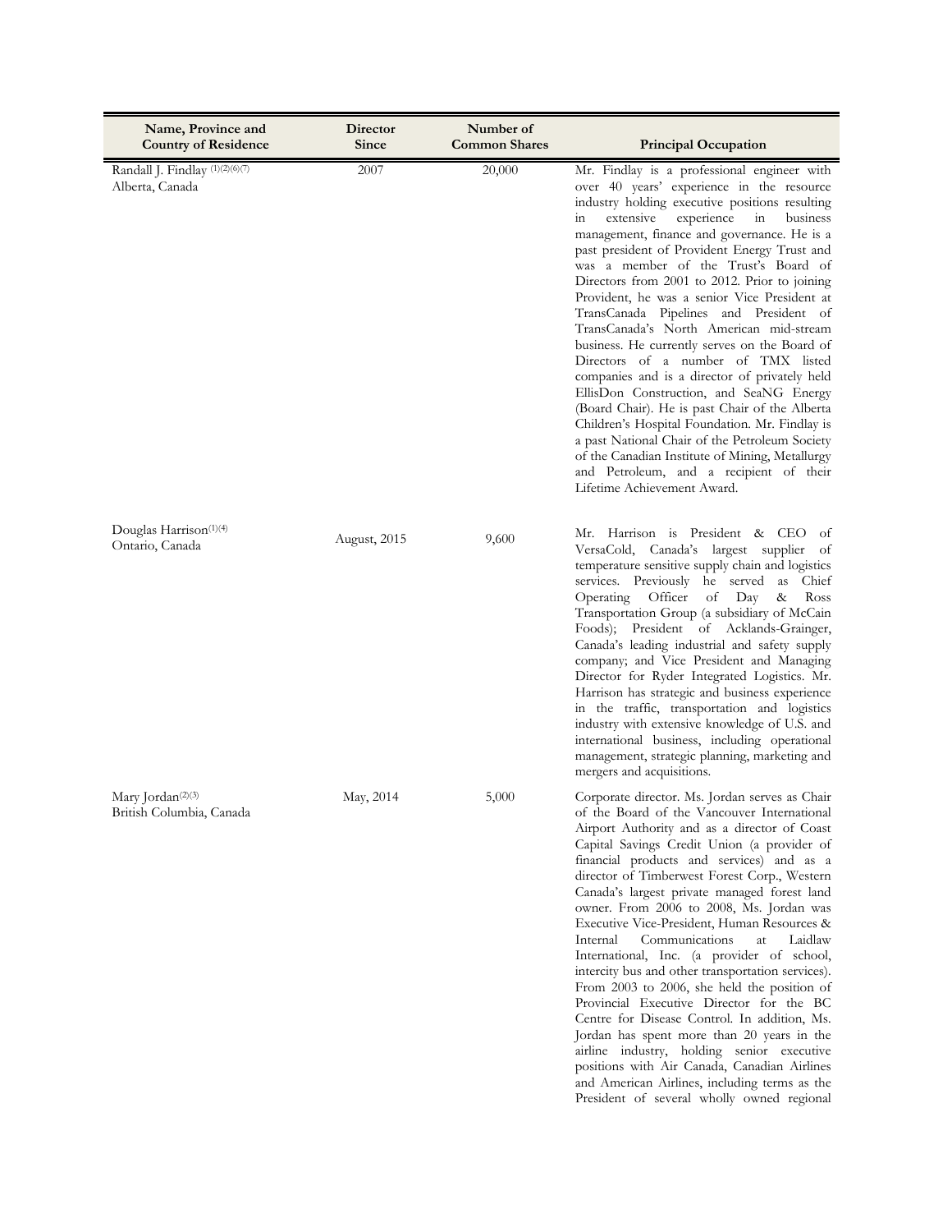| Name, Province and Country of Residence | Director Since | Number of Common Shares | Principal Occupation |
|---|---|---|---|
| Randall J. Findlay [(1)(2)(6)(7)] Alberta, Canada | 2007 | 20,000 | Mr. Findlay is a professional engineer with over 40 years' experience in the resource industry holding executive positions resulting in extensive experience in business management, finance and governance. He is a past president of Provident Energy Trust and was a member of the Trust's Board of Directors from 2001 to 2012. Prior to joining Provident, he was a senior Vice President at TransCanada Pipelines and President of TransCanada's North American mid-stream business. He currently serves on the Board of Directors of a number of TMX listed companies and is a director of privately held EllisDon Construction, and SeaNG Energy (Board Chair). He is past Chair of the Alberta Children's Hospital Foundation. Mr. Findlay is a past National Chair of the Petroleum Society of the Canadian Institute of Mining, Metallurgy and Petroleum, and a recipient of their Lifetime Achievement Award. |
| Douglas Harrison[(1)(4)] Ontario, Canada | August, 2015 | 9,600 | Mr. Harrison is President & CEO of VersaCold, Canada's largest supplier of temperature sensitive supply chain and logistics services. Previously he served as Chief Operating Officer of Day & Ross Transportation Group (a subsidiary of McCain Foods); President of Acklands-Grainger, Canada's leading industrial and safety supply company; and Vice President and Managing Director for Ryder Integrated Logistics. Mr. Harrison has strategic and business experience in the traffic, transportation and logistics industry with extensive knowledge of U.S. and international business, including operational management, strategic planning, marketing and mergers and acquisitions. |
| Mary Jordan[(2)(3)] British Columbia, Canada | May, 2014 | 5,000 | Corporate director. Ms. Jordan serves as Chair of the Board of the Vancouver International Airport Authority and as a director of Coast Capital Savings Credit Union (a provider of financial products and services) and as a director of Timberwest Forest Corp., Western Canada's largest private managed forest land owner. From 2006 to 2008, Ms. Jordan was Executive Vice-President, Human Resources & Internal Communications at Laidlaw International, Inc. (a provider of school, intercity bus and other transportation services). From 2003 to 2006, she held the position of Provincial Executive Director for the BC Centre for Disease Control. In addition, Ms. Jordan has spent more than 20 years in the airline industry, holding senior executive positions with Air Canada, Canadian Airlines and American Airlines, including terms as the President of several wholly owned regional |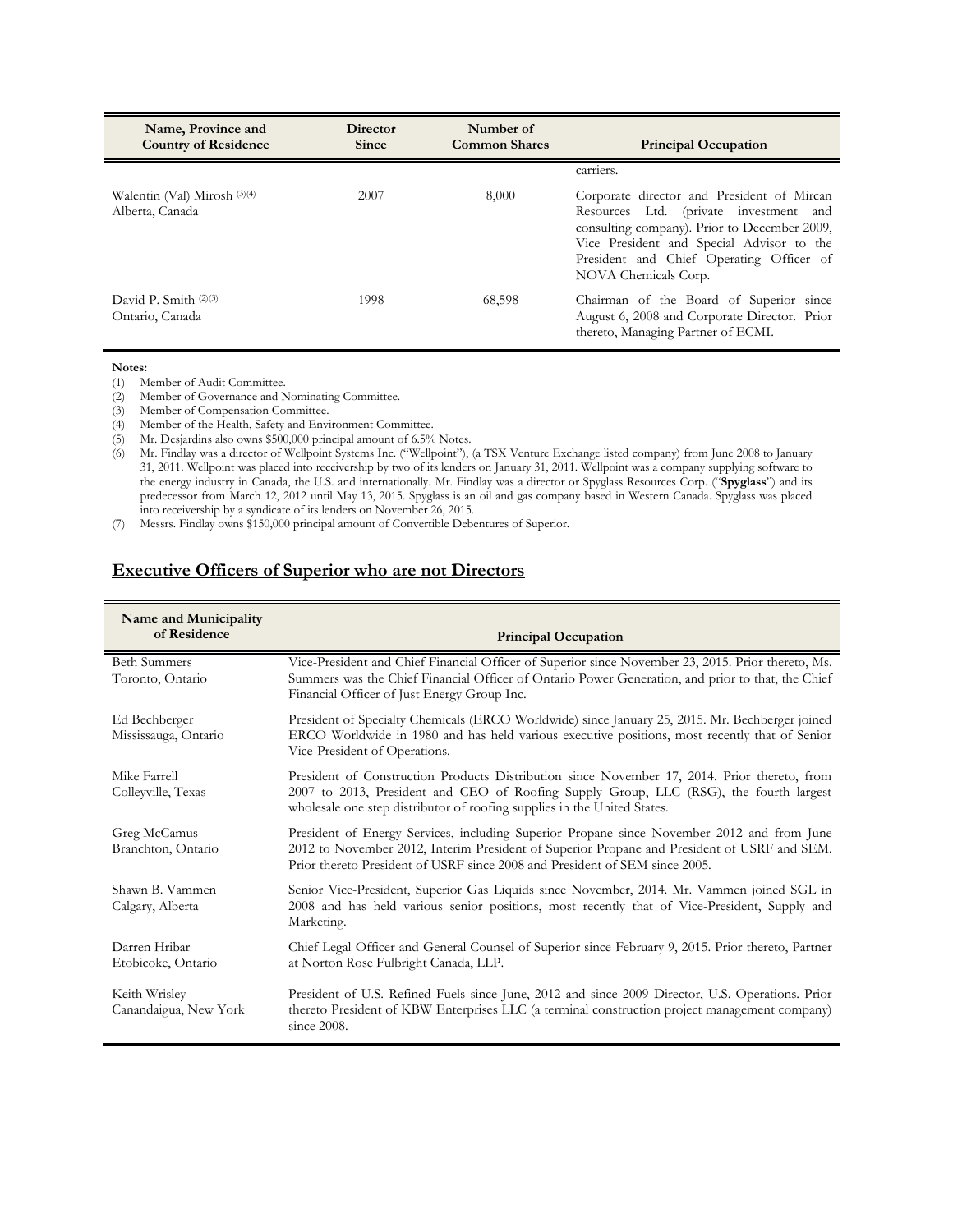| Name, Province and Country of Residence | Director Since | Number of Common Shares | Principal Occupation |
|---|---|---|---|
| | | | carriers. |
| Walentin (Val) Mirosh (3)(4)<br>Alberta, Canada | 2007 | 8,000 | Corporate director and President of Mircan Resources Ltd. (private investment and consulting company). Prior to December 2009, Vice President and Special Advisor to the President and Chief Operating Officer of NOVA Chemicals Corp. |
| David P. Smith (2)(3)<br>Ontario, Canada | 1998 | 68,598 | Chairman of the Board of Superior since August 6, 2008 and Corporate Director. Prior thereto, Managing Partner of ECMI. |

**Notes:**

(1) Member of Audit Committee.
(2) Member of Governance and Nominating Committee.
(3) Member of Compensation Committee.
(4) Member of the Health, Safety and Environment Committee.
(5) Mr. Desjardins also owns $500,000 principal amount of 6.5% Notes.
(6) Mr. Findlay was a director of Wellpoint Systems Inc. ("Wellpoint"), (a TSX Venture Exchange listed company) from June 2008 to January 31, 2011. Wellpoint was placed into receivership by two of its lenders on January 31, 2011. Wellpoint was a company supplying software to the energy industry in Canada, the U.S. and internationally. Mr. Findlay was a director or Spyglass Resources Corp. ("**Spyglass**") and its predecessor from March 12, 2012 until May 13, 2015. Spyglass is an oil and gas company based in Western Canada. Spyglass was placed into receivership by a syndicate of its lenders on November 26, 2015.
(7) Messrs. Findlay owns $150,000 principal amount of Convertible Debentures of Superior.

## Executive Officers of Superior who are not Directors

| Name and Municipality of Residence | Principal Occupation |
|---|---|
| Beth Summers<br>Toronto, Ontario | Vice-President and Chief Financial Officer of Superior since November 23, 2015. Prior thereto, Ms. Summers was the Chief Financial Officer of Ontario Power Generation, and prior to that, the Chief Financial Officer of Just Energy Group Inc. |
| Ed Bechberger<br>Mississauga, Ontario | President of Specialty Chemicals (ERCO Worldwide) since January 25, 2015. Mr. Bechberger joined ERCO Worldwide in 1980 and has held various executive positions, most recently that of Senior Vice-President of Operations. |
| Mike Farrell<br>Colleyville, Texas | President of Construction Products Distribution since November 17, 2014. Prior thereto, from 2007 to 2013, President and CEO of Roofing Supply Group, LLC (RSG), the fourth largest wholesale one step distributor of roofing supplies in the United States. |
| Greg McCamus<br>Branchton, Ontario | President of Energy Services, including Superior Propane since November 2012 and from June 2012 to November 2012, Interim President of Superior Propane and President of USRF and SEM. Prior thereto President of USRF since 2008 and President of SEM since 2005. |
| Shawn B. Vammen<br>Calgary, Alberta | Senior Vice-President, Superior Gas Liquids since November, 2014. Mr. Vammen joined SGL in 2008 and has held various senior positions, most recently that of Vice-President, Supply and Marketing. |
| Darren Hribar<br>Etobicoke, Ontario | Chief Legal Officer and General Counsel of Superior since February 9, 2015. Prior thereto, Partner at Norton Rose Fulbright Canada, LLP. |
| Keith Wrisley<br>Canandaigua, New York | President of U.S. Refined Fuels since June, 2012 and since 2009 Director, U.S. Operations. Prior thereto President of KBW Enterprises LLC (a terminal construction project management company) since 2008. |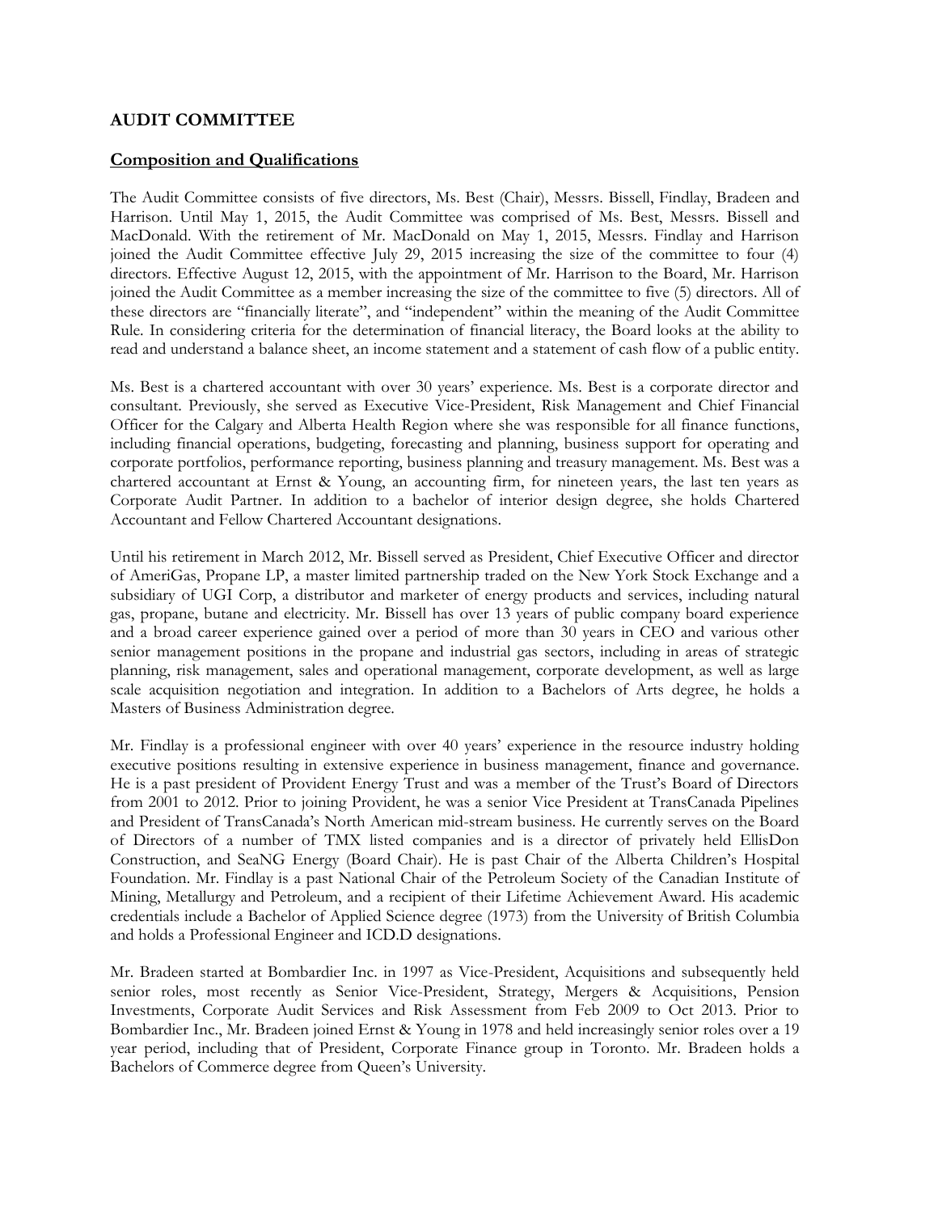## AUDIT COMMITTEE

### Composition and Qualifications

The Audit Committee consists of five directors, Ms. Best (Chair), Messrs. Bissell, Findlay, Bradeen and Harrison. Until May 1, 2015, the Audit Committee was comprised of Ms. Best, Messrs. Bissell and MacDonald. With the retirement of Mr. MacDonald on May 1, 2015, Messrs. Findlay and Harrison joined the Audit Committee effective July 29, 2015 increasing the size of the committee to four (4) directors. Effective August 12, 2015, with the appointment of Mr. Harrison to the Board, Mr. Harrison joined the Audit Committee as a member increasing the size of the committee to five (5) directors. All of these directors are "financially literate", and "independent" within the meaning of the Audit Committee Rule. In considering criteria for the determination of financial literacy, the Board looks at the ability to read and understand a balance sheet, an income statement and a statement of cash flow of a public entity.

Ms. Best is a chartered accountant with over 30 years' experience. Ms. Best is a corporate director and consultant. Previously, she served as Executive Vice-President, Risk Management and Chief Financial Officer for the Calgary and Alberta Health Region where she was responsible for all finance functions, including financial operations, budgeting, forecasting and planning, business support for operating and corporate portfolios, performance reporting, business planning and treasury management. Ms. Best was a chartered accountant at Ernst & Young, an accounting firm, for nineteen years, the last ten years as Corporate Audit Partner. In addition to a bachelor of interior design degree, she holds Chartered Accountant and Fellow Chartered Accountant designations.

Until his retirement in March 2012, Mr. Bissell served as President, Chief Executive Officer and director of AmeriGas, Propane LP, a master limited partnership traded on the New York Stock Exchange and a subsidiary of UGI Corp, a distributor and marketer of energy products and services, including natural gas, propane, butane and electricity. Mr. Bissell has over 13 years of public company board experience and a broad career experience gained over a period of more than 30 years in CEO and various other senior management positions in the propane and industrial gas sectors, including in areas of strategic planning, risk management, sales and operational management, corporate development, as well as large scale acquisition negotiation and integration. In addition to a Bachelors of Arts degree, he holds a Masters of Business Administration degree.

Mr. Findlay is a professional engineer with over 40 years' experience in the resource industry holding executive positions resulting in extensive experience in business management, finance and governance. He is a past president of Provident Energy Trust and was a member of the Trust's Board of Directors from 2001 to 2012. Prior to joining Provident, he was a senior Vice President at TransCanada Pipelines and President of TransCanada's North American mid-stream business. He currently serves on the Board of Directors of a number of TMX listed companies and is a director of privately held EllisDon Construction, and SeaNG Energy (Board Chair). He is past Chair of the Alberta Children's Hospital Foundation. Mr. Findlay is a past National Chair of the Petroleum Society of the Canadian Institute of Mining, Metallurgy and Petroleum, and a recipient of their Lifetime Achievement Award. His academic credentials include a Bachelor of Applied Science degree (1973) from the University of British Columbia and holds a Professional Engineer and ICD.D designations.

Mr. Bradeen started at Bombardier Inc. in 1997 as Vice-President, Acquisitions and subsequently held senior roles, most recently as Senior Vice-President, Strategy, Mergers & Acquisitions, Pension Investments, Corporate Audit Services and Risk Assessment from Feb 2009 to Oct 2013. Prior to Bombardier Inc., Mr. Bradeen joined Ernst & Young in 1978 and held increasingly senior roles over a 19 year period, including that of President, Corporate Finance group in Toronto. Mr. Bradeen holds a Bachelors of Commerce degree from Queen's University.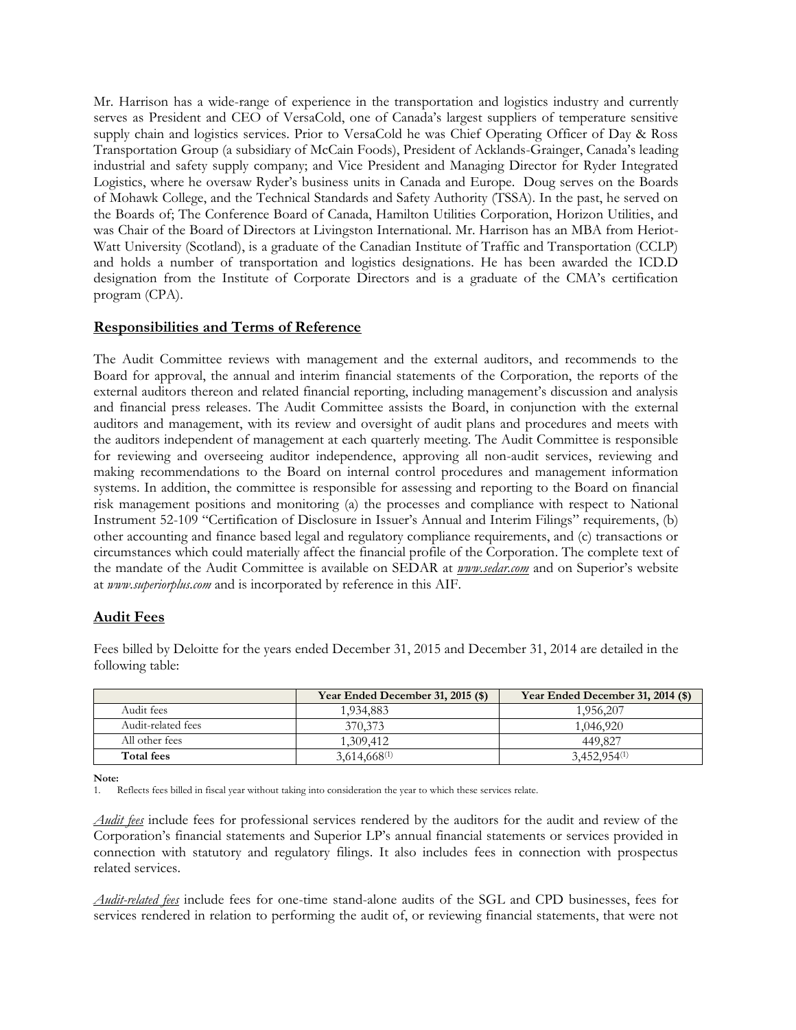Mr. Harrison has a wide-range of experience in the transportation and logistics industry and currently serves as President and CEO of VersaCold, one of Canada's largest suppliers of temperature sensitive supply chain and logistics services. Prior to VersaCold he was Chief Operating Officer of Day & Ross Transportation Group (a subsidiary of McCain Foods), President of Acklands-Grainger, Canada's leading industrial and safety supply company; and Vice President and Managing Director for Ryder Integrated Logistics, where he oversaw Ryder's business units in Canada and Europe. Doug serves on the Boards of Mohawk College, and the Technical Standards and Safety Authority (TSSA). In the past, he served on the Boards of; The Conference Board of Canada, Hamilton Utilities Corporation, Horizon Utilities, and was Chair of the Board of Directors at Livingston International. Mr. Harrison has an MBA from Heriot-Watt University (Scotland), is a graduate of the Canadian Institute of Traffic and Transportation (CCLP) and holds a number of transportation and logistics designations. He has been awarded the ICD.D designation from the Institute of Corporate Directors and is a graduate of the CMA's certification program (CPA).

## Responsibilities and Terms of Reference

The Audit Committee reviews with management and the external auditors, and recommends to the Board for approval, the annual and interim financial statements of the Corporation, the reports of the external auditors thereon and related financial reporting, including management's discussion and analysis and financial press releases. The Audit Committee assists the Board, in conjunction with the external auditors and management, with its review and oversight of audit plans and procedures and meets with the auditors independent of management at each quarterly meeting. The Audit Committee is responsible for reviewing and overseeing auditor independence, approving all non-audit services, reviewing and making recommendations to the Board on internal control procedures and management information systems. In addition, the committee is responsible for assessing and reporting to the Board on financial risk management positions and monitoring (a) the processes and compliance with respect to National Instrument 52-109 "Certification of Disclosure in Issuer's Annual and Interim Filings" requirements, (b) other accounting and finance based legal and regulatory compliance requirements, and (c) transactions or circumstances which could materially affect the financial profile of the Corporation. The complete text of the mandate of the Audit Committee is available on SEDAR at *www.sedar.com* and on Superior's website at *www.superiorplus.com* and is incorporated by reference in this AIF.

## Audit Fees

Fees billed by Deloitte for the years ended December 31, 2015 and December 31, 2014 are detailed in the following table:

| | Year Ended December 31, 2015 ($) | Year Ended December 31, 2014 ($) |
|---|---|---|
| Audit fees | 1,934,883 | 1,956,207 |
| Audit-related fees | 370,373 | 1,046,920 |
| All other fees | 1,309,412 | 449,827 |
| **Total fees** | 3,614,668[(1)] | 3,452,954[(1)] |

**Note:**

1. Reflects fees billed in fiscal year without taking into consideration the year to which these services relate.

*Audit fees* include fees for professional services rendered by the auditors for the audit and review of the Corporation's financial statements and Superior LP's annual financial statements or services provided in connection with statutory and regulatory filings. It also includes fees in connection with prospectus related services.

*Audit-related fees* include fees for one-time stand-alone audits of the SGL and CPD businesses, fees for services rendered in relation to performing the audit of, or reviewing financial statements, that were not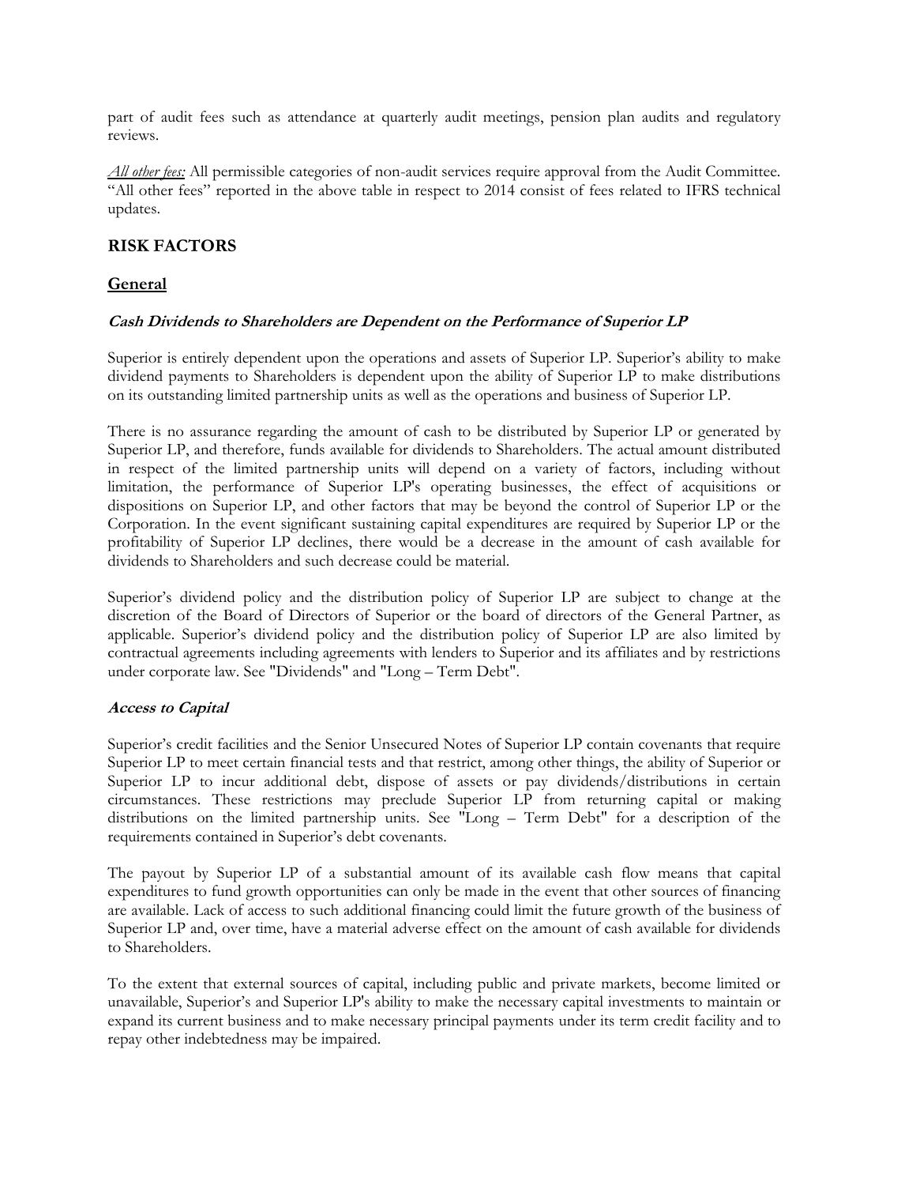part of audit fees such as attendance at quarterly audit meetings, pension plan audits and regulatory reviews.

*All other fees:* All permissible categories of non-audit services require approval from the Audit Committee. "All other fees" reported in the above table in respect to 2014 consist of fees related to IFRS technical updates.

## RISK FACTORS

### General

***Cash Dividends to Shareholders are Dependent on the Performance of Superior LP***

Superior is entirely dependent upon the operations and assets of Superior LP. Superior's ability to make dividend payments to Shareholders is dependent upon the ability of Superior LP to make distributions on its outstanding limited partnership units as well as the operations and business of Superior LP.

There is no assurance regarding the amount of cash to be distributed by Superior LP or generated by Superior LP, and therefore, funds available for dividends to Shareholders. The actual amount distributed in respect of the limited partnership units will depend on a variety of factors, including without limitation, the performance of Superior LP's operating businesses, the effect of acquisitions or dispositions on Superior LP, and other factors that may be beyond the control of Superior LP or the Corporation. In the event significant sustaining capital expenditures are required by Superior LP or the profitability of Superior LP declines, there would be a decrease in the amount of cash available for dividends to Shareholders and such decrease could be material.

Superior's dividend policy and the distribution policy of Superior LP are subject to change at the discretion of the Board of Directors of Superior or the board of directors of the General Partner, as applicable. Superior's dividend policy and the distribution policy of Superior LP are also limited by contractual agreements including agreements with lenders to Superior and its affiliates and by restrictions under corporate law. See "Dividends" and "Long – Term Debt".

***Access to Capital***

Superior's credit facilities and the Senior Unsecured Notes of Superior LP contain covenants that require Superior LP to meet certain financial tests and that restrict, among other things, the ability of Superior or Superior LP to incur additional debt, dispose of assets or pay dividends/distributions in certain circumstances. These restrictions may preclude Superior LP from returning capital or making distributions on the limited partnership units. See "Long – Term Debt" for a description of the requirements contained in Superior's debt covenants.

The payout by Superior LP of a substantial amount of its available cash flow means that capital expenditures to fund growth opportunities can only be made in the event that other sources of financing are available. Lack of access to such additional financing could limit the future growth of the business of Superior LP and, over time, have a material adverse effect on the amount of cash available for dividends to Shareholders.

To the extent that external sources of capital, including public and private markets, become limited or unavailable, Superior's and Superior LP's ability to make the necessary capital investments to maintain or expand its current business and to make necessary principal payments under its term credit facility and to repay other indebtedness may be impaired.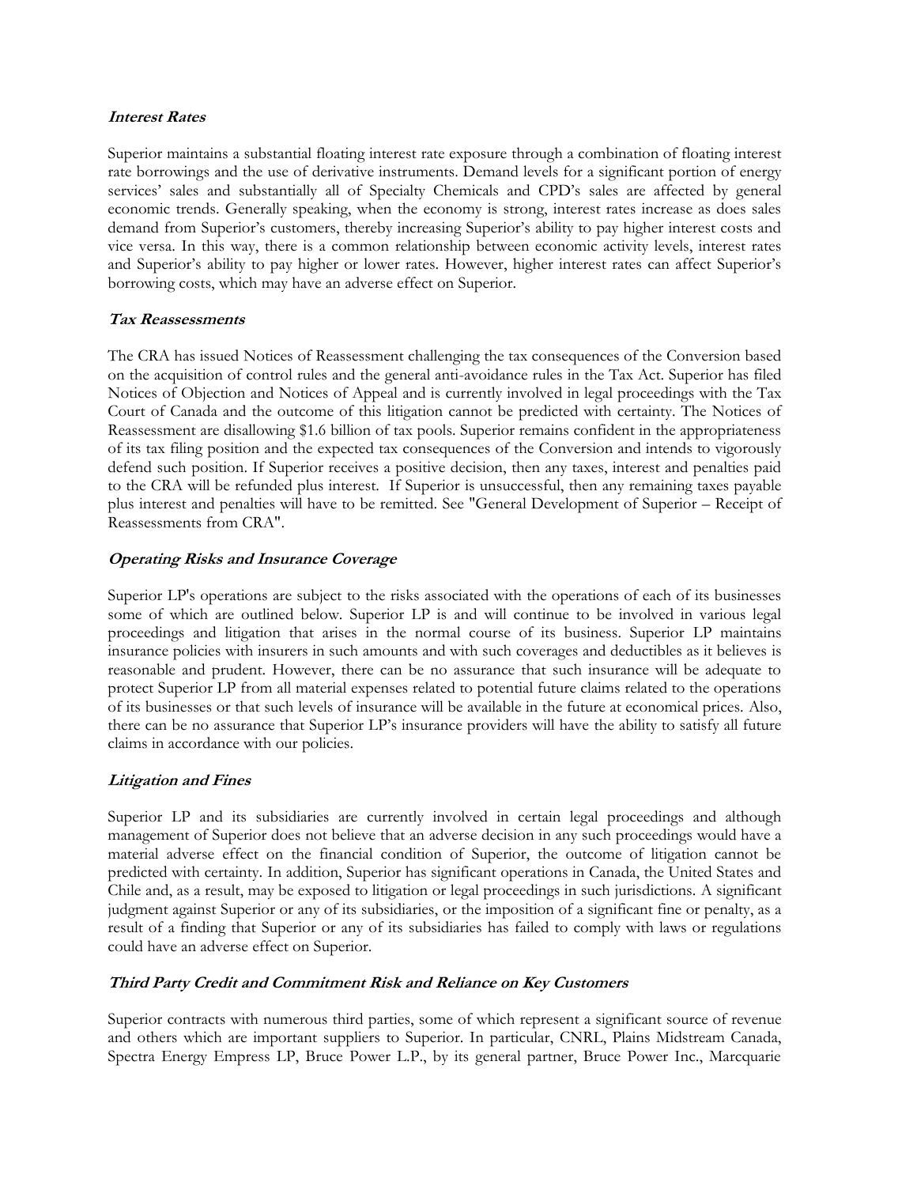### *Interest Rates*

Superior maintains a substantial floating interest rate exposure through a combination of floating interest rate borrowings and the use of derivative instruments. Demand levels for a significant portion of energy services' sales and substantially all of Specialty Chemicals and CPD's sales are affected by general economic trends. Generally speaking, when the economy is strong, interest rates increase as does sales demand from Superior's customers, thereby increasing Superior's ability to pay higher interest costs and vice versa. In this way, there is a common relationship between economic activity levels, interest rates and Superior's ability to pay higher or lower rates. However, higher interest rates can affect Superior's borrowing costs, which may have an adverse effect on Superior.

### *Tax Reassessments*

The CRA has issued Notices of Reassessment challenging the tax consequences of the Conversion based on the acquisition of control rules and the general anti-avoidance rules in the Tax Act. Superior has filed Notices of Objection and Notices of Appeal and is currently involved in legal proceedings with the Tax Court of Canada and the outcome of this litigation cannot be predicted with certainty. The Notices of Reassessment are disallowing $1.6 billion of tax pools. Superior remains confident in the appropriateness of its tax filing position and the expected tax consequences of the Conversion and intends to vigorously defend such position. If Superior receives a positive decision, then any taxes, interest and penalties paid to the CRA will be refunded plus interest. If Superior is unsuccessful, then any remaining taxes payable plus interest and penalties will have to be remitted. See "General Development of Superior – Receipt of Reassessments from CRA".

### *Operating Risks and Insurance Coverage*

Superior LP's operations are subject to the risks associated with the operations of each of its businesses some of which are outlined below. Superior LP is and will continue to be involved in various legal proceedings and litigation that arises in the normal course of its business. Superior LP maintains insurance policies with insurers in such amounts and with such coverages and deductibles as it believes is reasonable and prudent. However, there can be no assurance that such insurance will be adequate to protect Superior LP from all material expenses related to potential future claims related to the operations of its businesses or that such levels of insurance will be available in the future at economical prices. Also, there can be no assurance that Superior LP's insurance providers will have the ability to satisfy all future claims in accordance with our policies.

### *Litigation and Fines*

Superior LP and its subsidiaries are currently involved in certain legal proceedings and although management of Superior does not believe that an adverse decision in any such proceedings would have a material adverse effect on the financial condition of Superior, the outcome of litigation cannot be predicted with certainty. In addition, Superior has significant operations in Canada, the United States and Chile and, as a result, may be exposed to litigation or legal proceedings in such jurisdictions. A significant judgment against Superior or any of its subsidiaries, or the imposition of a significant fine or penalty, as a result of a finding that Superior or any of its subsidiaries has failed to comply with laws or regulations could have an adverse effect on Superior.

### *Third Party Credit and Commitment Risk and Reliance on Key Customers*

Superior contracts with numerous third parties, some of which represent a significant source of revenue and others which are important suppliers to Superior. In particular, CNRL, Plains Midstream Canada, Spectra Energy Empress LP, Bruce Power L.P., by its general partner, Bruce Power Inc., Marcquarie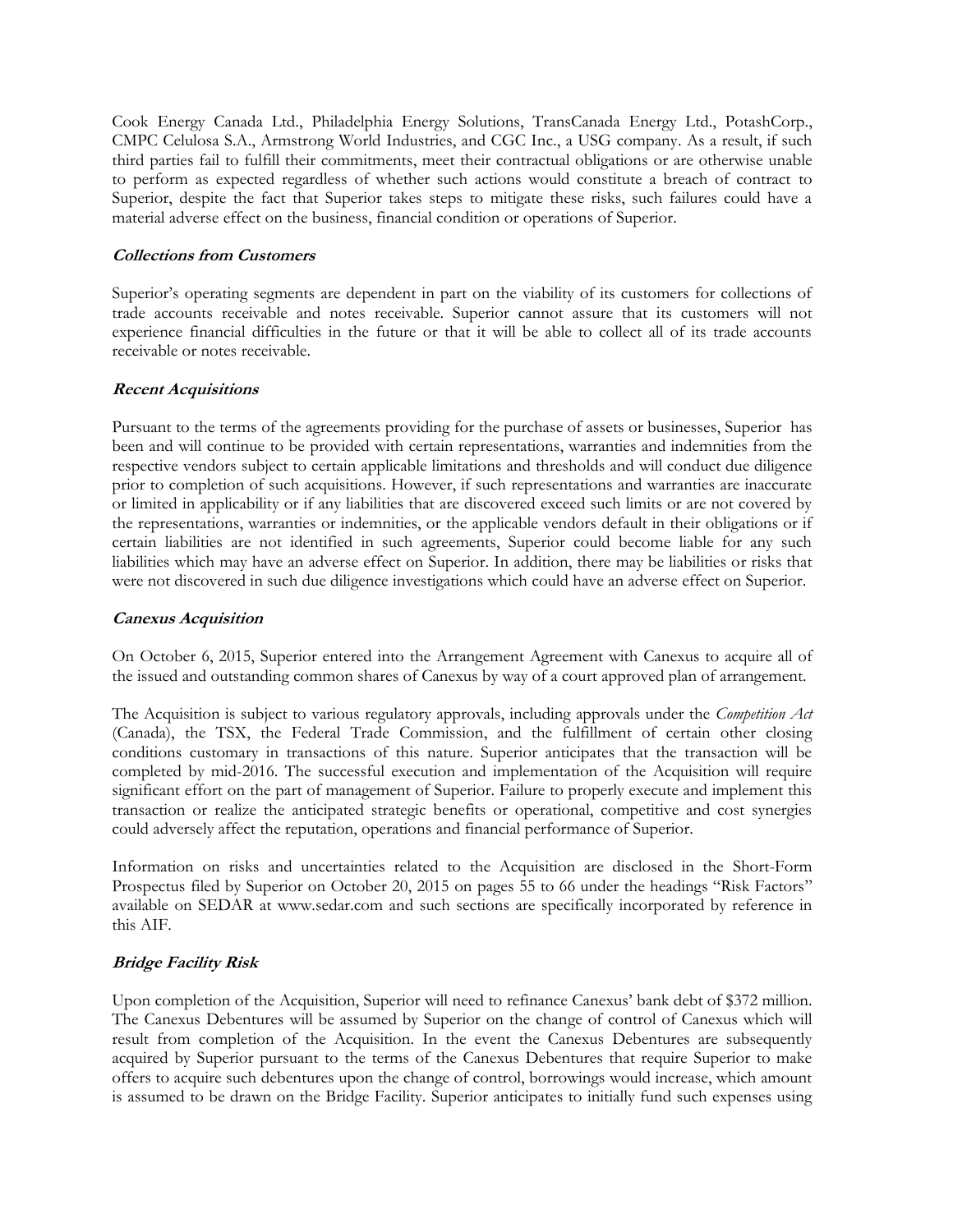Cook Energy Canada Ltd., Philadelphia Energy Solutions, TransCanada Energy Ltd., PotashCorp., CMPC Celulosa S.A., Armstrong World Industries, and CGC Inc., a USG company. As a result, if such third parties fail to fulfill their commitments, meet their contractual obligations or are otherwise unable to perform as expected regardless of whether such actions would constitute a breach of contract to Superior, despite the fact that Superior takes steps to mitigate these risks, such failures could have a material adverse effect on the business, financial condition or operations of Superior.

***Collections from Customers***

Superior's operating segments are dependent in part on the viability of its customers for collections of trade accounts receivable and notes receivable. Superior cannot assure that its customers will not experience financial difficulties in the future or that it will be able to collect all of its trade accounts receivable or notes receivable.

***Recent Acquisitions***

Pursuant to the terms of the agreements providing for the purchase of assets or businesses, Superior has been and will continue to be provided with certain representations, warranties and indemnities from the respective vendors subject to certain applicable limitations and thresholds and will conduct due diligence prior to completion of such acquisitions. However, if such representations and warranties are inaccurate or limited in applicability or if any liabilities that are discovered exceed such limits or are not covered by the representations, warranties or indemnities, or the applicable vendors default in their obligations or if certain liabilities are not identified in such agreements, Superior could become liable for any such liabilities which may have an adverse effect on Superior. In addition, there may be liabilities or risks that were not discovered in such due diligence investigations which could have an adverse effect on Superior.

***Canexus Acquisition***

On October 6, 2015, Superior entered into the Arrangement Agreement with Canexus to acquire all of the issued and outstanding common shares of Canexus by way of a court approved plan of arrangement.

The Acquisition is subject to various regulatory approvals, including approvals under the *Competition Act* (Canada), the TSX, the Federal Trade Commission, and the fulfillment of certain other closing conditions customary in transactions of this nature. Superior anticipates that the transaction will be completed by mid-2016. The successful execution and implementation of the Acquisition will require significant effort on the part of management of Superior. Failure to properly execute and implement this transaction or realize the anticipated strategic benefits or operational, competitive and cost synergies could adversely affect the reputation, operations and financial performance of Superior.

Information on risks and uncertainties related to the Acquisition are disclosed in the Short-Form Prospectus filed by Superior on October 20, 2015 on pages 55 to 66 under the headings "Risk Factors" available on SEDAR at www.sedar.com and such sections are specifically incorporated by reference in this AIF.

***Bridge Facility Risk***

Upon completion of the Acquisition, Superior will need to refinance Canexus' bank debt of $372 million. The Canexus Debentures will be assumed by Superior on the change of control of Canexus which will result from completion of the Acquisition. In the event the Canexus Debentures are subsequently acquired by Superior pursuant to the terms of the Canexus Debentures that require Superior to make offers to acquire such debentures upon the change of control, borrowings would increase, which amount is assumed to be drawn on the Bridge Facility. Superior anticipates to initially fund such expenses using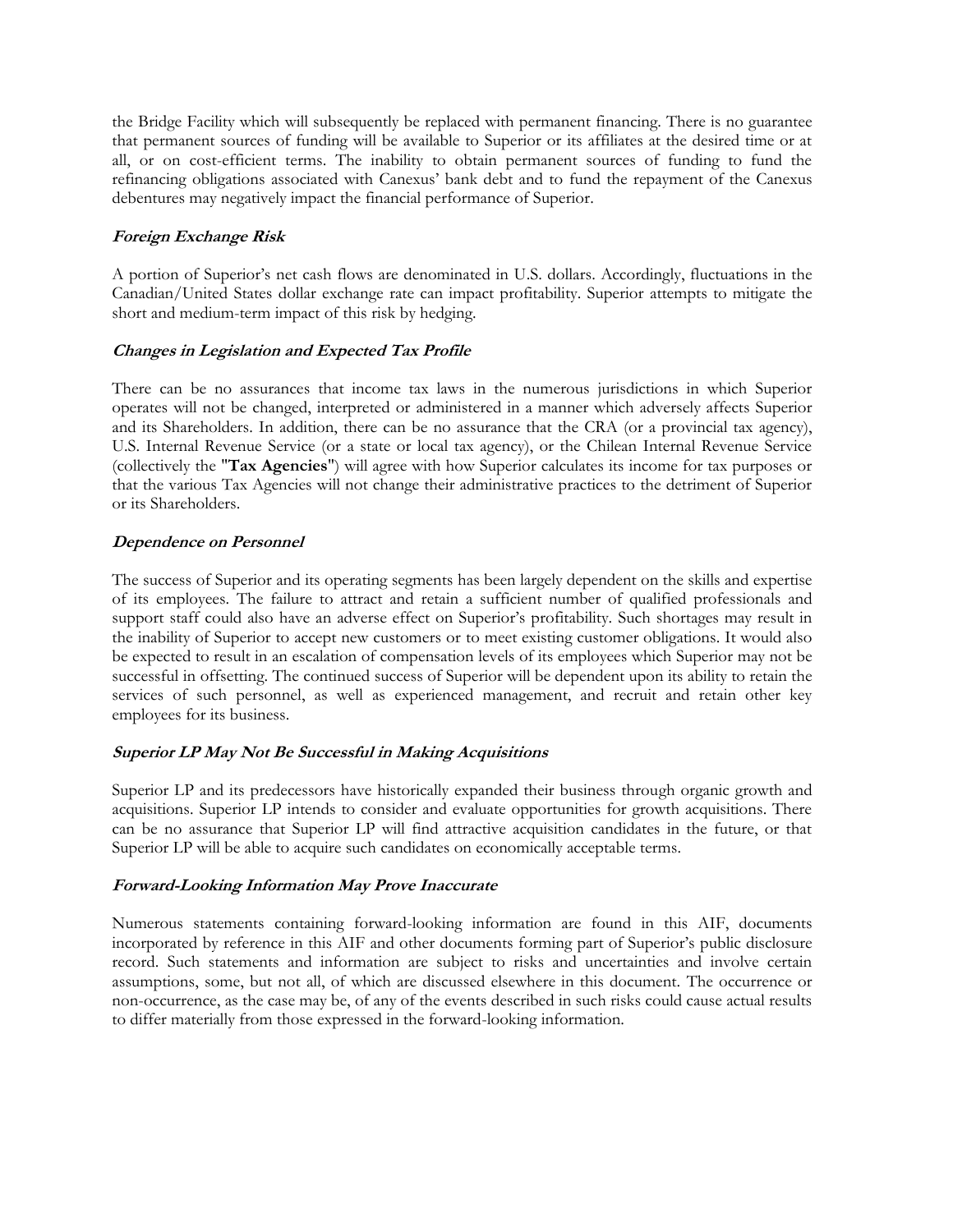the Bridge Facility which will subsequently be replaced with permanent financing. There is no guarantee that permanent sources of funding will be available to Superior or its affiliates at the desired time or at all, or on cost-efficient terms. The inability to obtain permanent sources of funding to fund the refinancing obligations associated with Canexus' bank debt and to fund the repayment of the Canexus debentures may negatively impact the financial performance of Superior.

### *Foreign Exchange Risk*

A portion of Superior's net cash flows are denominated in U.S. dollars. Accordingly, fluctuations in the Canadian/United States dollar exchange rate can impact profitability. Superior attempts to mitigate the short and medium-term impact of this risk by hedging.

### *Changes in Legislation and Expected Tax Profile*

There can be no assurances that income tax laws in the numerous jurisdictions in which Superior operates will not be changed, interpreted or administered in a manner which adversely affects Superior and its Shareholders. In addition, there can be no assurance that the CRA (or a provincial tax agency), U.S. Internal Revenue Service (or a state or local tax agency), or the Chilean Internal Revenue Service (collectively the "**Tax Agencies**") will agree with how Superior calculates its income for tax purposes or that the various Tax Agencies will not change their administrative practices to the detriment of Superior or its Shareholders.

### *Dependence on Personnel*

The success of Superior and its operating segments has been largely dependent on the skills and expertise of its employees. The failure to attract and retain a sufficient number of qualified professionals and support staff could also have an adverse effect on Superior's profitability. Such shortages may result in the inability of Superior to accept new customers or to meet existing customer obligations. It would also be expected to result in an escalation of compensation levels of its employees which Superior may not be successful in offsetting. The continued success of Superior will be dependent upon its ability to retain the services of such personnel, as well as experienced management, and recruit and retain other key employees for its business.

### *Superior LP May Not Be Successful in Making Acquisitions*

Superior LP and its predecessors have historically expanded their business through organic growth and acquisitions. Superior LP intends to consider and evaluate opportunities for growth acquisitions. There can be no assurance that Superior LP will find attractive acquisition candidates in the future, or that Superior LP will be able to acquire such candidates on economically acceptable terms.

### *Forward-Looking Information May Prove Inaccurate*

Numerous statements containing forward-looking information are found in this AIF, documents incorporated by reference in this AIF and other documents forming part of Superior's public disclosure record. Such statements and information are subject to risks and uncertainties and involve certain assumptions, some, but not all, of which are discussed elsewhere in this document. The occurrence or non-occurrence, as the case may be, of any of the events described in such risks could cause actual results to differ materially from those expressed in the forward-looking information.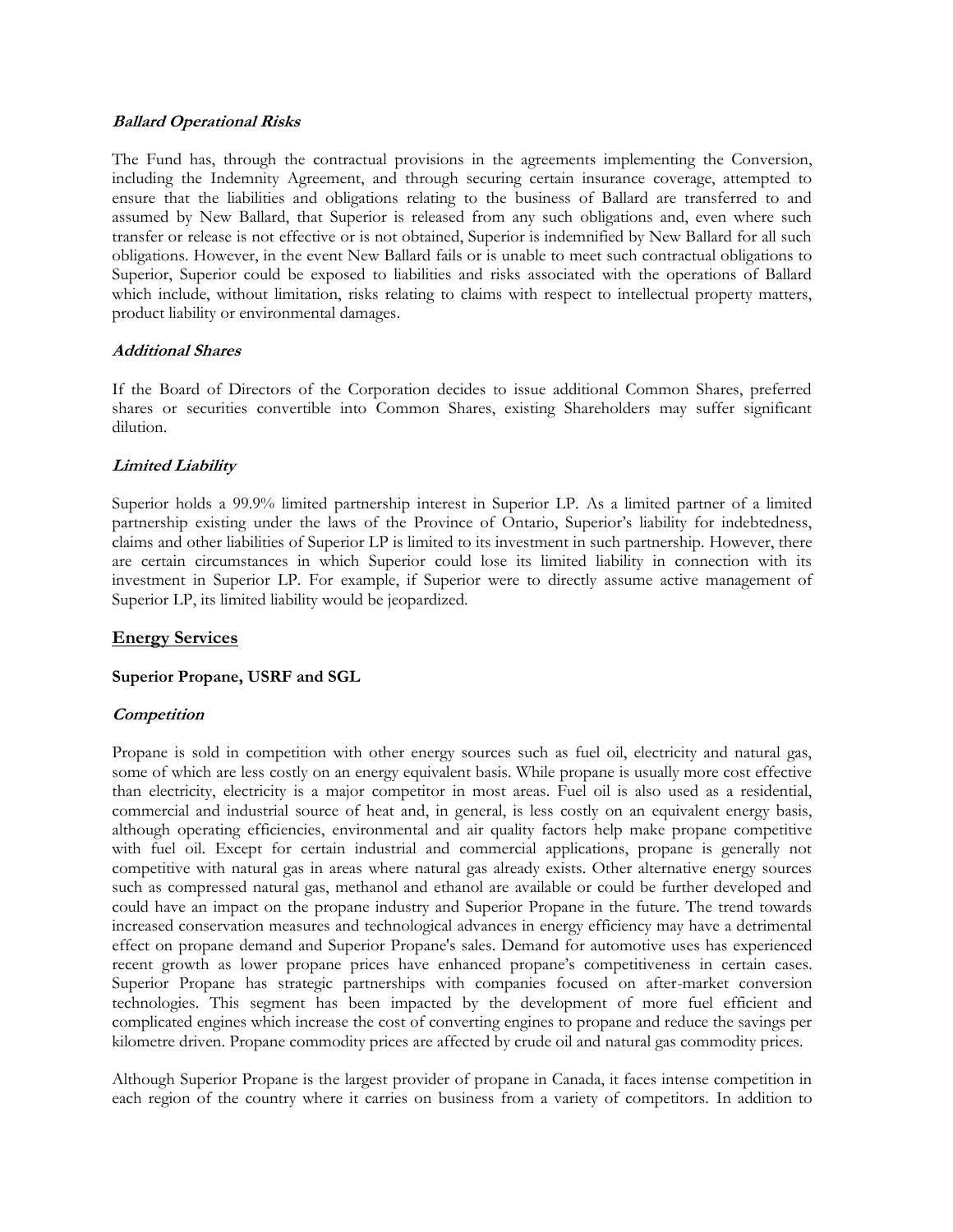#### ***Ballard Operational Risks***

The Fund has, through the contractual provisions in the agreements implementing the Conversion, including the Indemnity Agreement, and through securing certain insurance coverage, attempted to ensure that the liabilities and obligations relating to the business of Ballard are transferred to and assumed by New Ballard, that Superior is released from any such obligations and, even where such transfer or release is not effective or is not obtained, Superior is indemnified by New Ballard for all such obligations. However, in the event New Ballard fails or is unable to meet such contractual obligations to Superior, Superior could be exposed to liabilities and risks associated with the operations of Ballard which include, without limitation, risks relating to claims with respect to intellectual property matters, product liability or environmental damages.

#### ***Additional Shares***

If the Board of Directors of the Corporation decides to issue additional Common Shares, preferred shares or securities convertible into Common Shares, existing Shareholders may suffer significant dilution.

#### ***Limited Liability***

Superior holds a 99.9% limited partnership interest in Superior LP. As a limited partner of a limited partnership existing under the laws of the Province of Ontario, Superior's liability for indebtedness, claims and other liabilities of Superior LP is limited to its investment in such partnership. However, there are certain circumstances in which Superior could lose its limited liability in connection with its investment in Superior LP. For example, if Superior were to directly assume active management of Superior LP, its limited liability would be jeopardized.

## Energy Services

### **Superior Propane, USRF and SGL**

#### ***Competition***

Propane is sold in competition with other energy sources such as fuel oil, electricity and natural gas, some of which are less costly on an energy equivalent basis. While propane is usually more cost effective than electricity, electricity is a major competitor in most areas. Fuel oil is also used as a residential, commercial and industrial source of heat and, in general, is less costly on an equivalent energy basis, although operating efficiencies, environmental and air quality factors help make propane competitive with fuel oil. Except for certain industrial and commercial applications, propane is generally not competitive with natural gas in areas where natural gas already exists. Other alternative energy sources such as compressed natural gas, methanol and ethanol are available or could be further developed and could have an impact on the propane industry and Superior Propane in the future. The trend towards increased conservation measures and technological advances in energy efficiency may have a detrimental effect on propane demand and Superior Propane's sales. Demand for automotive uses has experienced recent growth as lower propane prices have enhanced propane's competitiveness in certain cases. Superior Propane has strategic partnerships with companies focused on after-market conversion technologies. This segment has been impacted by the development of more fuel efficient and complicated engines which increase the cost of converting engines to propane and reduce the savings per kilometre driven. Propane commodity prices are affected by crude oil and natural gas commodity prices.

Although Superior Propane is the largest provider of propane in Canada, it faces intense competition in each region of the country where it carries on business from a variety of competitors. In addition to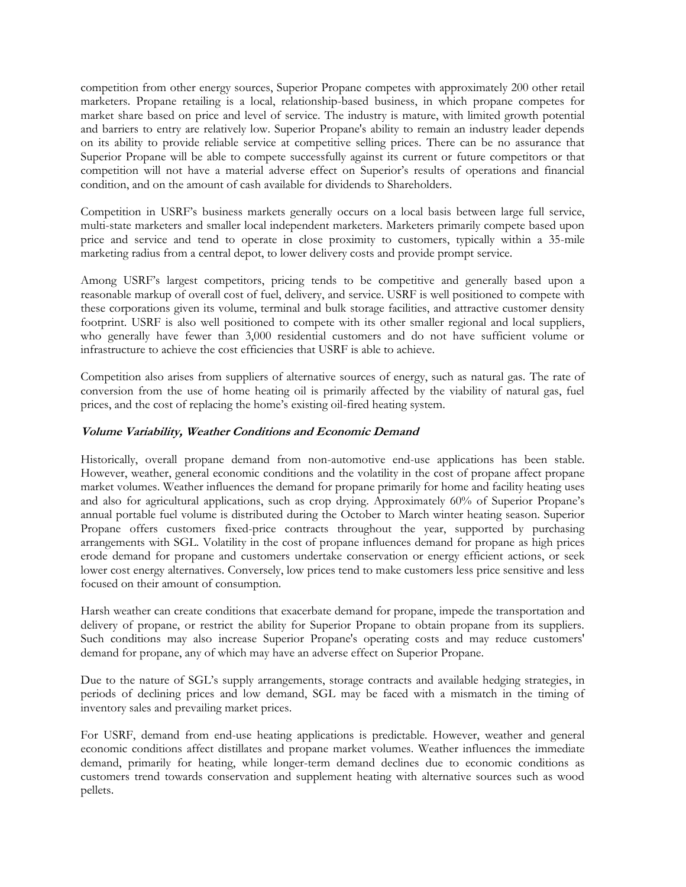competition from other energy sources, Superior Propane competes with approximately 200 other retail marketers. Propane retailing is a local, relationship-based business, in which propane competes for market share based on price and level of service. The industry is mature, with limited growth potential and barriers to entry are relatively low. Superior Propane's ability to remain an industry leader depends on its ability to provide reliable service at competitive selling prices. There can be no assurance that Superior Propane will be able to compete successfully against its current or future competitors or that competition will not have a material adverse effect on Superior's results of operations and financial condition, and on the amount of cash available for dividends to Shareholders.

Competition in USRF's business markets generally occurs on a local basis between large full service, multi-state marketers and smaller local independent marketers. Marketers primarily compete based upon price and service and tend to operate in close proximity to customers, typically within a 35-mile marketing radius from a central depot, to lower delivery costs and provide prompt service.

Among USRF's largest competitors, pricing tends to be competitive and generally based upon a reasonable markup of overall cost of fuel, delivery, and service. USRF is well positioned to compete with these corporations given its volume, terminal and bulk storage facilities, and attractive customer density footprint. USRF is also well positioned to compete with its other smaller regional and local suppliers, who generally have fewer than 3,000 residential customers and do not have sufficient volume or infrastructure to achieve the cost efficiencies that USRF is able to achieve.

Competition also arises from suppliers of alternative sources of energy, such as natural gas. The rate of conversion from the use of home heating oil is primarily affected by the viability of natural gas, fuel prices, and the cost of replacing the home's existing oil-fired heating system.

***Volume Variability, Weather Conditions and Economic Demand***

Historically, overall propane demand from non-automotive end-use applications has been stable. However, weather, general economic conditions and the volatility in the cost of propane affect propane market volumes. Weather influences the demand for propane primarily for home and facility heating uses and also for agricultural applications, such as crop drying. Approximately 60% of Superior Propane's annual portable fuel volume is distributed during the October to March winter heating season. Superior Propane offers customers fixed-price contracts throughout the year, supported by purchasing arrangements with SGL. Volatility in the cost of propane influences demand for propane as high prices erode demand for propane and customers undertake conservation or energy efficient actions, or seek lower cost energy alternatives. Conversely, low prices tend to make customers less price sensitive and less focused on their amount of consumption.

Harsh weather can create conditions that exacerbate demand for propane, impede the transportation and delivery of propane, or restrict the ability for Superior Propane to obtain propane from its suppliers. Such conditions may also increase Superior Propane's operating costs and may reduce customers' demand for propane, any of which may have an adverse effect on Superior Propane.

Due to the nature of SGL's supply arrangements, storage contracts and available hedging strategies, in periods of declining prices and low demand, SGL may be faced with a mismatch in the timing of inventory sales and prevailing market prices.

For USRF, demand from end-use heating applications is predictable. However, weather and general economic conditions affect distillates and propane market volumes. Weather influences the immediate demand, primarily for heating, while longer-term demand declines due to economic conditions as customers trend towards conservation and supplement heating with alternative sources such as wood pellets.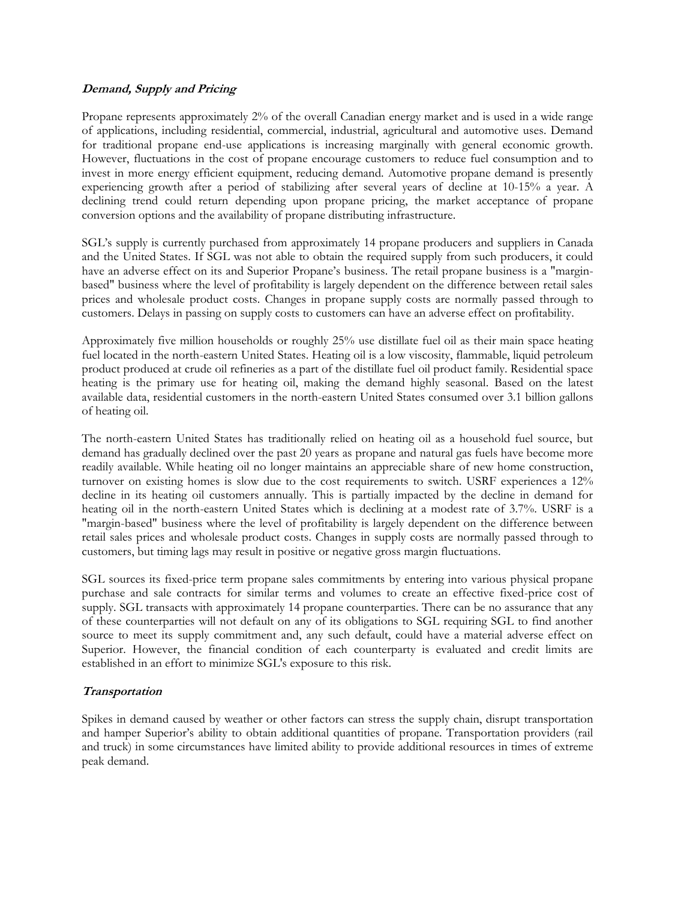### *Demand, Supply and Pricing*

Propane represents approximately 2% of the overall Canadian energy market and is used in a wide range of applications, including residential, commercial, industrial, agricultural and automotive uses. Demand for traditional propane end-use applications is increasing marginally with general economic growth. However, fluctuations in the cost of propane encourage customers to reduce fuel consumption and to invest in more energy efficient equipment, reducing demand. Automotive propane demand is presently experiencing growth after a period of stabilizing after several years of decline at 10-15% a year. A declining trend could return depending upon propane pricing, the market acceptance of propane conversion options and the availability of propane distributing infrastructure.

SGL's supply is currently purchased from approximately 14 propane producers and suppliers in Canada and the United States. If SGL was not able to obtain the required supply from such producers, it could have an adverse effect on its and Superior Propane's business. The retail propane business is a "margin-based" business where the level of profitability is largely dependent on the difference between retail sales prices and wholesale product costs. Changes in propane supply costs are normally passed through to customers. Delays in passing on supply costs to customers can have an adverse effect on profitability.

Approximately five million households or roughly 25% use distillate fuel oil as their main space heating fuel located in the north-eastern United States. Heating oil is a low viscosity, flammable, liquid petroleum product produced at crude oil refineries as a part of the distillate fuel oil product family. Residential space heating is the primary use for heating oil, making the demand highly seasonal. Based on the latest available data, residential customers in the north-eastern United States consumed over 3.1 billion gallons of heating oil.

The north-eastern United States has traditionally relied on heating oil as a household fuel source, but demand has gradually declined over the past 20 years as propane and natural gas fuels have become more readily available. While heating oil no longer maintains an appreciable share of new home construction, turnover on existing homes is slow due to the cost requirements to switch. USRF experiences a 12% decline in its heating oil customers annually. This is partially impacted by the decline in demand for heating oil in the north-eastern United States which is declining at a modest rate of 3.7%. USRF is a "margin-based" business where the level of profitability is largely dependent on the difference between retail sales prices and wholesale product costs. Changes in supply costs are normally passed through to customers, but timing lags may result in positive or negative gross margin fluctuations.

SGL sources its fixed-price term propane sales commitments by entering into various physical propane purchase and sale contracts for similar terms and volumes to create an effective fixed-price cost of supply. SGL transacts with approximately 14 propane counterparties. There can be no assurance that any of these counterparties will not default on any of its obligations to SGL requiring SGL to find another source to meet its supply commitment and, any such default, could have a material adverse effect on Superior. However, the financial condition of each counterparty is evaluated and credit limits are established in an effort to minimize SGL's exposure to this risk.

### *Transportation*

Spikes in demand caused by weather or other factors can stress the supply chain, disrupt transportation and hamper Superior's ability to obtain additional quantities of propane. Transportation providers (rail and truck) in some circumstances have limited ability to provide additional resources in times of extreme peak demand.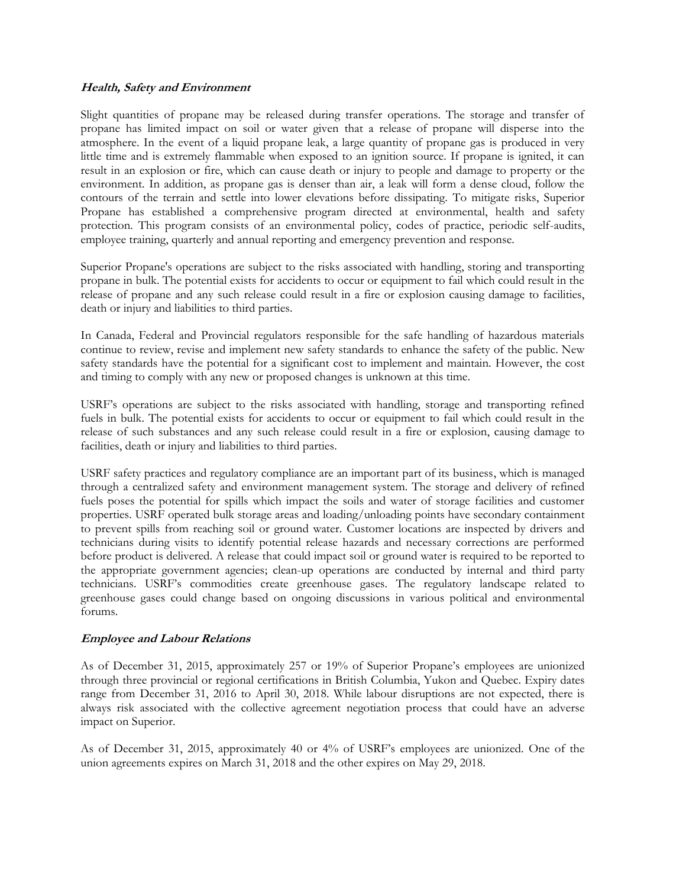### ***Health, Safety and Environment***

Slight quantities of propane may be released during transfer operations. The storage and transfer of propane has limited impact on soil or water given that a release of propane will disperse into the atmosphere. In the event of a liquid propane leak, a large quantity of propane gas is produced in very little time and is extremely flammable when exposed to an ignition source. If propane is ignited, it can result in an explosion or fire, which can cause death or injury to people and damage to property or the environment. In addition, as propane gas is denser than air, a leak will form a dense cloud, follow the contours of the terrain and settle into lower elevations before dissipating. To mitigate risks, Superior Propane has established a comprehensive program directed at environmental, health and safety protection. This program consists of an environmental policy, codes of practice, periodic self-audits, employee training, quarterly and annual reporting and emergency prevention and response.

Superior Propane's operations are subject to the risks associated with handling, storing and transporting propane in bulk. The potential exists for accidents to occur or equipment to fail which could result in the release of propane and any such release could result in a fire or explosion causing damage to facilities, death or injury and liabilities to third parties.

In Canada, Federal and Provincial regulators responsible for the safe handling of hazardous materials continue to review, revise and implement new safety standards to enhance the safety of the public. New safety standards have the potential for a significant cost to implement and maintain. However, the cost and timing to comply with any new or proposed changes is unknown at this time.

USRF's operations are subject to the risks associated with handling, storage and transporting refined fuels in bulk. The potential exists for accidents to occur or equipment to fail which could result in the release of such substances and any such release could result in a fire or explosion, causing damage to facilities, death or injury and liabilities to third parties.

USRF safety practices and regulatory compliance are an important part of its business, which is managed through a centralized safety and environment management system. The storage and delivery of refined fuels poses the potential for spills which impact the soils and water of storage facilities and customer properties. USRF operated bulk storage areas and loading/unloading points have secondary containment to prevent spills from reaching soil or ground water. Customer locations are inspected by drivers and technicians during visits to identify potential release hazards and necessary corrections are performed before product is delivered. A release that could impact soil or ground water is required to be reported to the appropriate government agencies; clean-up operations are conducted by internal and third party technicians. USRF's commodities create greenhouse gases. The regulatory landscape related to greenhouse gases could change based on ongoing discussions in various political and environmental forums.

### ***Employee and Labour Relations***

As of December 31, 2015, approximately 257 or 19% of Superior Propane's employees are unionized through three provincial or regional certifications in British Columbia, Yukon and Quebec. Expiry dates range from December 31, 2016 to April 30, 2018. While labour disruptions are not expected, there is always risk associated with the collective agreement negotiation process that could have an adverse impact on Superior.

As of December 31, 2015, approximately 40 or 4% of USRF's employees are unionized. One of the union agreements expires on March 31, 2018 and the other expires on May 29, 2018.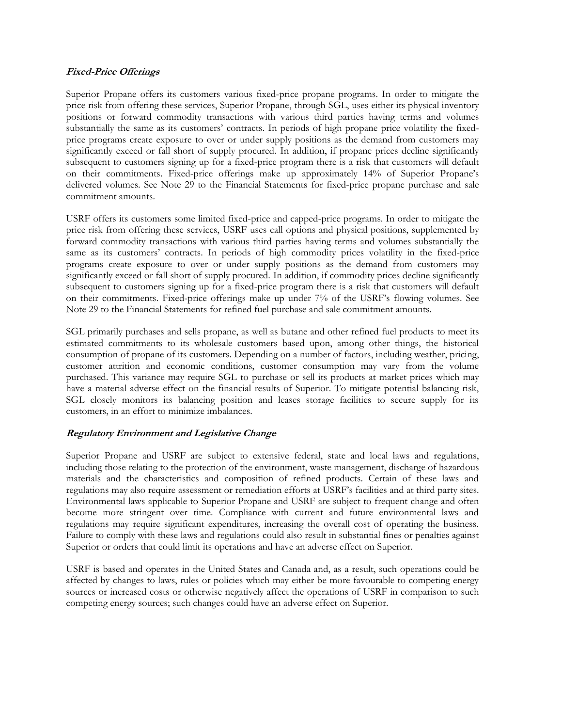### *Fixed-Price Offerings*

Superior Propane offers its customers various fixed-price propane programs. In order to mitigate the price risk from offering these services, Superior Propane, through SGL, uses either its physical inventory positions or forward commodity transactions with various third parties having terms and volumes substantially the same as its customers' contracts. In periods of high propane price volatility the fixed-price programs create exposure to over or under supply positions as the demand from customers may significantly exceed or fall short of supply procured. In addition, if propane prices decline significantly subsequent to customers signing up for a fixed-price program there is a risk that customers will default on their commitments. Fixed-price offerings make up approximately 14% of Superior Propane's delivered volumes. See Note 29 to the Financial Statements for fixed-price propane purchase and sale commitment amounts.

USRF offers its customers some limited fixed-price and capped-price programs. In order to mitigate the price risk from offering these services, USRF uses call options and physical positions, supplemented by forward commodity transactions with various third parties having terms and volumes substantially the same as its customers' contracts. In periods of high commodity prices volatility in the fixed-price programs create exposure to over or under supply positions as the demand from customers may significantly exceed or fall short of supply procured. In addition, if commodity prices decline significantly subsequent to customers signing up for a fixed-price program there is a risk that customers will default on their commitments. Fixed-price offerings make up under 7% of the USRF's flowing volumes. See Note 29 to the Financial Statements for refined fuel purchase and sale commitment amounts.

SGL primarily purchases and sells propane, as well as butane and other refined fuel products to meet its estimated commitments to its wholesale customers based upon, among other things, the historical consumption of propane of its customers. Depending on a number of factors, including weather, pricing, customer attrition and economic conditions, customer consumption may vary from the volume purchased. This variance may require SGL to purchase or sell its products at market prices which may have a material adverse effect on the financial results of Superior. To mitigate potential balancing risk, SGL closely monitors its balancing position and leases storage facilities to secure supply for its customers, in an effort to minimize imbalances.

### *Regulatory Environment and Legislative Change*

Superior Propane and USRF are subject to extensive federal, state and local laws and regulations, including those relating to the protection of the environment, waste management, discharge of hazardous materials and the characteristics and composition of refined products. Certain of these laws and regulations may also require assessment or remediation efforts at USRF's facilities and at third party sites. Environmental laws applicable to Superior Propane and USRF are subject to frequent change and often become more stringent over time. Compliance with current and future environmental laws and regulations may require significant expenditures, increasing the overall cost of operating the business. Failure to comply with these laws and regulations could also result in substantial fines or penalties against Superior or orders that could limit its operations and have an adverse effect on Superior.

USRF is based and operates in the United States and Canada and, as a result, such operations could be affected by changes to laws, rules or policies which may either be more favourable to competing energy sources or increased costs or otherwise negatively affect the operations of USRF in comparison to such competing energy sources; such changes could have an adverse effect on Superior.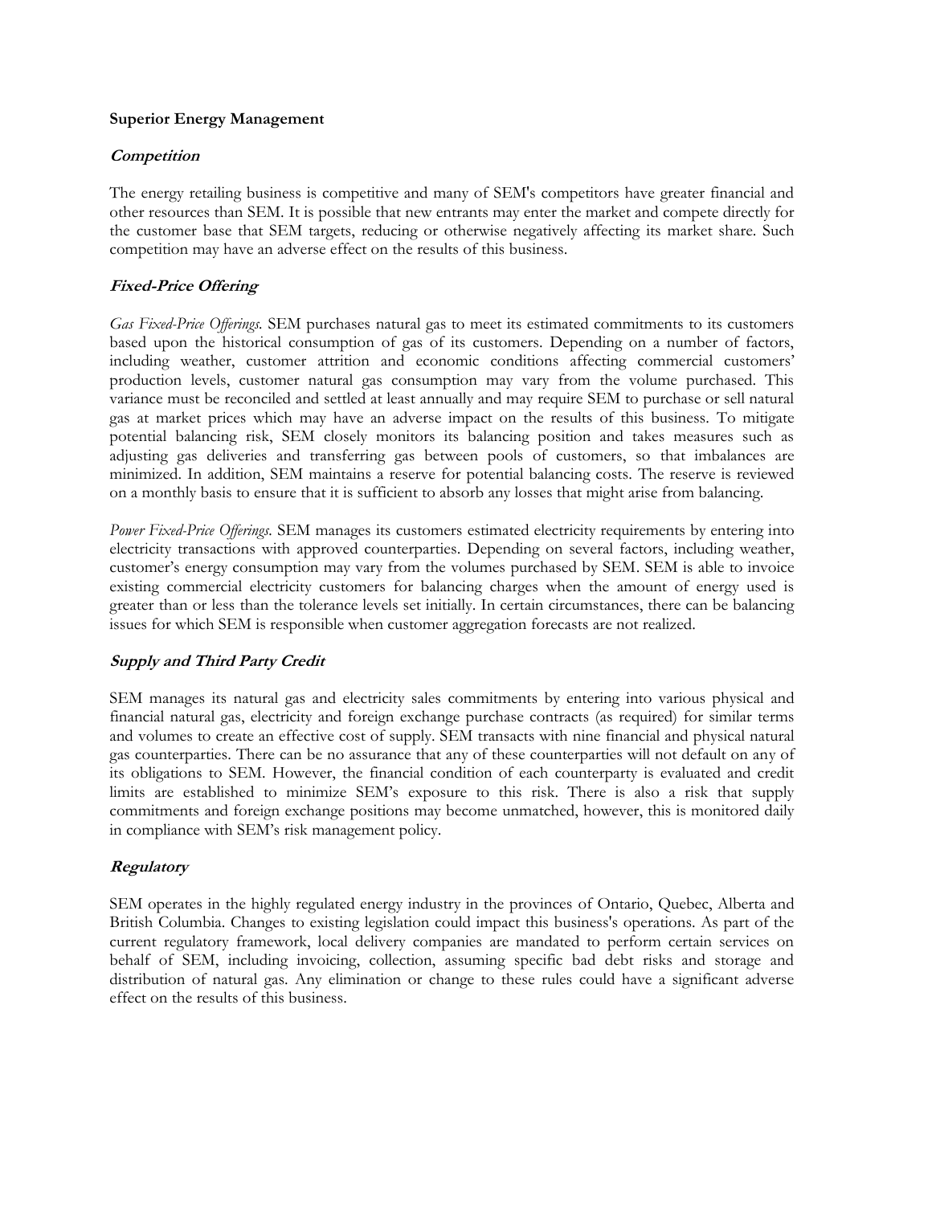**Superior Energy Management**

***Competition***

The energy retailing business is competitive and many of SEM's competitors have greater financial and other resources than SEM. It is possible that new entrants may enter the market and compete directly for the customer base that SEM targets, reducing or otherwise negatively affecting its market share. Such competition may have an adverse effect on the results of this business.

***Fixed-Price Offering***

*Gas Fixed-Price Offerings.* SEM purchases natural gas to meet its estimated commitments to its customers based upon the historical consumption of gas of its customers. Depending on a number of factors, including weather, customer attrition and economic conditions affecting commercial customers' production levels, customer natural gas consumption may vary from the volume purchased. This variance must be reconciled and settled at least annually and may require SEM to purchase or sell natural gas at market prices which may have an adverse impact on the results of this business. To mitigate potential balancing risk, SEM closely monitors its balancing position and takes measures such as adjusting gas deliveries and transferring gas between pools of customers, so that imbalances are minimized. In addition, SEM maintains a reserve for potential balancing costs. The reserve is reviewed on a monthly basis to ensure that it is sufficient to absorb any losses that might arise from balancing.

*Power Fixed-Price Offerings.* SEM manages its customers estimated electricity requirements by entering into electricity transactions with approved counterparties. Depending on several factors, including weather, customer's energy consumption may vary from the volumes purchased by SEM. SEM is able to invoice existing commercial electricity customers for balancing charges when the amount of energy used is greater than or less than the tolerance levels set initially. In certain circumstances, there can be balancing issues for which SEM is responsible when customer aggregation forecasts are not realized.

***Supply and Third Party Credit***

SEM manages its natural gas and electricity sales commitments by entering into various physical and financial natural gas, electricity and foreign exchange purchase contracts (as required) for similar terms and volumes to create an effective cost of supply. SEM transacts with nine financial and physical natural gas counterparties. There can be no assurance that any of these counterparties will not default on any of its obligations to SEM. However, the financial condition of each counterparty is evaluated and credit limits are established to minimize SEM's exposure to this risk. There is also a risk that supply commitments and foreign exchange positions may become unmatched, however, this is monitored daily in compliance with SEM's risk management policy.

***Regulatory***

SEM operates in the highly regulated energy industry in the provinces of Ontario, Quebec, Alberta and British Columbia. Changes to existing legislation could impact this business's operations. As part of the current regulatory framework, local delivery companies are mandated to perform certain services on behalf of SEM, including invoicing, collection, assuming specific bad debt risks and storage and distribution of natural gas. Any elimination or change to these rules could have a significant adverse effect on the results of this business.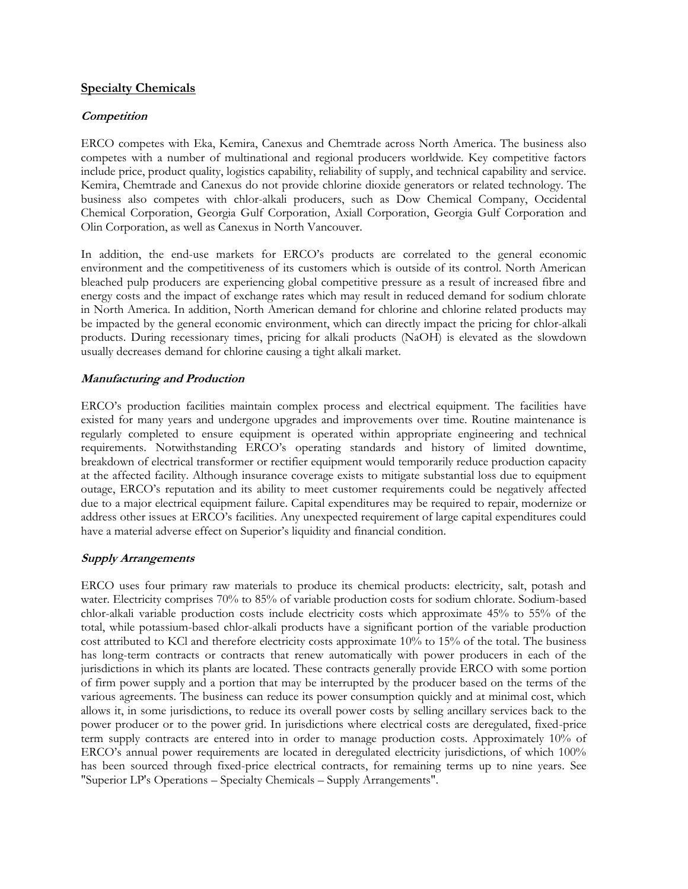## Specialty Chemicals

### *Competition*

ERCO competes with Eka, Kemira, Canexus and Chemtrade across North America. The business also competes with a number of multinational and regional producers worldwide. Key competitive factors include price, product quality, logistics capability, reliability of supply, and technical capability and service. Kemira, Chemtrade and Canexus do not provide chlorine dioxide generators or related technology. The business also competes with chlor-alkali producers, such as Dow Chemical Company, Occidental Chemical Corporation, Georgia Gulf Corporation, Axiall Corporation, Georgia Gulf Corporation and Olin Corporation, as well as Canexus in North Vancouver.

In addition, the end-use markets for ERCO's products are correlated to the general economic environment and the competitiveness of its customers which is outside of its control. North American bleached pulp producers are experiencing global competitive pressure as a result of increased fibre and energy costs and the impact of exchange rates which may result in reduced demand for sodium chlorate in North America. In addition, North American demand for chlorine and chlorine related products may be impacted by the general economic environment, which can directly impact the pricing for chlor-alkali products. During recessionary times, pricing for alkali products (NaOH) is elevated as the slowdown usually decreases demand for chlorine causing a tight alkali market.

### *Manufacturing and Production*

ERCO's production facilities maintain complex process and electrical equipment. The facilities have existed for many years and undergone upgrades and improvements over time. Routine maintenance is regularly completed to ensure equipment is operated within appropriate engineering and technical requirements. Notwithstanding ERCO's operating standards and history of limited downtime, breakdown of electrical transformer or rectifier equipment would temporarily reduce production capacity at the affected facility. Although insurance coverage exists to mitigate substantial loss due to equipment outage, ERCO's reputation and its ability to meet customer requirements could be negatively affected due to a major electrical equipment failure. Capital expenditures may be required to repair, modernize or address other issues at ERCO's facilities. Any unexpected requirement of large capital expenditures could have a material adverse effect on Superior's liquidity and financial condition.

### *Supply Arrangements*

ERCO uses four primary raw materials to produce its chemical products: electricity, salt, potash and water. Electricity comprises 70% to 85% of variable production costs for sodium chlorate. Sodium-based chlor-alkali variable production costs include electricity costs which approximate 45% to 55% of the total, while potassium-based chlor-alkali products have a significant portion of the variable production cost attributed to KCl and therefore electricity costs approximate 10% to 15% of the total. The business has long-term contracts or contracts that renew automatically with power producers in each of the jurisdictions in which its plants are located. These contracts generally provide ERCO with some portion of firm power supply and a portion that may be interrupted by the producer based on the terms of the various agreements. The business can reduce its power consumption quickly and at minimal cost, which allows it, in some jurisdictions, to reduce its overall power costs by selling ancillary services back to the power producer or to the power grid. In jurisdictions where electrical costs are deregulated, fixed-price term supply contracts are entered into in order to manage production costs. Approximately 10% of ERCO's annual power requirements are located in deregulated electricity jurisdictions, of which 100% has been sourced through fixed-price electrical contracts, for remaining terms up to nine years. See "Superior LP's Operations – Specialty Chemicals – Supply Arrangements".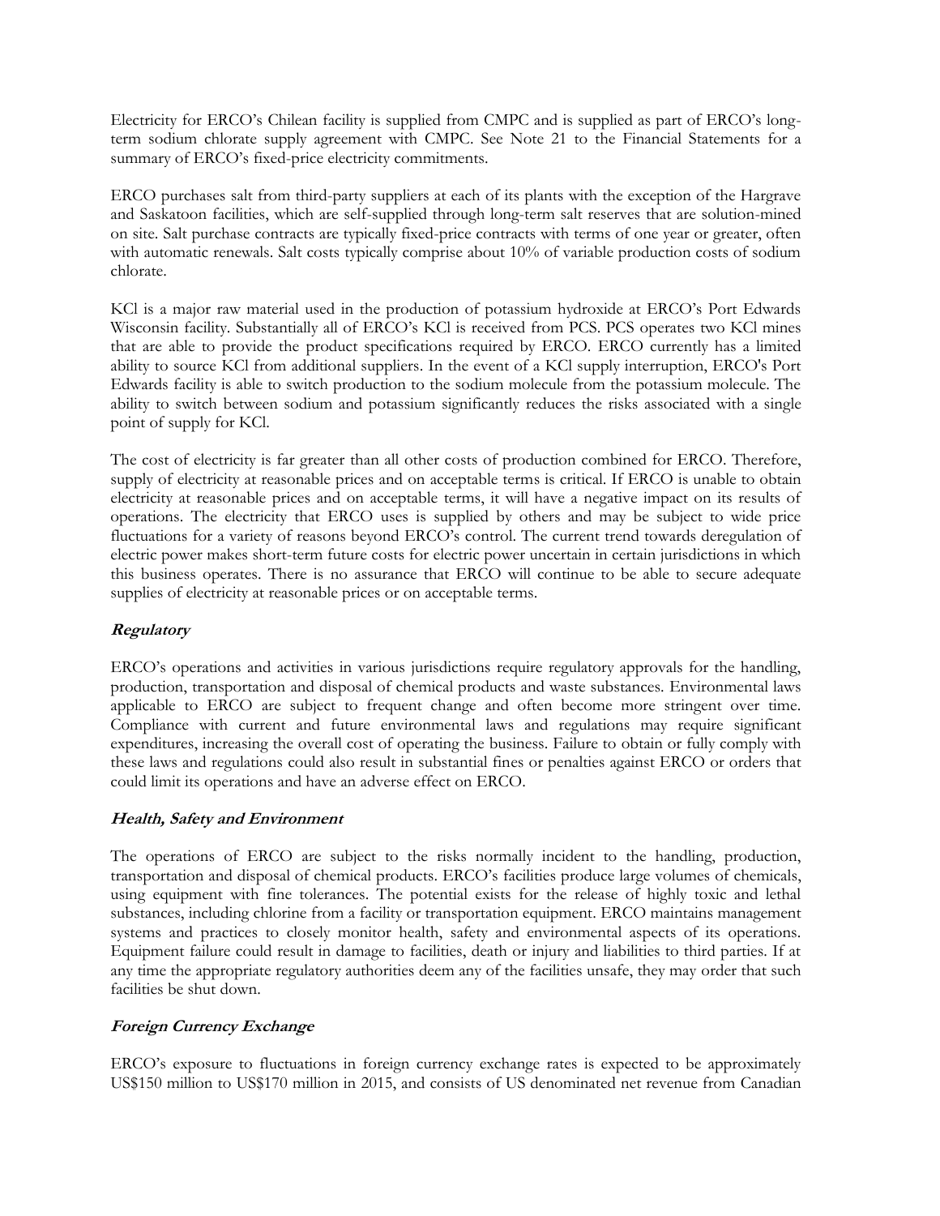Electricity for ERCO's Chilean facility is supplied from CMPC and is supplied as part of ERCO's long-term sodium chlorate supply agreement with CMPC. See Note 21 to the Financial Statements for a summary of ERCO's fixed-price electricity commitments.

ERCO purchases salt from third-party suppliers at each of its plants with the exception of the Hargrave and Saskatoon facilities, which are self-supplied through long-term salt reserves that are solution-mined on site. Salt purchase contracts are typically fixed-price contracts with terms of one year or greater, often with automatic renewals. Salt costs typically comprise about 10% of variable production costs of sodium chlorate.

KCl is a major raw material used in the production of potassium hydroxide at ERCO's Port Edwards Wisconsin facility. Substantially all of ERCO's KCl is received from PCS. PCS operates two KCl mines that are able to provide the product specifications required by ERCO. ERCO currently has a limited ability to source KCl from additional suppliers. In the event of a KCl supply interruption, ERCO's Port Edwards facility is able to switch production to the sodium molecule from the potassium molecule. The ability to switch between sodium and potassium significantly reduces the risks associated with a single point of supply for KCl.

The cost of electricity is far greater than all other costs of production combined for ERCO. Therefore, supply of electricity at reasonable prices and on acceptable terms is critical. If ERCO is unable to obtain electricity at reasonable prices and on acceptable terms, it will have a negative impact on its results of operations. The electricity that ERCO uses is supplied by others and may be subject to wide price fluctuations for a variety of reasons beyond ERCO's control. The current trend towards deregulation of electric power makes short-term future costs for electric power uncertain in certain jurisdictions in which this business operates. There is no assurance that ERCO will continue to be able to secure adequate supplies of electricity at reasonable prices or on acceptable terms.

***Regulatory***

ERCO's operations and activities in various jurisdictions require regulatory approvals for the handling, production, transportation and disposal of chemical products and waste substances. Environmental laws applicable to ERCO are subject to frequent change and often become more stringent over time. Compliance with current and future environmental laws and regulations may require significant expenditures, increasing the overall cost of operating the business. Failure to obtain or fully comply with these laws and regulations could also result in substantial fines or penalties against ERCO or orders that could limit its operations and have an adverse effect on ERCO.

***Health, Safety and Environment***

The operations of ERCO are subject to the risks normally incident to the handling, production, transportation and disposal of chemical products. ERCO's facilities produce large volumes of chemicals, using equipment with fine tolerances. The potential exists for the release of highly toxic and lethal substances, including chlorine from a facility or transportation equipment. ERCO maintains management systems and practices to closely monitor health, safety and environmental aspects of its operations. Equipment failure could result in damage to facilities, death or injury and liabilities to third parties. If at any time the appropriate regulatory authorities deem any of the facilities unsafe, they may order that such facilities be shut down.

***Foreign Currency Exchange***

ERCO's exposure to fluctuations in foreign currency exchange rates is expected to be approximately US$150 million to US$170 million in 2015, and consists of US denominated net revenue from Canadian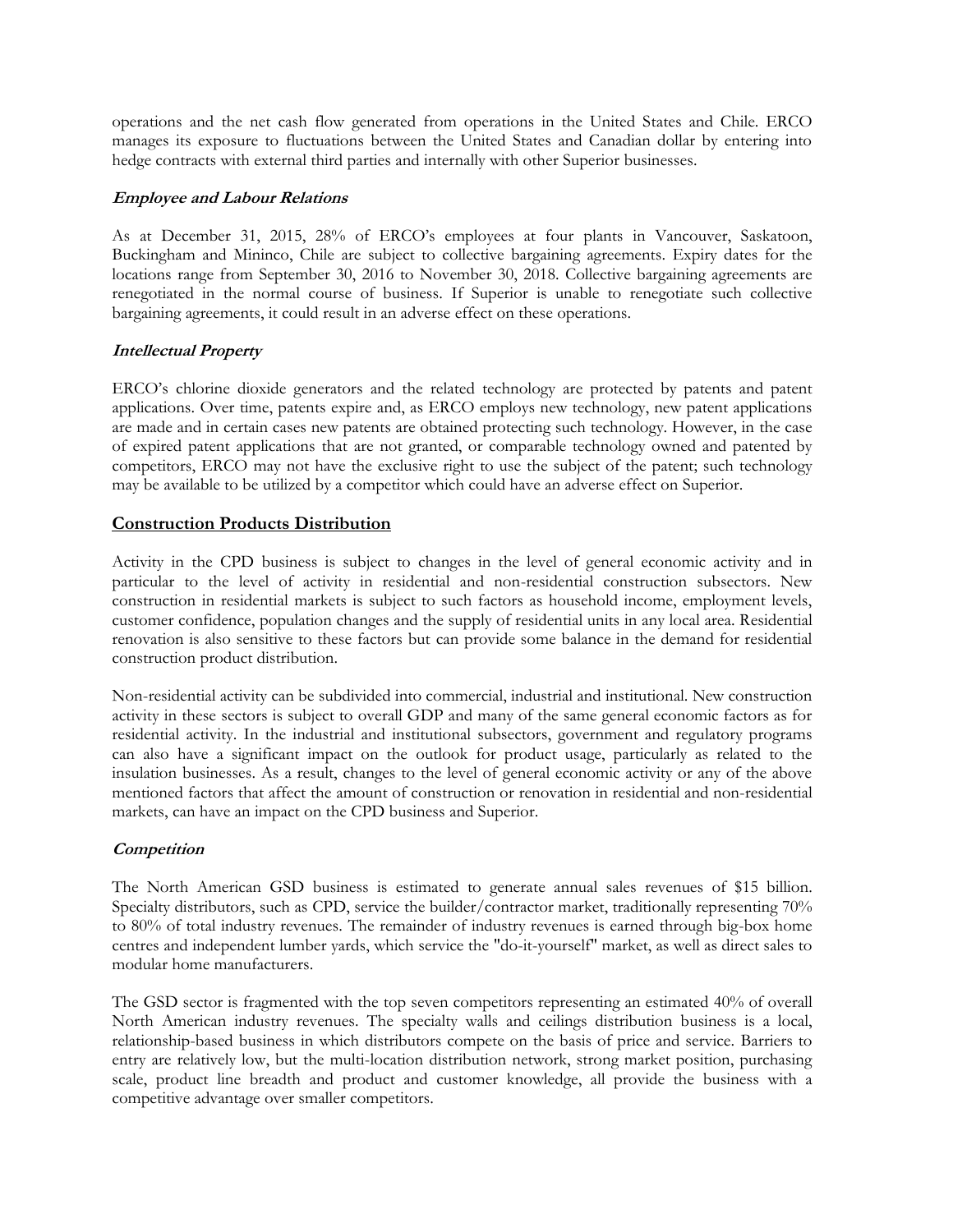operations and the net cash flow generated from operations in the United States and Chile. ERCO manages its exposure to fluctuations between the United States and Canadian dollar by entering into hedge contracts with external third parties and internally with other Superior businesses.

### *Employee and Labour Relations*

As at December 31, 2015, 28% of ERCO's employees at four plants in Vancouver, Saskatoon, Buckingham and Mininco, Chile are subject to collective bargaining agreements. Expiry dates for the locations range from September 30, 2016 to November 30, 2018. Collective bargaining agreements are renegotiated in the normal course of business. If Superior is unable to renegotiate such collective bargaining agreements, it could result in an adverse effect on these operations.

### *Intellectual Property*

ERCO's chlorine dioxide generators and the related technology are protected by patents and patent applications. Over time, patents expire and, as ERCO employs new technology, new patent applications are made and in certain cases new patents are obtained protecting such technology. However, in the case of expired patent applications that are not granted, or comparable technology owned and patented by competitors, ERCO may not have the exclusive right to use the subject of the patent; such technology may be available to be utilized by a competitor which could have an adverse effect on Superior.

## Construction Products Distribution

Activity in the CPD business is subject to changes in the level of general economic activity and in particular to the level of activity in residential and non-residential construction subsectors. New construction in residential markets is subject to such factors as household income, employment levels, customer confidence, population changes and the supply of residential units in any local area. Residential renovation is also sensitive to these factors but can provide some balance in the demand for residential construction product distribution.

Non-residential activity can be subdivided into commercial, industrial and institutional. New construction activity in these sectors is subject to overall GDP and many of the same general economic factors as for residential activity. In the industrial and institutional subsectors, government and regulatory programs can also have a significant impact on the outlook for product usage, particularly as related to the insulation businesses. As a result, changes to the level of general economic activity or any of the above mentioned factors that affect the amount of construction or renovation in residential and non-residential markets, can have an impact on the CPD business and Superior.

### *Competition*

The North American GSD business is estimated to generate annual sales revenues of $15 billion. Specialty distributors, such as CPD, service the builder/contractor market, traditionally representing 70% to 80% of total industry revenues. The remainder of industry revenues is earned through big-box home centres and independent lumber yards, which service the "do-it-yourself" market, as well as direct sales to modular home manufacturers.

The GSD sector is fragmented with the top seven competitors representing an estimated 40% of overall North American industry revenues. The specialty walls and ceilings distribution business is a local, relationship-based business in which distributors compete on the basis of price and service. Barriers to entry are relatively low, but the multi-location distribution network, strong market position, purchasing scale, product line breadth and product and customer knowledge, all provide the business with a competitive advantage over smaller competitors.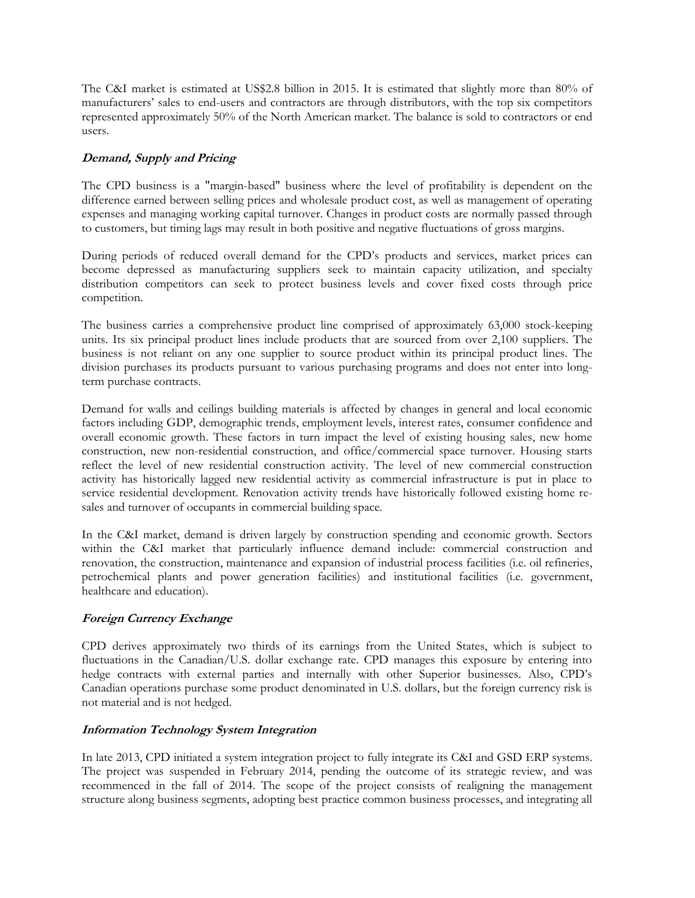The C&I market is estimated at US$2.8 billion in 2015. It is estimated that slightly more than 80% of manufacturers' sales to end-users and contractors are through distributors, with the top six competitors represented approximately 50% of the North American market. The balance is sold to contractors or end users.

### *Demand, Supply and Pricing*

The CPD business is a "margin-based" business where the level of profitability is dependent on the difference earned between selling prices and wholesale product cost, as well as management of operating expenses and managing working capital turnover. Changes in product costs are normally passed through to customers, but timing lags may result in both positive and negative fluctuations of gross margins.

During periods of reduced overall demand for the CPD's products and services, market prices can become depressed as manufacturing suppliers seek to maintain capacity utilization, and specialty distribution competitors can seek to protect business levels and cover fixed costs through price competition.

The business carries a comprehensive product line comprised of approximately 63,000 stock-keeping units. Its six principal product lines include products that are sourced from over 2,100 suppliers. The business is not reliant on any one supplier to source product within its principal product lines. The division purchases its products pursuant to various purchasing programs and does not enter into long-term purchase contracts.

Demand for walls and ceilings building materials is affected by changes in general and local economic factors including GDP, demographic trends, employment levels, interest rates, consumer confidence and overall economic growth. These factors in turn impact the level of existing housing sales, new home construction, new non-residential construction, and office/commercial space turnover. Housing starts reflect the level of new residential construction activity. The level of new commercial construction activity has historically lagged new residential activity as commercial infrastructure is put in place to service residential development. Renovation activity trends have historically followed existing home re-sales and turnover of occupants in commercial building space.

In the C&I market, demand is driven largely by construction spending and economic growth. Sectors within the C&I market that particularly influence demand include: commercial construction and renovation, the construction, maintenance and expansion of industrial process facilities (i.e. oil refineries, petrochemical plants and power generation facilities) and institutional facilities (i.e. government, healthcare and education).

### *Foreign Currency Exchange*

CPD derives approximately two thirds of its earnings from the United States, which is subject to fluctuations in the Canadian/U.S. dollar exchange rate. CPD manages this exposure by entering into hedge contracts with external parties and internally with other Superior businesses. Also, CPD's Canadian operations purchase some product denominated in U.S. dollars, but the foreign currency risk is not material and is not hedged.

### *Information Technology System Integration*

In late 2013, CPD initiated a system integration project to fully integrate its C&I and GSD ERP systems. The project was suspended in February 2014, pending the outcome of its strategic review, and was recommenced in the fall of 2014. The scope of the project consists of realigning the management structure along business segments, adopting best practice common business processes, and integrating all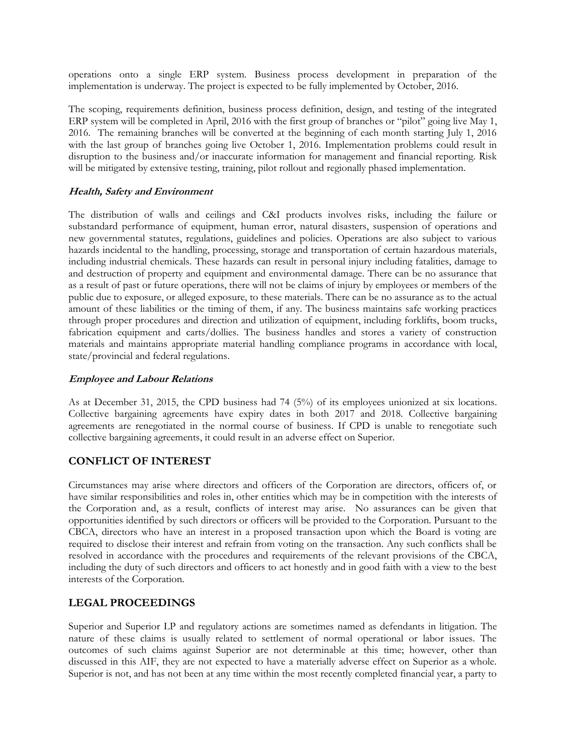operations onto a single ERP system. Business process development in preparation of the implementation is underway. The project is expected to be fully implemented by October, 2016.

The scoping, requirements definition, business process definition, design, and testing of the integrated ERP system will be completed in April, 2016 with the first group of branches or "pilot" going live May 1, 2016. The remaining branches will be converted at the beginning of each month starting July 1, 2016 with the last group of branches going live October 1, 2016. Implementation problems could result in disruption to the business and/or inaccurate information for management and financial reporting. Risk will be mitigated by extensive testing, training, pilot rollout and regionally phased implementation.

### *Health, Safety and Environment*

The distribution of walls and ceilings and C&I products involves risks, including the failure or substandard performance of equipment, human error, natural disasters, suspension of operations and new governmental statutes, regulations, guidelines and policies. Operations are also subject to various hazards incidental to the handling, processing, storage and transportation of certain hazardous materials, including industrial chemicals. These hazards can result in personal injury including fatalities, damage to and destruction of property and equipment and environmental damage. There can be no assurance that as a result of past or future operations, there will not be claims of injury by employees or members of the public due to exposure, or alleged exposure, to these materials. There can be no assurance as to the actual amount of these liabilities or the timing of them, if any. The business maintains safe working practices through proper procedures and direction and utilization of equipment, including forklifts, boom trucks, fabrication equipment and carts/dollies. The business handles and stores a variety of construction materials and maintains appropriate material handling compliance programs in accordance with local, state/provincial and federal regulations.

### *Employee and Labour Relations*

As at December 31, 2015, the CPD business had 74 (5%) of its employees unionized at six locations. Collective bargaining agreements have expiry dates in both 2017 and 2018. Collective bargaining agreements are renegotiated in the normal course of business. If CPD is unable to renegotiate such collective bargaining agreements, it could result in an adverse effect on Superior.

## CONFLICT OF INTEREST

Circumstances may arise where directors and officers of the Corporation are directors, officers of, or have similar responsibilities and roles in, other entities which may be in competition with the interests of the Corporation and, as a result, conflicts of interest may arise. No assurances can be given that opportunities identified by such directors or officers will be provided to the Corporation. Pursuant to the CBCA, directors who have an interest in a proposed transaction upon which the Board is voting are required to disclose their interest and refrain from voting on the transaction. Any such conflicts shall be resolved in accordance with the procedures and requirements of the relevant provisions of the CBCA, including the duty of such directors and officers to act honestly and in good faith with a view to the best interests of the Corporation.

## LEGAL PROCEEDINGS

Superior and Superior LP and regulatory actions are sometimes named as defendants in litigation. The nature of these claims is usually related to settlement of normal operational or labor issues. The outcomes of such claims against Superior are not determinable at this time; however, other than discussed in this AIF, they are not expected to have a materially adverse effect on Superior as a whole. Superior is not, and has not been at any time within the most recently completed financial year, a party to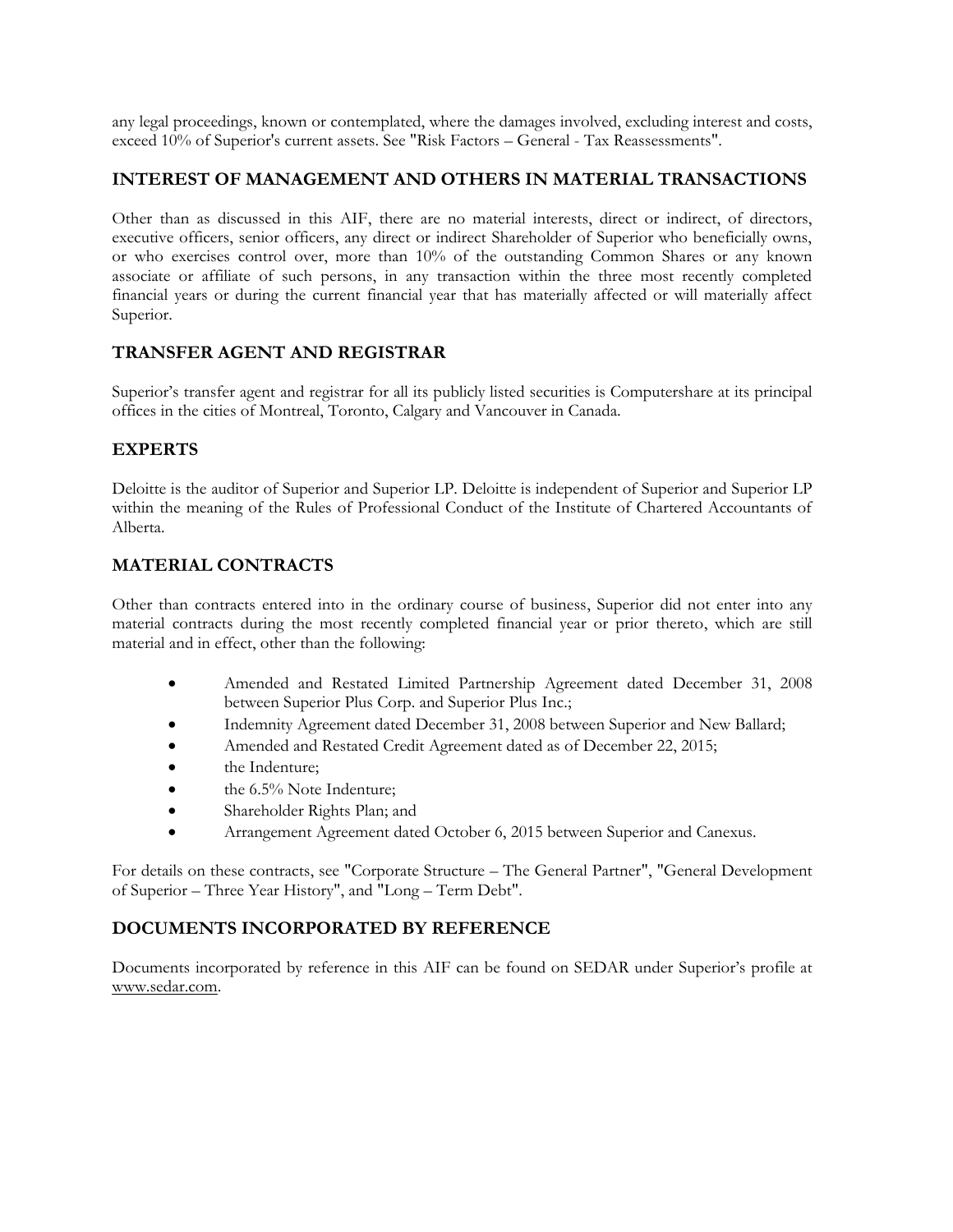any legal proceedings, known or contemplated, where the damages involved, excluding interest and costs, exceed 10% of Superior's current assets. See "Risk Factors – General - Tax Reassessments".

## INTEREST OF MANAGEMENT AND OTHERS IN MATERIAL TRANSACTIONS

Other than as discussed in this AIF, there are no material interests, direct or indirect, of directors, executive officers, senior officers, any direct or indirect Shareholder of Superior who beneficially owns, or who exercises control over, more than 10% of the outstanding Common Shares or any known associate or affiliate of such persons, in any transaction within the three most recently completed financial years or during the current financial year that has materially affected or will materially affect Superior.

## TRANSFER AGENT AND REGISTRAR

Superior's transfer agent and registrar for all its publicly listed securities is Computershare at its principal offices in the cities of Montreal, Toronto, Calgary and Vancouver in Canada.

## EXPERTS

Deloitte is the auditor of Superior and Superior LP. Deloitte is independent of Superior and Superior LP within the meaning of the Rules of Professional Conduct of the Institute of Chartered Accountants of Alberta.

## MATERIAL CONTRACTS

Other than contracts entered into in the ordinary course of business, Superior did not enter into any material contracts during the most recently completed financial year or prior thereto, which are still material and in effect, other than the following:

- Amended and Restated Limited Partnership Agreement dated December 31, 2008 between Superior Plus Corp. and Superior Plus Inc.;
- Indemnity Agreement dated December 31, 2008 between Superior and New Ballard;
- Amended and Restated Credit Agreement dated as of December 22, 2015;
- the Indenture;
- the 6.5% Note Indenture;
- Shareholder Rights Plan; and
- Arrangement Agreement dated October 6, 2015 between Superior and Canexus.

For details on these contracts, see "Corporate Structure – The General Partner", "General Development of Superior – Three Year History", and "Long – Term Debt".

## DOCUMENTS INCORPORATED BY REFERENCE

Documents incorporated by reference in this AIF can be found on SEDAR under Superior's profile at www.sedar.com.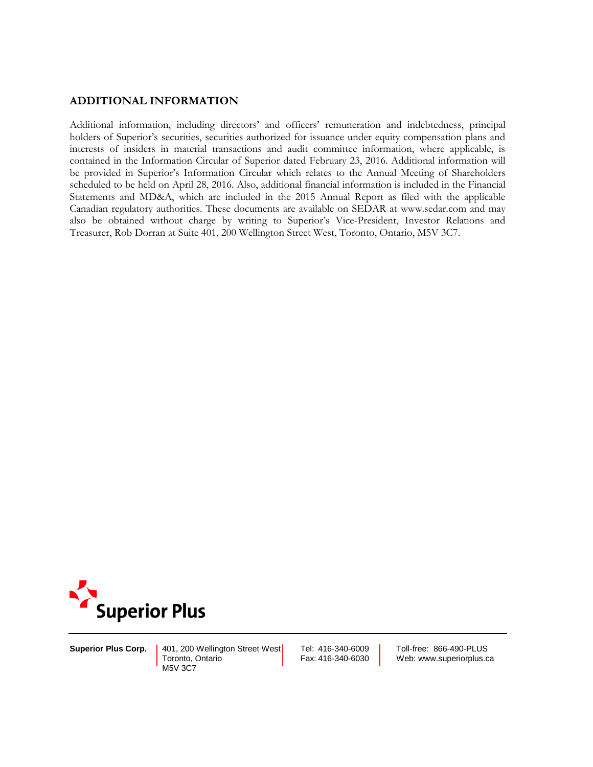## ADDITIONAL INFORMATION

Additional information, including directors' and officers' remuneration and indebtedness, principal holders of Superior's securities, securities authorized for issuance under equity compensation plans and interests of insiders in material transactions and audit committee information, where applicable, is contained in the Information Circular of Superior dated February 23, 2016. Additional information will be provided in Superior's Information Circular which relates to the Annual Meeting of Shareholders scheduled to be held on April 28, 2016. Also, additional financial information is included in the Financial Statements and MD&A, which are included in the 2015 Annual Report as filed with the applicable Canadian regulatory authorities. These documents are available on SEDAR at www.sedar.com and may also be obtained without charge by writing to Superior's Vice-President, Investor Relations and Treasurer, Rob Dorran at Suite 401, 200 Wellington Street West, Toronto, Ontario, M5V 3C7.

Superior Plus

**Superior Plus Corp.**
401, 200 Wellington Street West
Toronto, Ontario
M5V 3C7

Tel: 416-340-6009
Fax: 416-340-6030

Toll-free: 866-490-PLUS
Web: www.superiorplus.ca